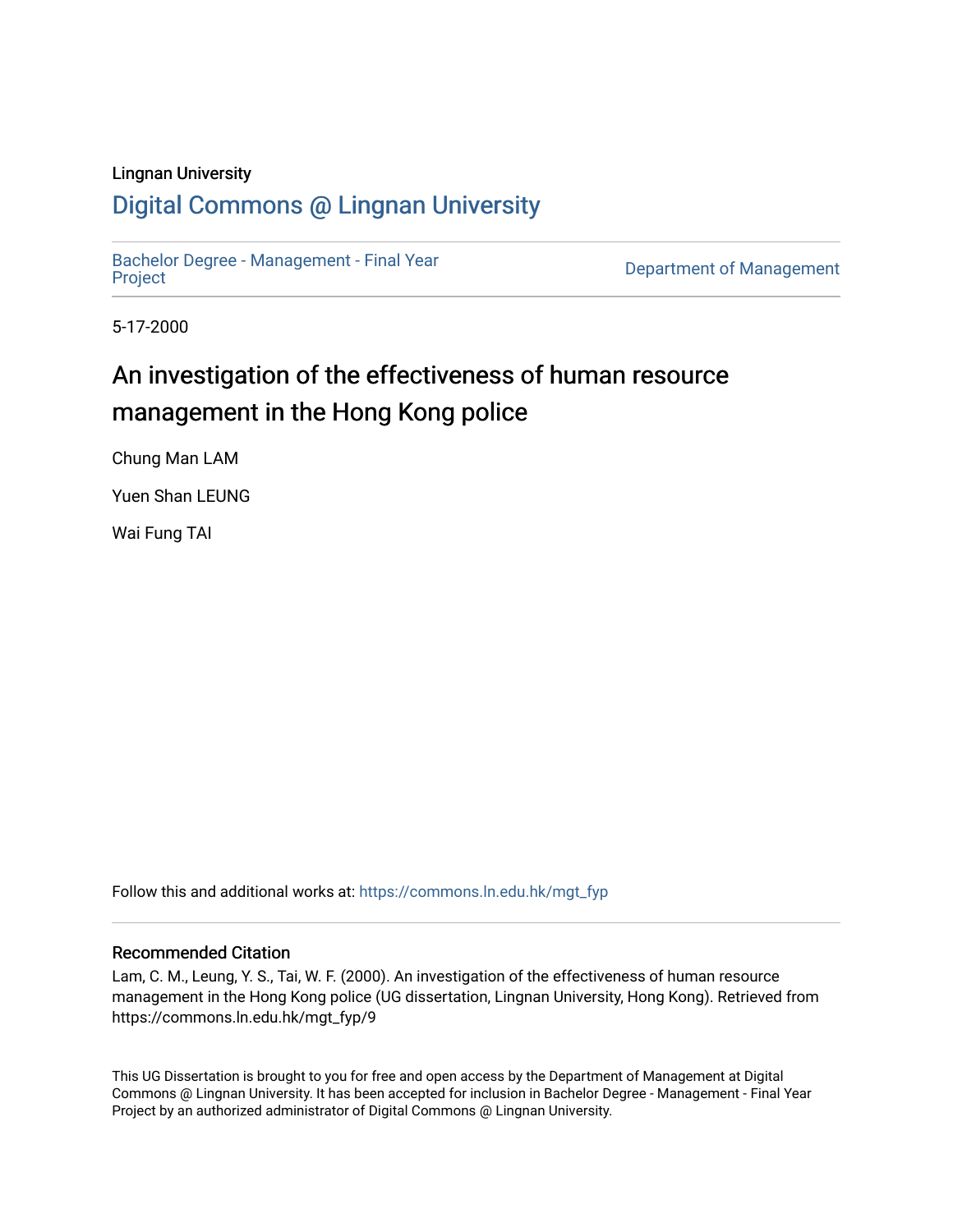Lingnan University

# Digital Commons @ Lingnan University

Bachelor Degree - Management - Final Year Project

Department of Management

5-17-2000

## An investigation of the effectiveness of human resource management in the Hong Kong police

Chung Man LAM

Yuen Shan LEUNG

Wai Fung TAI

Follow this and additional works at: https://commons.ln.edu.hk/mgt_fyp

### Recommended Citation

Lam, C. M., Leung, Y. S., Tai, W. F. (2000). An investigation of the effectiveness of human resource management in the Hong Kong police (UG dissertation, Lingnan University, Hong Kong). Retrieved from https://commons.ln.edu.hk/mgt_fyp/9

This UG Dissertation is brought to you for free and open access by the Department of Management at Digital Commons @ Lingnan University. It has been accepted for inclusion in Bachelor Degree - Management - Final Year Project by an authorized administrator of Digital Commons @ Lingnan University.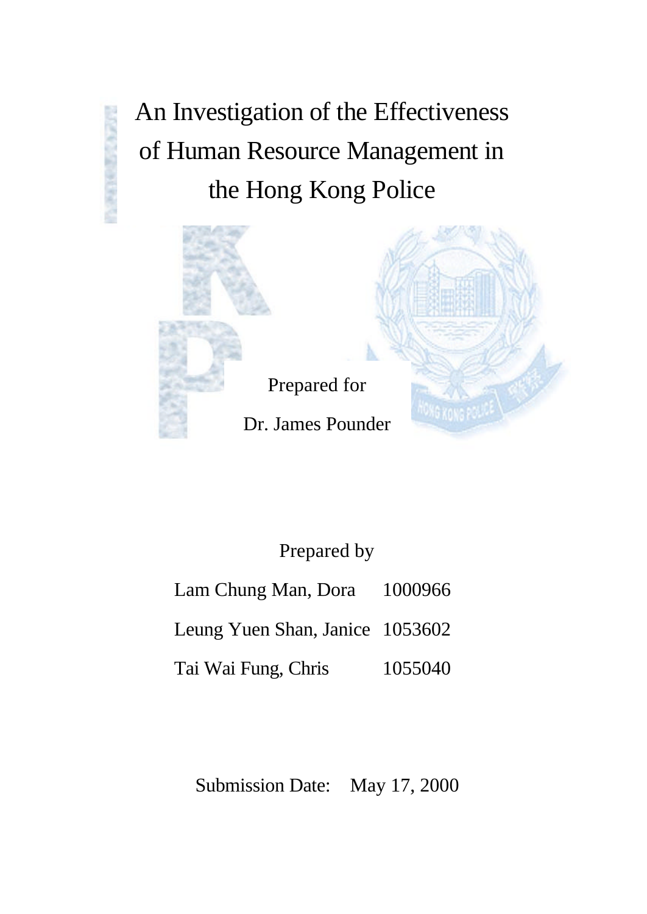# An Investigation of the Effectiveness of Human Resource Management in the Hong Kong Police

Prepared for

Dr. James Pounder

Prepared by

| | |
|---|---|
| Lam Chung Man, Dora | 1000966 |
| Leung Yuen Shan, Janice | 1053602 |
| Tai Wai Fung, Chris | 1055040 |

Submission Date: May 17, 2000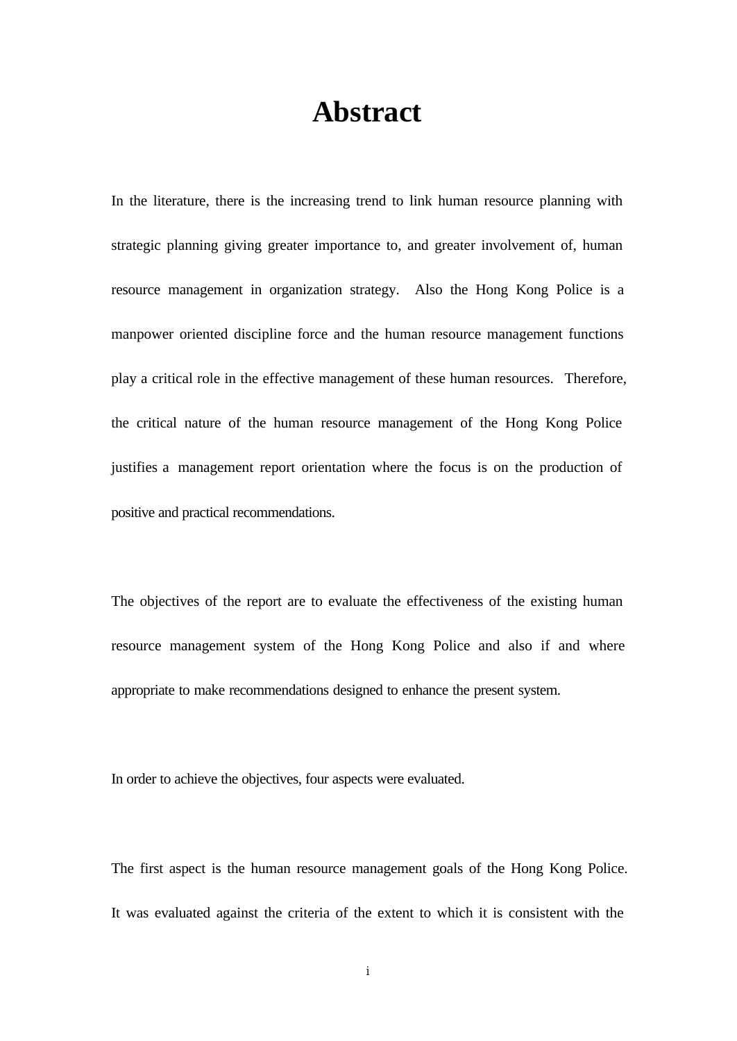# Abstract

In the literature, there is the increasing trend to link human resource planning with strategic planning giving greater importance to, and greater involvement of, human resource management in organization strategy. Also the Hong Kong Police is a manpower oriented discipline force and the human resource management functions play a critical role in the effective management of these human resources. Therefore, the critical nature of the human resource management of the Hong Kong Police justifies a management report orientation where the focus is on the production of positive and practical recommendations.

The objectives of the report are to evaluate the effectiveness of the existing human resource management system of the Hong Kong Police and also if and where appropriate to make recommendations designed to enhance the present system.

In order to achieve the objectives, four aspects were evaluated.

The first aspect is the human resource management goals of the Hong Kong Police. It was evaluated against the criteria of the extent to which it is consistent with the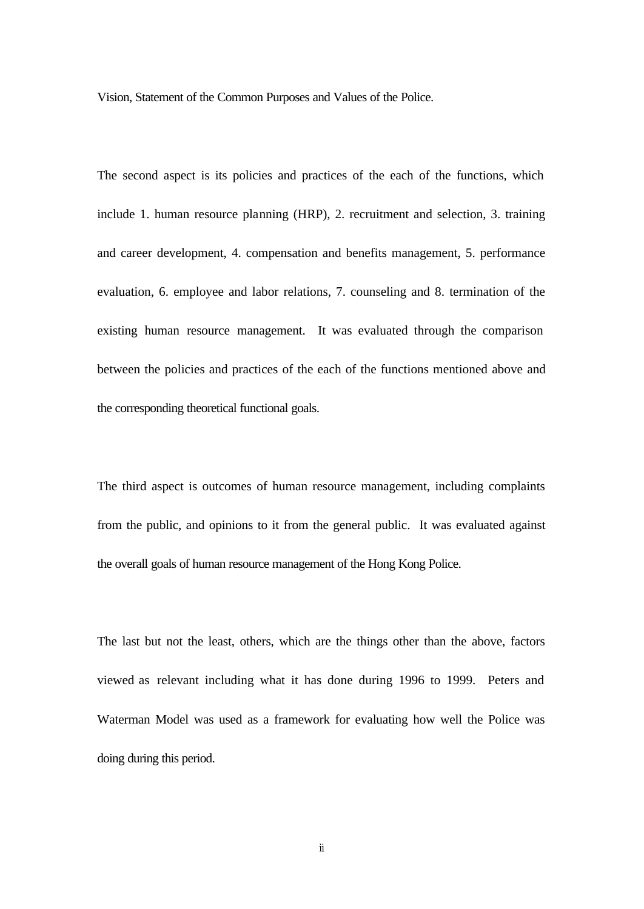Vision, Statement of the Common Purposes and Values of the Police.

The second aspect is its policies and practices of the each of the functions, which include 1. human resource planning (HRP), 2. recruitment and selection, 3. training and career development, 4. compensation and benefits management, 5. performance evaluation, 6. employee and labor relations, 7. counseling and 8. termination of the existing human resource management. It was evaluated through the comparison between the policies and practices of the each of the functions mentioned above and the corresponding theoretical functional goals.

The third aspect is outcomes of human resource management, including complaints from the public, and opinions to it from the general public. It was evaluated against the overall goals of human resource management of the Hong Kong Police.

The last but not the least, others, which are the things other than the above, factors viewed as relevant including what it has done during 1996 to 1999. Peters and Waterman Model was used as a framework for evaluating how well the Police was doing during this period.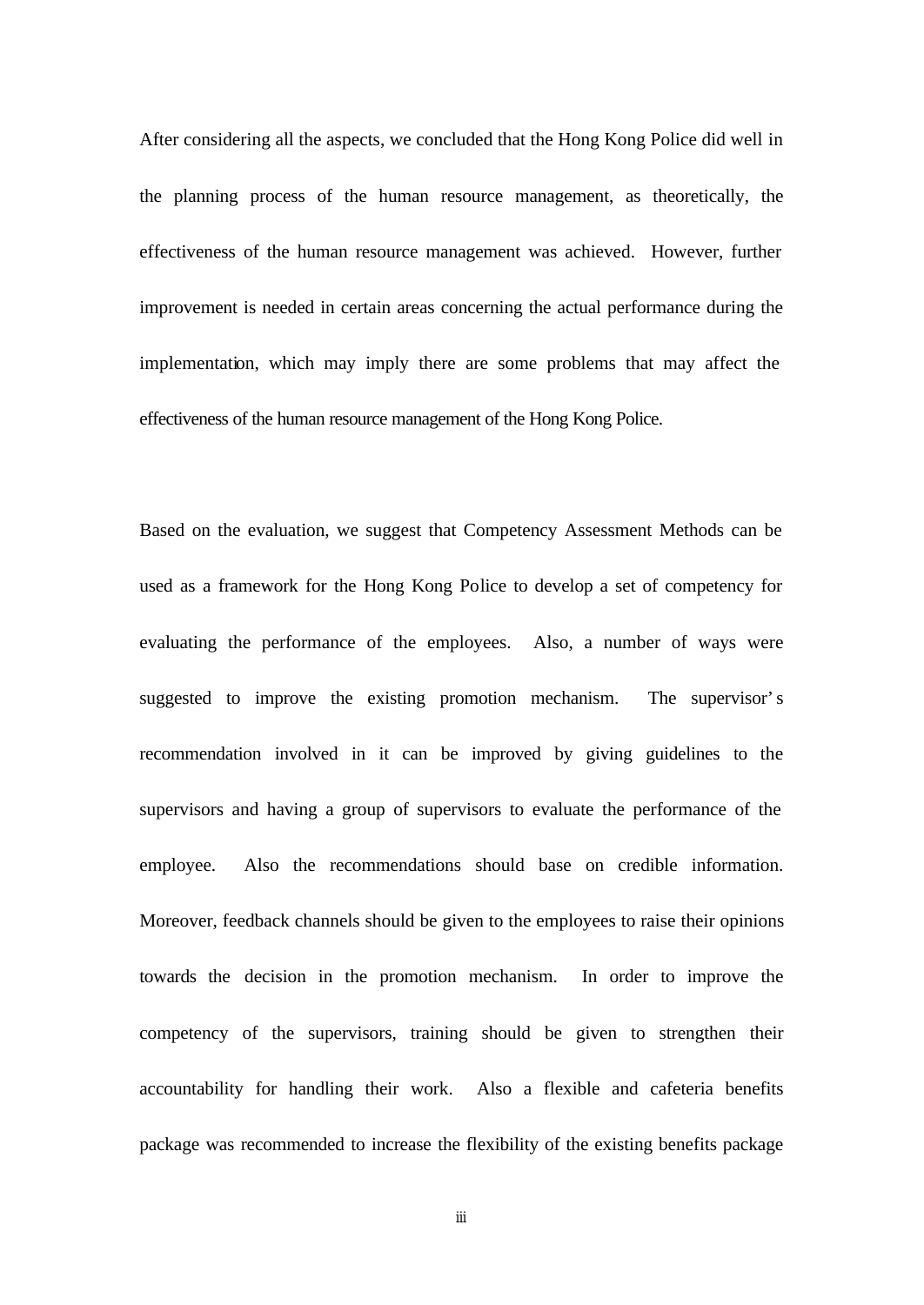After considering all the aspects, we concluded that the Hong Kong Police did well in the planning process of the human resource management, as theoretically, the effectiveness of the human resource management was achieved. However, further improvement is needed in certain areas concerning the actual performance during the implementation, which may imply there are some problems that may affect the effectiveness of the human resource management of the Hong Kong Police.

Based on the evaluation, we suggest that Competency Assessment Methods can be used as a framework for the Hong Kong Police to develop a set of competency for evaluating the performance of the employees. Also, a number of ways were suggested to improve the existing promotion mechanism. The supervisor's recommendation involved in it can be improved by giving guidelines to the supervisors and having a group of supervisors to evaluate the performance of the employee. Also the recommendations should base on credible information. Moreover, feedback channels should be given to the employees to raise their opinions towards the decision in the promotion mechanism. In order to improve the competency of the supervisors, training should be given to strengthen their accountability for handling their work. Also a flexible and cafeteria benefits package was recommended to increase the flexibility of the existing benefits package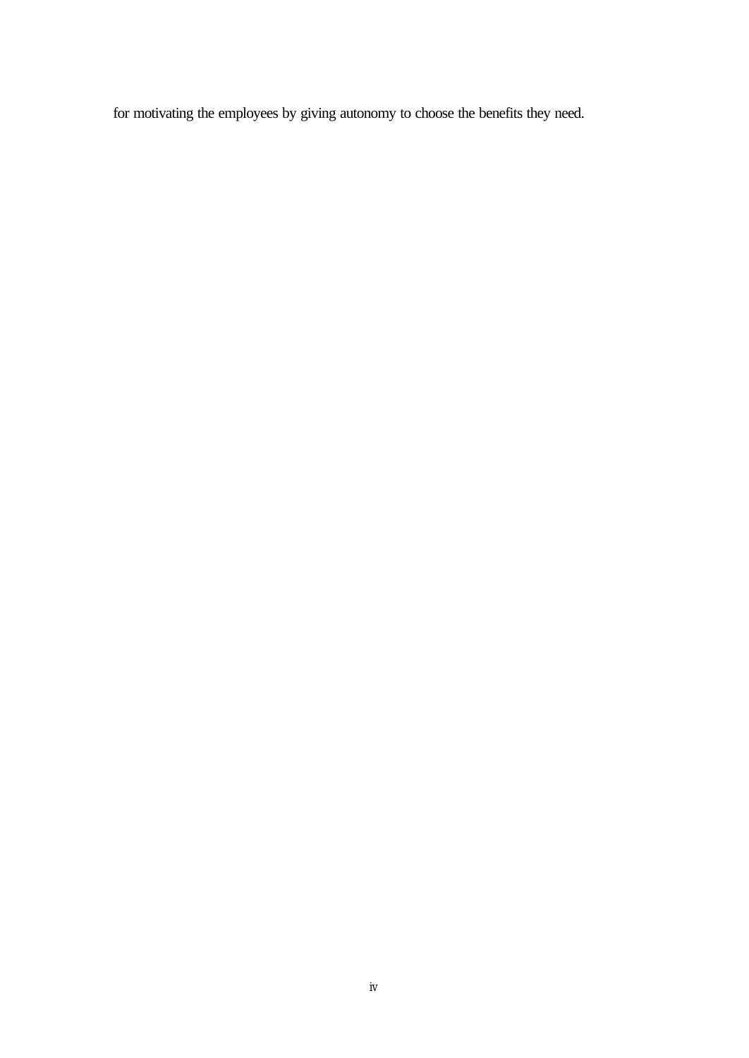for motivating the employees by giving autonomy to choose the benefits they need.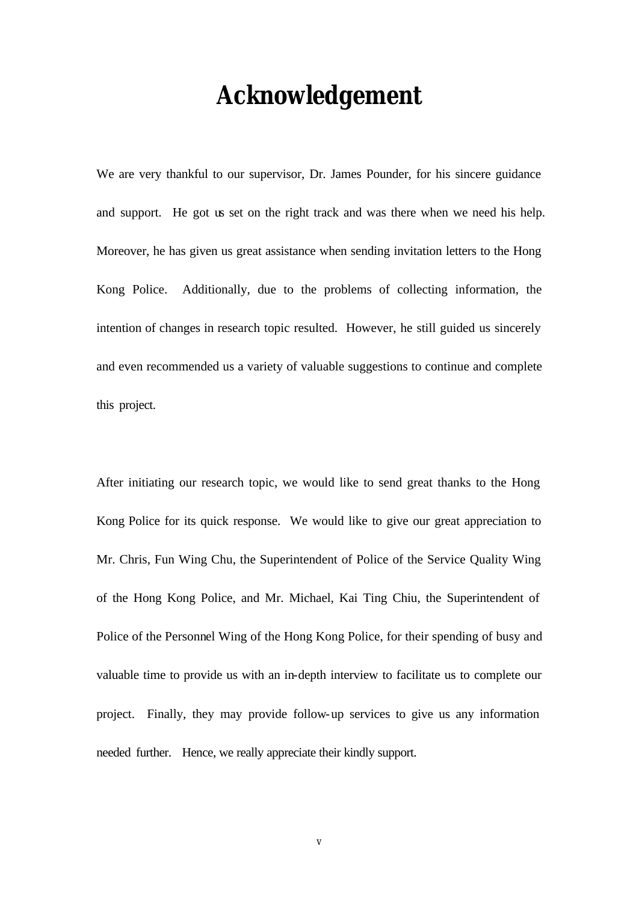# Acknowledgement

We are very thankful to our supervisor, Dr. James Pounder, for his sincere guidance and support. He got us set on the right track and was there when we need his help. Moreover, he has given us great assistance when sending invitation letters to the Hong Kong Police. Additionally, due to the problems of collecting information, the intention of changes in research topic resulted. However, he still guided us sincerely and even recommended us a variety of valuable suggestions to continue and complete this project.

After initiating our research topic, we would like to send great thanks to the Hong Kong Police for its quick response. We would like to give our great appreciation to Mr. Chris, Fun Wing Chu, the Superintendent of Police of the Service Quality Wing of the Hong Kong Police, and Mr. Michael, Kai Ting Chiu, the Superintendent of Police of the Personnel Wing of the Hong Kong Police, for their spending of busy and valuable time to provide us with an in-depth interview to facilitate us to complete our project. Finally, they may provide follow-up services to give us any information needed further. Hence, we really appreciate their kindly support.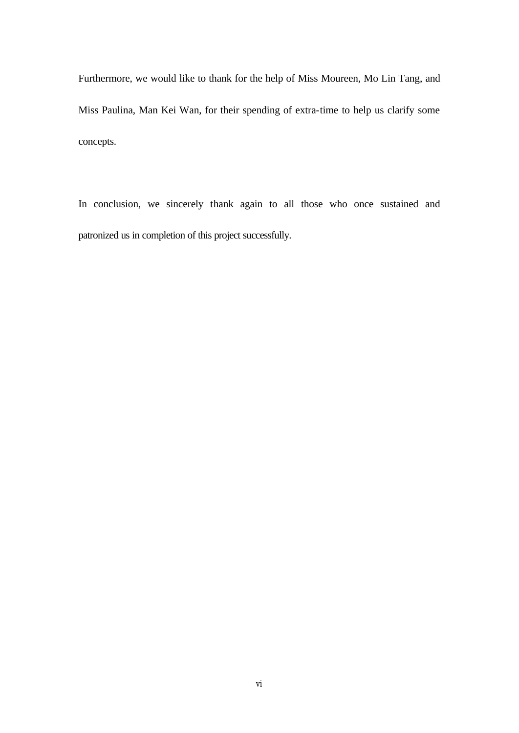Furthermore, we would like to thank for the help of Miss Moureen, Mo Lin Tang, and Miss Paulina, Man Kei Wan, for their spending of extra-time to help us clarify some concepts.

In conclusion, we sincerely thank again to all those who once sustained and patronized us in completion of this project successfully.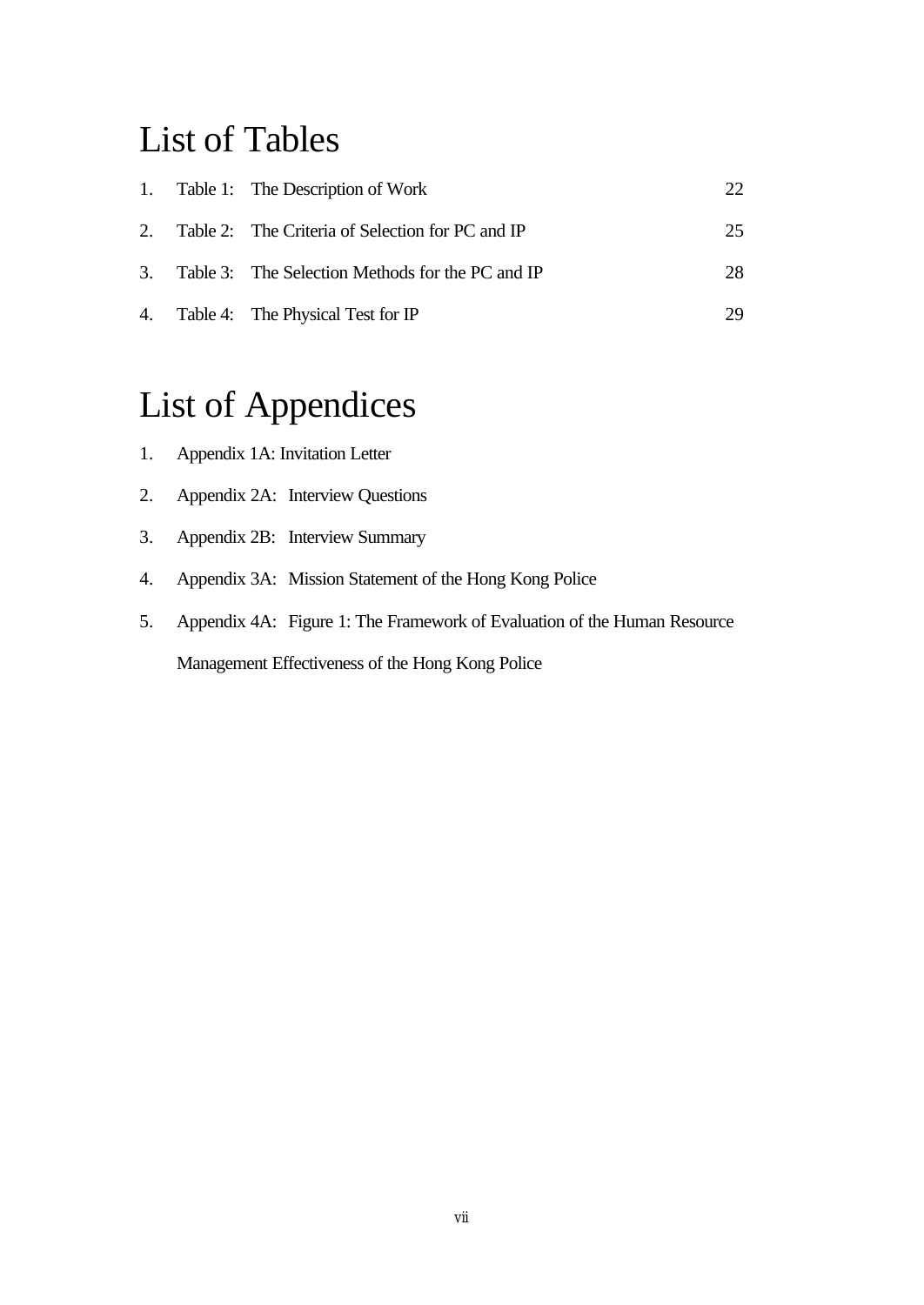# List of Tables

1. Table 1: The Description of Work 22
2. Table 2: The Criteria of Selection for PC and IP 25
3. Table 3: The Selection Methods for the PC and IP 28
4. Table 4: The Physical Test for IP 29

# List of Appendices

1. Appendix 1A: Invitation Letter
2. Appendix 2A: Interview Questions
3. Appendix 2B: Interview Summary
4. Appendix 3A: Mission Statement of the Hong Kong Police
5. Appendix 4A: Figure 1: The Framework of Evaluation of the Human Resource Management Effectiveness of the Hong Kong Police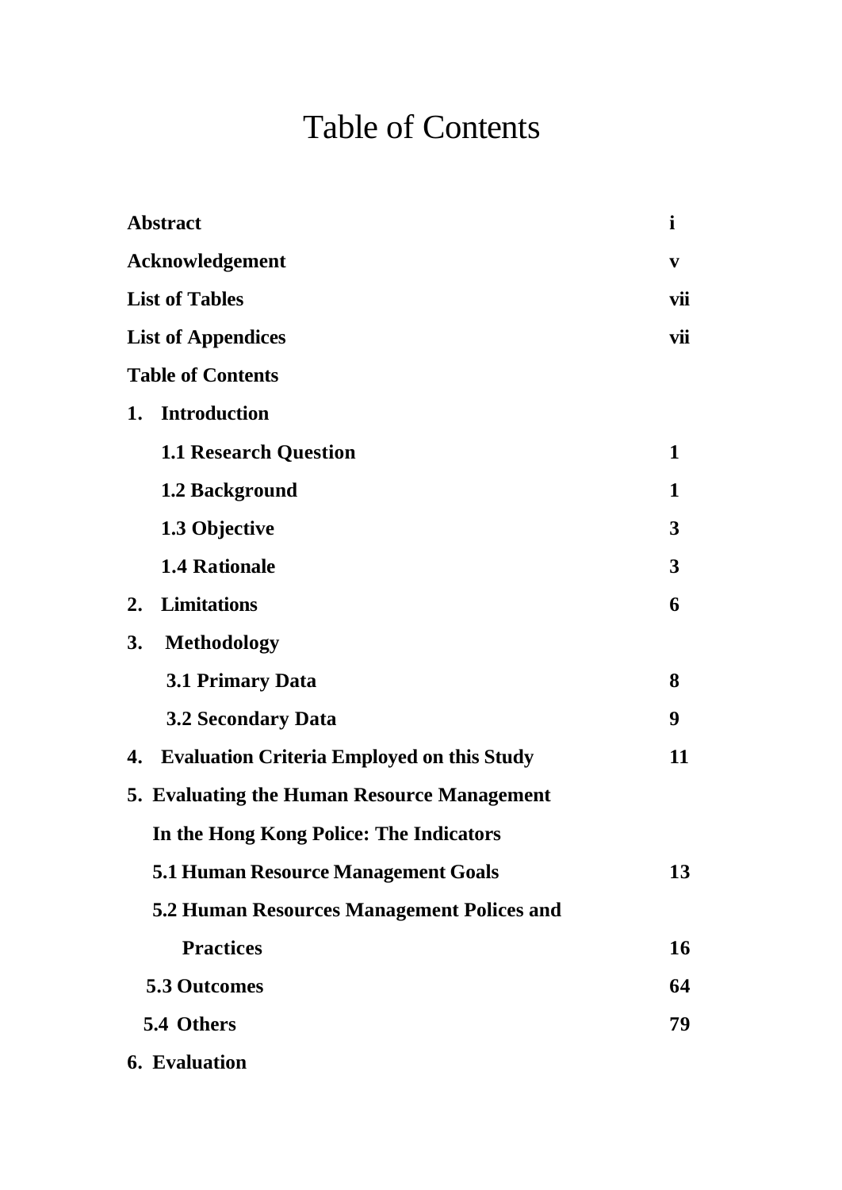# Table of Contents

| | |
|---|---|
| **Abstract** | **i** |
| **Acknowledgement** | **v** |
| **List of Tables** | **vii** |
| **List of Appendices** | **vii** |
| **Table of Contents** | |
| **1. Introduction** | |
| **1.1 Research Question** | **1** |
| **1.2 Background** | **1** |
| **1.3 Objective** | **3** |
| **1.4 Rationale** | **3** |
| **2. Limitations** | **6** |
| **3. Methodology** | |
| **3.1 Primary Data** | **8** |
| **3.2 Secondary Data** | **9** |
| **4. Evaluation Criteria Employed on this Study** | **11** |
| **5. Evaluating the Human Resource Management In the Hong Kong Police: The Indicators** | |
| **5.1 Human Resource Management Goals** | **13** |
| **5.2 Human Resources Management Polices and Practices** | **16** |
| **5.3 Outcomes** | **64** |
| **5.4 Others** | **79** |
| **6. Evaluation** | |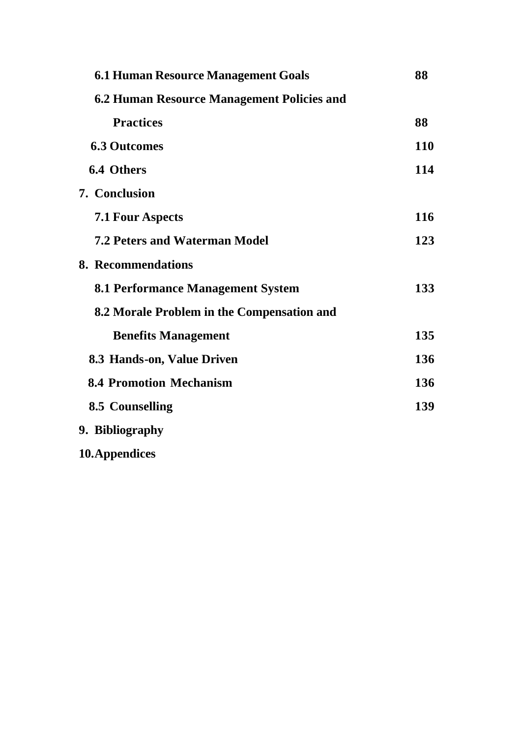| | |
|---|---|
| **6.1 Human Resource Management Goals** | **88** |
| **6.2 Human Resource Management Policies and Practices** | **88** |
| **6.3 Outcomes** | **110** |
| **6.4 Others** | **114** |
| **7. Conclusion** | |
| **7.1 Four Aspects** | **116** |
| **7.2 Peters and Waterman Model** | **123** |
| **8. Recommendations** | |
| **8.1 Performance Management System** | **133** |
| **8.2 Morale Problem in the Compensation and Benefits Management** | **135** |
| **8.3 Hands-on, Value Driven** | **136** |
| **8.4 Promotion Mechanism** | **136** |
| **8.5 Counselling** | **139** |
| **9. Bibliography** | |
| **10. Appendices** | |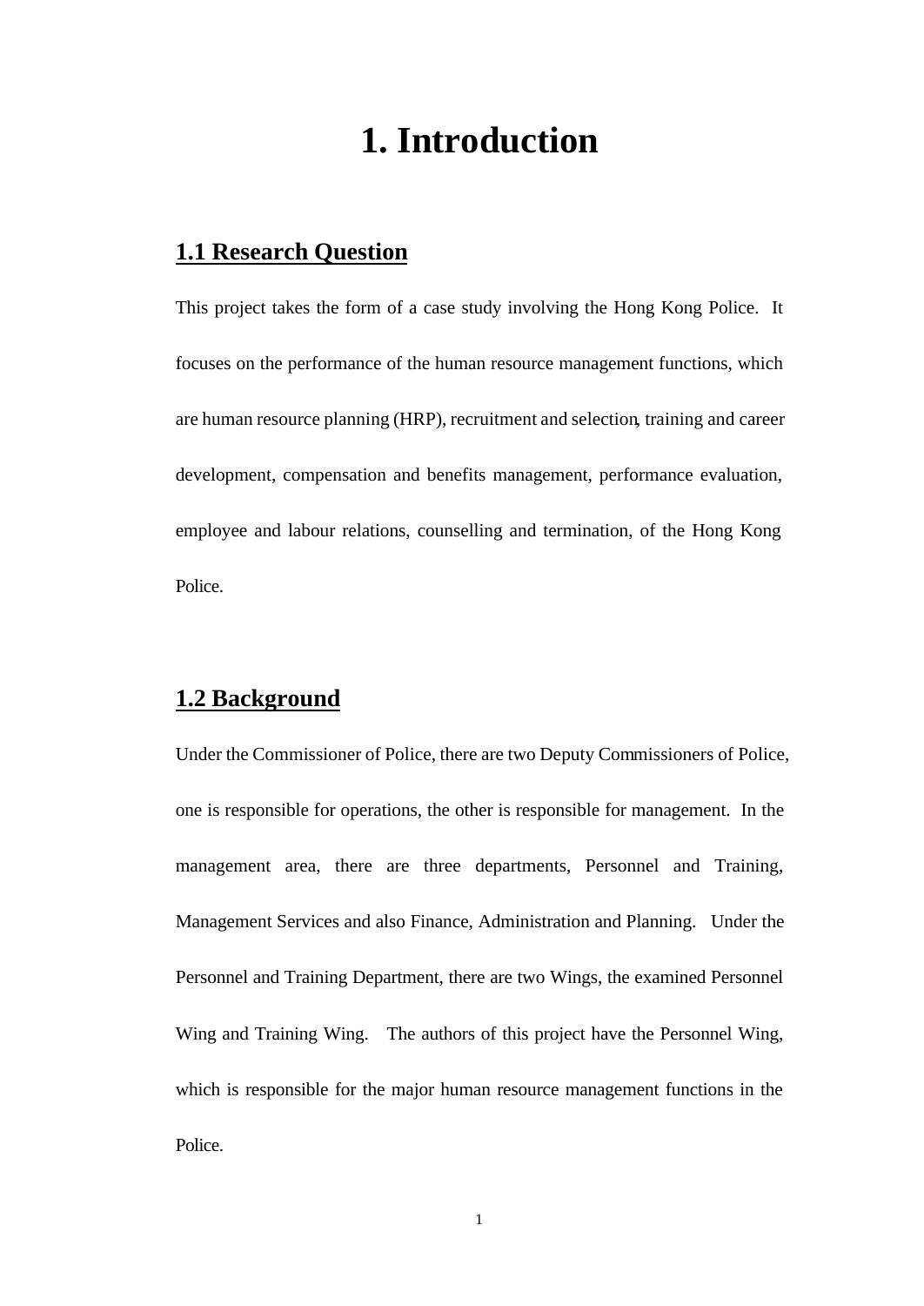# 1. Introduction

## 1.1 Research Question

This project takes the form of a case study involving the Hong Kong Police. It focuses on the performance of the human resource management functions, which are human resource planning (HRP), recruitment and selection, training and career development, compensation and benefits management, performance evaluation, employee and labour relations, counselling and termination, of the Hong Kong Police.

## 1.2 Background

Under the Commissioner of Police, there are two Deputy Commissioners of Police, one is responsible for operations, the other is responsible for management. In the management area, there are three departments, Personnel and Training, Management Services and also Finance, Administration and Planning. Under the Personnel and Training Department, there are two Wings, the examined Personnel Wing and Training Wing. The authors of this project have the Personnel Wing, which is responsible for the major human resource management functions in the Police.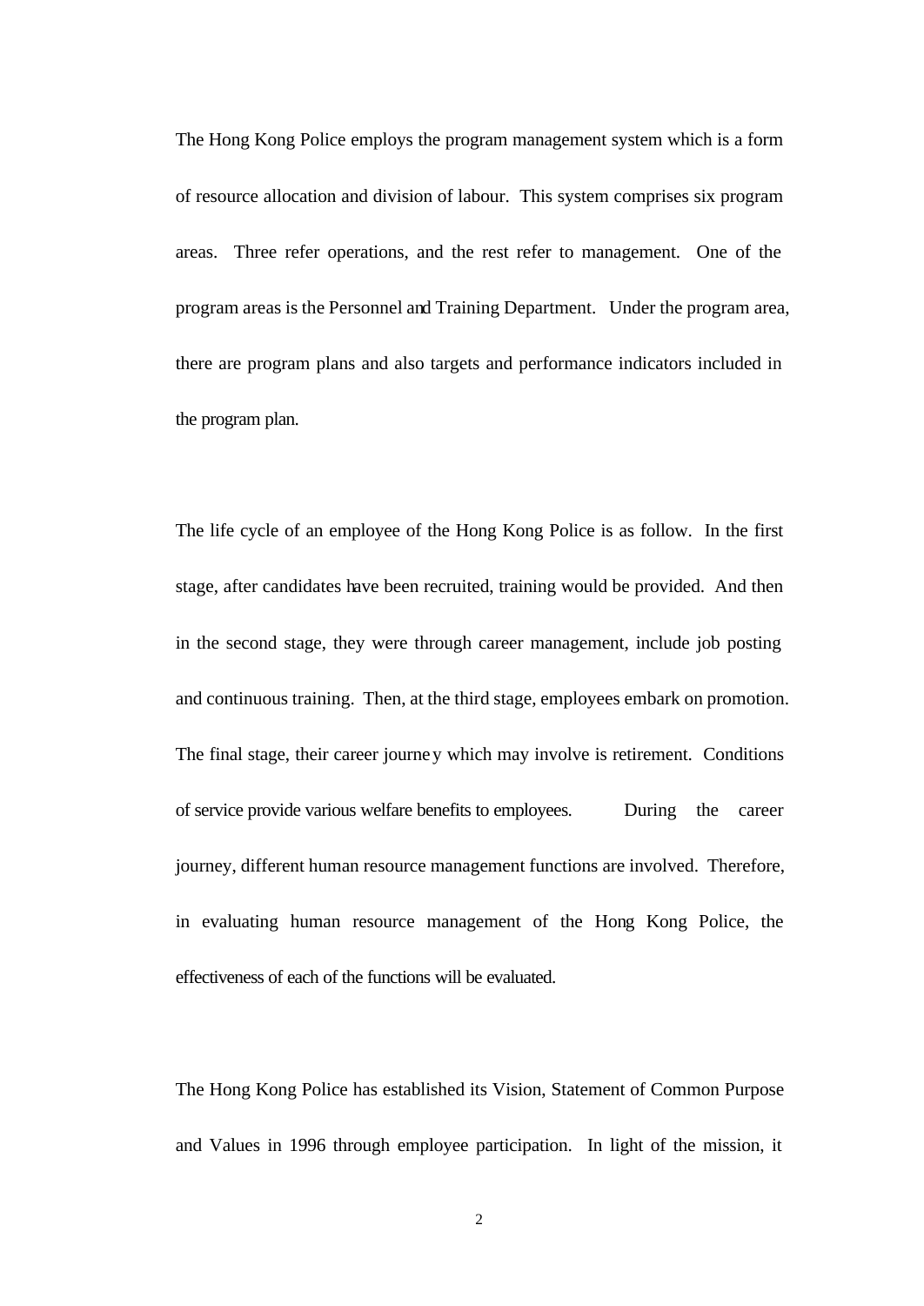The Hong Kong Police employs the program management system which is a form of resource allocation and division of labour. This system comprises six program areas. Three refer operations, and the rest refer to management. One of the program areas is the Personnel and Training Department. Under the program area, there are program plans and also targets and performance indicators included in the program plan.

The life cycle of an employee of the Hong Kong Police is as follow. In the first stage, after candidates have been recruited, training would be provided. And then in the second stage, they were through career management, include job posting and continuous training. Then, at the third stage, employees embark on promotion. The final stage, their career journey which may involve is retirement. Conditions of service provide various welfare benefits to employees. During the career journey, different human resource management functions are involved. Therefore, in evaluating human resource management of the Hong Kong Police, the effectiveness of each of the functions will be evaluated.

The Hong Kong Police has established its Vision, Statement of Common Purpose and Values in 1996 through employee participation. In light of the mission, it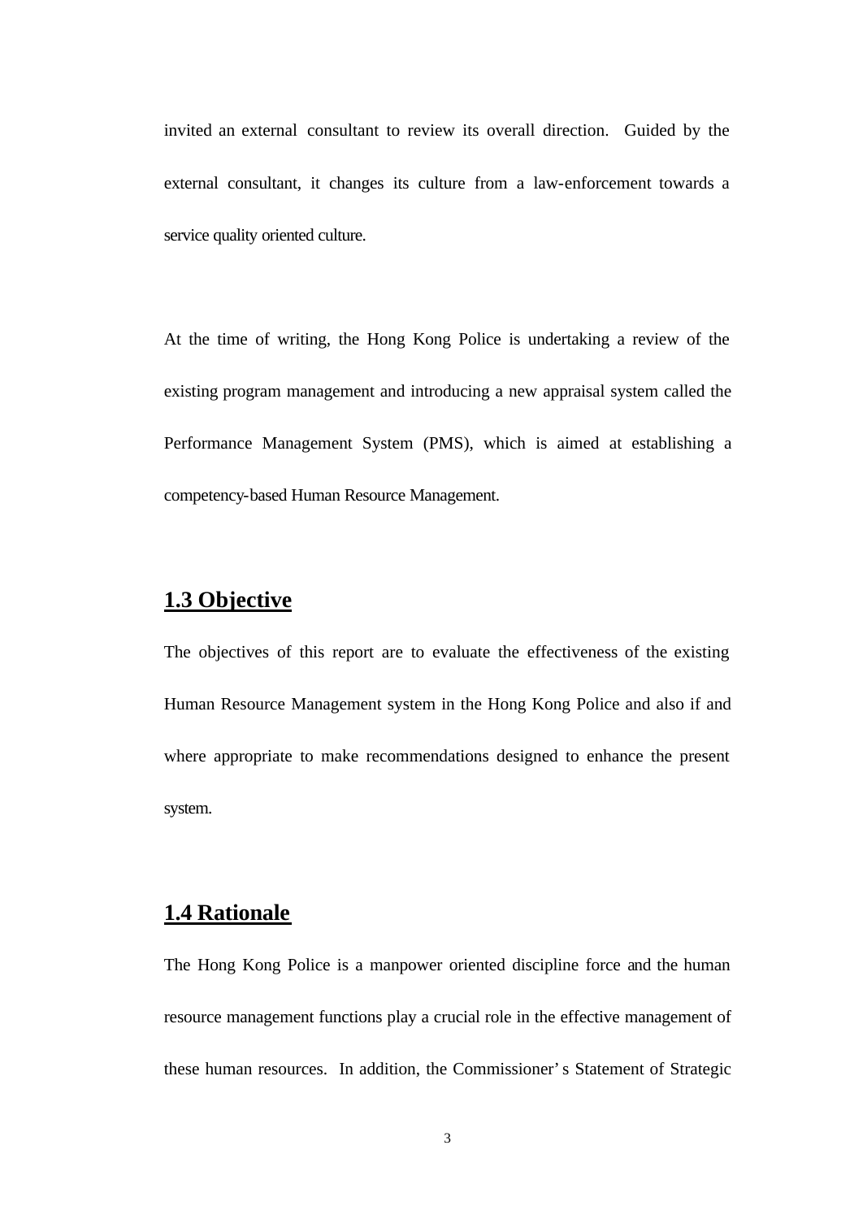invited an external consultant to review its overall direction. Guided by the external consultant, it changes its culture from a law-enforcement towards a service quality oriented culture.

At the time of writing, the Hong Kong Police is undertaking a review of the existing program management and introducing a new appraisal system called the Performance Management System (PMS), which is aimed at establishing a competency-based Human Resource Management.

## 1.3 Objective

The objectives of this report are to evaluate the effectiveness of the existing Human Resource Management system in the Hong Kong Police and also if and where appropriate to make recommendations designed to enhance the present system.

## 1.4 Rationale

The Hong Kong Police is a manpower oriented discipline force and the human resource management functions play a crucial role in the effective management of these human resources. In addition, the Commissioner's Statement of Strategic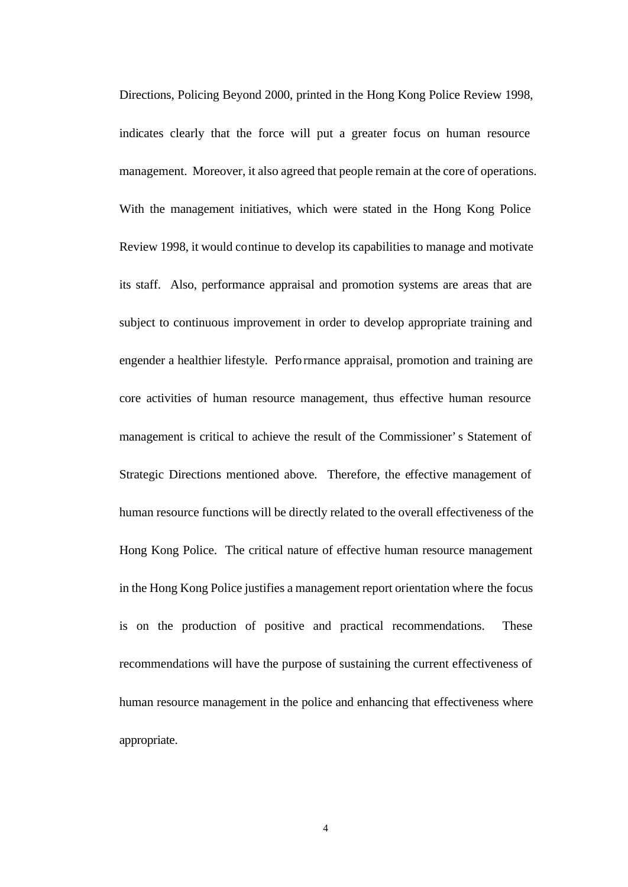Directions, Policing Beyond 2000, printed in the Hong Kong Police Review 1998, indicates clearly that the force will put a greater focus on human resource management. Moreover, it also agreed that people remain at the core of operations. With the management initiatives, which were stated in the Hong Kong Police Review 1998, it would continue to develop its capabilities to manage and motivate its staff. Also, performance appraisal and promotion systems are areas that are subject to continuous improvement in order to develop appropriate training and engender a healthier lifestyle. Performance appraisal, promotion and training are core activities of human resource management, thus effective human resource management is critical to achieve the result of the Commissioner's Statement of Strategic Directions mentioned above. Therefore, the effective management of human resource functions will be directly related to the overall effectiveness of the Hong Kong Police. The critical nature of effective human resource management in the Hong Kong Police justifies a management report orientation where the focus is on the production of positive and practical recommendations. These recommendations will have the purpose of sustaining the current effectiveness of human resource management in the police and enhancing that effectiveness where appropriate.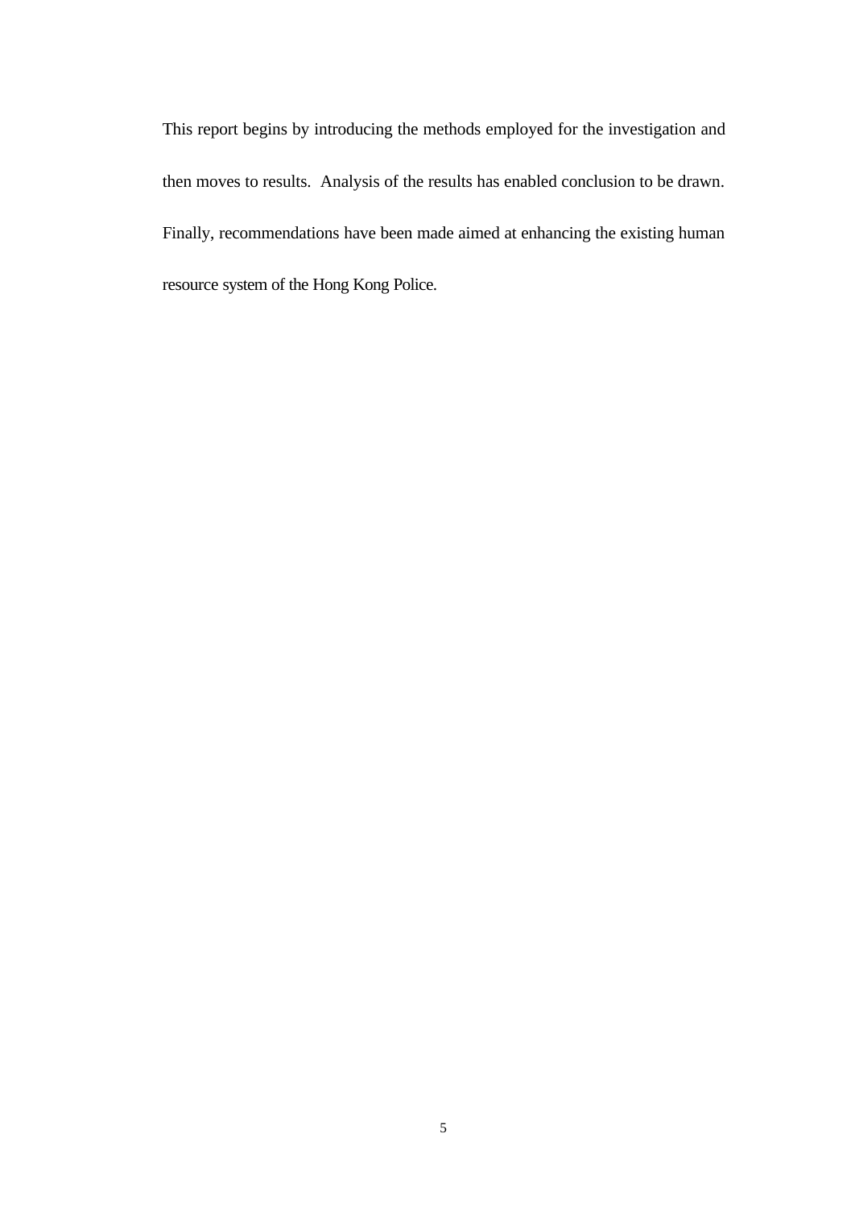This report begins by introducing the methods employed for the investigation and then moves to results. Analysis of the results has enabled conclusion to be drawn. Finally, recommendations have been made aimed at enhancing the existing human resource system of the Hong Kong Police.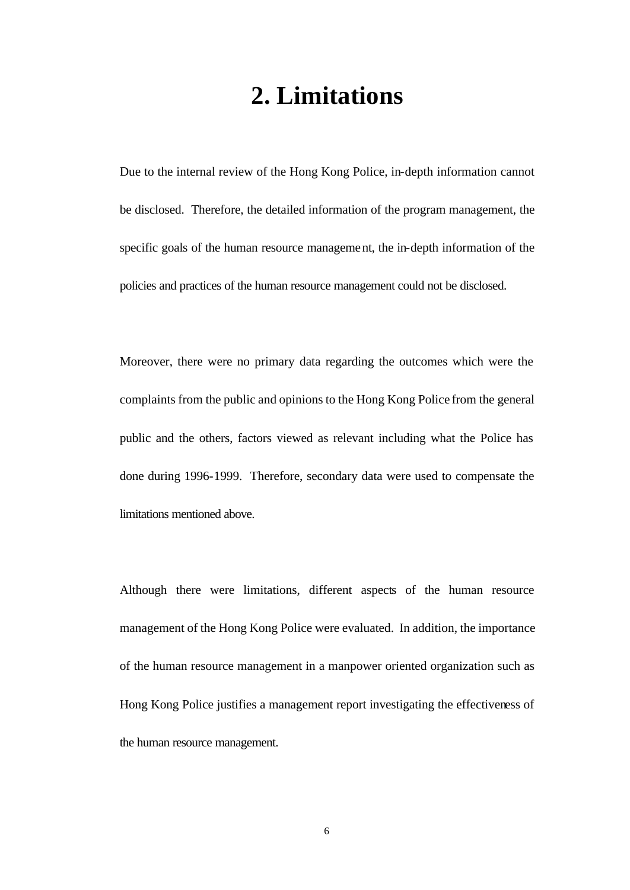# 2. Limitations

Due to the internal review of the Hong Kong Police, in-depth information cannot be disclosed. Therefore, the detailed information of the program management, the specific goals of the human resource management, the in-depth information of the policies and practices of the human resource management could not be disclosed.

Moreover, there were no primary data regarding the outcomes which were the complaints from the public and opinions to the Hong Kong Police from the general public and the others, factors viewed as relevant including what the Police has done during 1996-1999. Therefore, secondary data were used to compensate the limitations mentioned above.

Although there were limitations, different aspects of the human resource management of the Hong Kong Police were evaluated. In addition, the importance of the human resource management in a manpower oriented organization such as Hong Kong Police justifies a management report investigating the effectiveness of the human resource management.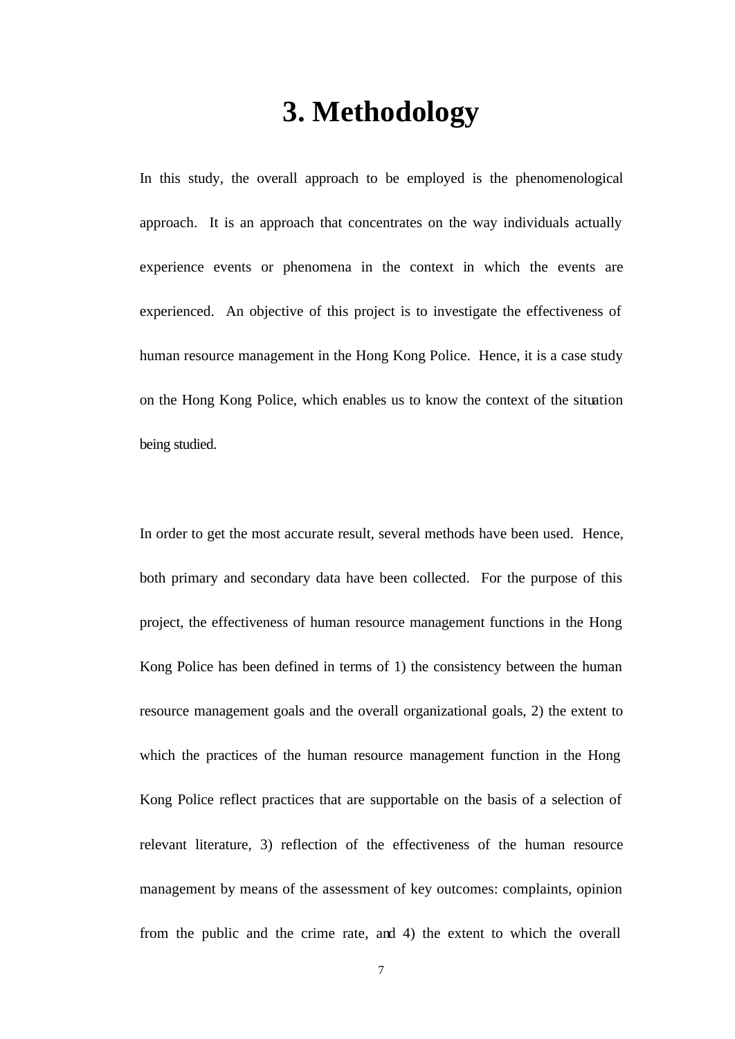# 3. Methodology

In this study, the overall approach to be employed is the phenomenological approach. It is an approach that concentrates on the way individuals actually experience events or phenomena in the context in which the events are experienced. An objective of this project is to investigate the effectiveness of human resource management in the Hong Kong Police. Hence, it is a case study on the Hong Kong Police, which enables us to know the context of the situation being studied.

In order to get the most accurate result, several methods have been used. Hence, both primary and secondary data have been collected. For the purpose of this project, the effectiveness of human resource management functions in the Hong Kong Police has been defined in terms of 1) the consistency between the human resource management goals and the overall organizational goals, 2) the extent to which the practices of the human resource management function in the Hong Kong Police reflect practices that are supportable on the basis of a selection of relevant literature, 3) reflection of the effectiveness of the human resource management by means of the assessment of key outcomes: complaints, opinion from the public and the crime rate, and 4) the extent to which the overall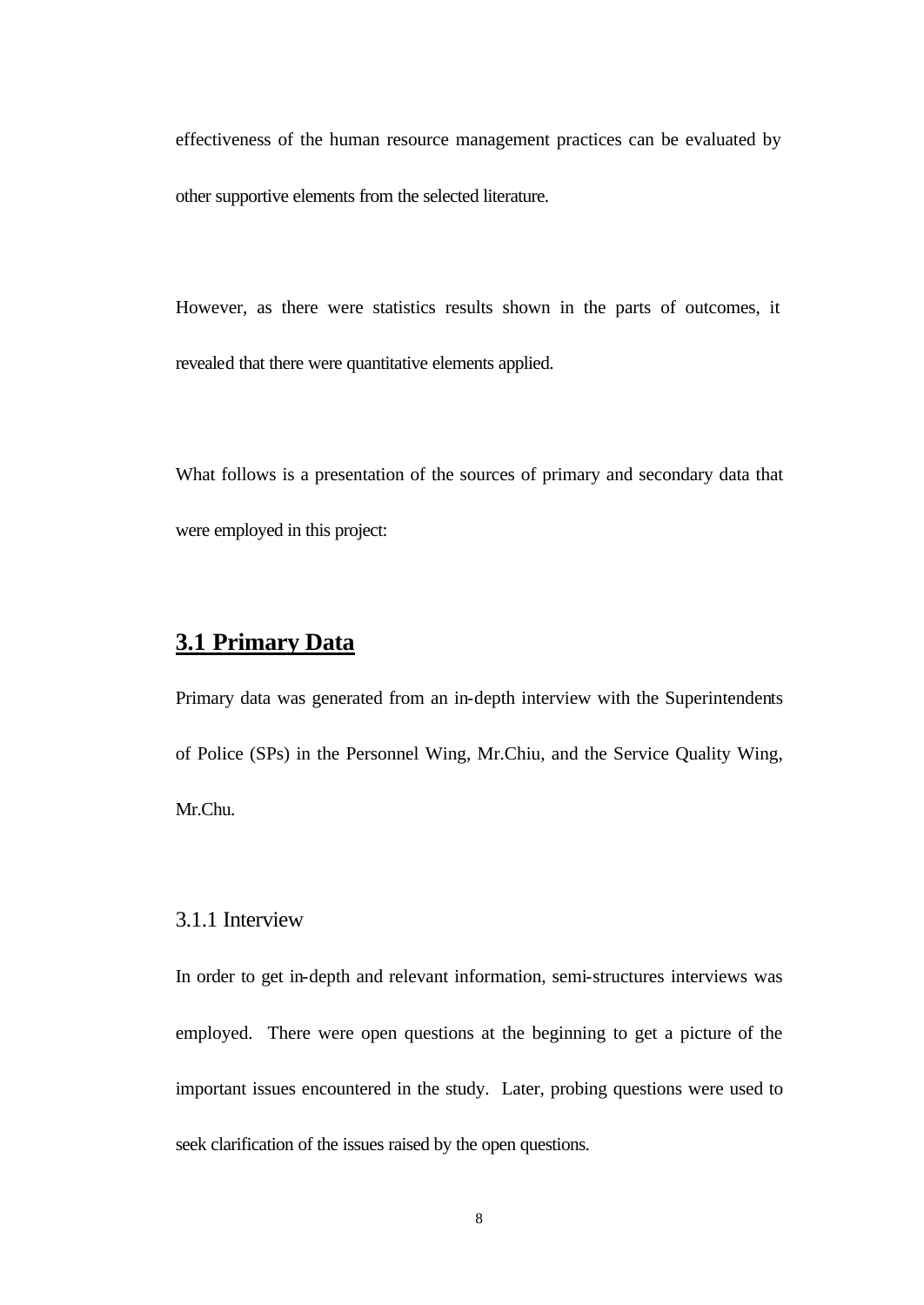effectiveness of the human resource management practices can be evaluated by other supportive elements from the selected literature.

However, as there were statistics results shown in the parts of outcomes, it revealed that there were quantitative elements applied.

What follows is a presentation of the sources of primary and secondary data that were employed in this project:

## 3.1 Primary Data

Primary data was generated from an in-depth interview with the Superintendents of Police (SPs) in the Personnel Wing, Mr.Chiu, and the Service Quality Wing, Mr.Chu.

### 3.1.1 Interview

In order to get in-depth and relevant information, semi-structures interviews was employed. There were open questions at the beginning to get a picture of the important issues encountered in the study. Later, probing questions were used to seek clarification of the issues raised by the open questions.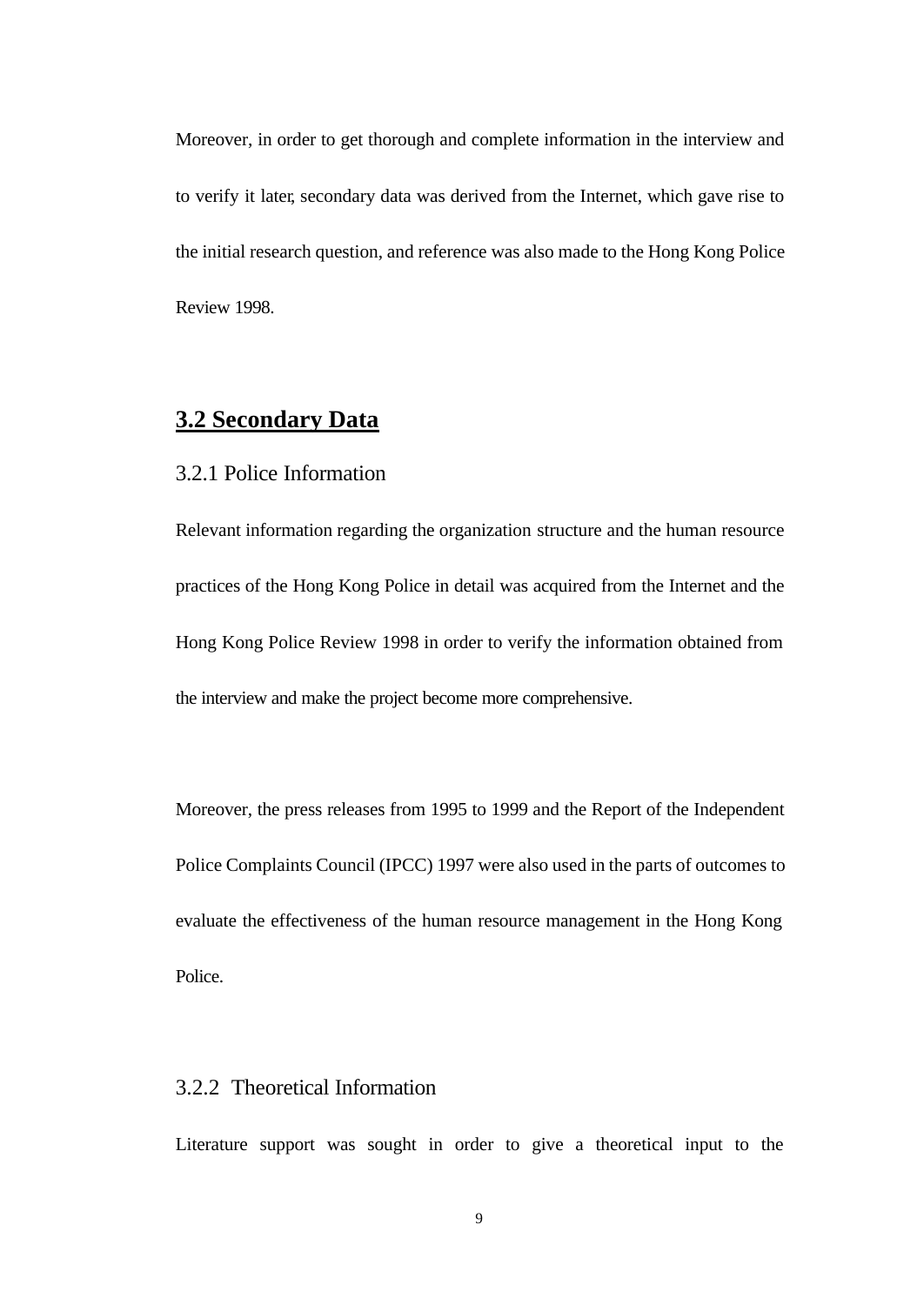Moreover, in order to get thorough and complete information in the interview and to verify it later, secondary data was derived from the Internet, which gave rise to the initial research question, and reference was also made to the Hong Kong Police Review 1998.

## **3.2 Secondary Data**

### 3.2.1 Police Information

Relevant information regarding the organization structure and the human resource practices of the Hong Kong Police in detail was acquired from the Internet and the Hong Kong Police Review 1998 in order to verify the information obtained from the interview and make the project become more comprehensive.

Moreover, the press releases from 1995 to 1999 and the Report of the Independent Police Complaints Council (IPCC) 1997 were also used in the parts of outcomes to evaluate the effectiveness of the human resource management in the Hong Kong Police.

### 3.2.2 Theoretical Information

Literature support was sought in order to give a theoretical input to the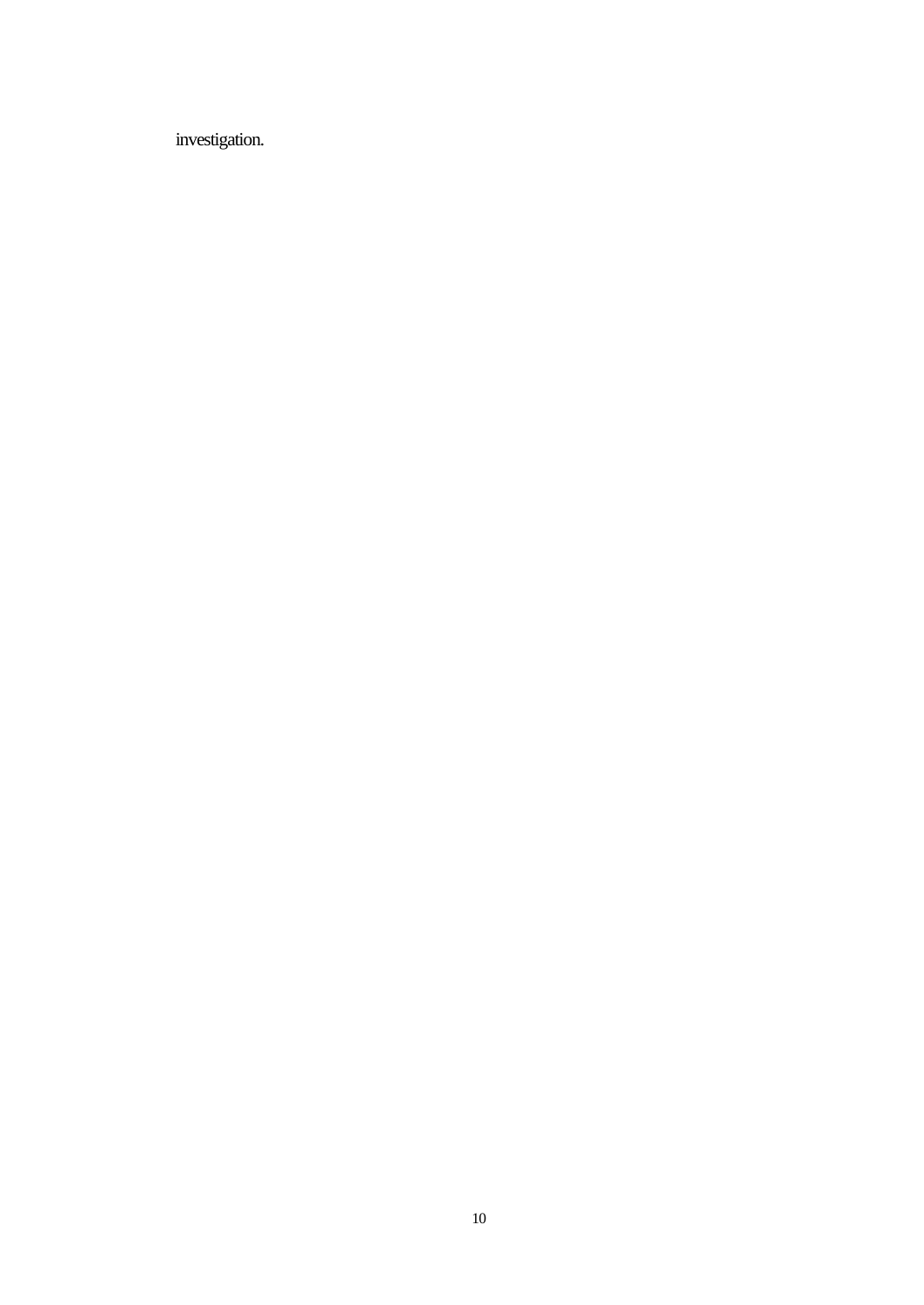investigation.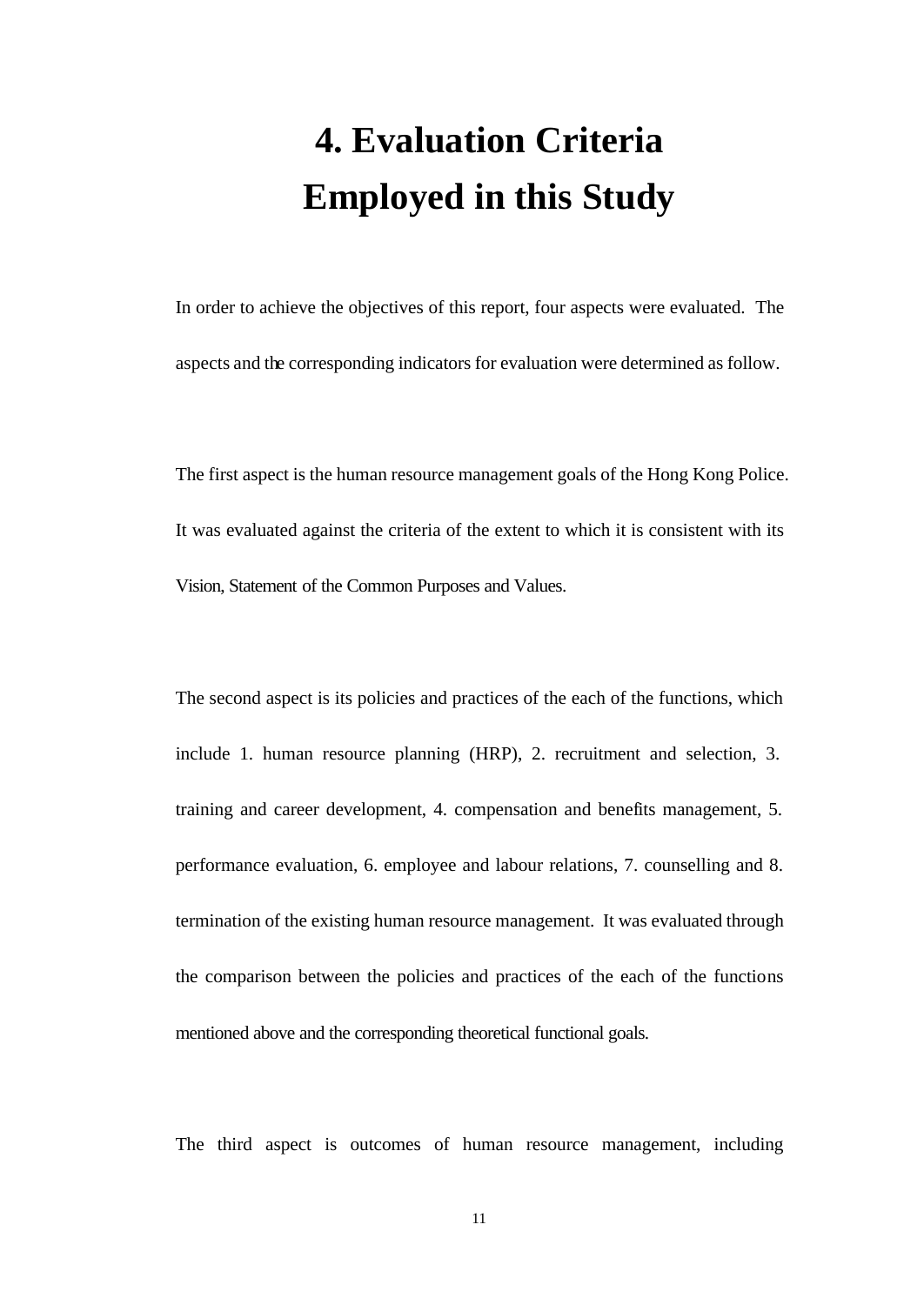# 4. Evaluation Criteria Employed in this Study

In order to achieve the objectives of this report, four aspects were evaluated. The aspects and the corresponding indicators for evaluation were determined as follow.

The first aspect is the human resource management goals of the Hong Kong Police. It was evaluated against the criteria of the extent to which it is consistent with its Vision, Statement of the Common Purposes and Values.

The second aspect is its policies and practices of the each of the functions, which include 1. human resource planning (HRP), 2. recruitment and selection, 3. training and career development, 4. compensation and benefits management, 5. performance evaluation, 6. employee and labour relations, 7. counselling and 8. termination of the existing human resource management. It was evaluated through the comparison between the policies and practices of the each of the functions mentioned above and the corresponding theoretical functional goals.

The third aspect is outcomes of human resource management, including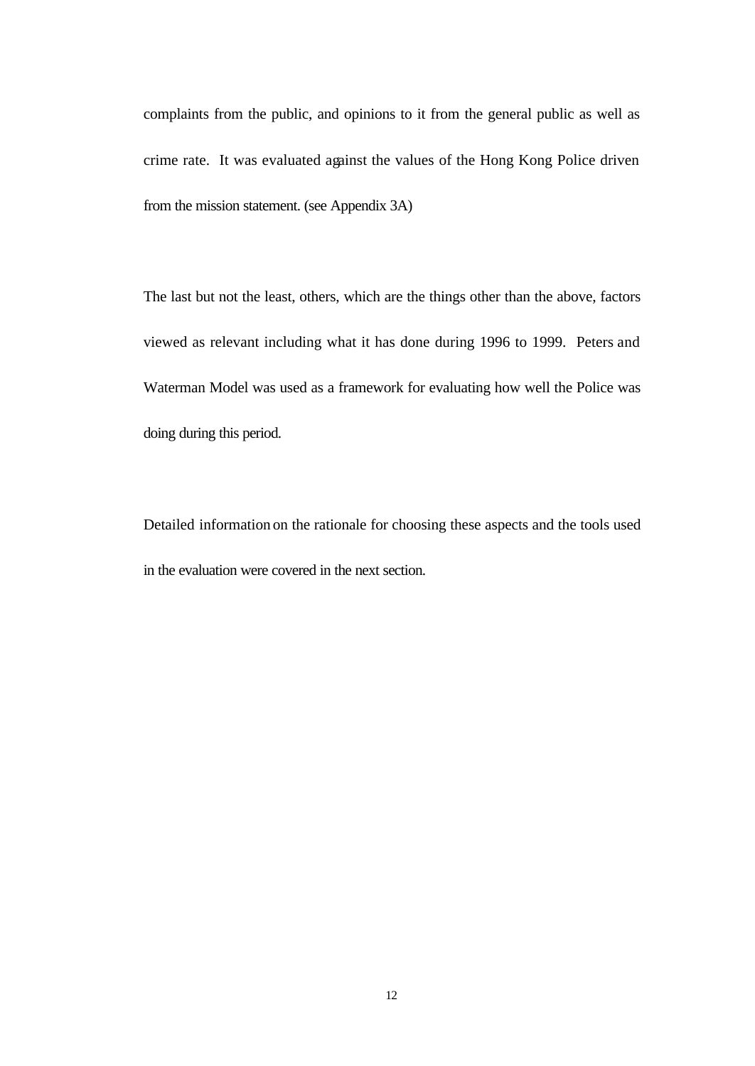complaints from the public, and opinions to it from the general public as well as crime rate. It was evaluated against the values of the Hong Kong Police driven from the mission statement. (see Appendix 3A)

The last but not the least, others, which are the things other than the above, factors viewed as relevant including what it has done during 1996 to 1999. Peters and Waterman Model was used as a framework for evaluating how well the Police was doing during this period.

Detailed information on the rationale for choosing these aspects and the tools used in the evaluation were covered in the next section.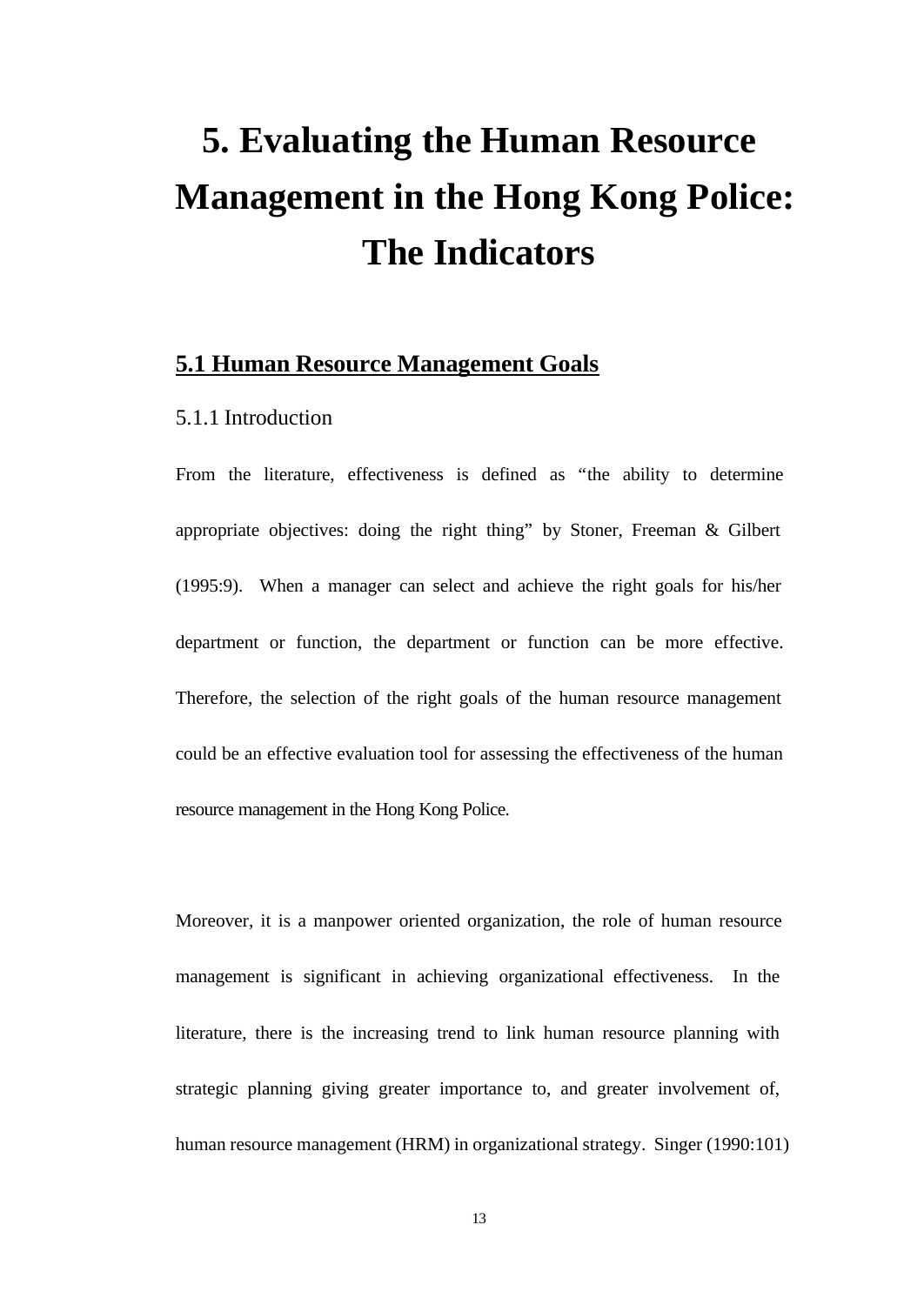# 5. Evaluating the Human Resource Management in the Hong Kong Police: The Indicators

## 5.1 Human Resource Management Goals

### 5.1.1 Introduction

From the literature, effectiveness is defined as "the ability to determine appropriate objectives: doing the right thing" by Stoner, Freeman & Gilbert (1995:9). When a manager can select and achieve the right goals for his/her department or function, the department or function can be more effective. Therefore, the selection of the right goals of the human resource management could be an effective evaluation tool for assessing the effectiveness of the human resource management in the Hong Kong Police.

Moreover, it is a manpower oriented organization, the role of human resource management is significant in achieving organizational effectiveness. In the literature, there is the increasing trend to link human resource planning with strategic planning giving greater importance to, and greater involvement of, human resource management (HRM) in organizational strategy. Singer (1990:101)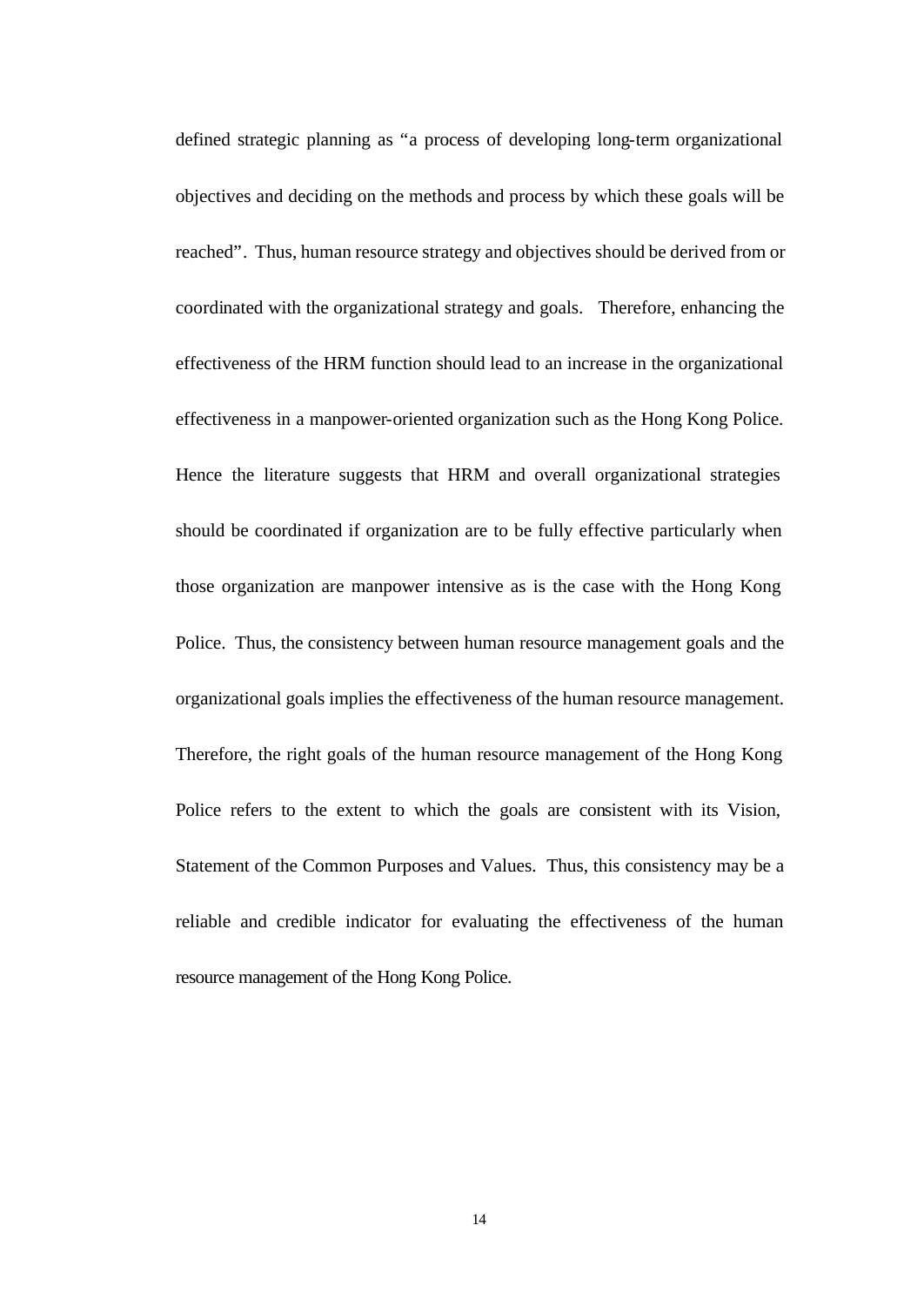defined strategic planning as "a process of developing long-term organizational objectives and deciding on the methods and process by which these goals will be reached". Thus, human resource strategy and objectives should be derived from or coordinated with the organizational strategy and goals. Therefore, enhancing the effectiveness of the HRM function should lead to an increase in the organizational effectiveness in a manpower-oriented organization such as the Hong Kong Police. Hence the literature suggests that HRM and overall organizational strategies should be coordinated if organization are to be fully effective particularly when those organization are manpower intensive as is the case with the Hong Kong Police. Thus, the consistency between human resource management goals and the organizational goals implies the effectiveness of the human resource management. Therefore, the right goals of the human resource management of the Hong Kong Police refers to the extent to which the goals are consistent with its Vision, Statement of the Common Purposes and Values. Thus, this consistency may be a reliable and credible indicator for evaluating the effectiveness of the human resource management of the Hong Kong Police.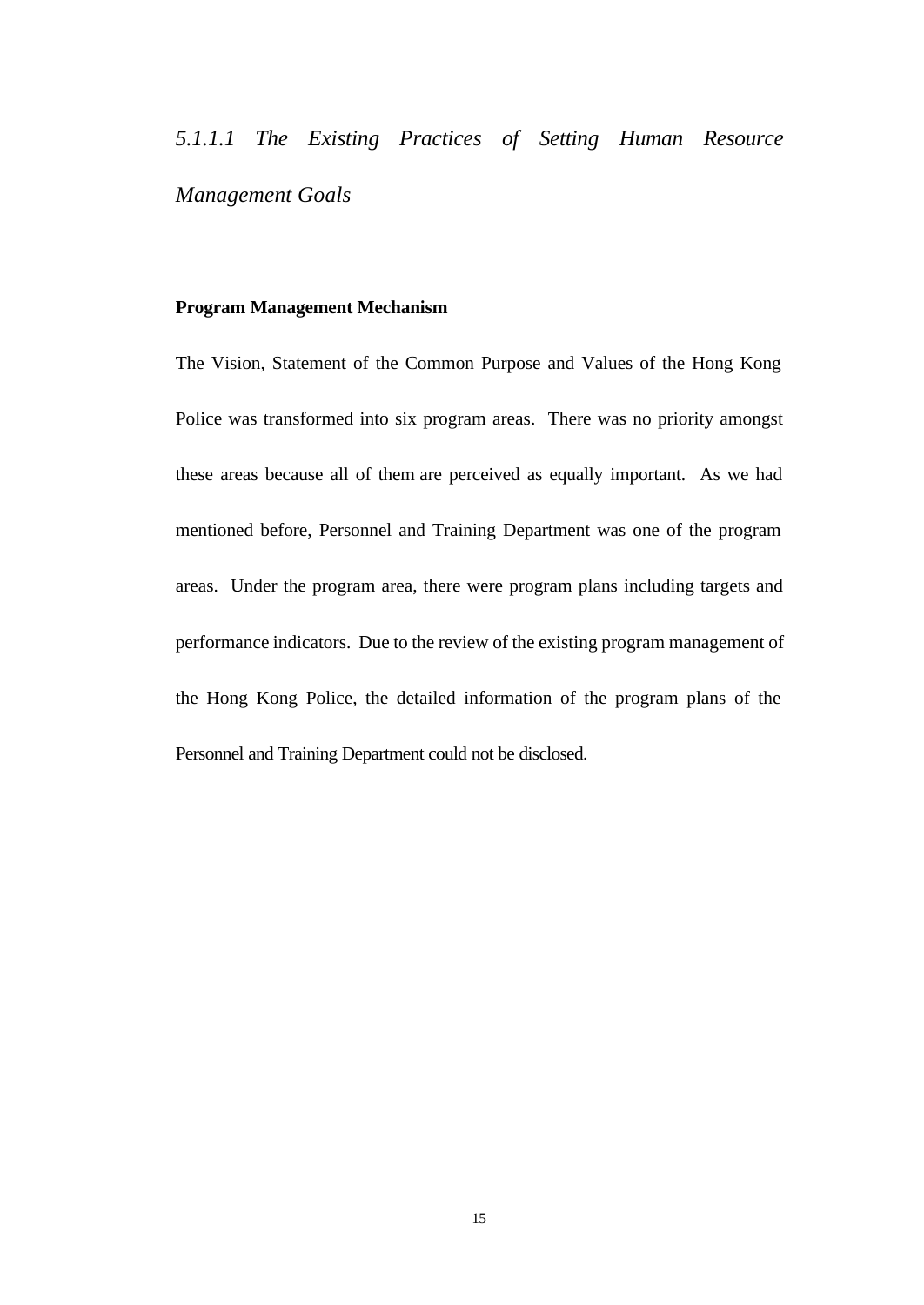#### *5.1.1.1 The Existing Practices of Setting Human Resource Management Goals*

**Program Management Mechanism**

The Vision, Statement of the Common Purpose and Values of the Hong Kong Police was transformed into six program areas. There was no priority amongst these areas because all of them are perceived as equally important. As we had mentioned before, Personnel and Training Department was one of the program areas. Under the program area, there were program plans including targets and performance indicators. Due to the review of the existing program management of the Hong Kong Police, the detailed information of the program plans of the Personnel and Training Department could not be disclosed.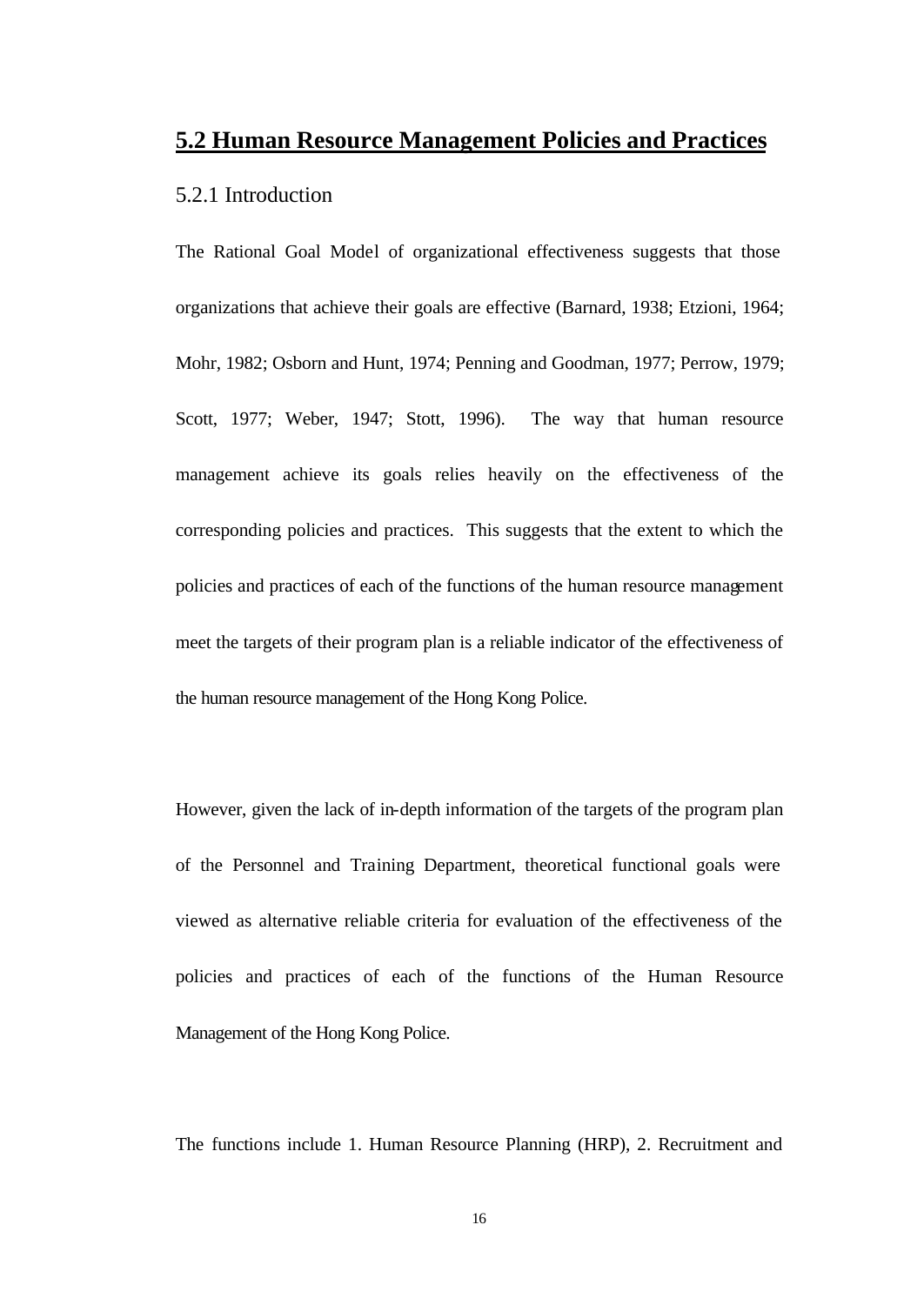## 5.2 Human Resource Management Policies and Practices

### 5.2.1 Introduction

The Rational Goal Model of organizational effectiveness suggests that those organizations that achieve their goals are effective (Barnard, 1938; Etzioni, 1964; Mohr, 1982; Osborn and Hunt, 1974; Penning and Goodman, 1977; Perrow, 1979; Scott, 1977; Weber, 1947; Stott, 1996). The way that human resource management achieve its goals relies heavily on the effectiveness of the corresponding policies and practices. This suggests that the extent to which the policies and practices of each of the functions of the human resource management meet the targets of their program plan is a reliable indicator of the effectiveness of the human resource management of the Hong Kong Police.

However, given the lack of in-depth information of the targets of the program plan of the Personnel and Training Department, theoretical functional goals were viewed as alternative reliable criteria for evaluation of the effectiveness of the policies and practices of each of the functions of the Human Resource Management of the Hong Kong Police.

The functions include 1. Human Resource Planning (HRP), 2. Recruitment and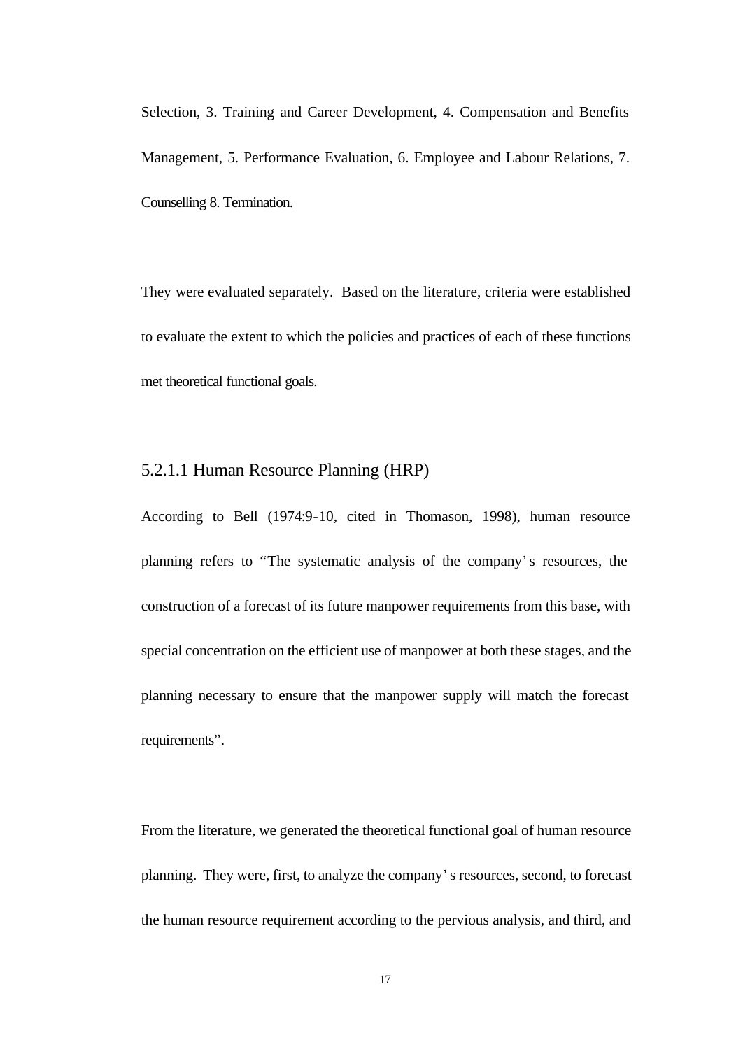Selection, 3. Training and Career Development, 4. Compensation and Benefits Management, 5. Performance Evaluation, 6. Employee and Labour Relations, 7. Counselling 8. Termination.

They were evaluated separately. Based on the literature, criteria were established to evaluate the extent to which the policies and practices of each of these functions met theoretical functional goals.

#### 5.2.1.1 Human Resource Planning (HRP)

According to Bell (1974:9-10, cited in Thomason, 1998), human resource planning refers to "The systematic analysis of the company's resources, the construction of a forecast of its future manpower requirements from this base, with special concentration on the efficient use of manpower at both these stages, and the planning necessary to ensure that the manpower supply will match the forecast requirements".

From the literature, we generated the theoretical functional goal of human resource planning. They were, first, to analyze the company's resources, second, to forecast the human resource requirement according to the pervious analysis, and third, and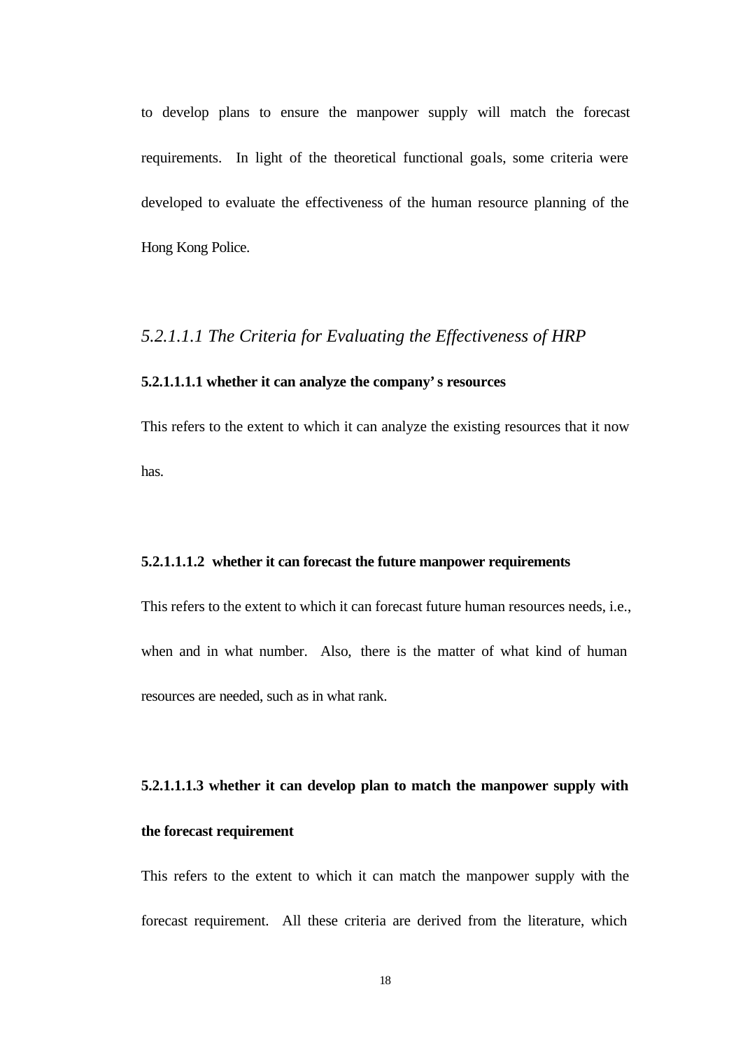to develop plans to ensure the manpower supply will match the forecast requirements. In light of the theoretical functional goals, some criteria were developed to evaluate the effectiveness of the human resource planning of the Hong Kong Police.

### *5.2.1.1.1 The Criteria for Evaluating the Effectiveness of HRP*

**5.2.1.1.1.1 whether it can analyze the company's resources**

This refers to the extent to which it can analyze the existing resources that it now has.

**5.2.1.1.1.2 whether it can forecast the future manpower requirements**

This refers to the extent to which it can forecast future human resources needs, i.e., when and in what number. Also, there is the matter of what kind of human resources are needed, such as in what rank.

**5.2.1.1.1.3 whether it can develop plan to match the manpower supply with the forecast requirement**

This refers to the extent to which it can match the manpower supply with the forecast requirement. All these criteria are derived from the literature, which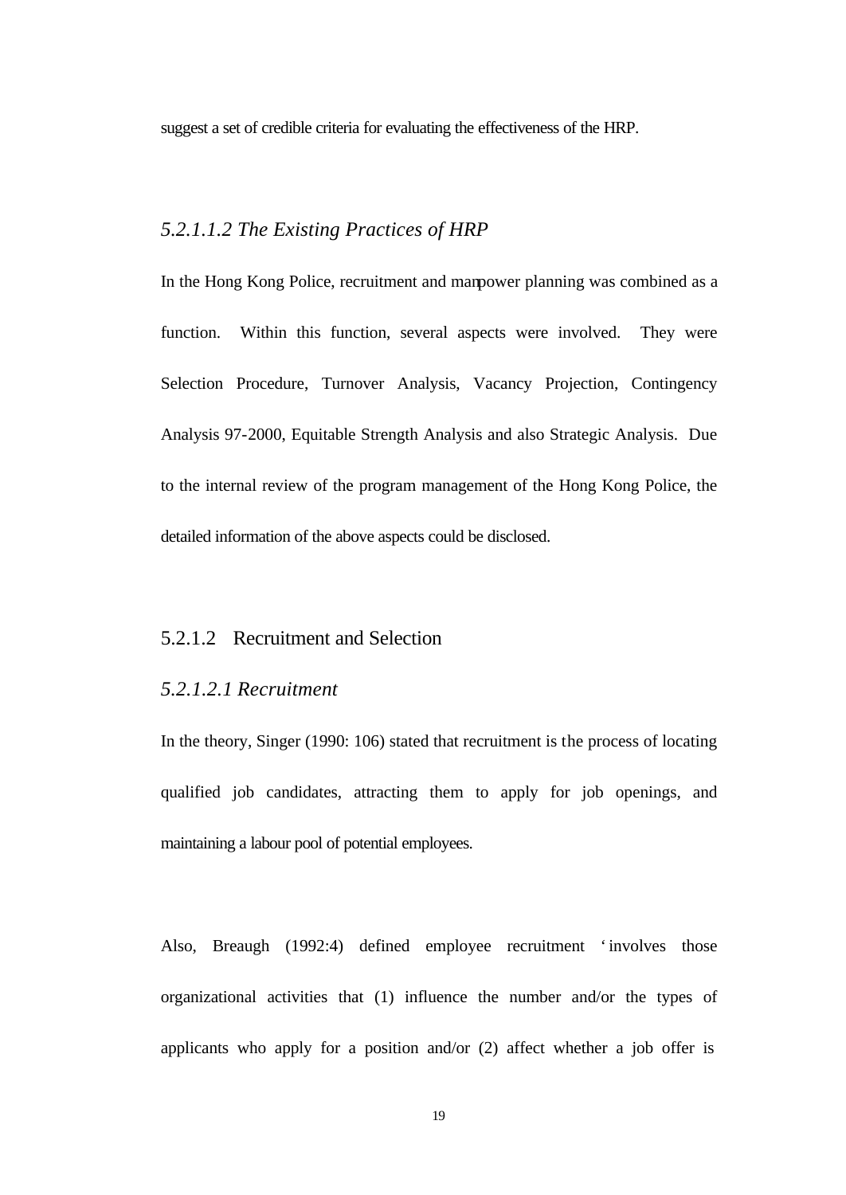suggest a set of credible criteria for evaluating the effectiveness of the HRP.

#### *5.2.1.1.2 The Existing Practices of HRP*

In the Hong Kong Police, recruitment and manpower planning was combined as a function. Within this function, several aspects were involved. They were Selection Procedure, Turnover Analysis, Vacancy Projection, Contingency Analysis 97-2000, Equitable Strength Analysis and also Strategic Analysis. Due to the internal review of the program management of the Hong Kong Police, the detailed information of the above aspects could be disclosed.

### 5.2.1.2 Recruitment and Selection

#### *5.2.1.2.1 Recruitment*

In the theory, Singer (1990: 106) stated that recruitment is the process of locating qualified job candidates, attracting them to apply for job openings, and maintaining a labour pool of potential employees.

Also, Breaugh (1992:4) defined employee recruitment 'involves those organizational activities that (1) influence the number and/or the types of applicants who apply for a position and/or (2) affect whether a job offer is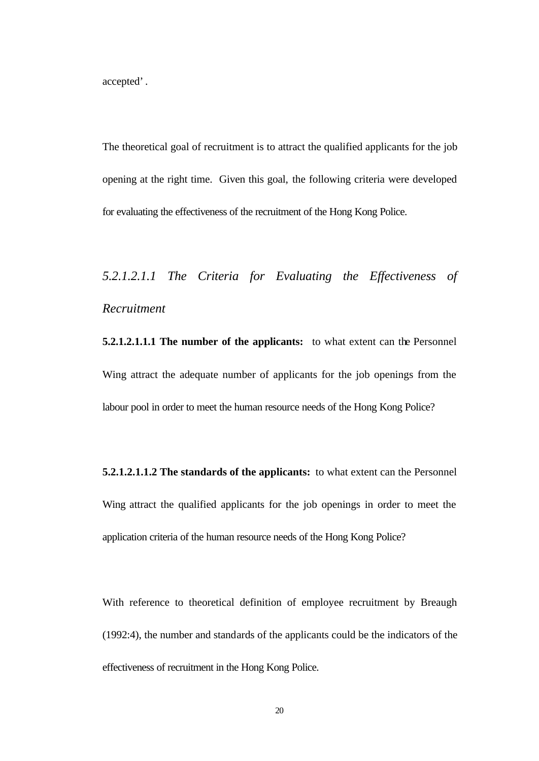accepted' .

The theoretical goal of recruitment is to attract the qualified applicants for the job opening at the right time. Given this goal, the following criteria were developed for evaluating the effectiveness of the recruitment of the Hong Kong Police.

*5.2.1.2.1.1 The Criteria for Evaluating the Effectiveness of Recruitment*

**5.2.1.2.1.1.1 The number of the applicants:** to what extent can the Personnel Wing attract the adequate number of applicants for the job openings from the labour pool in order to meet the human resource needs of the Hong Kong Police?

**5.2.1.2.1.1.2 The standards of the applicants:** to what extent can the Personnel Wing attract the qualified applicants for the job openings in order to meet the application criteria of the human resource needs of the Hong Kong Police?

With reference to theoretical definition of employee recruitment by Breaugh (1992:4), the number and standards of the applicants could be the indicators of the effectiveness of recruitment in the Hong Kong Police.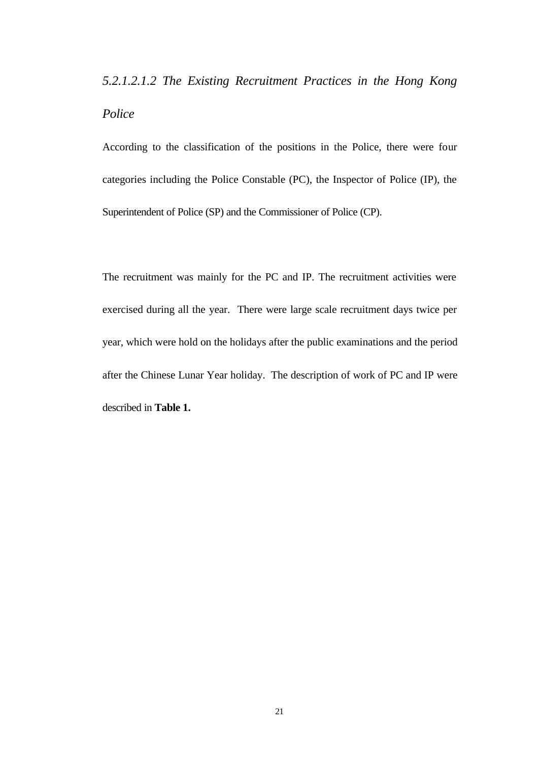*5.2.1.2.1.2 The Existing Recruitment Practices in the Hong Kong Police*

According to the classification of the positions in the Police, there were four categories including the Police Constable (PC), the Inspector of Police (IP), the Superintendent of Police (SP) and the Commissioner of Police (CP).

The recruitment was mainly for the PC and IP. The recruitment activities were exercised during all the year. There were large scale recruitment days twice per year, which were hold on the holidays after the public examinations and the period after the Chinese Lunar Year holiday. The description of work of PC and IP were described in **Table 1.**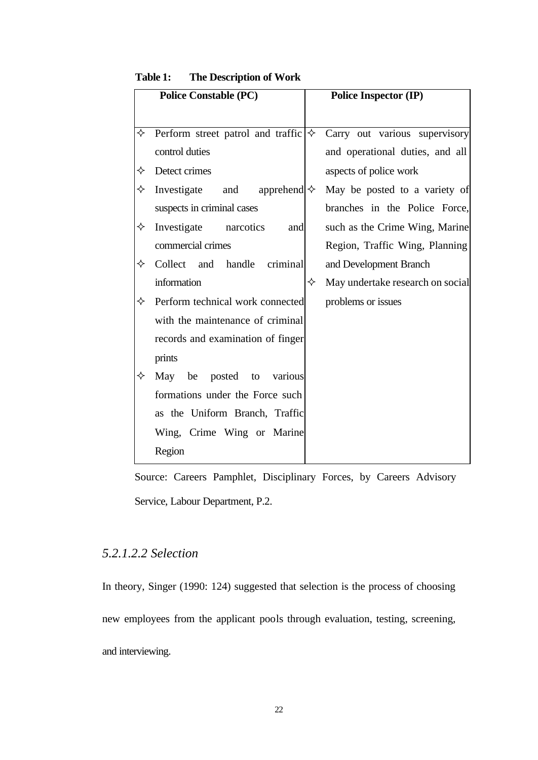**Table 1: The Description of Work**

| Police Constable (PC) | Police Inspector (IP) |
|---|---|
| ✧ Perform street patrol and traffic control duties<br>✧ Detect crimes<br>✧ Investigate and apprehend suspects in criminal cases<br>✧ Investigate narcotics and commercial crimes<br>✧ Collect and handle criminal information<br>✧ Perform technical work connected with the maintenance of criminal records and examination of finger prints<br>✧ May be posted to various formations under the Force such as the Uniform Branch, Traffic Wing, Crime Wing or Marine Region | ✧ Carry out various supervisory and operational duties, and all aspects of police work<br>✧ May be posted to a variety of branches in the Police Force, such as the Crime Wing, Marine Region, Traffic Wing, Planning and Development Branch<br>✧ May undertake research on social problems or issues |

Source: Careers Pamphlet, Disciplinary Forces, by Careers Advisory Service, Labour Department, P.2.

##### *5.2.1.2.2 Selection*

In theory, Singer (1990: 124) suggested that selection is the process of choosing new employees from the applicant pools through evaluation, testing, screening, and interviewing.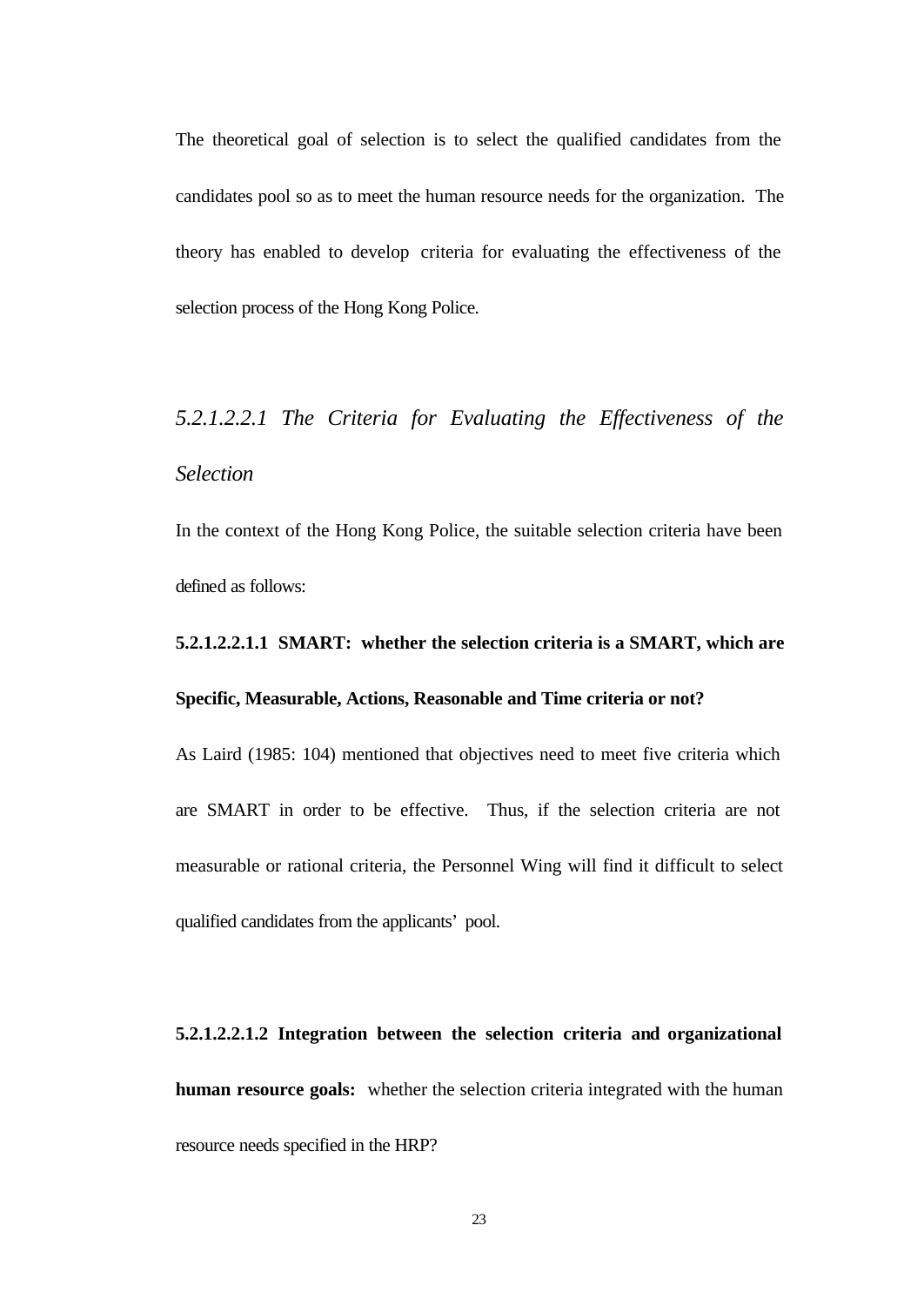The theoretical goal of selection is to select the qualified candidates from the candidates pool so as to meet the human resource needs for the organization. The theory has enabled to develop criteria for evaluating the effectiveness of the selection process of the Hong Kong Police.

*5.2.1.2.2.1 The Criteria for Evaluating the Effectiveness of the Selection*

In the context of the Hong Kong Police, the suitable selection criteria have been defined as follows:

**5.2.1.2.2.1.1 SMART: whether the selection criteria is a SMART, which are Specific, Measurable, Actions, Reasonable and Time criteria or not?**

As Laird (1985: 104) mentioned that objectives need to meet five criteria which are SMART in order to be effective. Thus, if the selection criteria are not measurable or rational criteria, the Personnel Wing will find it difficult to select qualified candidates from the applicants' pool.

**5.2.1.2.2.1.2 Integration between the selection criteria and organizational human resource goals:** whether the selection criteria integrated with the human resource needs specified in the HRP?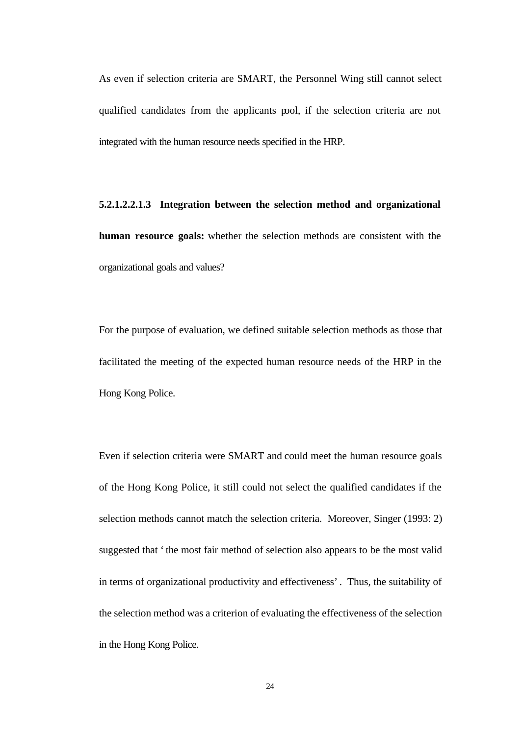As even if selection criteria are SMART, the Personnel Wing still cannot select qualified candidates from the applicants pool, if the selection criteria are not integrated with the human resource needs specified in the HRP.

**5.2.1.2.2.1.3 Integration between the selection method and organizational human resource goals:** whether the selection methods are consistent with the organizational goals and values?

For the purpose of evaluation, we defined suitable selection methods as those that facilitated the meeting of the expected human resource needs of the HRP in the Hong Kong Police.

Even if selection criteria were SMART and could meet the human resource goals of the Hong Kong Police, it still could not select the qualified candidates if the selection methods cannot match the selection criteria. Moreover, Singer (1993: 2) suggested that 'the most fair method of selection also appears to be the most valid in terms of organizational productivity and effectiveness'. Thus, the suitability of the selection method was a criterion of evaluating the effectiveness of the selection in the Hong Kong Police.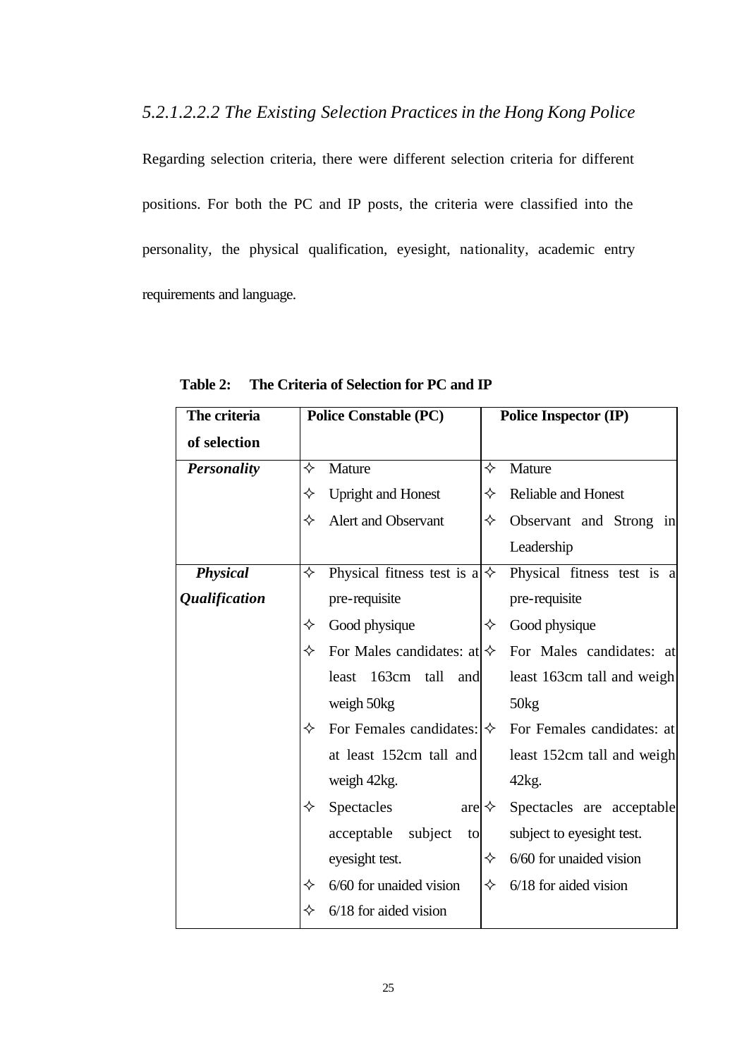### *5.2.1.2.2.2 The Existing Selection Practices in the Hong Kong Police*

Regarding selection criteria, there were different selection criteria for different positions. For both the PC and IP posts, the criteria were classified into the personality, the physical qualification, eyesight, nationality, academic entry requirements and language.

**Table 2: The Criteria of Selection for PC and IP**

| The criteria of selection | Police Constable (PC) | Police Inspector (IP) |
|---|---|---|
| ***Personality*** | ✧ Mature<br>✧ Upright and Honest<br>✧ Alert and Observant | ✧ Mature<br>✧ Reliable and Honest<br>✧ Observant and Strong in Leadership |
| ***Physical Qualification*** | ✧ Physical fitness test is a pre-requisite<br>✧ Good physique<br>✧ For Males candidates: at least 163cm tall and weigh 50kg<br>✧ For Females candidates: at least 152cm tall and weigh 42kg.<br>✧ Spectacles are acceptable subject to eyesight test.<br>✧ 6/60 for unaided vision<br>✧ 6/18 for aided vision | ✧ Physical fitness test is a pre-requisite<br>✧ Good physique<br>✧ For Males candidates: at least 163cm tall and weigh 50kg<br>✧ For Females candidates: at least 152cm tall and weigh 42kg.<br>✧ Spectacles are acceptable subject to eyesight test.<br>✧ 6/60 for unaided vision<br>✧ 6/18 for aided vision |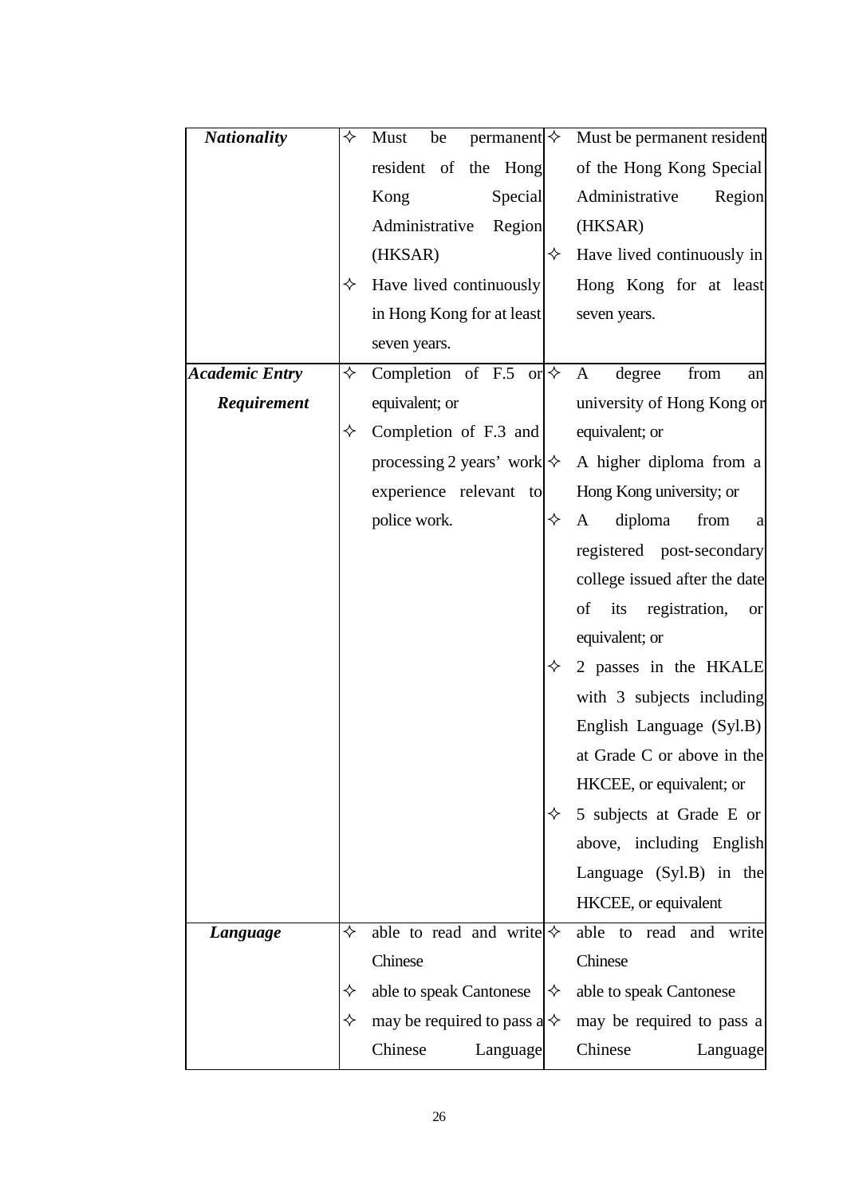| | | |
|---|---|---|
| ***Nationality*** | ✧ Must be permanent resident of the Hong Kong Special Administrative Region (HKSAR)<br>✧ Have lived continuously in Hong Kong for at least seven years. | ✧ Must be permanent resident of the Hong Kong Special Administrative Region (HKSAR)<br>✧ Have lived continuously in Hong Kong for at least seven years. |
| ***Academic Entry Requirement*** | ✧ Completion of F.5 or equivalent; or<br>✧ Completion of F.3 and processing 2 years' work experience relevant to police work. | ✧ A degree from an university of Hong Kong or equivalent; or<br>✧ A higher diploma from a Hong Kong university; or<br>✧ A diploma from a registered post-secondary college issued after the date of its registration, or equivalent; or<br>✧ 2 passes in the HKALE with 3 subjects including English Language (Syl.B) at Grade C or above in the HKCEE, or equivalent; or<br>✧ 5 subjects at Grade E or above, including English Language (Syl.B) in the HKCEE, or equivalent |
| ***Language*** | ✧ able to read and write Chinese<br>✧ able to speak Cantonese<br>✧ may be required to pass a Chinese Language | ✧ able to read and write Chinese<br>✧ able to speak Cantonese<br>✧ may be required to pass a Chinese Language |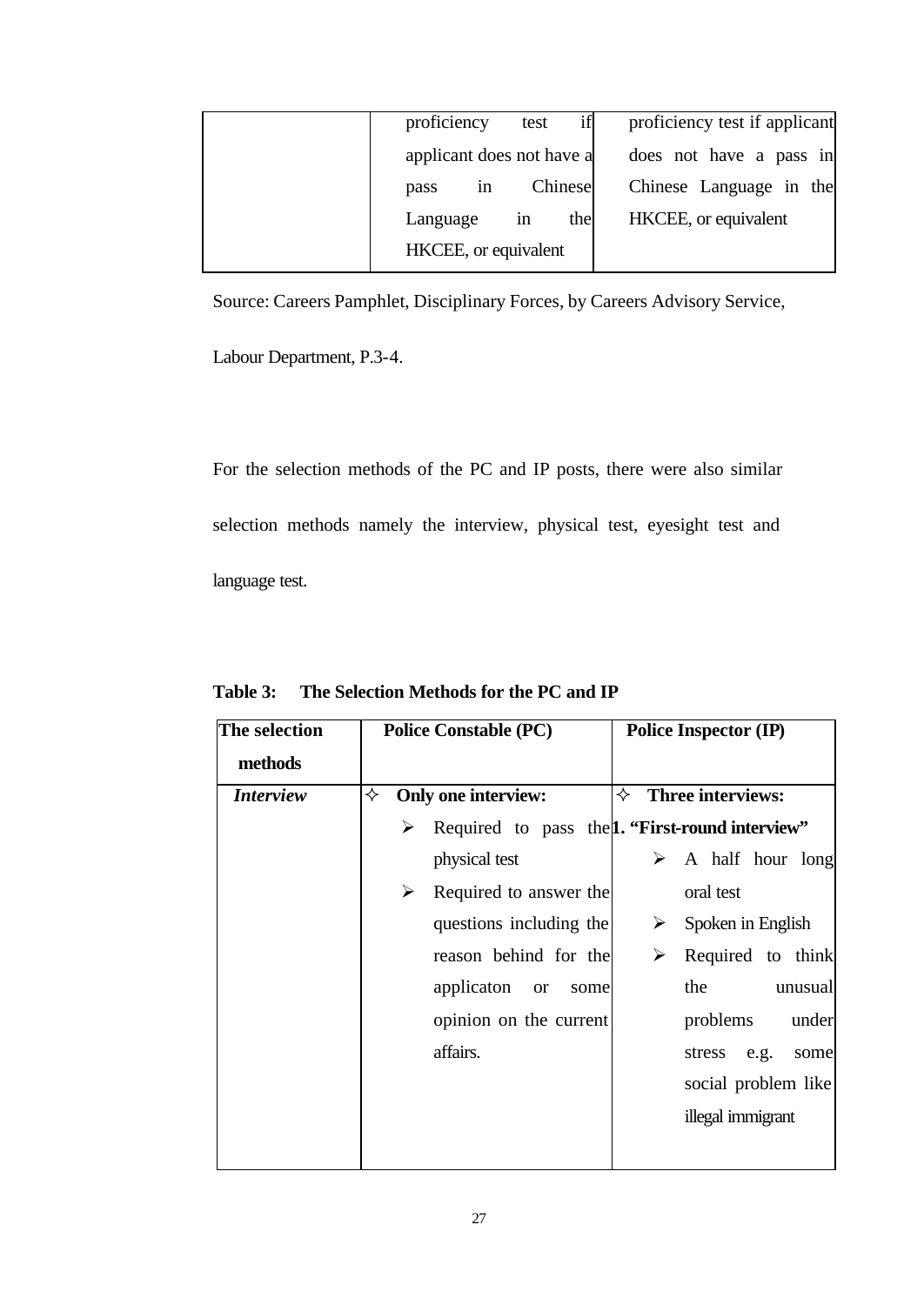| | | |
|---|---|---|
| | proficiency test if applicant does not have a pass in Chinese Language in the HKCEE, or equivalent | proficiency test if applicant does not have a pass in Chinese Language in the HKCEE, or equivalent |

Source: Careers Pamphlet, Disciplinary Forces, by Careers Advisory Service, Labour Department, P.3-4.

For the selection methods of the PC and IP posts, there were also similar selection methods namely the interview, physical test, eyesight test and language test.

**Table 3: The Selection Methods for the PC and IP**

| **The selection methods** | **Police Constable (PC)** | **Police Inspector (IP)** |
|---|---|---|
| ***Interview*** | ✧ **Only one interview:**<br>➢ Required to pass the physical test<br>➢ Required to answer the questions including the reason behind for the applicaton or some opinion on the current affairs. | ✧ **Three interviews:**<br>**1. "First-round interview"**<br>➢ A half hour long oral test<br>➢ Spoken in English<br>➢ Required to think the unusual problems under stress e.g. some social problem like illegal immigrant |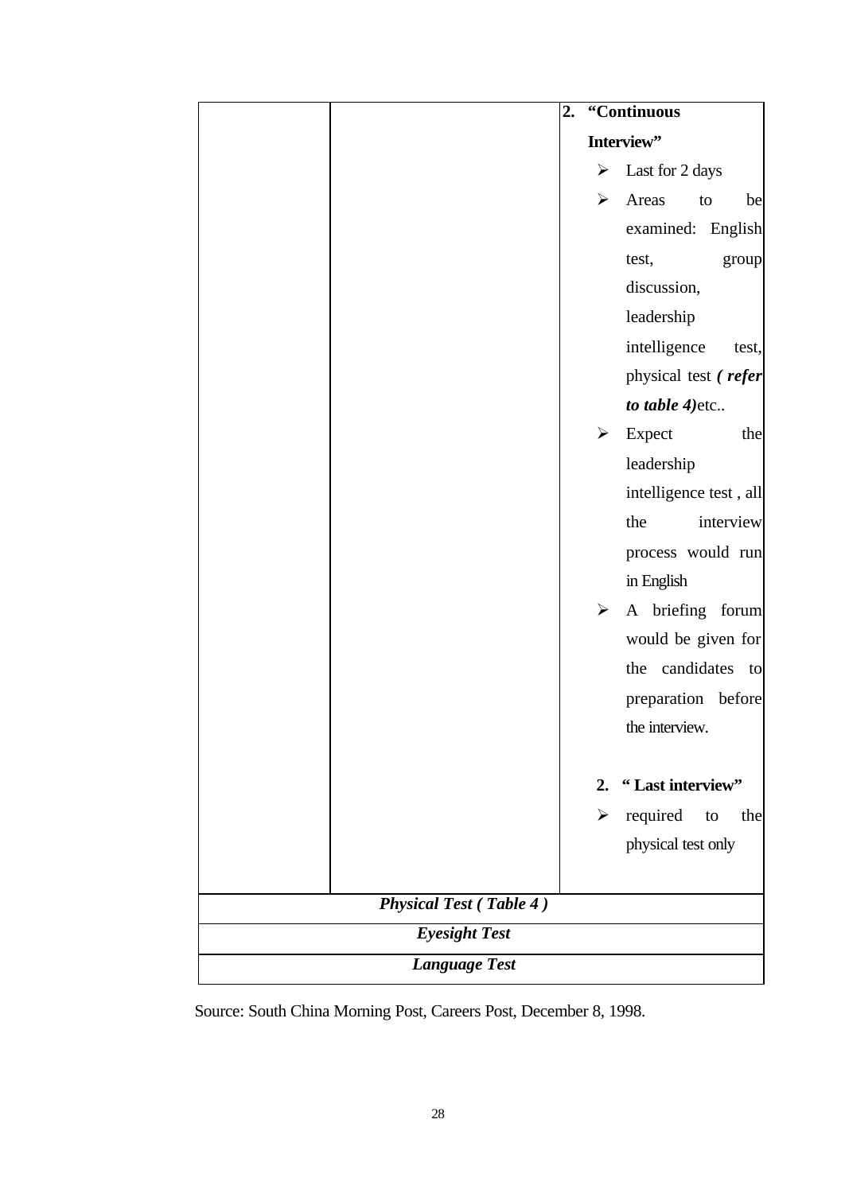|  |  | 2. **"Continuous Interview"**<br>➢ Last for 2 days<br>➢ Areas to be examined: English test, group discussion, leadership intelligence test, physical test ***( refer to table 4)***etc..<br>➢ Expect the leadership intelligence test , all the interview process would run in English<br>➢ A briefing forum would be given for the candidates to preparation before the interview.<br><br>2. **" Last interview"**<br>➢ required to the physical test only |
|---|---|---|
| ***Physical Test ( Table 4 )*** | | |
| ***Eyesight Test*** | | |
| ***Language Test*** | | |

Source: South China Morning Post, Careers Post, December 8, 1998.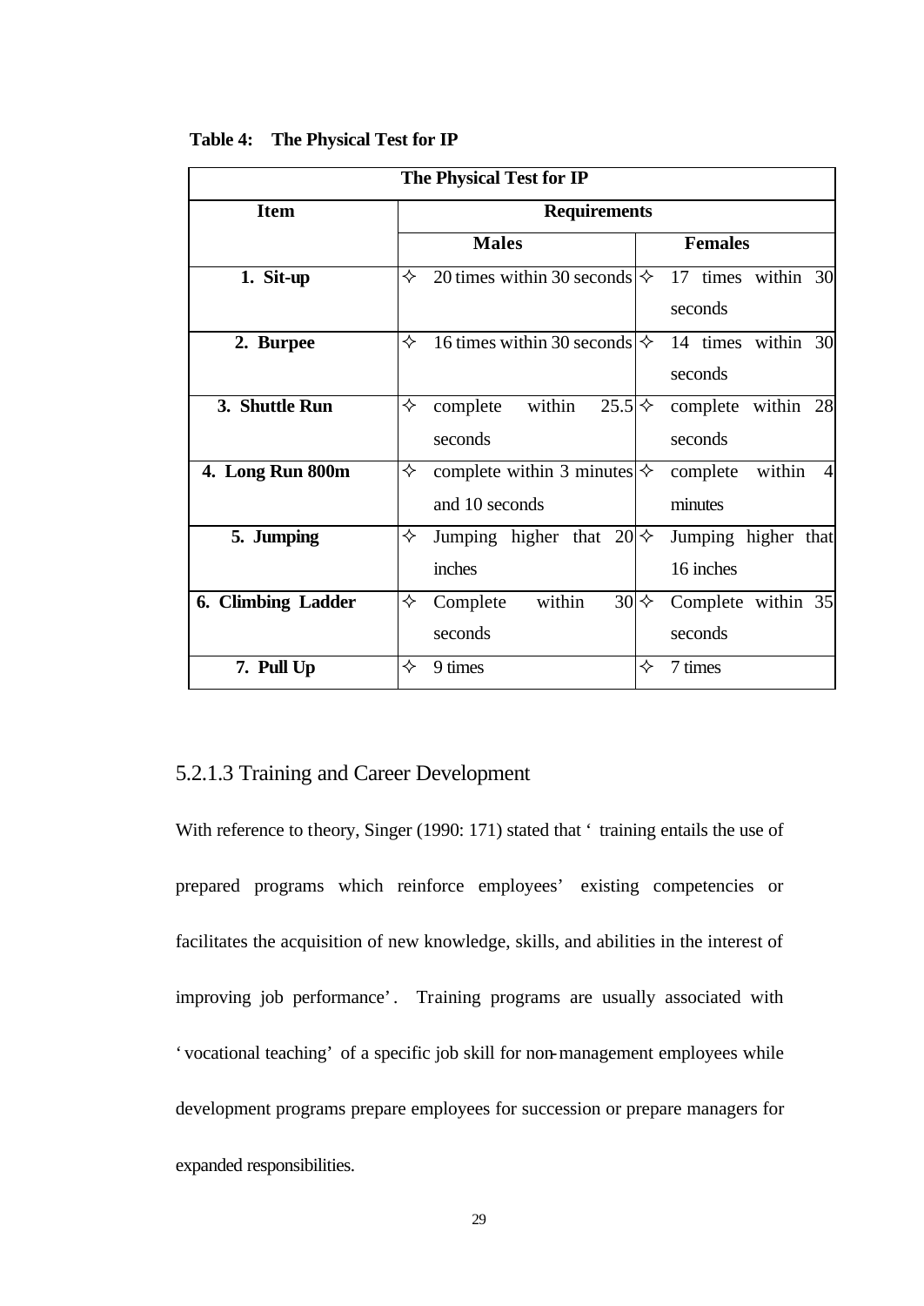**Table 4: The Physical Test for IP**

| The Physical Test for IP | | |
|---|---|---|
| **Item** | **Requirements** | |
| | **Males** | **Females** |
| **1. Sit-up** | ✧ 20 times within 30 seconds | ✧ 17 times within 30 seconds |
| **2. Burpee** | ✧ 16 times within 30 seconds | ✧ 14 times within 30 seconds |
| **3. Shuttle Run** | ✧ complete within 25.5 seconds | ✧ complete within 28 seconds |
| **4. Long Run 800m** | ✧ complete within 3 minutes and 10 seconds | ✧ complete within 4 minutes |
| **5. Jumping** | ✧ Jumping higher that 20 inches | ✧ Jumping higher that 16 inches |
| **6. Climbing Ladder** | ✧ Complete within 30 seconds | ✧ Complete within 35 seconds |
| **7. Pull Up** | ✧ 9 times | ✧ 7 times |

### 5.2.1.3 Training and Career Development

With reference to theory, Singer (1990: 171) stated that ' training entails the use of prepared programs which reinforce employees' existing competencies or facilitates the acquisition of new knowledge, skills, and abilities in the interest of improving job performance'. Training programs are usually associated with 'vocational teaching' of a specific job skill for non-management employees while development programs prepare employees for succession or prepare managers for expanded responsibilities.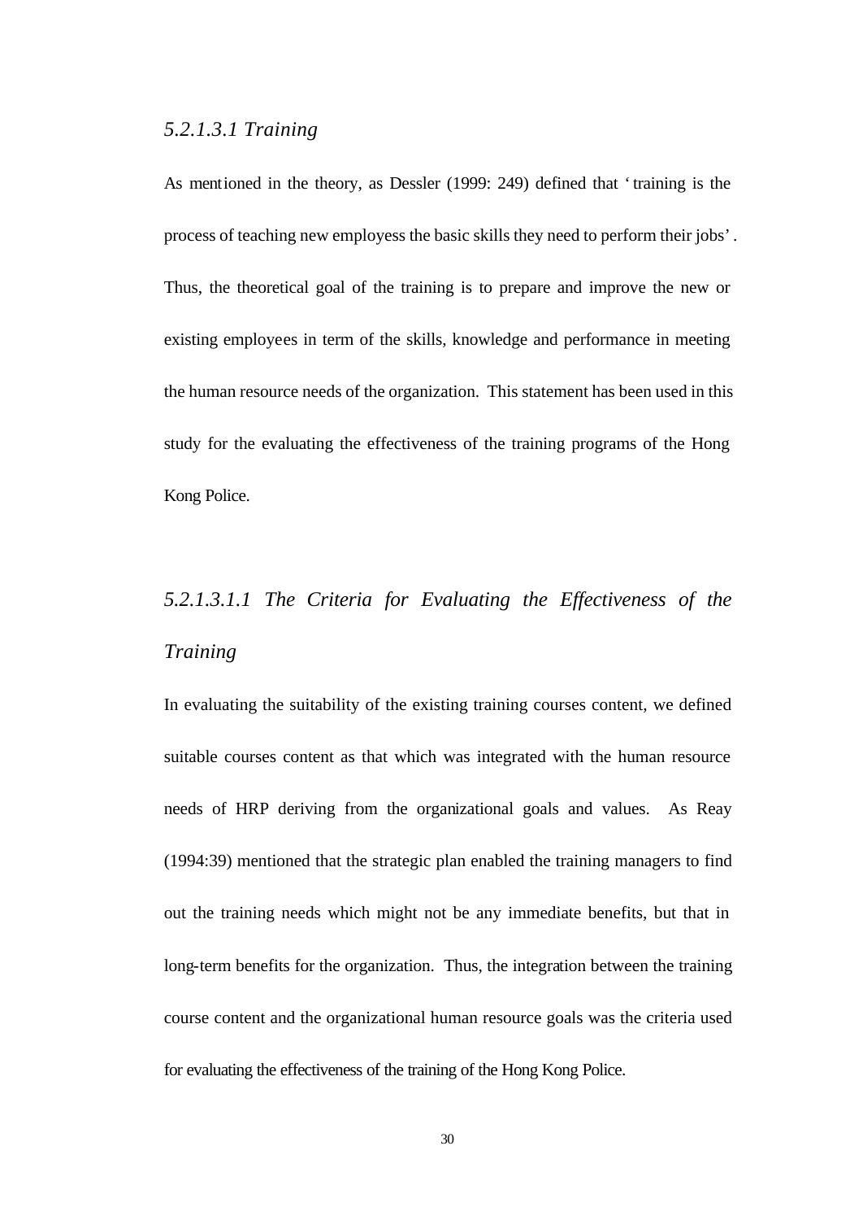#### *5.2.1.3.1 Training*

As mentioned in the theory, as Dessler (1999: 249) defined that 'training is the process of teaching new employess the basic skills they need to perform their jobs'. Thus, the theoretical goal of the training is to prepare and improve the new or existing employees in term of the skills, knowledge and performance in meeting the human resource needs of the organization. This statement has been used in this study for the evaluating the effectiveness of the training programs of the Hong Kong Police.

##### *5.2.1.3.1.1 The Criteria for Evaluating the Effectiveness of the Training*

In evaluating the suitability of the existing training courses content, we defined suitable courses content as that which was integrated with the human resource needs of HRP deriving from the organizational goals and values. As Reay (1994:39) mentioned that the strategic plan enabled the training managers to find out the training needs which might not be any immediate benefits, but that in long-term benefits for the organization. Thus, the integration between the training course content and the organizational human resource goals was the criteria used for evaluating the effectiveness of the training of the Hong Kong Police.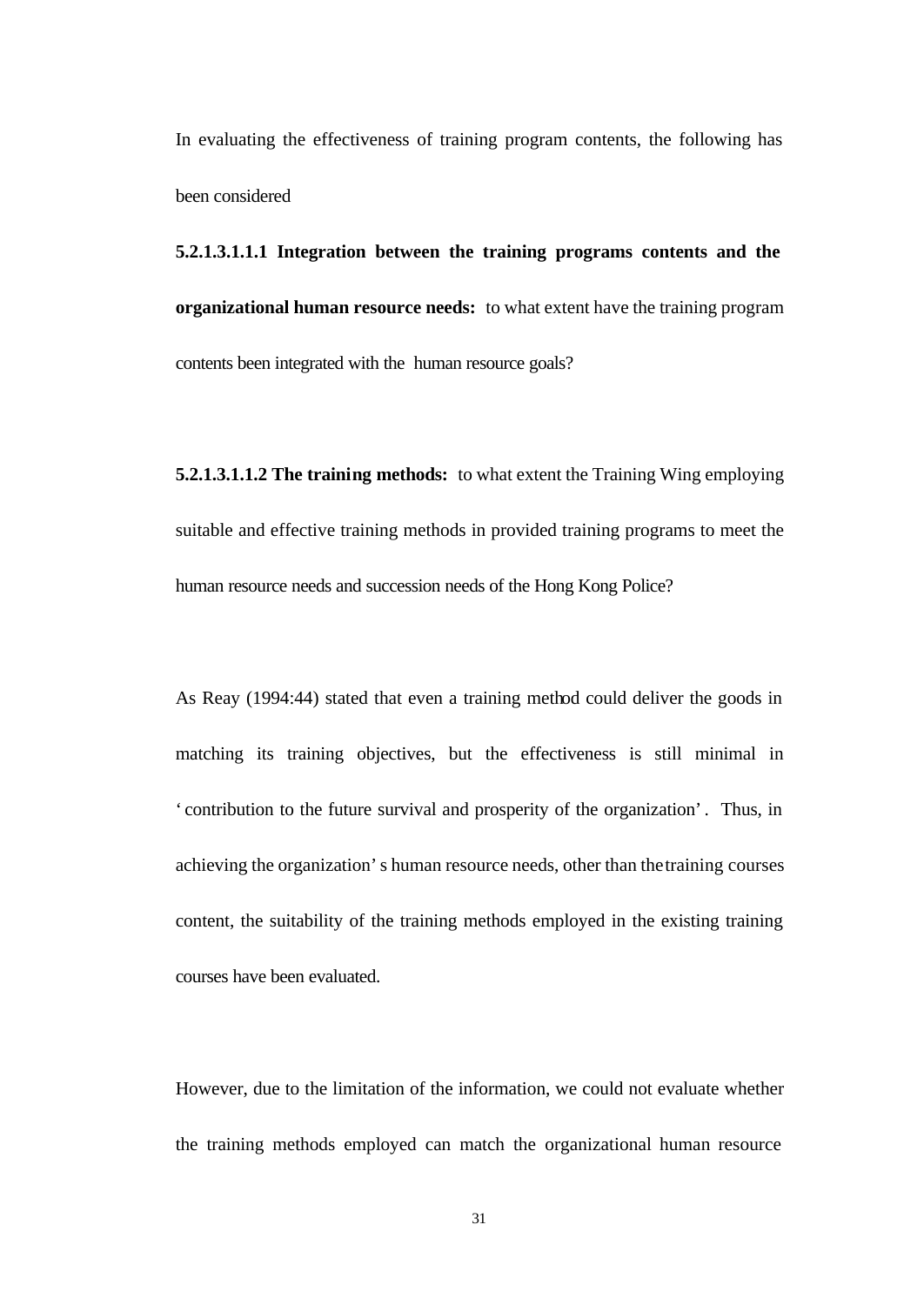In evaluating the effectiveness of training program contents, the following has been considered

**5.2.1.3.1.1.1 Integration between the training programs contents and the organizational human resource needs:** to what extent have the training program contents been integrated with the human resource goals?

**5.2.1.3.1.1.2 The training methods:** to what extent the Training Wing employing suitable and effective training methods in provided training programs to meet the human resource needs and succession needs of the Hong Kong Police?

As Reay (1994:44) stated that even a training method could deliver the goods in matching its training objectives, but the effectiveness is still minimal in 'contribution to the future survival and prosperity of the organization'. Thus, in achieving the organization's human resource needs, other than the training courses content, the suitability of the training methods employed in the existing training courses have been evaluated.

However, due to the limitation of the information, we could not evaluate whether the training methods employed can match the organizational human resource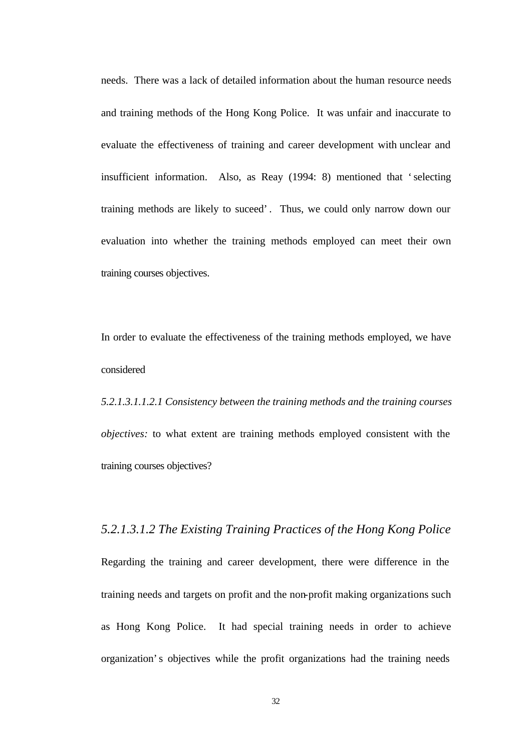needs. There was a lack of detailed information about the human resource needs and training methods of the Hong Kong Police. It was unfair and inaccurate to evaluate the effectiveness of training and career development with unclear and insufficient information. Also, as Reay (1994: 8) mentioned that 'selecting training methods are likely to suceed'. Thus, we could only narrow down our evaluation into whether the training methods employed can meet their own training courses objectives.

In order to evaluate the effectiveness of the training methods employed, we have considered

*5.2.1.3.1.1.2.1 Consistency between the training methods and the training courses objectives:* to what extent are training methods employed consistent with the training courses objectives?

### *5.2.1.3.1.2 The Existing Training Practices of the Hong Kong Police*

Regarding the training and career development, there were difference in the training needs and targets on profit and the non-profit making organizations such as Hong Kong Police. It had special training needs in order to achieve organization's objectives while the profit organizations had the training needs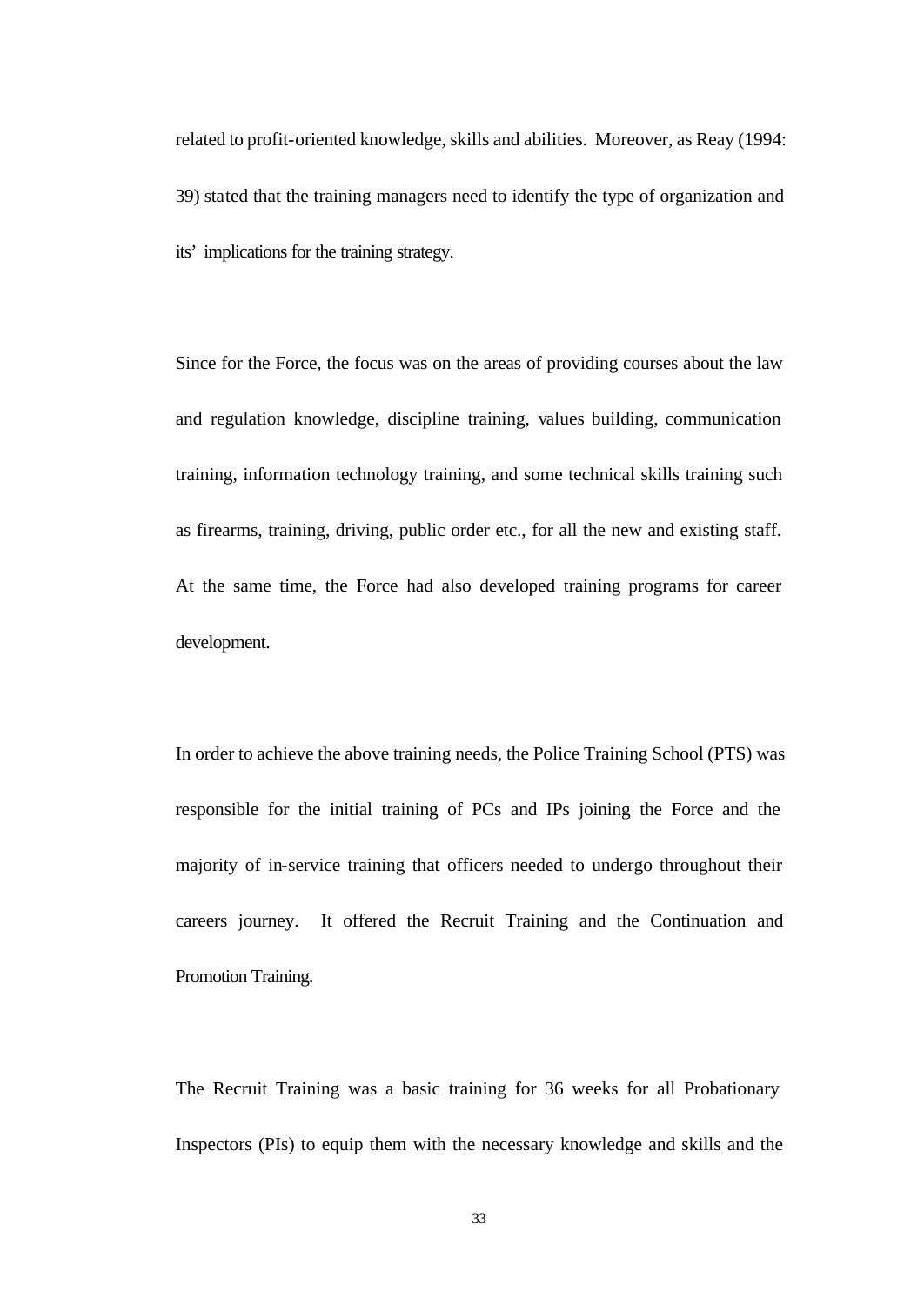related to profit-oriented knowledge, skills and abilities. Moreover, as Reay (1994: 39) stated that the training managers need to identify the type of organization and its' implications for the training strategy.

Since for the Force, the focus was on the areas of providing courses about the law and regulation knowledge, discipline training, values building, communication training, information technology training, and some technical skills training such as firearms, training, driving, public order etc., for all the new and existing staff. At the same time, the Force had also developed training programs for career development.

In order to achieve the above training needs, the Police Training School (PTS) was responsible for the initial training of PCs and IPs joining the Force and the majority of in-service training that officers needed to undergo throughout their careers journey. It offered the Recruit Training and the Continuation and Promotion Training.

The Recruit Training was a basic training for 36 weeks for all Probationary Inspectors (PIs) to equip them with the necessary knowledge and skills and the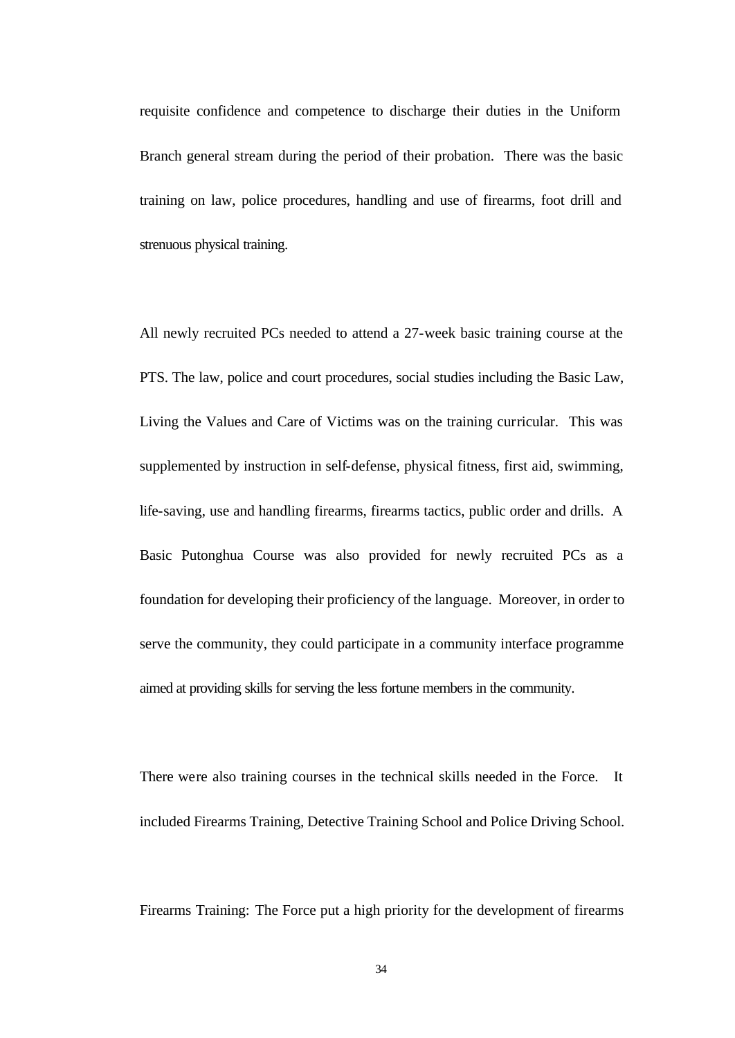requisite confidence and competence to discharge their duties in the Uniform Branch general stream during the period of their probation. There was the basic training on law, police procedures, handling and use of firearms, foot drill and strenuous physical training.

All newly recruited PCs needed to attend a 27-week basic training course at the PTS. The law, police and court procedures, social studies including the Basic Law, Living the Values and Care of Victims was on the training curricular. This was supplemented by instruction in self-defense, physical fitness, first aid, swimming, life-saving, use and handling firearms, firearms tactics, public order and drills. A Basic Putonghua Course was also provided for newly recruited PCs as a foundation for developing their proficiency of the language. Moreover, in order to serve the community, they could participate in a community interface programme aimed at providing skills for serving the less fortune members in the community.

There were also training courses in the technical skills needed in the Force. It included Firearms Training, Detective Training School and Police Driving School.

Firearms Training: The Force put a high priority for the development of firearms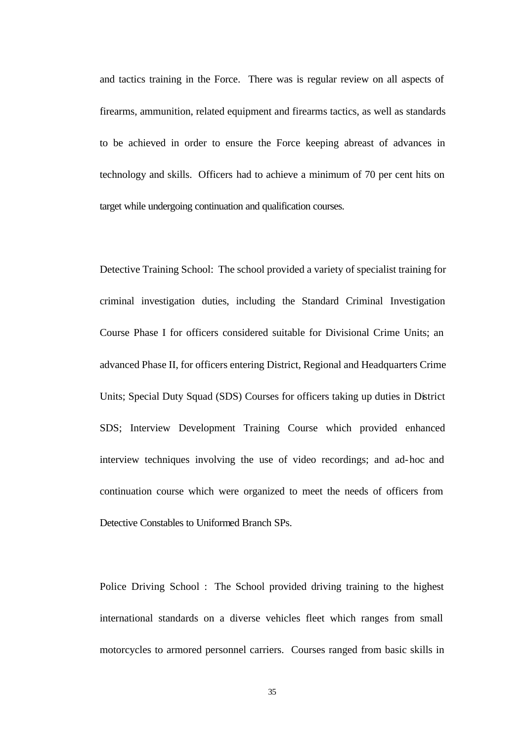and tactics training in the Force. There was is regular review on all aspects of firearms, ammunition, related equipment and firearms tactics, as well as standards to be achieved in order to ensure the Force keeping abreast of advances in technology and skills. Officers had to achieve a minimum of 70 per cent hits on target while undergoing continuation and qualification courses.

Detective Training School: The school provided a variety of specialist training for criminal investigation duties, including the Standard Criminal Investigation Course Phase I for officers considered suitable for Divisional Crime Units; an advanced Phase II, for officers entering District, Regional and Headquarters Crime Units; Special Duty Squad (SDS) Courses for officers taking up duties in District SDS; Interview Development Training Course which provided enhanced interview techniques involving the use of video recordings; and ad-hoc and continuation course which were organized to meet the needs of officers from Detective Constables to Uniformed Branch SPs.

Police Driving School : The School provided driving training to the highest international standards on a diverse vehicles fleet which ranges from small motorcycles to armored personnel carriers. Courses ranged from basic skills in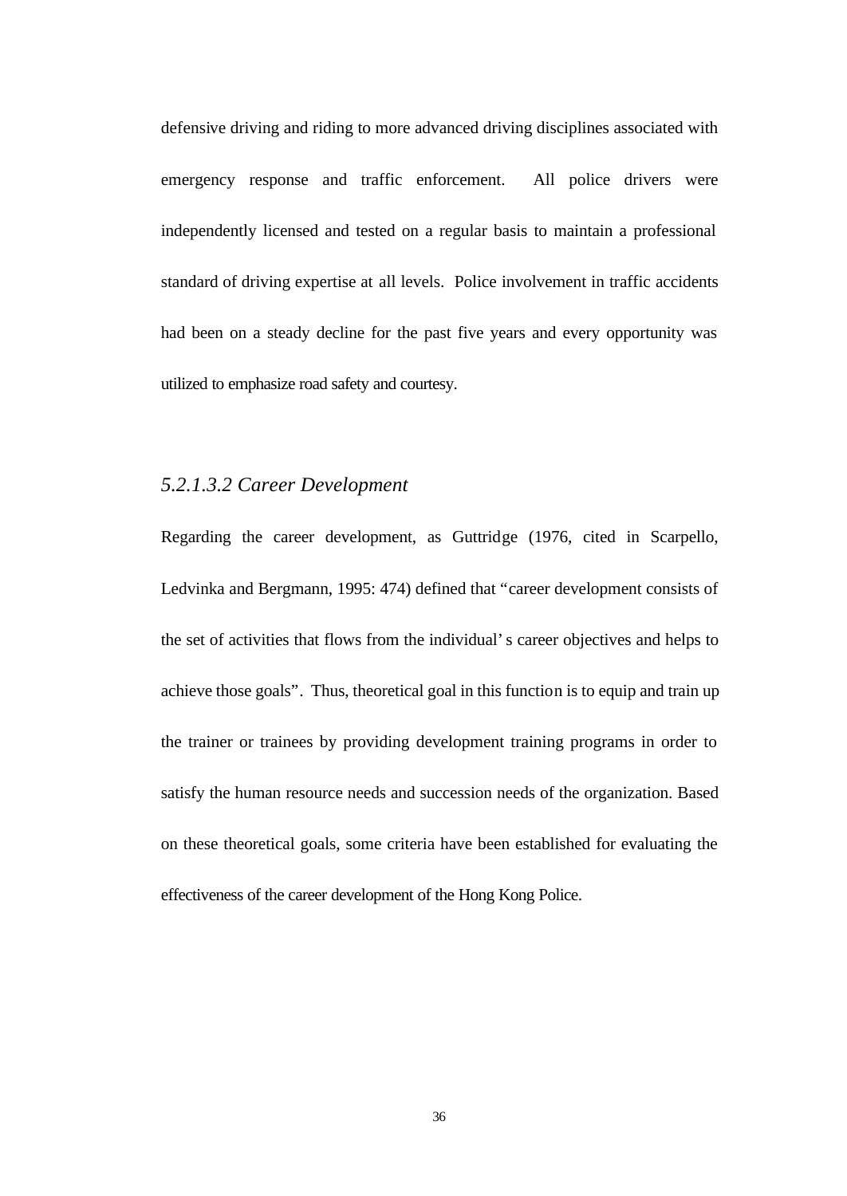defensive driving and riding to more advanced driving disciplines associated with emergency response and traffic enforcement. All police drivers were independently licensed and tested on a regular basis to maintain a professional standard of driving expertise at all levels. Police involvement in traffic accidents had been on a steady decline for the past five years and every opportunity was utilized to emphasize road safety and courtesy.

##### *5.2.1.3.2 Career Development*

Regarding the career development, as Guttridge (1976, cited in Scarpello, Ledvinka and Bergmann, 1995: 474) defined that "career development consists of the set of activities that flows from the individual's career objectives and helps to achieve those goals". Thus, theoretical goal in this function is to equip and train up the trainer or trainees by providing development training programs in order to satisfy the human resource needs and succession needs of the organization. Based on these theoretical goals, some criteria have been established for evaluating the effectiveness of the career development of the Hong Kong Police.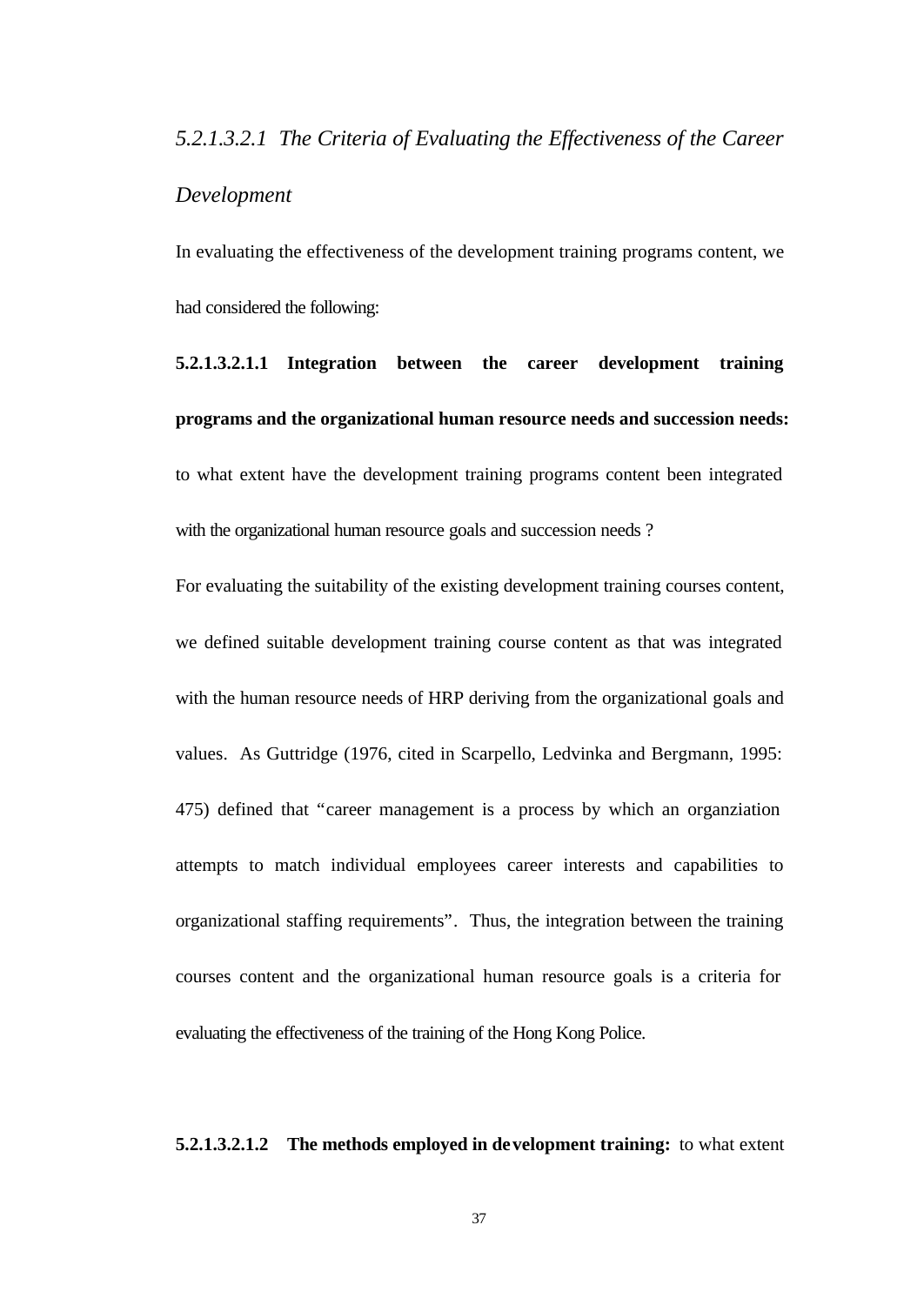*5.2.1.3.2.1 The Criteria of Evaluating the Effectiveness of the Career Development*

In evaluating the effectiveness of the development training programs content, we had considered the following:

**5.2.1.3.2.1.1 Integration between the career development training programs and the organizational human resource needs and succession needs:** to what extent have the development training programs content been integrated with the organizational human resource goals and succession needs ?

For evaluating the suitability of the existing development training courses content, we defined suitable development training course content as that was integrated with the human resource needs of HRP deriving from the organizational goals and values. As Guttridge (1976, cited in Scarpello, Ledvinka and Bergmann, 1995: 475) defined that "career management is a process by which an organziation attempts to match individual employees career interests and capabilities to organizational staffing requirements". Thus, the integration between the training courses content and the organizational human resource goals is a criteria for evaluating the effectiveness of the training of the Hong Kong Police.

**5.2.1.3.2.1.2 The methods employed in development training:** to what extent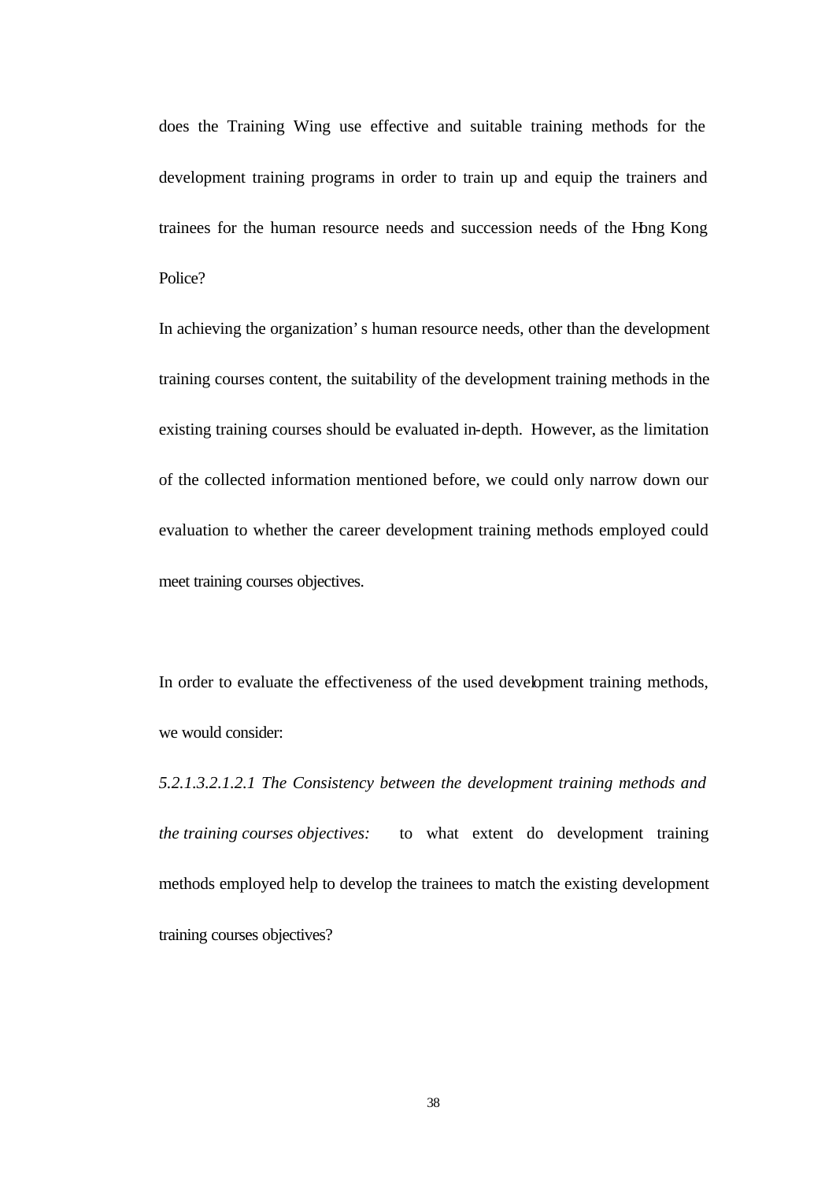does the Training Wing use effective and suitable training methods for the development training programs in order to train up and equip the trainers and trainees for the human resource needs and succession needs of the Hong Kong Police?

In achieving the organization's human resource needs, other than the development training courses content, the suitability of the development training methods in the existing training courses should be evaluated in-depth. However, as the limitation of the collected information mentioned before, we could only narrow down our evaluation to whether the career development training methods employed could meet training courses objectives.

In order to evaluate the effectiveness of the used development training methods, we would consider:

*5.2.1.3.2.1.2.1 The Consistency between the development training methods and the training courses objectives:* to what extent do development training methods employed help to develop the trainees to match the existing development training courses objectives?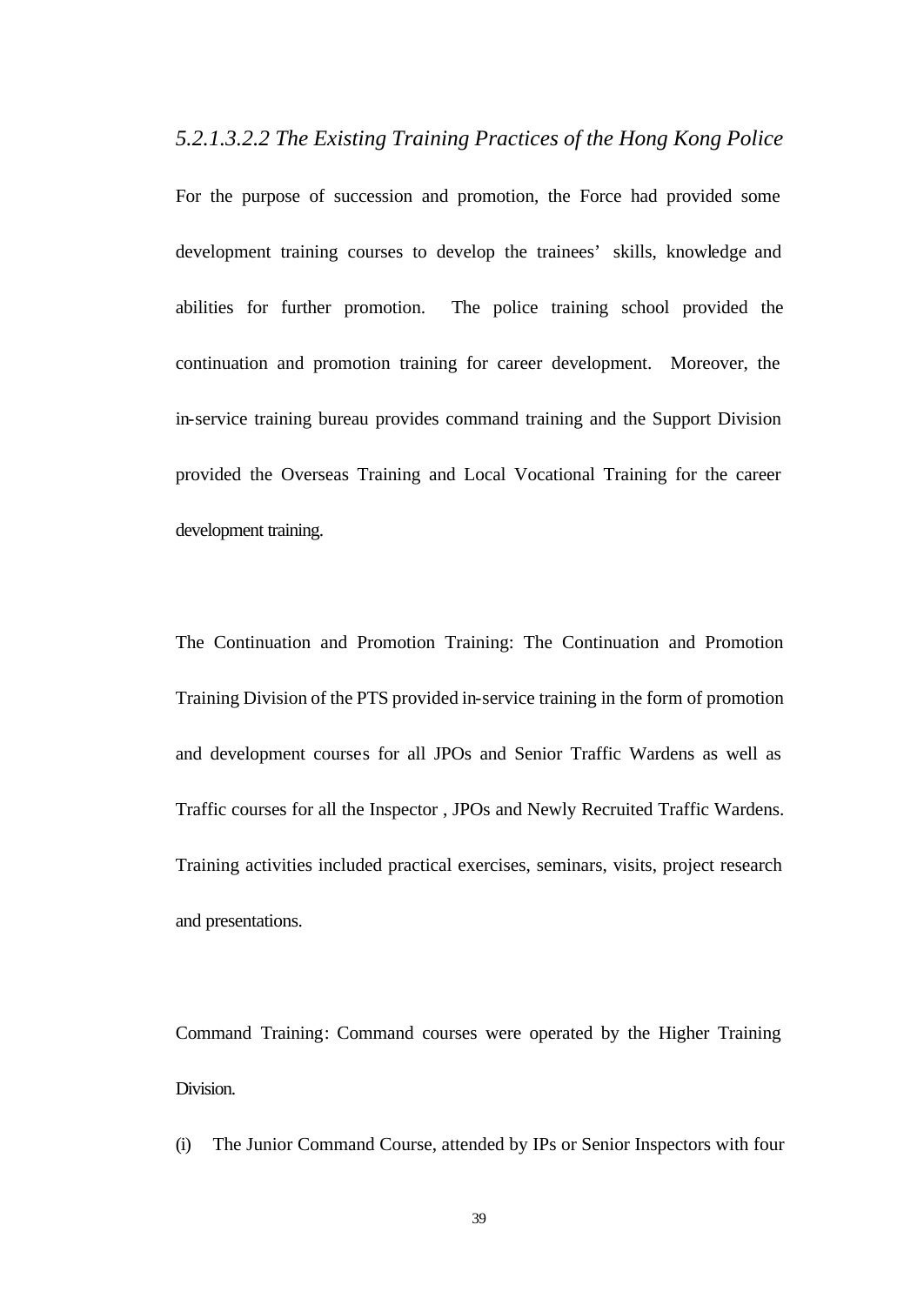*5.2.1.3.2.2 The Existing Training Practices of the Hong Kong Police*

For the purpose of succession and promotion, the Force had provided some development training courses to develop the trainees' skills, knowledge and abilities for further promotion. The police training school provided the continuation and promotion training for career development. Moreover, the in-service training bureau provides command training and the Support Division provided the Overseas Training and Local Vocational Training for the career development training.

The Continuation and Promotion Training: The Continuation and Promotion Training Division of the PTS provided in-service training in the form of promotion and development courses for all JPOs and Senior Traffic Wardens as well as Traffic courses for all the Inspector , JPOs and Newly Recruited Traffic Wardens. Training activities included practical exercises, seminars, visits, project research and presentations.

Command Training: Command courses were operated by the Higher Training Division.

(i) The Junior Command Course, attended by IPs or Senior Inspectors with four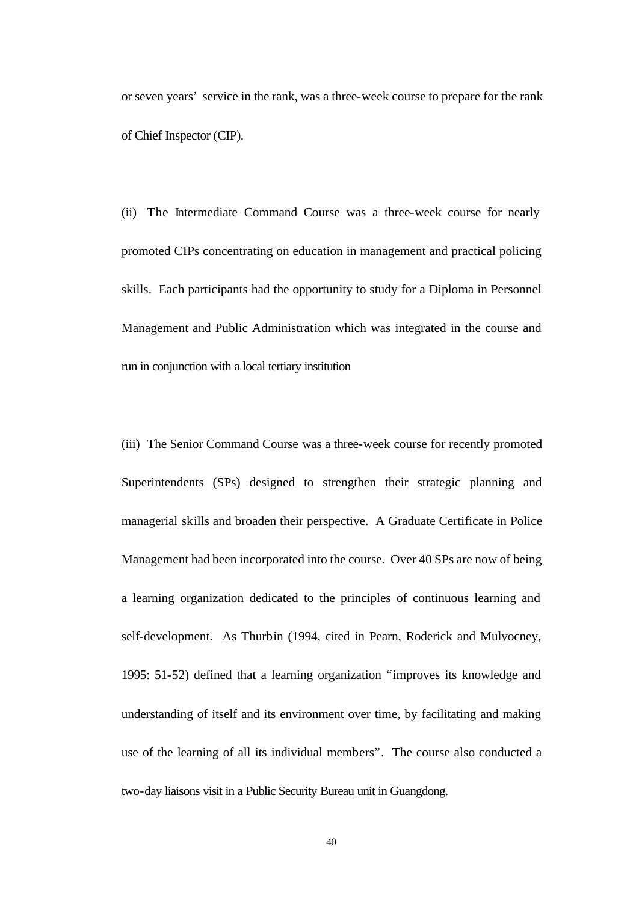or seven years' service in the rank, was a three-week course to prepare for the rank of Chief Inspector (CIP).

(ii) The Intermediate Command Course was a three-week course for nearly promoted CIPs concentrating on education in management and practical policing skills. Each participants had the opportunity to study for a Diploma in Personnel Management and Public Administration which was integrated in the course and run in conjunction with a local tertiary institution

(iii) The Senior Command Course was a three-week course for recently promoted Superintendents (SPs) designed to strengthen their strategic planning and managerial skills and broaden their perspective. A Graduate Certificate in Police Management had been incorporated into the course. Over 40 SPs are now of being a learning organization dedicated to the principles of continuous learning and self-development. As Thurbin (1994, cited in Pearn, Roderick and Mulvocney, 1995: 51-52) defined that a learning organization "improves its knowledge and understanding of itself and its environment over time, by facilitating and making use of the learning of all its individual members". The course also conducted a two-day liaisons visit in a Public Security Bureau unit in Guangdong.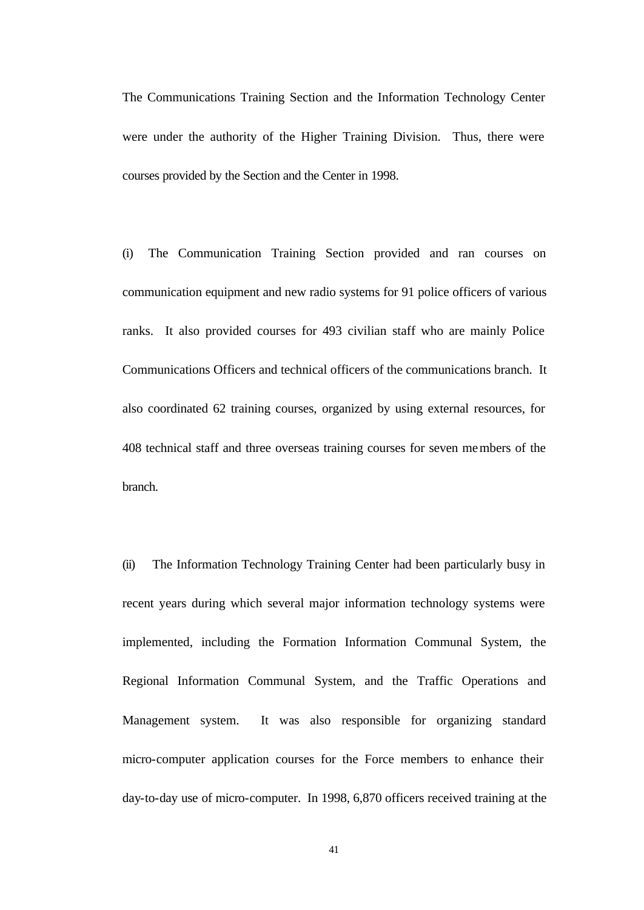The Communications Training Section and the Information Technology Center were under the authority of the Higher Training Division. Thus, there were courses provided by the Section and the Center in 1998.

(i) The Communication Training Section provided and ran courses on communication equipment and new radio systems for 91 police officers of various ranks. It also provided courses for 493 civilian staff who are mainly Police Communications Officers and technical officers of the communications branch. It also coordinated 62 training courses, organized by using external resources, for 408 technical staff and three overseas training courses for seven members of the branch.

(ii) The Information Technology Training Center had been particularly busy in recent years during which several major information technology systems were implemented, including the Formation Information Communal System, the Regional Information Communal System, and the Traffic Operations and Management system. It was also responsible for organizing standard micro-computer application courses for the Force members to enhance their day-to-day use of micro-computer. In 1998, 6,870 officers received training at the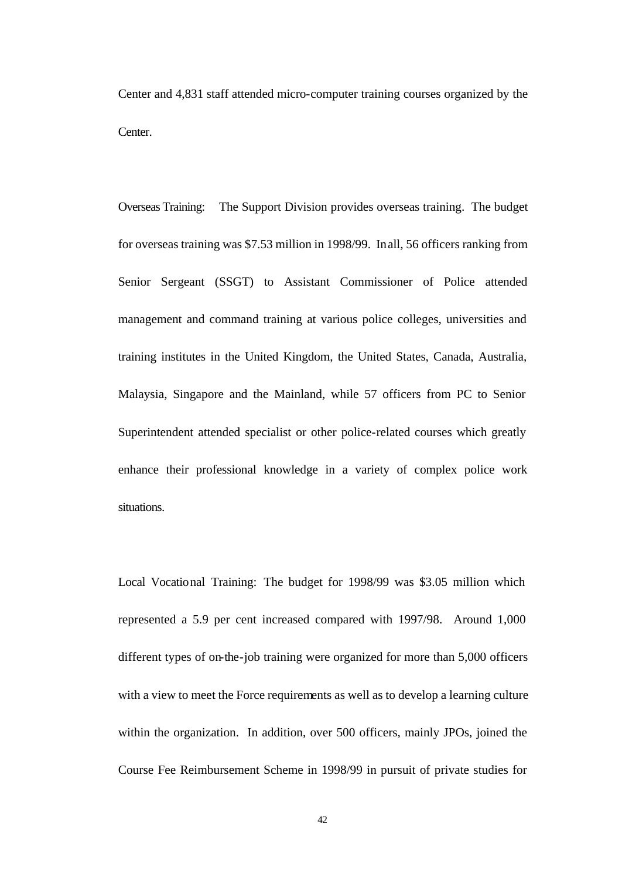Center and 4,831 staff attended micro-computer training courses organized by the Center.

Overseas Training: The Support Division provides overseas training. The budget for overseas training was $7.53 million in 1998/99. In all, 56 officers ranking from Senior Sergeant (SSGT) to Assistant Commissioner of Police attended management and command training at various police colleges, universities and training institutes in the United Kingdom, the United States, Canada, Australia, Malaysia, Singapore and the Mainland, while 57 officers from PC to Senior Superintendent attended specialist or other police-related courses which greatly enhance their professional knowledge in a variety of complex police work situations.

Local Vocational Training: The budget for 1998/99 was $3.05 million which represented a 5.9 per cent increased compared with 1997/98. Around 1,000 different types of on-the-job training were organized for more than 5,000 officers with a view to meet the Force requirements as well as to develop a learning culture within the organization. In addition, over 500 officers, mainly JPOs, joined the Course Fee Reimbursement Scheme in 1998/99 in pursuit of private studies for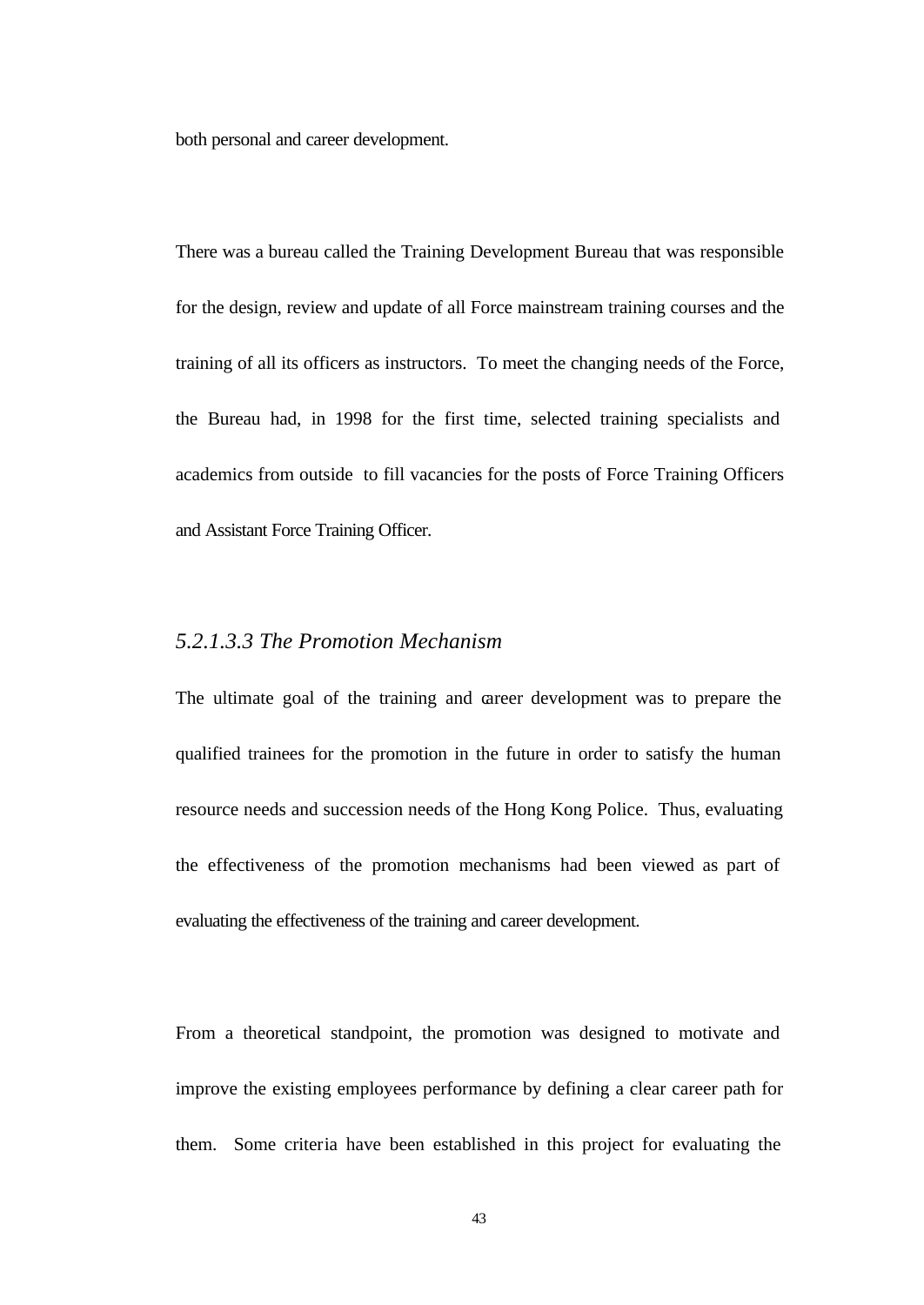both personal and career development.

There was a bureau called the Training Development Bureau that was responsible for the design, review and update of all Force mainstream training courses and the training of all its officers as instructors. To meet the changing needs of the Force, the Bureau had, in 1998 for the first time, selected training specialists and academics from outside to fill vacancies for the posts of Force Training Officers and Assistant Force Training Officer.

*5.2.1.3.3 The Promotion Mechanism*

The ultimate goal of the training and career development was to prepare the qualified trainees for the promotion in the future in order to satisfy the human resource needs and succession needs of the Hong Kong Police. Thus, evaluating the effectiveness of the promotion mechanisms had been viewed as part of evaluating the effectiveness of the training and career development.

From a theoretical standpoint, the promotion was designed to motivate and improve the existing employees performance by defining a clear career path for them. Some criteria have been established in this project for evaluating the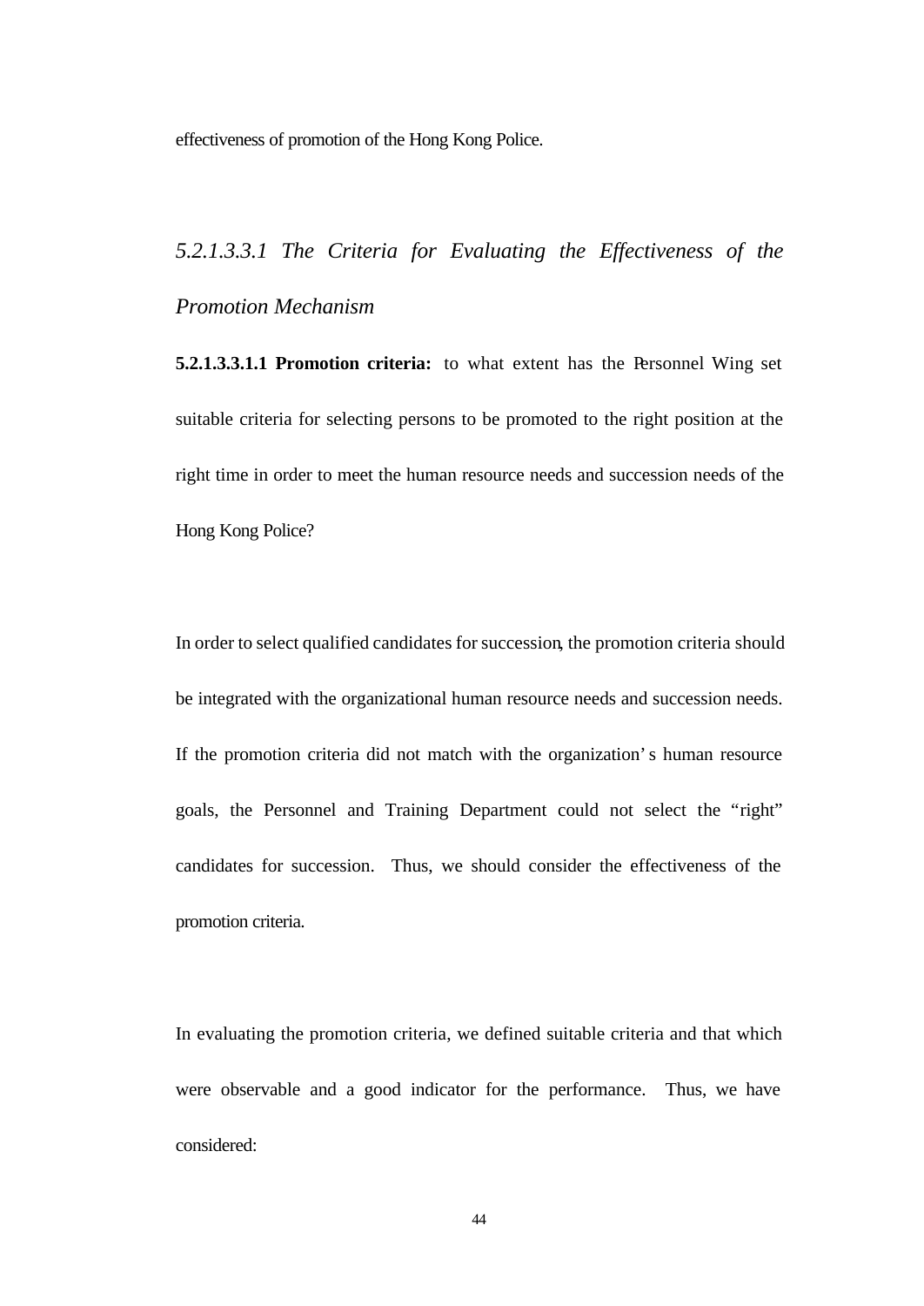effectiveness of promotion of the Hong Kong Police.

##### *5.2.1.3.3.1 The Criteria for Evaluating the Effectiveness of the Promotion Mechanism*

**5.2.1.3.3.1.1 Promotion criteria:** to what extent has the Personnel Wing set suitable criteria for selecting persons to be promoted to the right position at the right time in order to meet the human resource needs and succession needs of the Hong Kong Police?

In order to select qualified candidates for succession, the promotion criteria should be integrated with the organizational human resource needs and succession needs. If the promotion criteria did not match with the organization's human resource goals, the Personnel and Training Department could not select the "right" candidates for succession. Thus, we should consider the effectiveness of the promotion criteria.

In evaluating the promotion criteria, we defined suitable criteria and that which were observable and a good indicator for the performance. Thus, we have considered: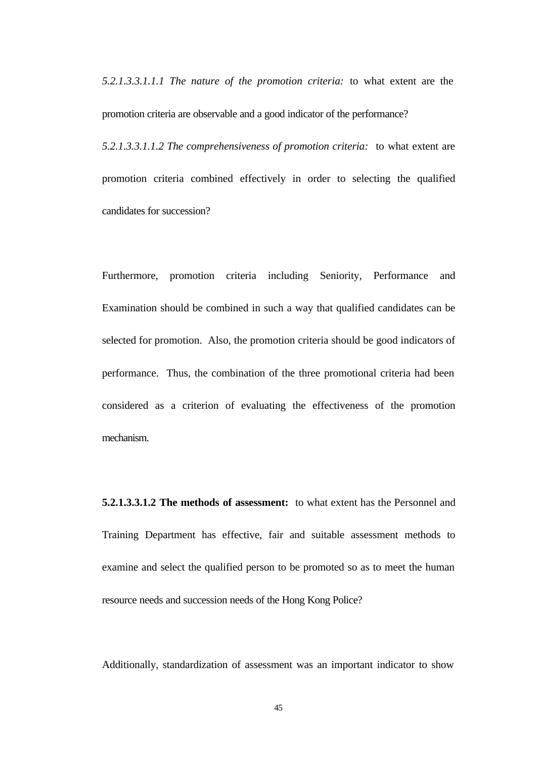*5.2.1.3.3.1.1.1 The nature of the promotion criteria:* to what extent are the promotion criteria are observable and a good indicator of the performance?

*5.2.1.3.3.1.1.2 The comprehensiveness of promotion criteria:* to what extent are promotion criteria combined effectively in order to selecting the qualified candidates for succession?

Furthermore, promotion criteria including Seniority, Performance and Examination should be combined in such a way that qualified candidates can be selected for promotion. Also, the promotion criteria should be good indicators of performance. Thus, the combination of the three promotional criteria had been considered as a criterion of evaluating the effectiveness of the promotion mechanism.

**5.2.1.3.3.1.2 The methods of assessment:** to what extent has the Personnel and Training Department has effective, fair and suitable assessment methods to examine and select the qualified person to be promoted so as to meet the human resource needs and succession needs of the Hong Kong Police?

Additionally, standardization of assessment was an important indicator to show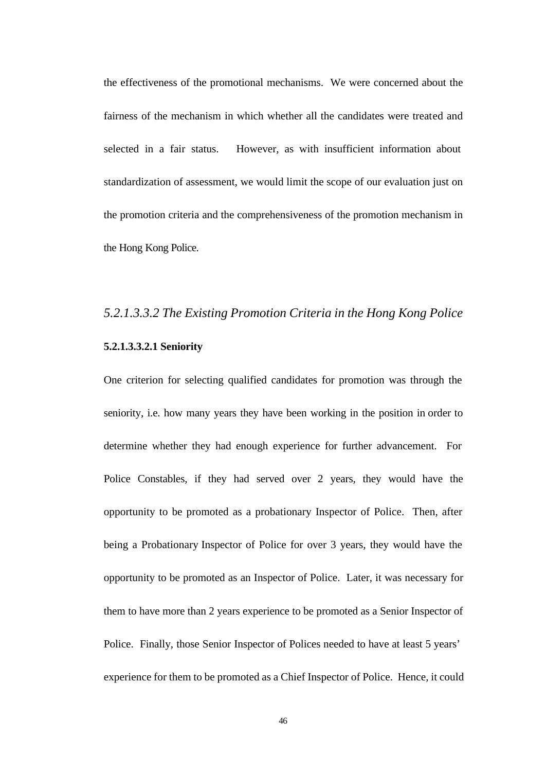the effectiveness of the promotional mechanisms. We were concerned about the fairness of the mechanism in which whether all the candidates were treated and selected in a fair status. However, as with insufficient information about standardization of assessment, we would limit the scope of our evaluation just on the promotion criteria and the comprehensiveness of the promotion mechanism in the Hong Kong Police.

### *5.2.1.3.3.2 The Existing Promotion Criteria in the Hong Kong Police*

#### **5.2.1.3.3.2.1 Seniority**

One criterion for selecting qualified candidates for promotion was through the seniority, i.e. how many years they have been working in the position in order to determine whether they had enough experience for further advancement. For Police Constables, if they had served over 2 years, they would have the opportunity to be promoted as a probationary Inspector of Police. Then, after being a Probationary Inspector of Police for over 3 years, they would have the opportunity to be promoted as an Inspector of Police. Later, it was necessary for them to have more than 2 years experience to be promoted as a Senior Inspector of Police. Finally, those Senior Inspector of Polices needed to have at least 5 years' experience for them to be promoted as a Chief Inspector of Police. Hence, it could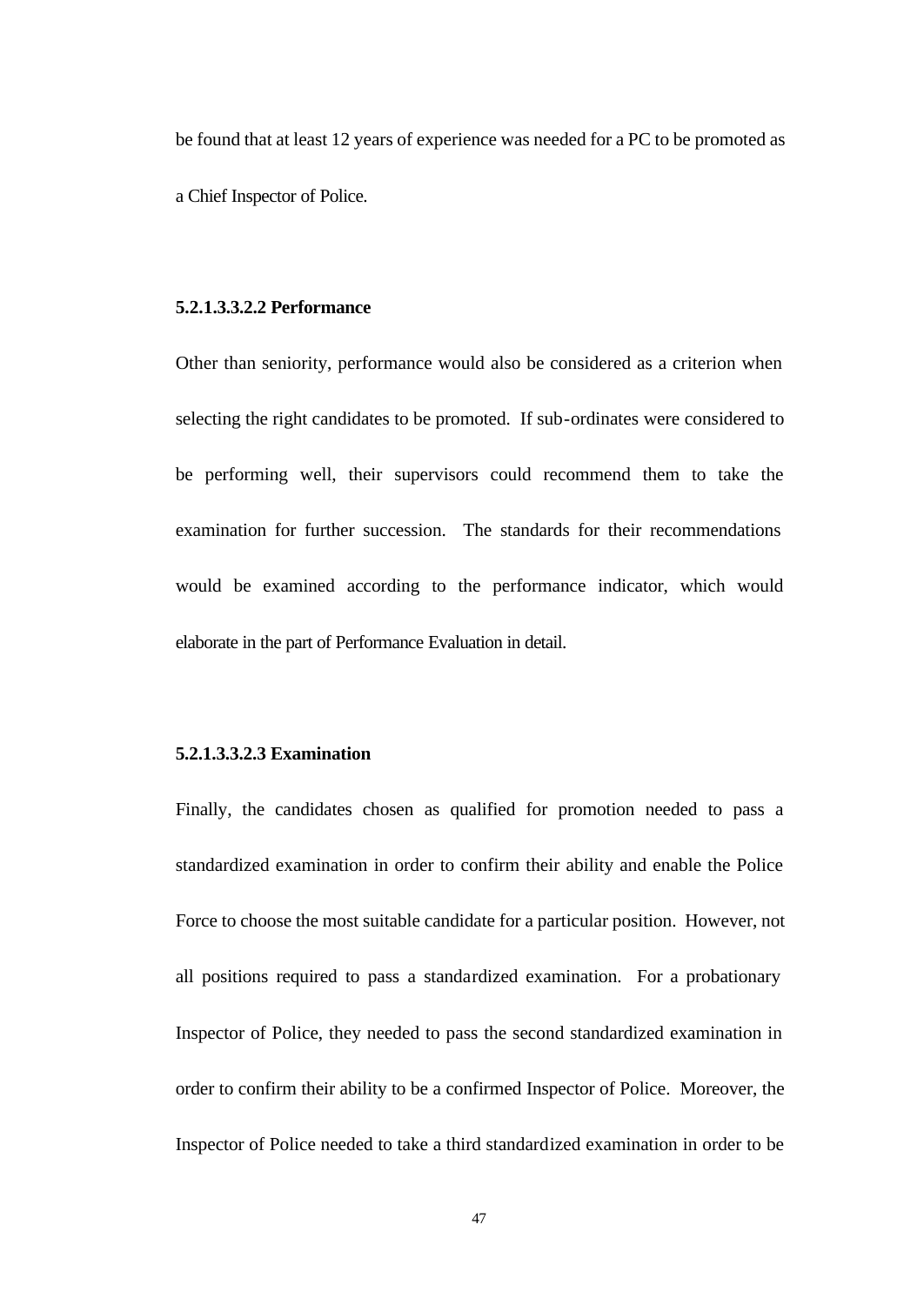be found that at least 12 years of experience was needed for a PC to be promoted as a Chief Inspector of Police.

**5.2.1.3.3.2.2 Performance**

Other than seniority, performance would also be considered as a criterion when selecting the right candidates to be promoted. If sub-ordinates were considered to be performing well, their supervisors could recommend them to take the examination for further succession. The standards for their recommendations would be examined according to the performance indicator, which would elaborate in the part of Performance Evaluation in detail.

**5.2.1.3.3.2.3 Examination**

Finally, the candidates chosen as qualified for promotion needed to pass a standardized examination in order to confirm their ability and enable the Police Force to choose the most suitable candidate for a particular position. However, not all positions required to pass a standardized examination. For a probationary Inspector of Police, they needed to pass the second standardized examination in order to confirm their ability to be a confirmed Inspector of Police. Moreover, the Inspector of Police needed to take a third standardized examination in order to be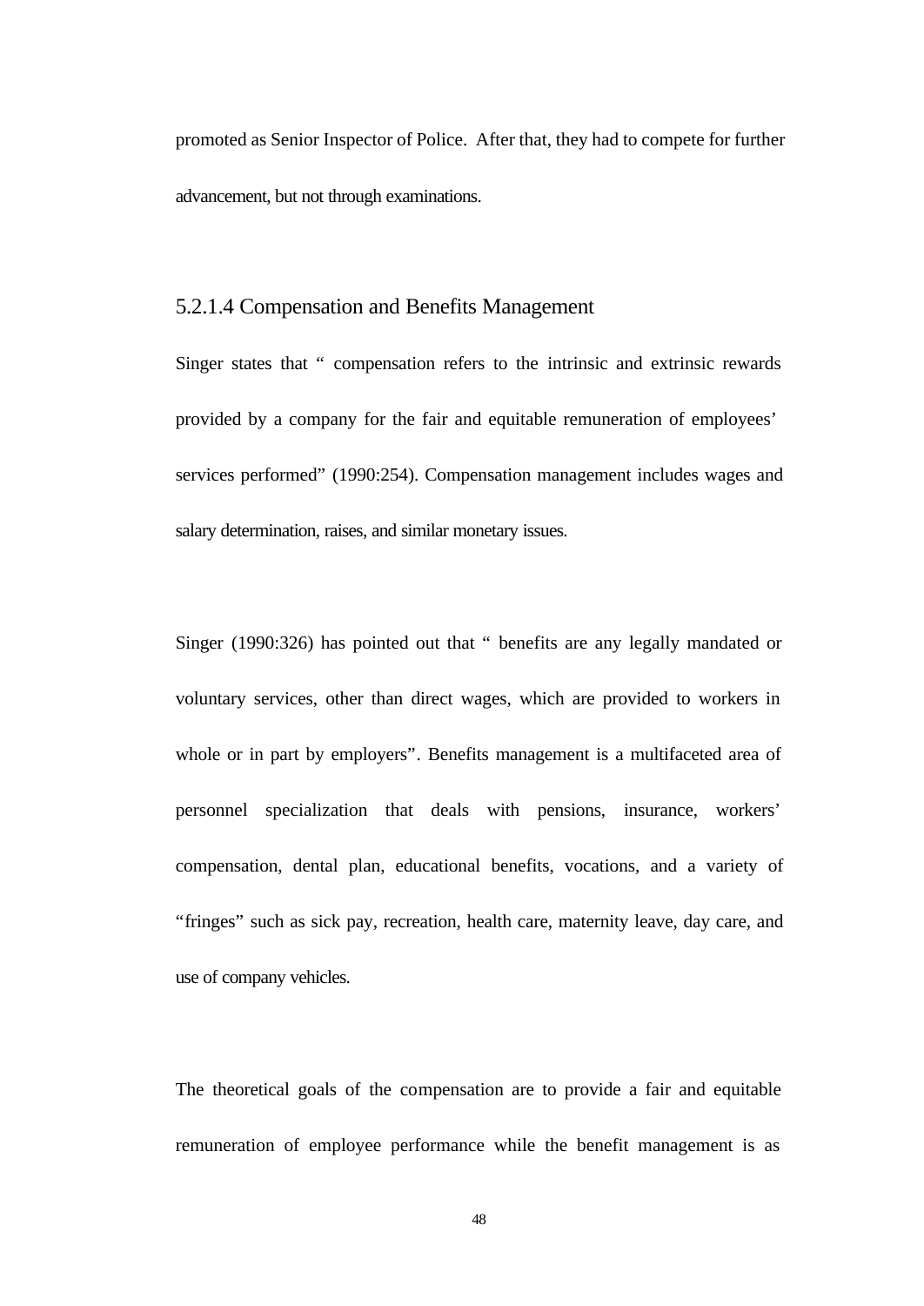promoted as Senior Inspector of Police. After that, they had to compete for further advancement, but not through examinations.

#### 5.2.1.4 Compensation and Benefits Management

Singer states that " compensation refers to the intrinsic and extrinsic rewards provided by a company for the fair and equitable remuneration of employees' services performed" (1990:254). Compensation management includes wages and salary determination, raises, and similar monetary issues.

Singer (1990:326) has pointed out that " benefits are any legally mandated or voluntary services, other than direct wages, which are provided to workers in whole or in part by employers". Benefits management is a multifaceted area of personnel specialization that deals with pensions, insurance, workers' compensation, dental plan, educational benefits, vocations, and a variety of "fringes" such as sick pay, recreation, health care, maternity leave, day care, and use of company vehicles.

The theoretical goals of the compensation are to provide a fair and equitable remuneration of employee performance while the benefit management is as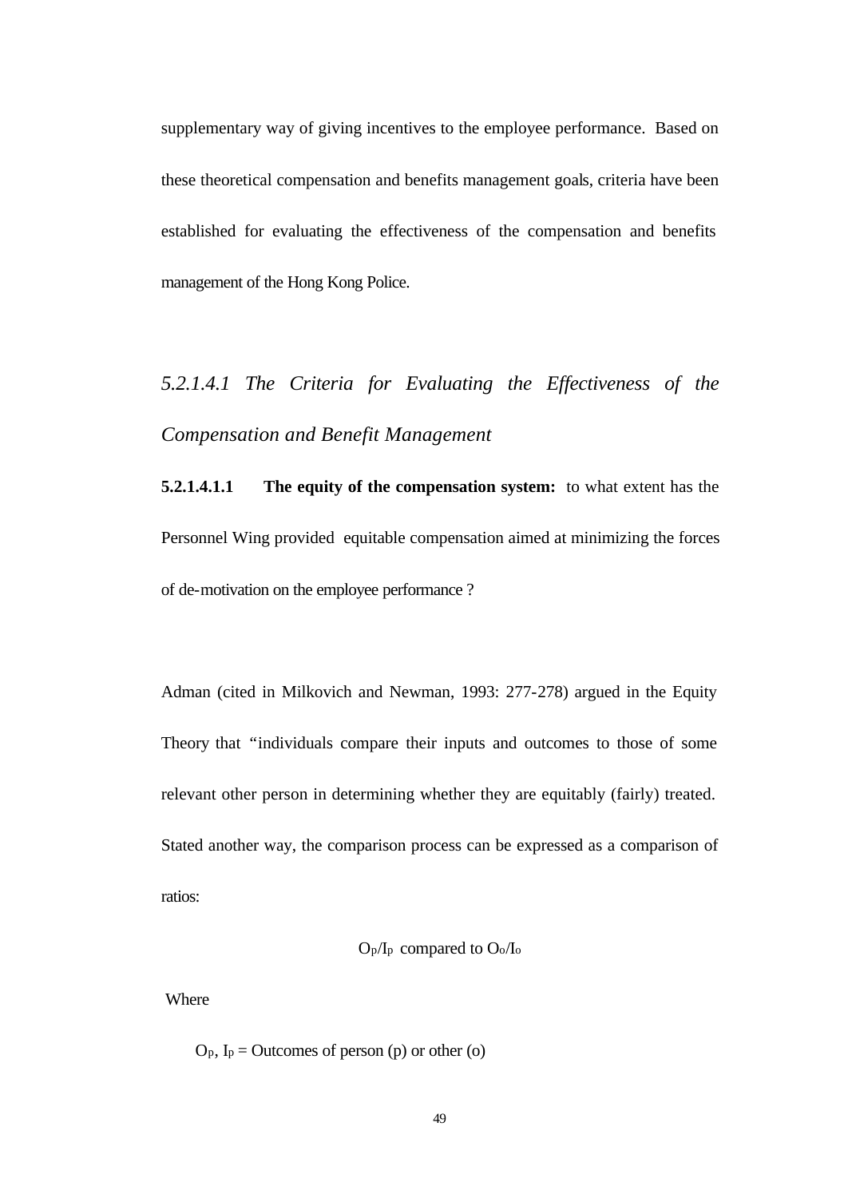supplementary way of giving incentives to the employee performance. Based on these theoretical compensation and benefits management goals, criteria have been established for evaluating the effectiveness of the compensation and benefits management of the Hong Kong Police.

#### *5.2.1.4.1 The Criteria for Evaluating the Effectiveness of the Compensation and Benefit Management*

**5.2.1.4.1.1 The equity of the compensation system:** to what extent has the Personnel Wing provided equitable compensation aimed at minimizing the forces of de-motivation on the employee performance ?

Adman (cited in Milkovich and Newman, 1993: 277-278) argued in the Equity Theory that "individuals compare their inputs and outcomes to those of some relevant other person in determining whether they are equitably (fairly) treated. Stated another way, the comparison process can be expressed as a comparison of ratios:

$$O_p/I_p \text{ compared to } O_o/I_o$$

Where

$O_p$, $I_p$ = Outcomes of person (p) or other (o)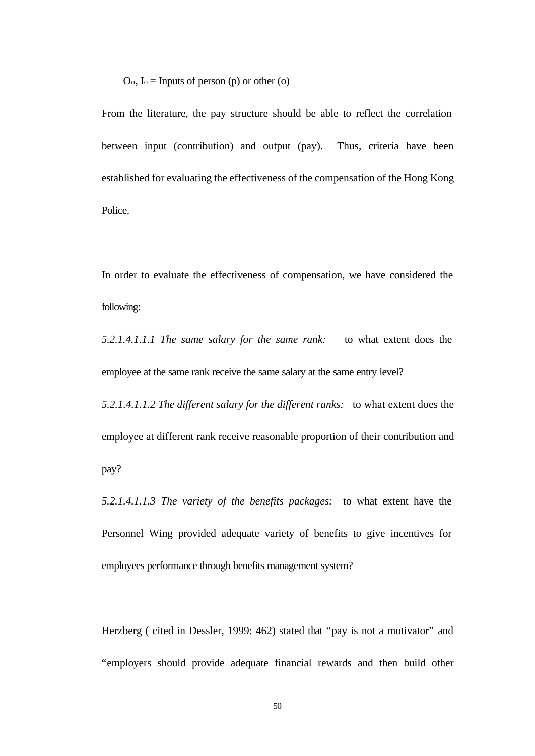$O_o$, $I_o$ = Inputs of person (p) or other (o)

From the literature, the pay structure should be able to reflect the correlation between input (contribution) and output (pay). Thus, criteria have been established for evaluating the effectiveness of the compensation of the Hong Kong Police.

In order to evaluate the effectiveness of compensation, we have considered the following:

*5.2.1.4.1.1.1 The same salary for the same rank:* to what extent does the employee at the same rank receive the same salary at the same entry level?

*5.2.1.4.1.1.2 The different salary for the different ranks:* to what extent does the employee at different rank receive reasonable proportion of their contribution and pay?

*5.2.1.4.1.1.3 The variety of the benefits packages:* to what extent have the Personnel Wing provided adequate variety of benefits to give incentives for employees performance through benefits management system?

Herzberg ( cited in Dessler, 1999: 462) stated that "pay is not a motivator" and "employers should provide adequate financial rewards and then build other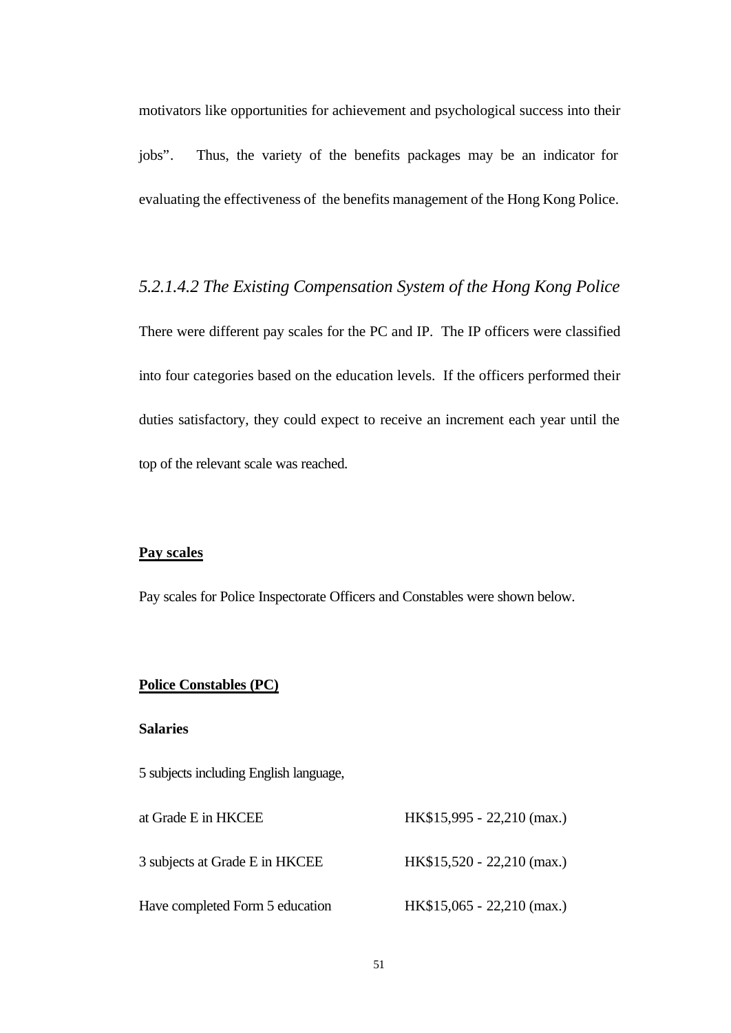motivators like opportunities for achievement and psychological success into their jobs". Thus, the variety of the benefits packages may be an indicator for evaluating the effectiveness of the benefits management of the Hong Kong Police.

### *5.2.1.4.2 The Existing Compensation System of the Hong Kong Police*

There were different pay scales for the PC and IP. The IP officers were classified into four categories based on the education levels. If the officers performed their duties satisfactory, they could expect to receive an increment each year until the top of the relevant scale was reached.

**<u>Pay scales</u>**

Pay scales for Police Inspectorate Officers and Constables were shown below.

**<u>Police Constables (PC)</u>**

**Salaries**

| | |
|---|---|
| 5 subjects including English language, at Grade E in HKCEE | HK$15,995 - 22,210 (max.) |
| 3 subjects at Grade E in HKCEE | HK$15,520 - 22,210 (max.) |
| Have completed Form 5 education | HK$15,065 - 22,210 (max.) |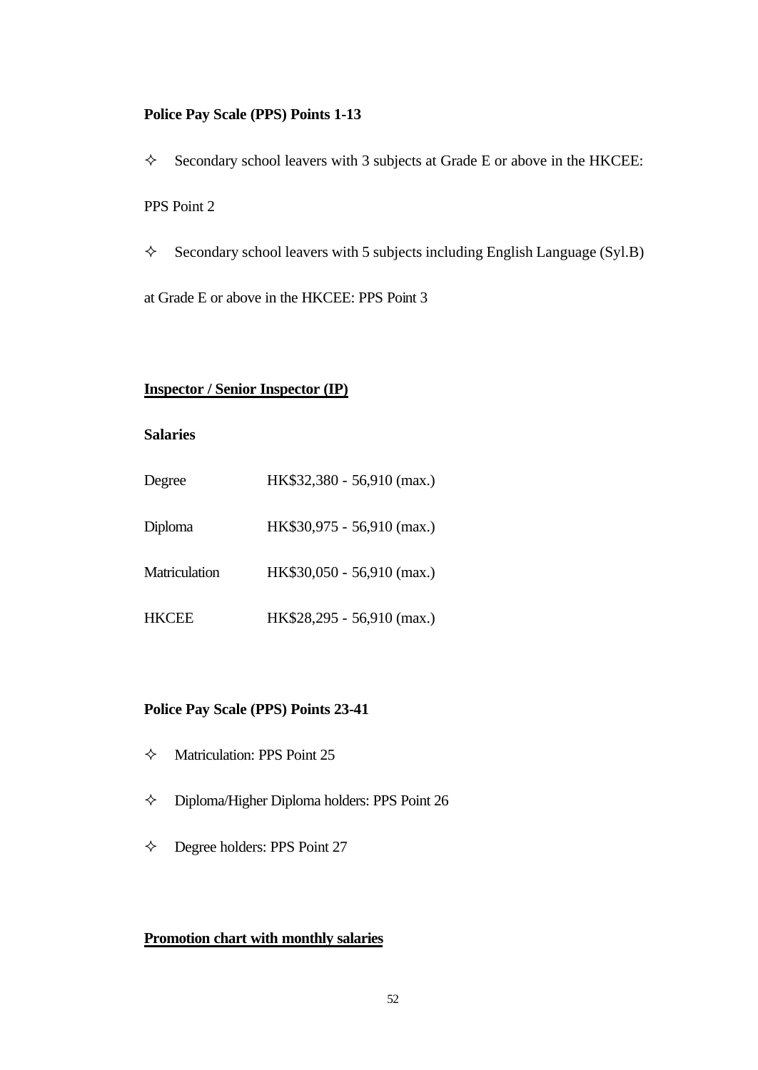**Police Pay Scale (PPS) Points 1-13**

- Secondary school leavers with 3 subjects at Grade E or above in the HKCEE: PPS Point 2
- Secondary school leavers with 5 subjects including English Language (Syl.B) at Grade E or above in the HKCEE: PPS Point 3

**<u>Inspector / Senior Inspector (IP)</u>**

**Salaries**

| | |
|---|---|
| Degree | HK$32,380 - 56,910 (max.) |
| Diploma | HK$30,975 - 56,910 (max.) |
| Matriculation | HK$30,050 - 56,910 (max.) |
| HKCEE | HK$28,295 - 56,910 (max.) |

**Police Pay Scale (PPS) Points 23-41**

- Matriculation: PPS Point 25
- Diploma/Higher Diploma holders: PPS Point 26
- Degree holders: PPS Point 27

**<u>Promotion chart with monthly salaries</u>**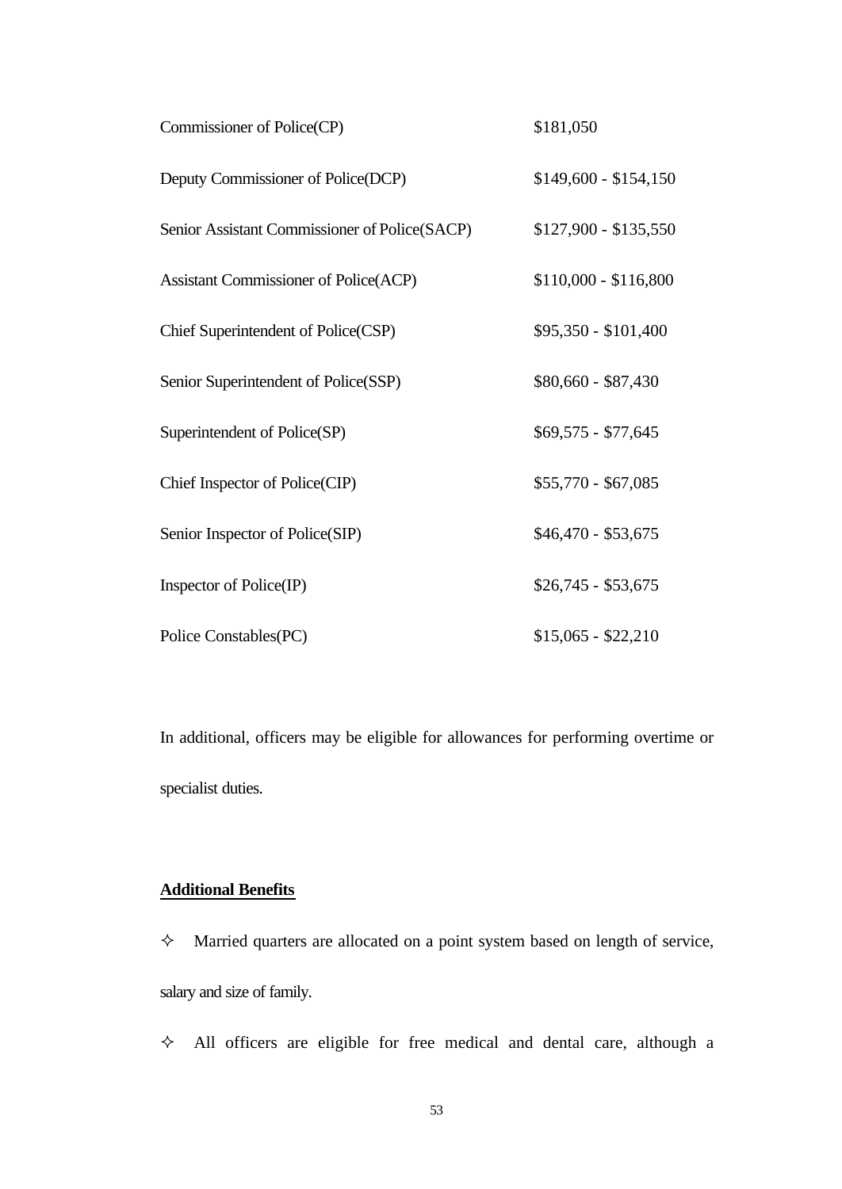| | |
|---|---|
| Commissioner of Police(CP) | $181,050 |
| Deputy Commissioner of Police(DCP) | $149,600 - $154,150 |
| Senior Assistant Commissioner of Police(SACP) | $127,900 - $135,550 |
| Assistant Commissioner of Police(ACP) | $110,000 - $116,800 |
| Chief Superintendent of Police(CSP) | $95,350 - $101,400 |
| Senior Superintendent of Police(SSP) | $80,660 - $87,430 |
| Superintendent of Police(SP) | $69,575 - $77,645 |
| Chief Inspector of Police(CIP) | $55,770 - $67,085 |
| Senior Inspector of Police(SIP) | $46,470 - $53,675 |
| Inspector of Police(IP) | $26,745 - $53,675 |
| Police Constables(PC) | $15,065 - $22,210 |

In additional, officers may be eligible for allowances for performing overtime or specialist duties.

**Additional Benefits**

- Married quarters are allocated on a point system based on length of service, salary and size of family.
- All officers are eligible for free medical and dental care, although a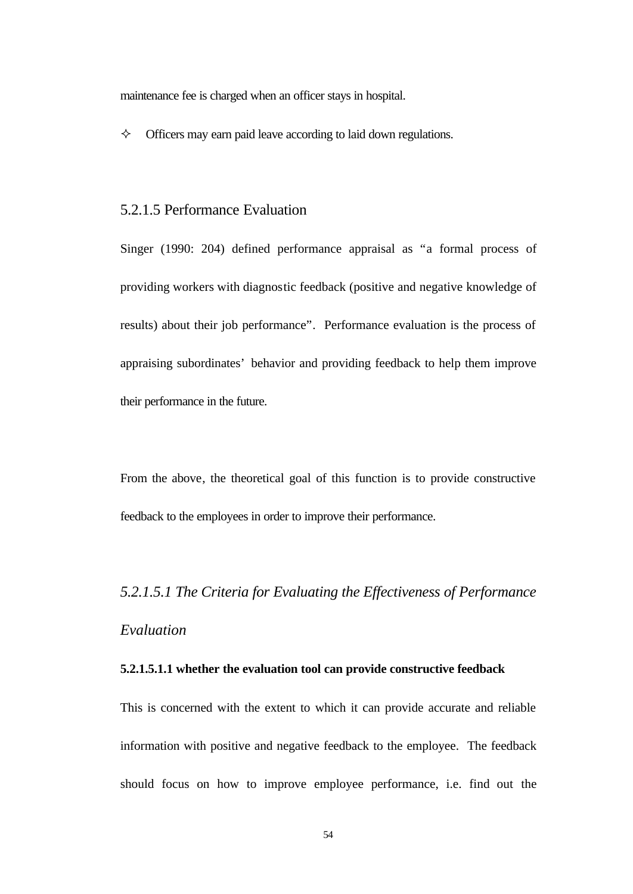maintenance fee is charged when an officer stays in hospital.

- Officers may earn paid leave according to laid down regulations.

### 5.2.1.5 Performance Evaluation

Singer (1990: 204) defined performance appraisal as "a formal process of providing workers with diagnostic feedback (positive and negative knowledge of results) about their job performance". Performance evaluation is the process of appraising subordinates' behavior and providing feedback to help them improve their performance in the future.

From the above, the theoretical goal of this function is to provide constructive feedback to the employees in order to improve their performance.

#### *5.2.1.5.1 The Criteria for Evaluating the Effectiveness of Performance Evaluation*

**5.2.1.5.1.1 whether the evaluation tool can provide constructive feedback**

This is concerned with the extent to which it can provide accurate and reliable information with positive and negative feedback to the employee. The feedback should focus on how to improve employee performance, i.e. find out the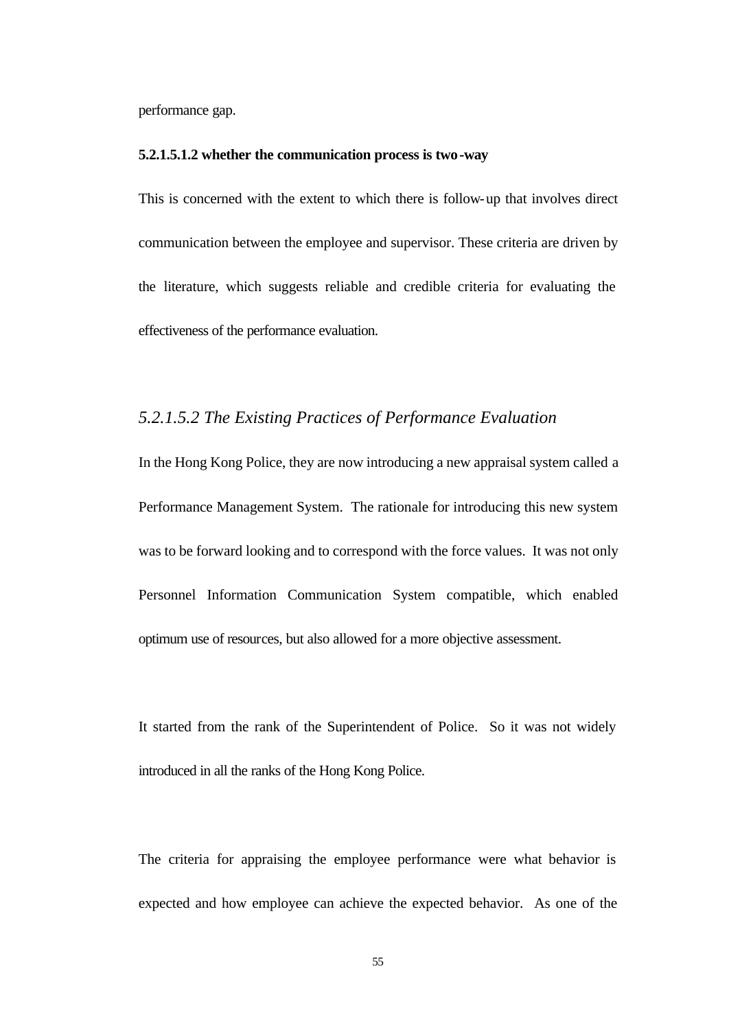performance gap.

**5.2.1.5.1.2 whether the communication process is two-way**

This is concerned with the extent to which there is follow-up that involves direct communication between the employee and supervisor. These criteria are driven by the literature, which suggests reliable and credible criteria for evaluating the effectiveness of the performance evaluation.

### *5.2.1.5.2 The Existing Practices of Performance Evaluation*

In the Hong Kong Police, they are now introducing a new appraisal system called a Performance Management System. The rationale for introducing this new system was to be forward looking and to correspond with the force values. It was not only Personnel Information Communication System compatible, which enabled optimum use of resources, but also allowed for a more objective assessment.

It started from the rank of the Superintendent of Police. So it was not widely introduced in all the ranks of the Hong Kong Police.

The criteria for appraising the employee performance were what behavior is expected and how employee can achieve the expected behavior. As one of the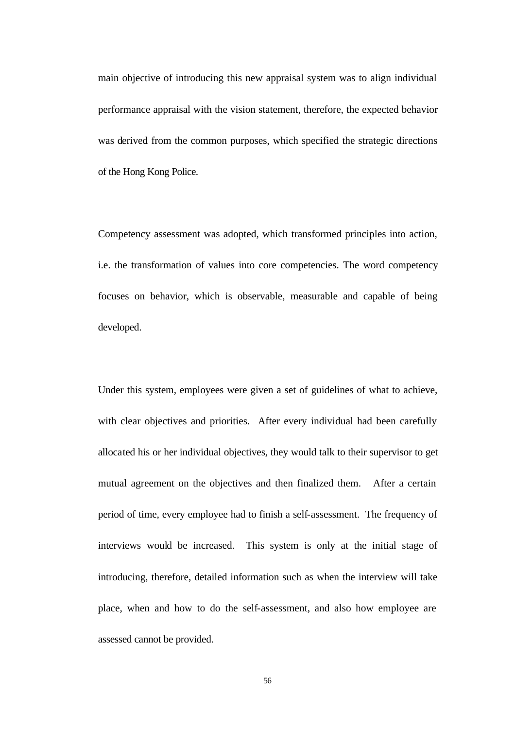main objective of introducing this new appraisal system was to align individual performance appraisal with the vision statement, therefore, the expected behavior was derived from the common purposes, which specified the strategic directions of the Hong Kong Police.

Competency assessment was adopted, which transformed principles into action, i.e. the transformation of values into core competencies. The word competency focuses on behavior, which is observable, measurable and capable of being developed.

Under this system, employees were given a set of guidelines of what to achieve, with clear objectives and priorities. After every individual had been carefully allocated his or her individual objectives, they would talk to their supervisor to get mutual agreement on the objectives and then finalized them. After a certain period of time, every employee had to finish a self-assessment. The frequency of interviews would be increased. This system is only at the initial stage of introducing, therefore, detailed information such as when the interview will take place, when and how to do the self-assessment, and also how employee are assessed cannot be provided.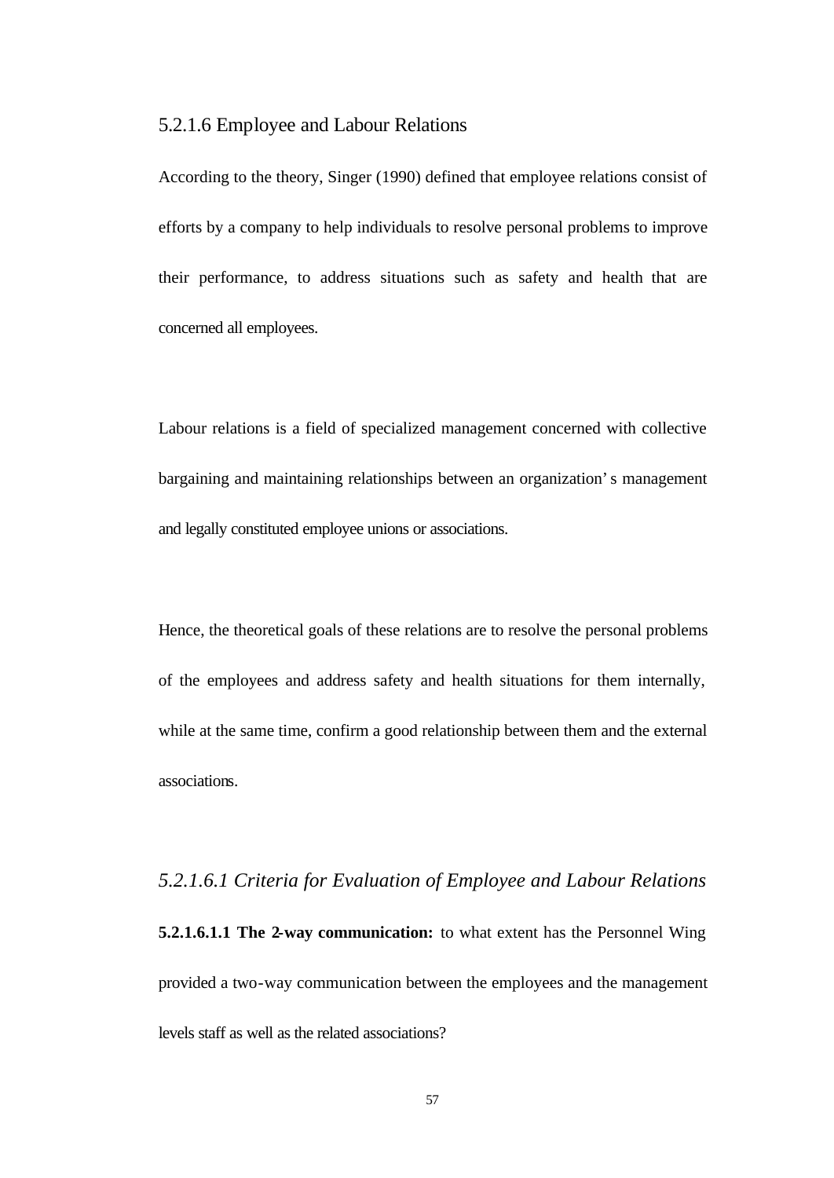### 5.2.1.6 Employee and Labour Relations

According to the theory, Singer (1990) defined that employee relations consist of efforts by a company to help individuals to resolve personal problems to improve their performance, to address situations such as safety and health that are concerned all employees.

Labour relations is a field of specialized management concerned with collective bargaining and maintaining relationships between an organization's management and legally constituted employee unions or associations.

Hence, the theoretical goals of these relations are to resolve the personal problems of the employees and address safety and health situations for them internally, while at the same time, confirm a good relationship between them and the external associations.

#### *5.2.1.6.1 Criteria for Evaluation of Employee and Labour Relations*

**5.2.1.6.1.1 The 2-way communication:** to what extent has the Personnel Wing provided a two-way communication between the employees and the management levels staff as well as the related associations?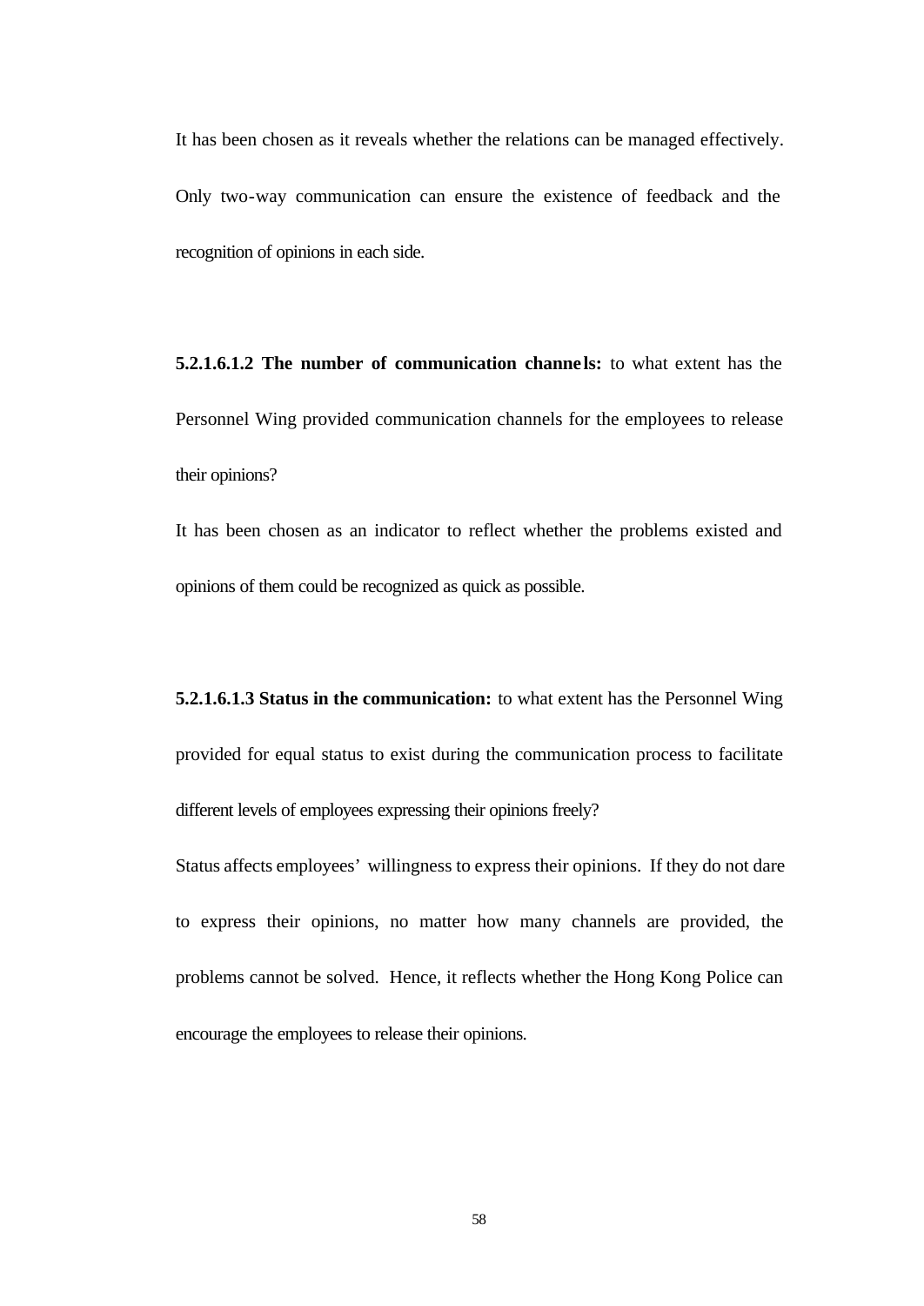It has been chosen as it reveals whether the relations can be managed effectively. Only two-way communication can ensure the existence of feedback and the recognition of opinions in each side.

**5.2.1.6.1.2 The number of communication channels:** to what extent has the Personnel Wing provided communication channels for the employees to release their opinions?

It has been chosen as an indicator to reflect whether the problems existed and opinions of them could be recognized as quick as possible.

**5.2.1.6.1.3 Status in the communication:** to what extent has the Personnel Wing provided for equal status to exist during the communication process to facilitate different levels of employees expressing their opinions freely?

Status affects employees' willingness to express their opinions. If they do not dare to express their opinions, no matter how many channels are provided, the problems cannot be solved. Hence, it reflects whether the Hong Kong Police can encourage the employees to release their opinions.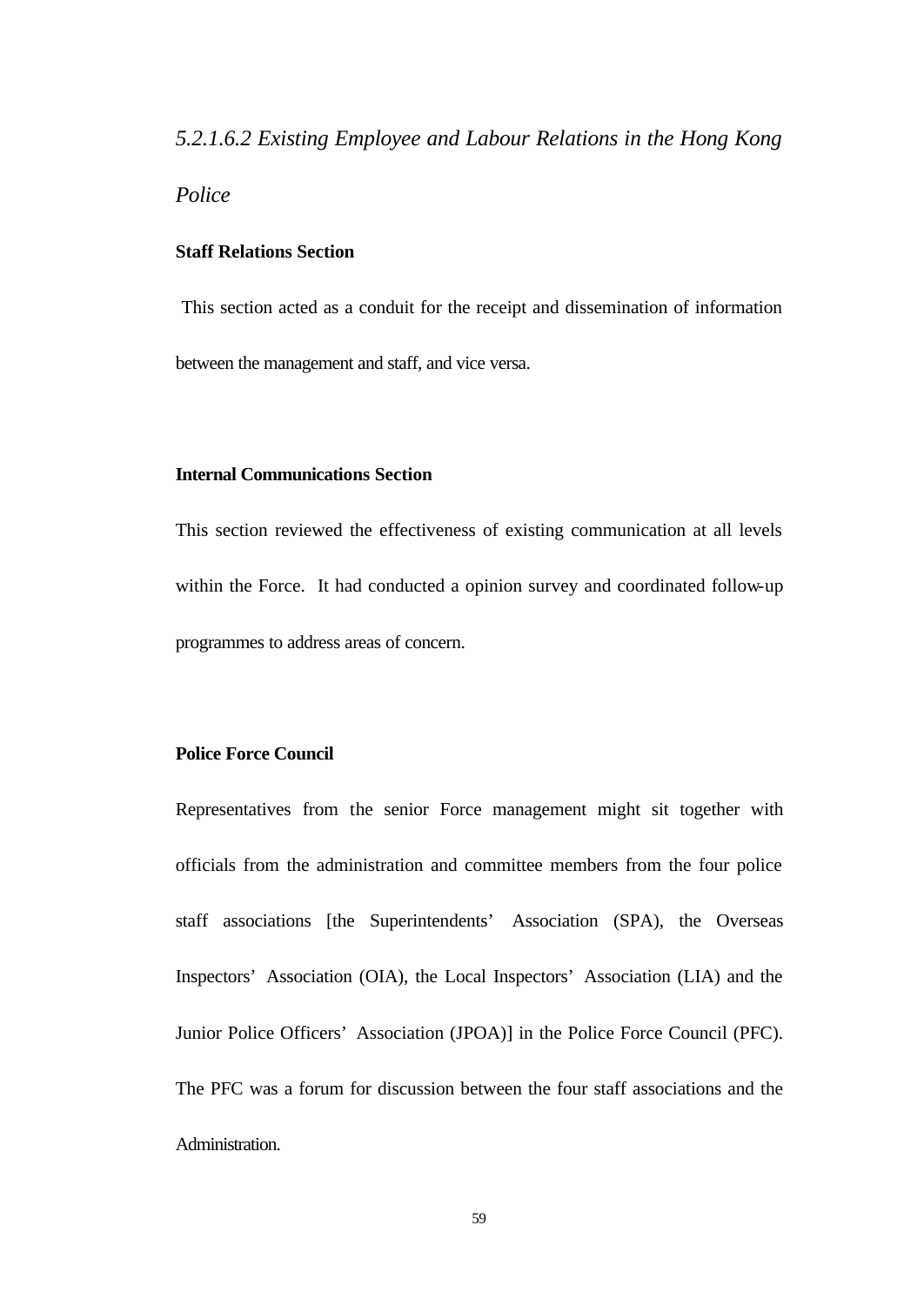*5.2.1.6.2 Existing Employee and Labour Relations in the Hong Kong Police*

**Staff Relations Section**

This section acted as a conduit for the receipt and dissemination of information between the management and staff, and vice versa.

**Internal Communications Section**

This section reviewed the effectiveness of existing communication at all levels within the Force. It had conducted a opinion survey and coordinated follow-up programmes to address areas of concern.

**Police Force Council**

Representatives from the senior Force management might sit together with officials from the administration and committee members from the four police staff associations [the Superintendents' Association (SPA), the Overseas Inspectors' Association (OIA), the Local Inspectors' Association (LIA) and the Junior Police Officers' Association (JPOA)] in the Police Force Council (PFC). The PFC was a forum for discussion between the four staff associations and the Administration.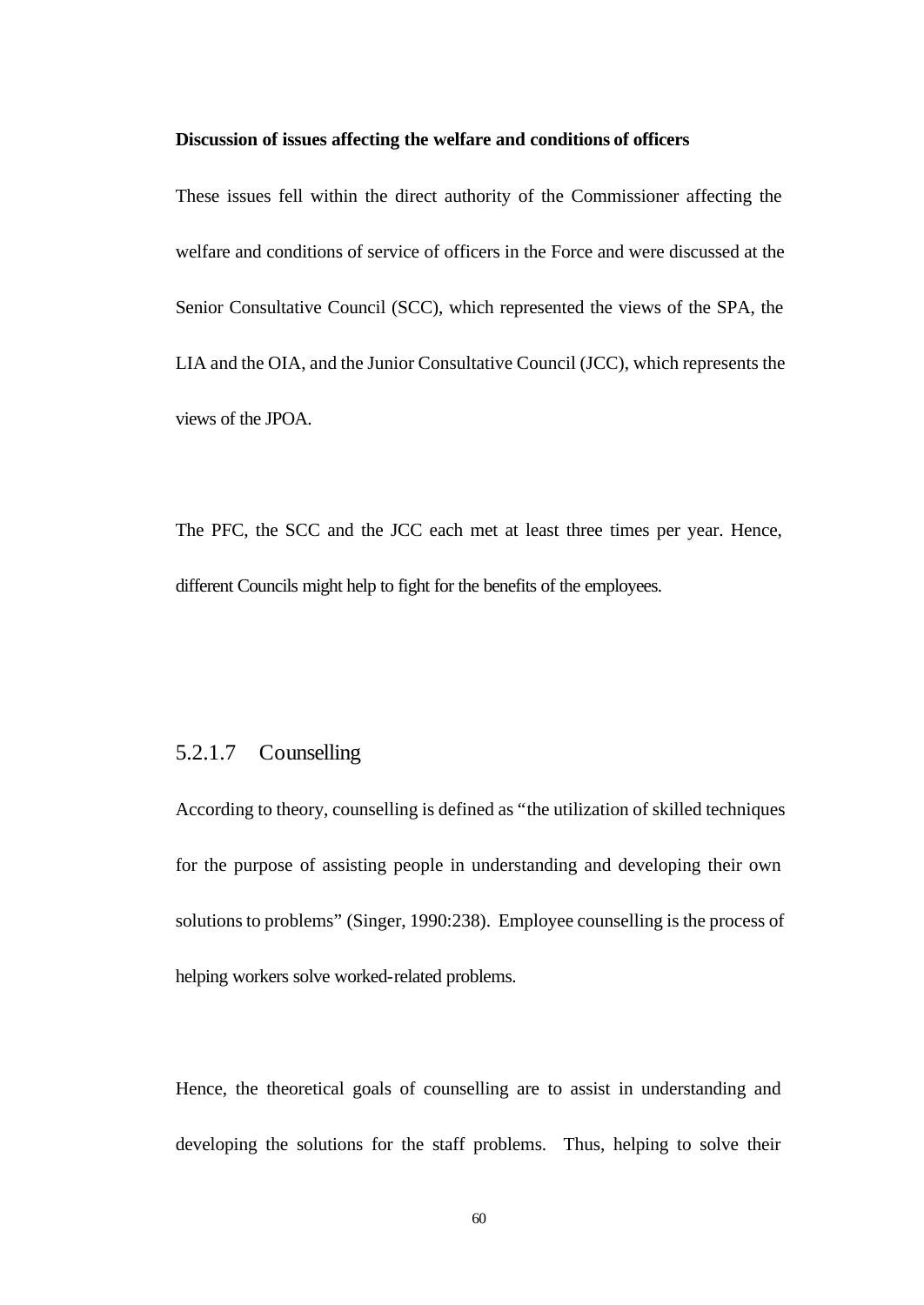**Discussion of issues affecting the welfare and conditions of officers**

These issues fell within the direct authority of the Commissioner affecting the welfare and conditions of service of officers in the Force and were discussed at the Senior Consultative Council (SCC), which represented the views of the SPA, the LIA and the OIA, and the Junior Consultative Council (JCC), which represents the views of the JPOA.

The PFC, the SCC and the JCC each met at least three times per year. Hence, different Councils might help to fight for the benefits of the employees.

### 5.2.1.7 Counselling

According to theory, counselling is defined as "the utilization of skilled techniques for the purpose of assisting people in understanding and developing their own solutions to problems" (Singer, 1990:238). Employee counselling is the process of helping workers solve worked-related problems.

Hence, the theoretical goals of counselling are to assist in understanding and developing the solutions for the staff problems. Thus, helping to solve their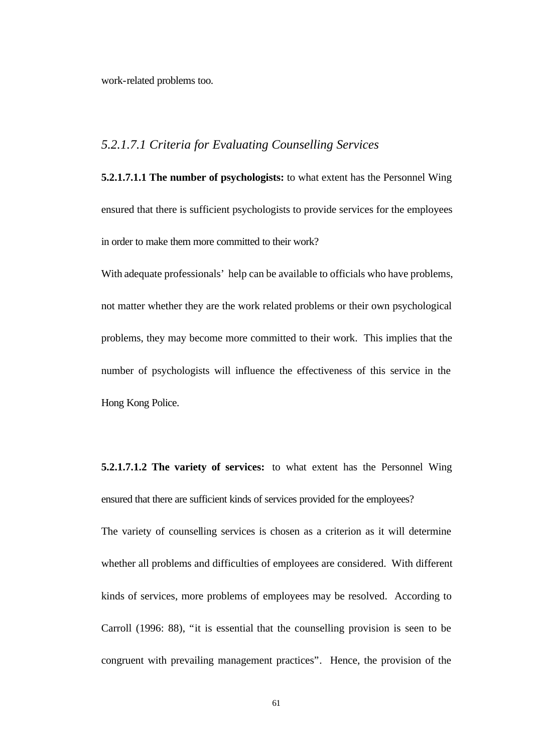work-related problems too.

### *5.2.1.7.1 Criteria for Evaluating Counselling Services*

**5.2.1.7.1.1 The number of psychologists:** to what extent has the Personnel Wing ensured that there is sufficient psychologists to provide services for the employees in order to make them more committed to their work?

With adequate professionals' help can be available to officials who have problems, not matter whether they are the work related problems or their own psychological problems, they may become more committed to their work. This implies that the number of psychologists will influence the effectiveness of this service in the Hong Kong Police.

**5.2.1.7.1.2 The variety of services:** to what extent has the Personnel Wing ensured that there are sufficient kinds of services provided for the employees?

The variety of counselling services is chosen as a criterion as it will determine whether all problems and difficulties of employees are considered. With different kinds of services, more problems of employees may be resolved. According to Carroll (1996: 88), "it is essential that the counselling provision is seen to be congruent with prevailing management practices". Hence, the provision of the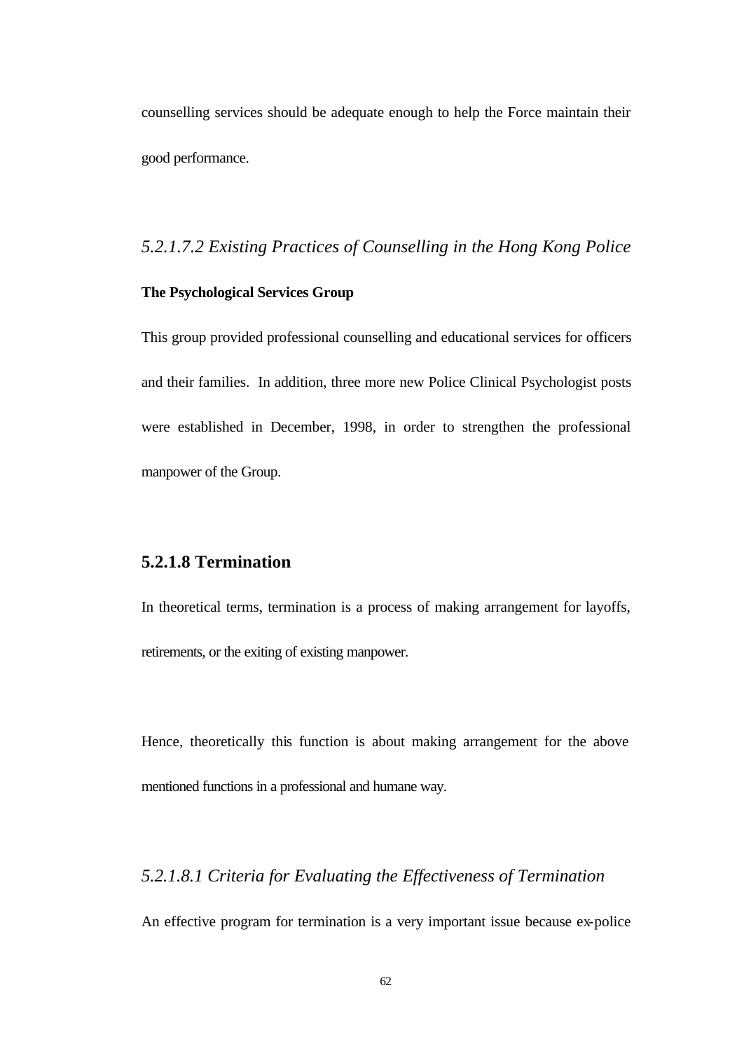counselling services should be adequate enough to help the Force maintain their good performance.

##### *5.2.1.7.2 Existing Practices of Counselling in the Hong Kong Police*

**The Psychological Services Group**

This group provided professional counselling and educational services for officers and their families. In addition, three more new Police Clinical Psychologist posts were established in December, 1998, in order to strengthen the professional manpower of the Group.

#### 5.2.1.8 Termination

In theoretical terms, termination is a process of making arrangement for layoffs, retirements, or the exiting of existing manpower.

Hence, theoretically this function is about making arrangement for the above mentioned functions in a professional and humane way.

##### *5.2.1.8.1 Criteria for Evaluating the Effectiveness of Termination*

An effective program for termination is a very important issue because ex-police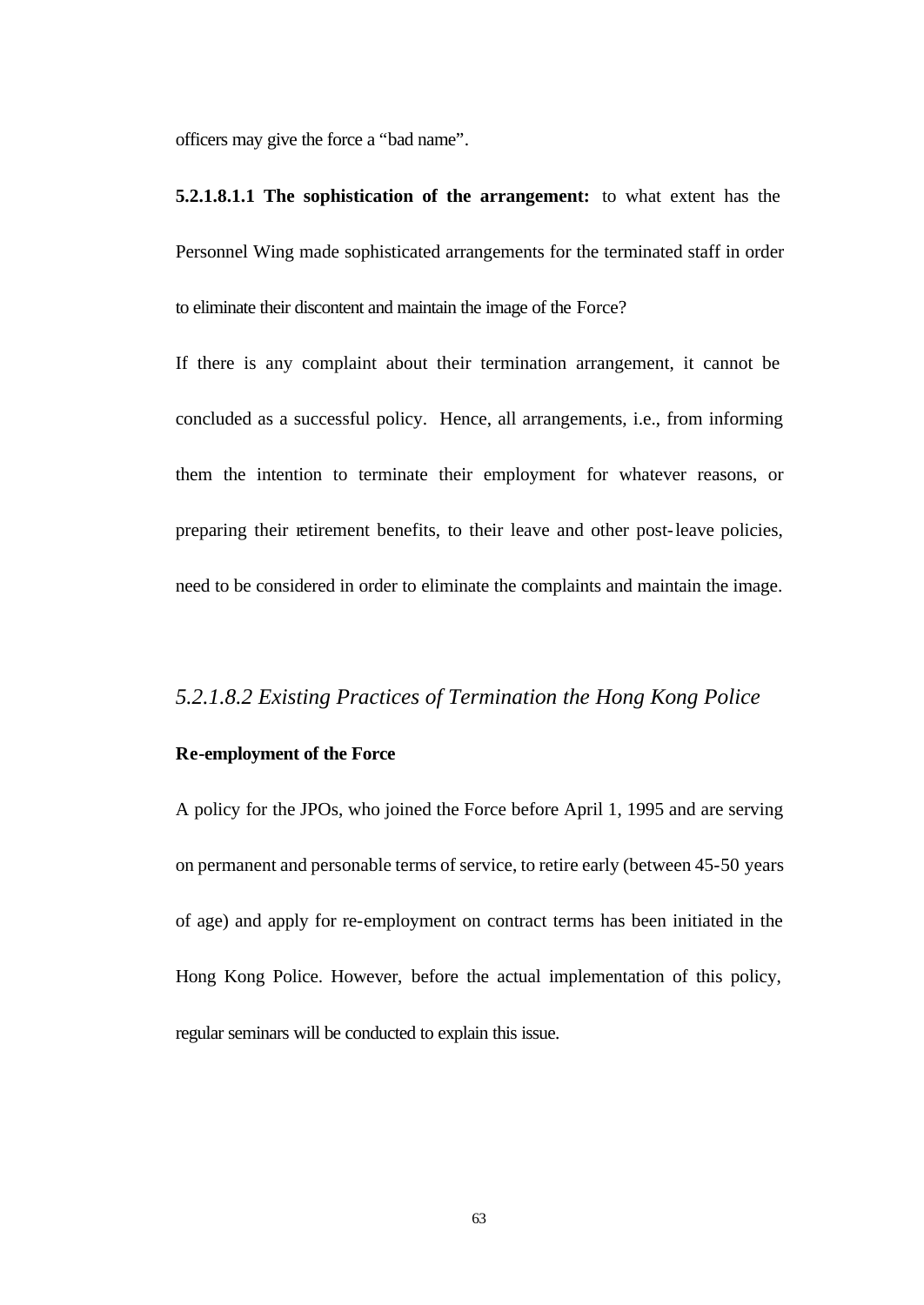officers may give the force a "bad name".

**5.2.1.8.1.1 The sophistication of the arrangement:** to what extent has the Personnel Wing made sophisticated arrangements for the terminated staff in order to eliminate their discontent and maintain the image of the Force?

If there is any complaint about their termination arrangement, it cannot be concluded as a successful policy. Hence, all arrangements, i.e., from informing them the intention to terminate their employment for whatever reasons, or preparing their retirement benefits, to their leave and other post-leave policies, need to be considered in order to eliminate the complaints and maintain the image.

### *5.2.1.8.2 Existing Practices of Termination the Hong Kong Police*

**Re-employment of the Force**

A policy for the JPOs, who joined the Force before April 1, 1995 and are serving on permanent and personable terms of service, to retire early (between 45-50 years of age) and apply for re-employment on contract terms has been initiated in the Hong Kong Police. However, before the actual implementation of this policy, regular seminars will be conducted to explain this issue.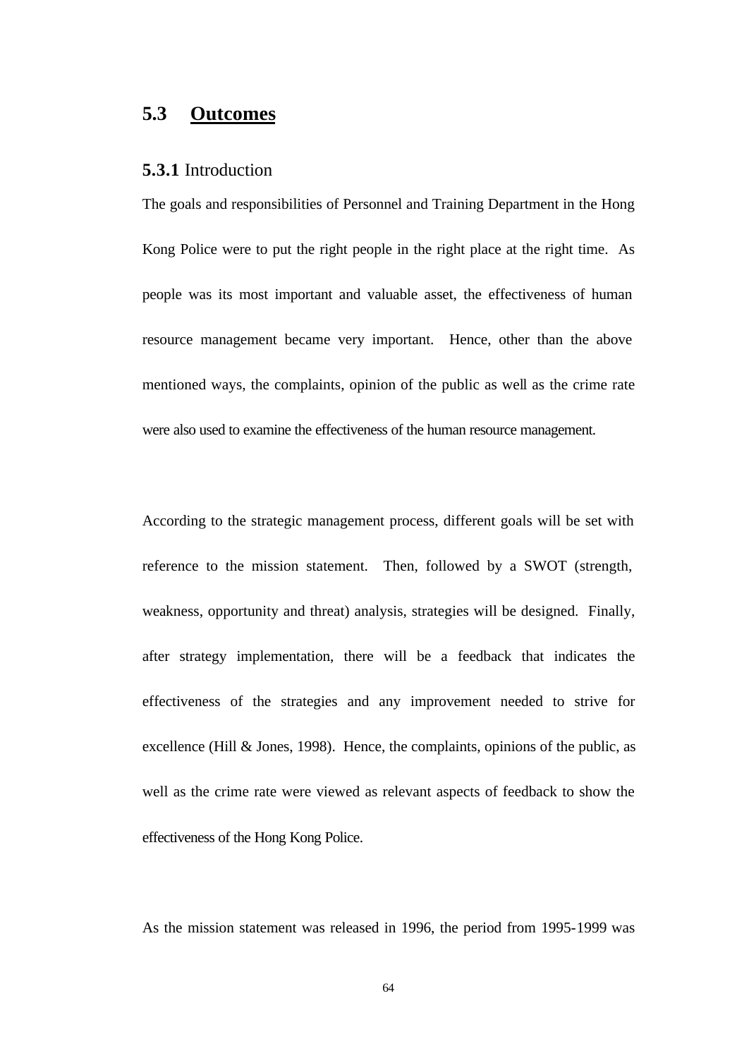## 5.3 Outcomes

### 5.3.1 Introduction

The goals and responsibilities of Personnel and Training Department in the Hong Kong Police were to put the right people in the right place at the right time. As people was its most important and valuable asset, the effectiveness of human resource management became very important. Hence, other than the above mentioned ways, the complaints, opinion of the public as well as the crime rate were also used to examine the effectiveness of the human resource management.

According to the strategic management process, different goals will be set with reference to the mission statement. Then, followed by a SWOT (strength, weakness, opportunity and threat) analysis, strategies will be designed. Finally, after strategy implementation, there will be a feedback that indicates the effectiveness of the strategies and any improvement needed to strive for excellence (Hill & Jones, 1998). Hence, the complaints, opinions of the public, as well as the crime rate were viewed as relevant aspects of feedback to show the effectiveness of the Hong Kong Police.

As the mission statement was released in 1996, the period from 1995-1999 was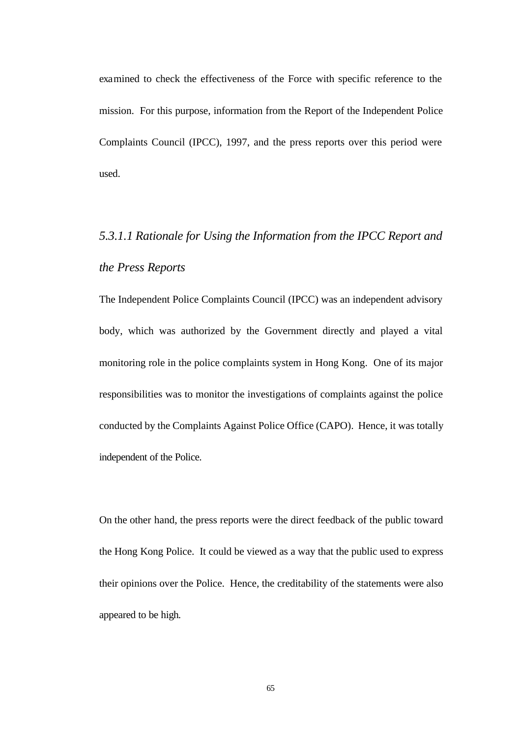examined to check the effectiveness of the Force with specific reference to the mission. For this purpose, information from the Report of the Independent Police Complaints Council (IPCC), 1997, and the press reports over this period were used.

#### *5.3.1.1 Rationale for Using the Information from the IPCC Report and the Press Reports*

The Independent Police Complaints Council (IPCC) was an independent advisory body, which was authorized by the Government directly and played a vital monitoring role in the police complaints system in Hong Kong. One of its major responsibilities was to monitor the investigations of complaints against the police conducted by the Complaints Against Police Office (CAPO). Hence, it was totally independent of the Police.

On the other hand, the press reports were the direct feedback of the public toward the Hong Kong Police. It could be viewed as a way that the public used to express their opinions over the Police. Hence, the creditability of the statements were also appeared to be high.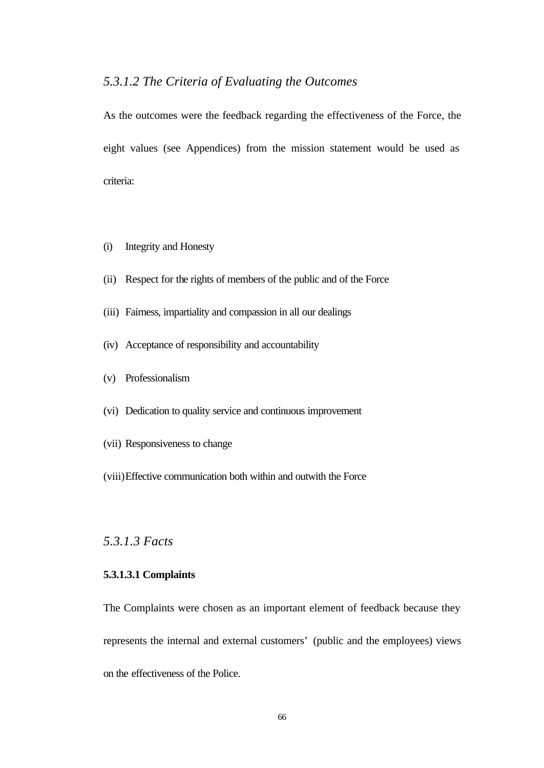### *5.3.1.2 The Criteria of Evaluating the Outcomes*

As the outcomes were the feedback regarding the effectiveness of the Force, the eight values (see Appendices) from the mission statement would be used as criteria:

(i) Integrity and Honesty

(ii) Respect for the rights of members of the public and of the Force

(iii) Fairness, impartiality and compassion in all our dealings

(iv) Acceptance of responsibility and accountability

(v) Professionalism

(vi) Dedication to quality service and continuous improvement

(vii) Responsiveness to change

(viii) Effective communication both within and outwith the Force

### *5.3.1.3 Facts*

#### **5.3.1.3.1 Complaints**

The Complaints were chosen as an important element of feedback because they represents the internal and external customers' (public and the employees) views on the effectiveness of the Police.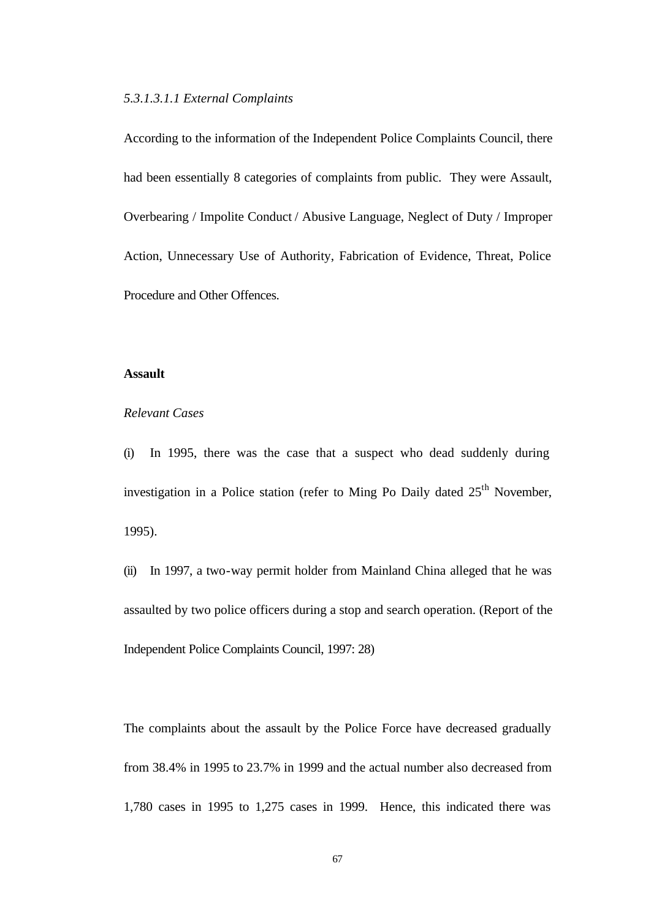*5.3.1.3.1.1 External Complaints*

According to the information of the Independent Police Complaints Council, there had been essentially 8 categories of complaints from public. They were Assault, Overbearing / Impolite Conduct / Abusive Language, Neglect of Duty / Improper Action, Unnecessary Use of Authority, Fabrication of Evidence, Threat, Police Procedure and Other Offences.

**Assault**

*Relevant Cases*

(i) In 1995, there was the case that a suspect who dead suddenly during investigation in a Police station (refer to Ming Po Daily dated 25th November, 1995).

(ii) In 1997, a two-way permit holder from Mainland China alleged that he was assaulted by two police officers during a stop and search operation. (Report of the Independent Police Complaints Council, 1997: 28)

The complaints about the assault by the Police Force have decreased gradually from 38.4% in 1995 to 23.7% in 1999 and the actual number also decreased from 1,780 cases in 1995 to 1,275 cases in 1999. Hence, this indicated there was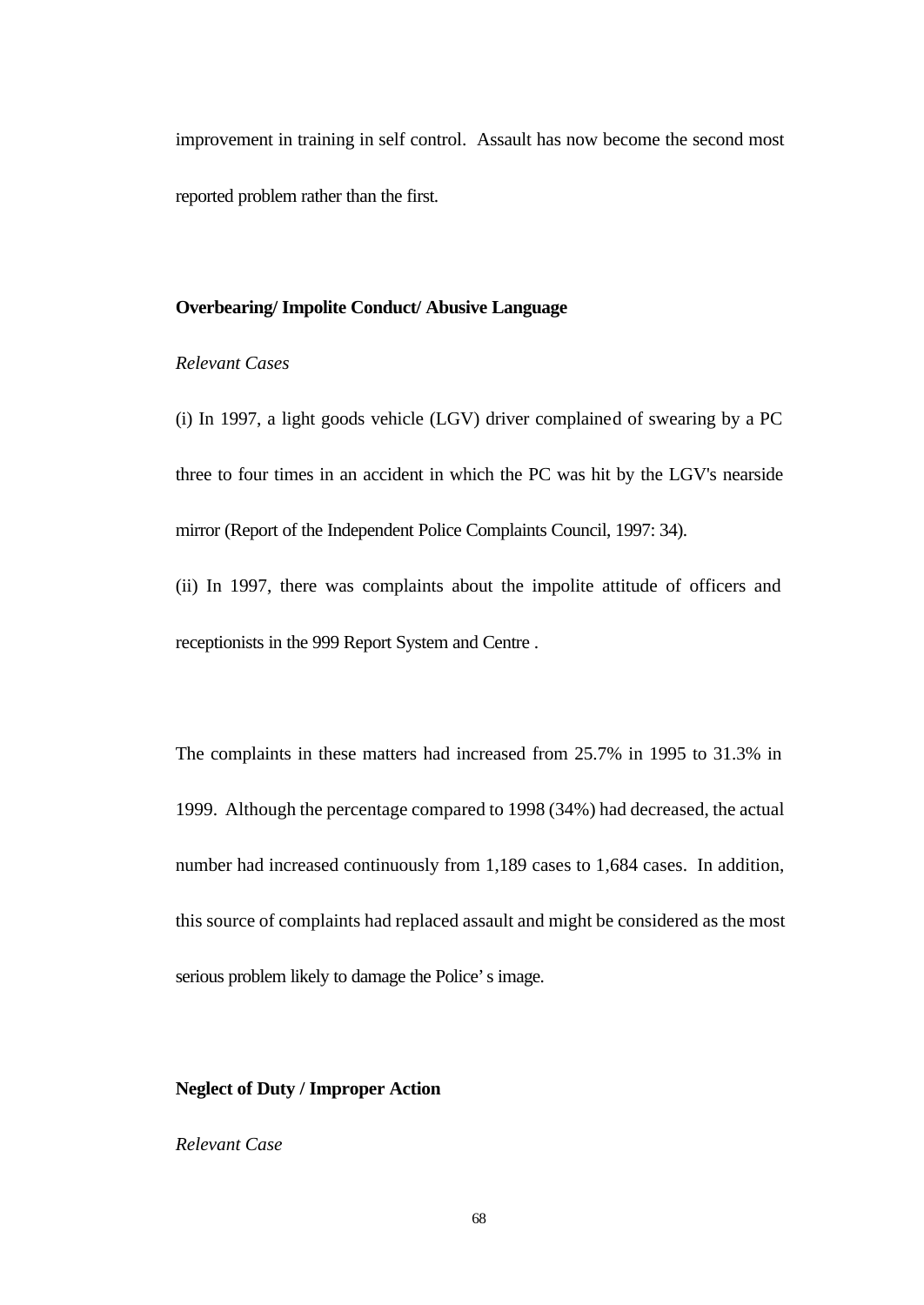improvement in training in self control. Assault has now become the second most reported problem rather than the first.

**Overbearing/ Impolite Conduct/ Abusive Language**

*Relevant Cases*

(i) In 1997, a light goods vehicle (LGV) driver complained of swearing by a PC three to four times in an accident in which the PC was hit by the LGV's nearside mirror (Report of the Independent Police Complaints Council, 1997: 34).

(ii) In 1997, there was complaints about the impolite attitude of officers and receptionists in the 999 Report System and Centre .

The complaints in these matters had increased from 25.7% in 1995 to 31.3% in 1999. Although the percentage compared to 1998 (34%) had decreased, the actual number had increased continuously from 1,189 cases to 1,684 cases. In addition, this source of complaints had replaced assault and might be considered as the most serious problem likely to damage the Police's image.

**Neglect of Duty / Improper Action**

*Relevant Case*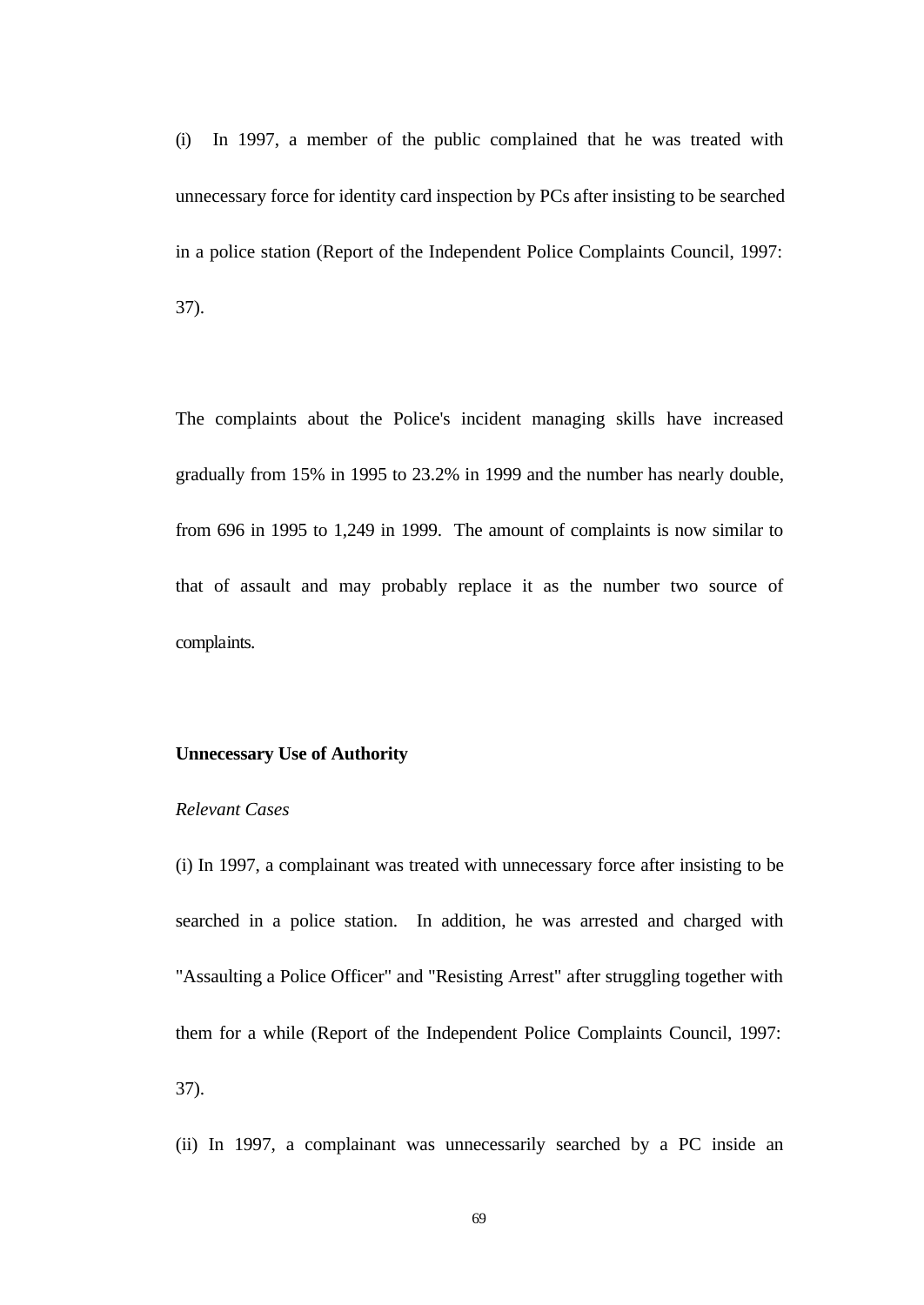(i) In 1997, a member of the public complained that he was treated with unnecessary force for identity card inspection by PCs after insisting to be searched in a police station (Report of the Independent Police Complaints Council, 1997: 37).

The complaints about the Police's incident managing skills have increased gradually from 15% in 1995 to 23.2% in 1999 and the number has nearly double, from 696 in 1995 to 1,249 in 1999. The amount of complaints is now similar to that of assault and may probably replace it as the number two source of complaints.

**Unnecessary Use of Authority**

*Relevant Cases*

(i) In 1997, a complainant was treated with unnecessary force after insisting to be searched in a police station. In addition, he was arrested and charged with "Assaulting a Police Officer" and "Resisting Arrest" after struggling together with them for a while (Report of the Independent Police Complaints Council, 1997: 37).

(ii) In 1997, a complainant was unnecessarily searched by a PC inside an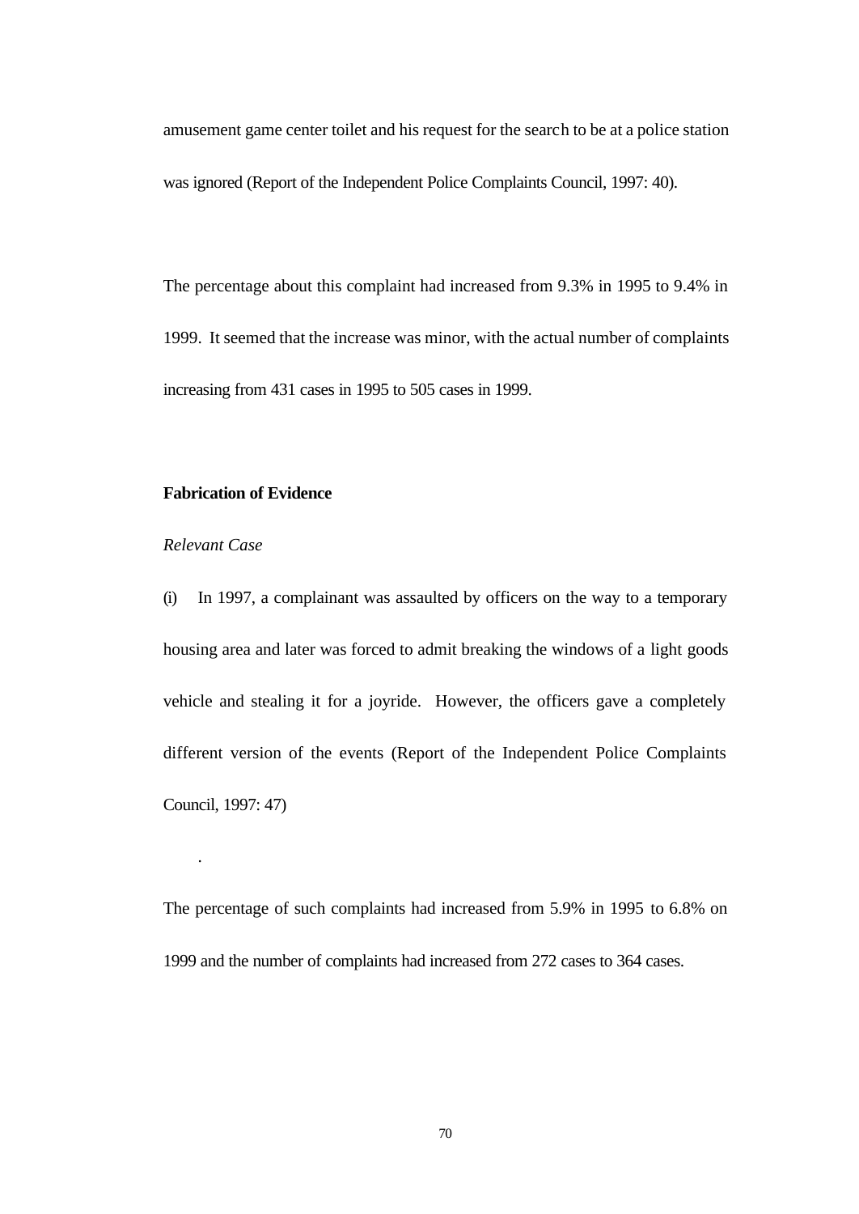amusement game center toilet and his request for the search to be at a police station was ignored (Report of the Independent Police Complaints Council, 1997: 40).

The percentage about this complaint had increased from 9.3% in 1995 to 9.4% in 1999. It seemed that the increase was minor, with the actual number of complaints increasing from 431 cases in 1995 to 505 cases in 1999.

**Fabrication of Evidence**

*Relevant Case*

(i) In 1997, a complainant was assaulted by officers on the way to a temporary housing area and later was forced to admit breaking the windows of a light goods vehicle and stealing it for a joyride. However, the officers gave a completely different version of the events (Report of the Independent Police Complaints Council, 1997: 47)

.

The percentage of such complaints had increased from 5.9% in 1995 to 6.8% on 1999 and the number of complaints had increased from 272 cases to 364 cases.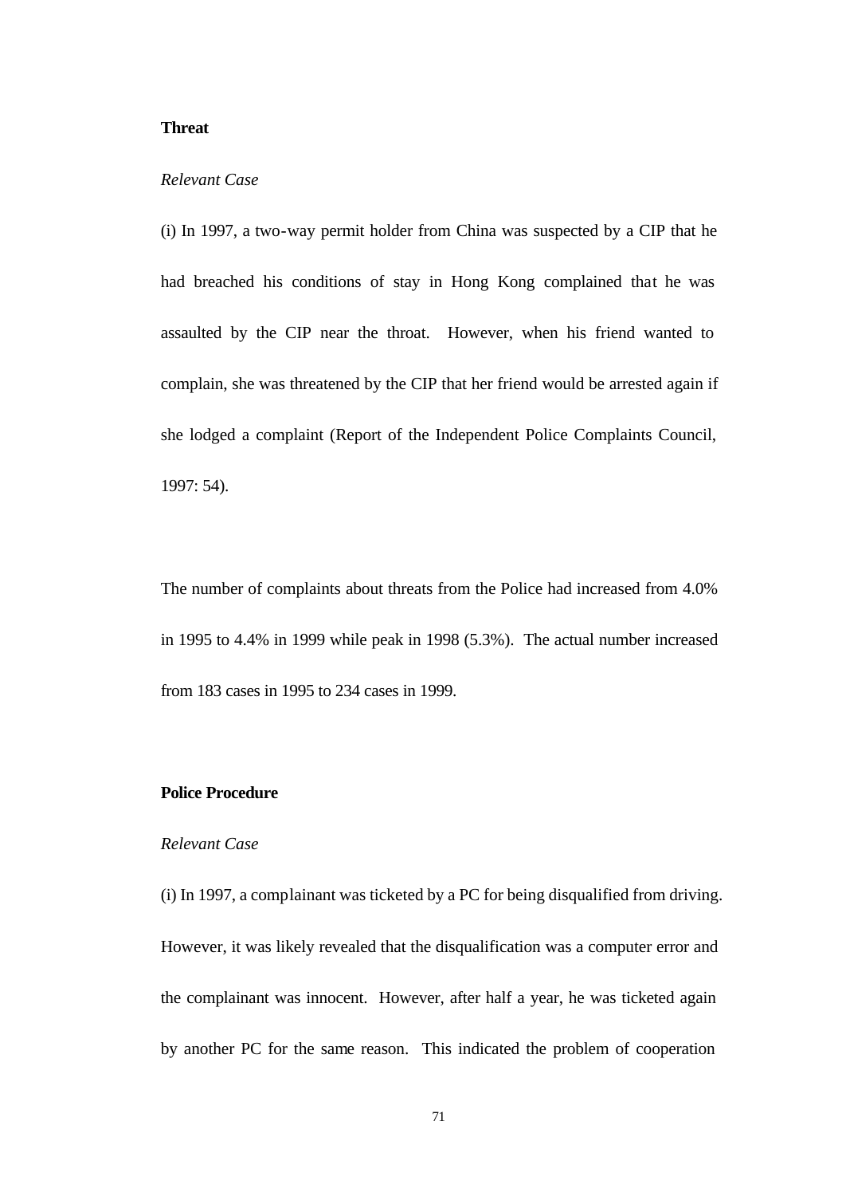**Threat**

*Relevant Case*

(i) In 1997, a two-way permit holder from China was suspected by a CIP that he had breached his conditions of stay in Hong Kong complained that he was assaulted by the CIP near the throat. However, when his friend wanted to complain, she was threatened by the CIP that her friend would be arrested again if she lodged a complaint (Report of the Independent Police Complaints Council, 1997: 54).

The number of complaints about threats from the Police had increased from 4.0% in 1995 to 4.4% in 1999 while peak in 1998 (5.3%). The actual number increased from 183 cases in 1995 to 234 cases in 1999.

**Police Procedure**

*Relevant Case*

(i) In 1997, a complainant was ticketed by a PC for being disqualified from driving. However, it was likely revealed that the disqualification was a computer error and the complainant was innocent. However, after half a year, he was ticketed again by another PC for the same reason. This indicated the problem of cooperation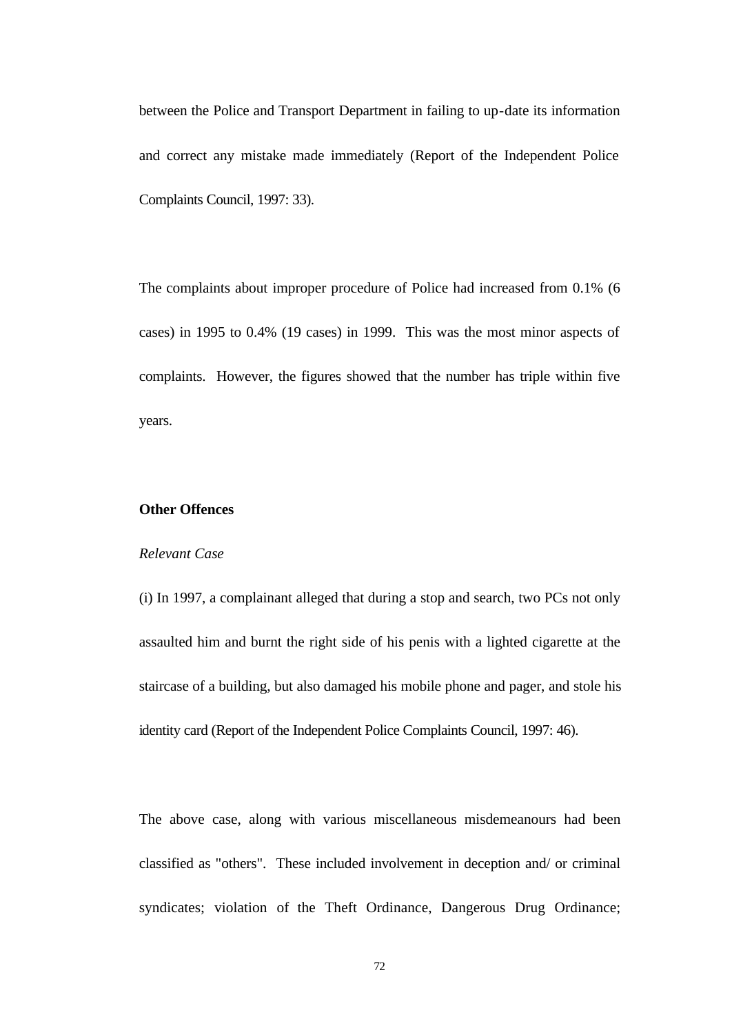between the Police and Transport Department in failing to up-date its information and correct any mistake made immediately (Report of the Independent Police Complaints Council, 1997: 33).

The complaints about improper procedure of Police had increased from 0.1% (6 cases) in 1995 to 0.4% (19 cases) in 1999. This was the most minor aspects of complaints. However, the figures showed that the number has triple within five years.

**Other Offences**

*Relevant Case*

(i) In 1997, a complainant alleged that during a stop and search, two PCs not only assaulted him and burnt the right side of his penis with a lighted cigarette at the staircase of a building, but also damaged his mobile phone and pager, and stole his identity card (Report of the Independent Police Complaints Council, 1997: 46).

The above case, along with various miscellaneous misdemeanours had been classified as "others". These included involvement in deception and/ or criminal syndicates; violation of the Theft Ordinance, Dangerous Drug Ordinance;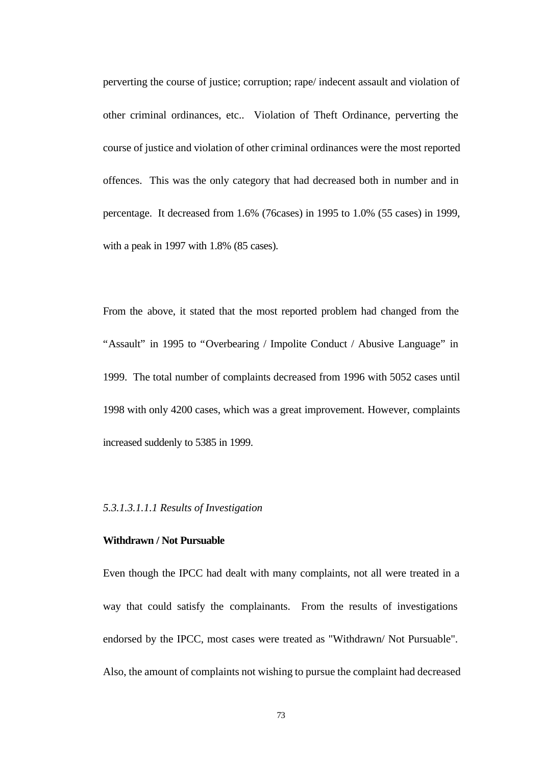perverting the course of justice; corruption; rape/ indecent assault and violation of other criminal ordinances, etc.. Violation of Theft Ordinance, perverting the course of justice and violation of other criminal ordinances were the most reported offences. This was the only category that had decreased both in number and in percentage. It decreased from 1.6% (76cases) in 1995 to 1.0% (55 cases) in 1999, with a peak in 1997 with 1.8% (85 cases).

From the above, it stated that the most reported problem had changed from the "Assault" in 1995 to "Overbearing / Impolite Conduct / Abusive Language" in 1999. The total number of complaints decreased from 1996 with 5052 cases until 1998 with only 4200 cases, which was a great improvement. However, complaints increased suddenly to 5385 in 1999.

*5.3.1.3.1.1.1 Results of Investigation*

**Withdrawn / Not Pursuable**

Even though the IPCC had dealt with many complaints, not all were treated in a way that could satisfy the complainants. From the results of investigations endorsed by the IPCC, most cases were treated as "Withdrawn/ Not Pursuable". Also, the amount of complaints not wishing to pursue the complaint had decreased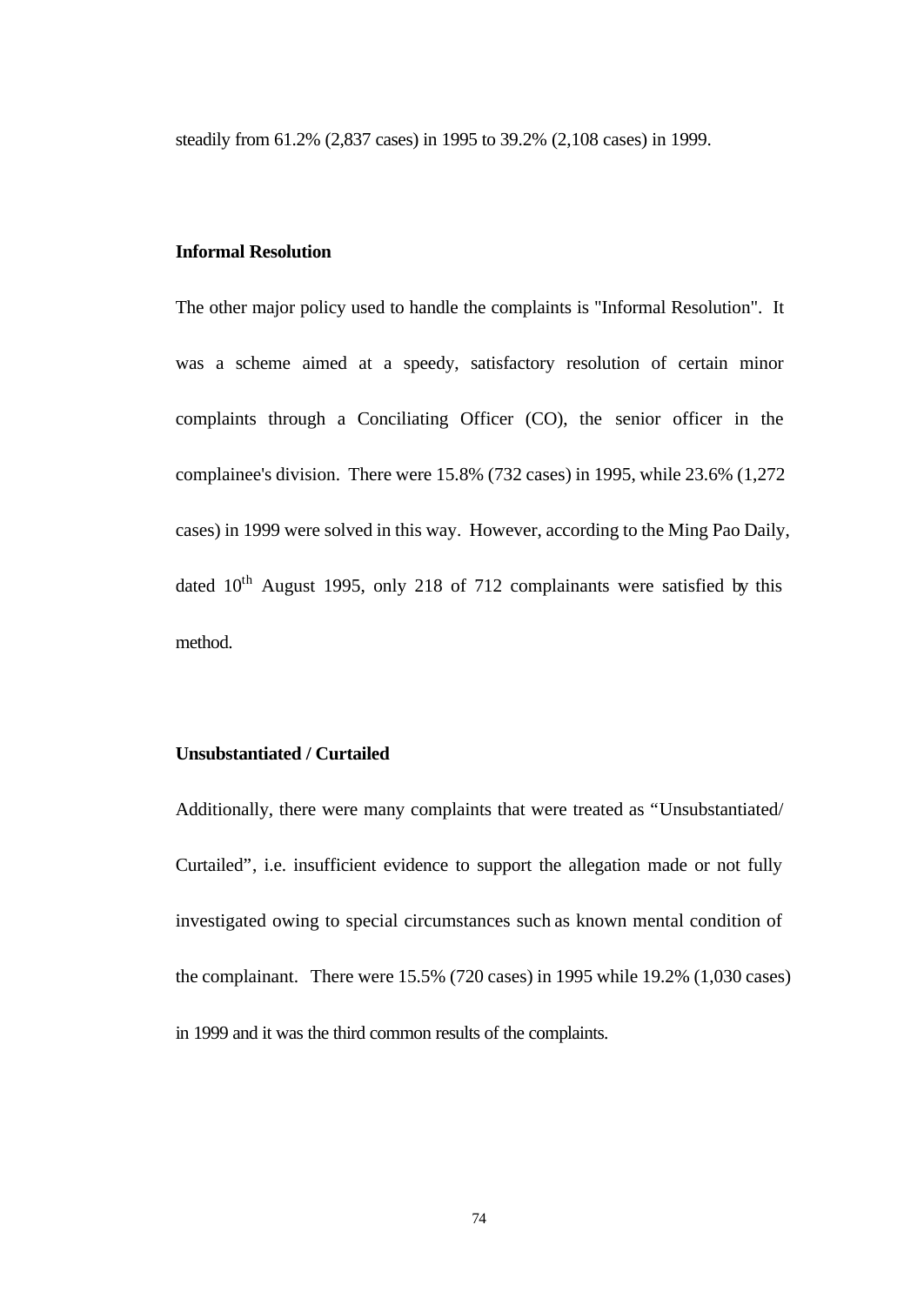steadily from 61.2% (2,837 cases) in 1995 to 39.2% (2,108 cases) in 1999.

**Informal Resolution**

The other major policy used to handle the complaints is "Informal Resolution". It was a scheme aimed at a speedy, satisfactory resolution of certain minor complaints through a Conciliating Officer (CO), the senior officer in the complainee's division. There were 15.8% (732 cases) in 1995, while 23.6% (1,272 cases) in 1999 were solved in this way. However, according to the Ming Pao Daily, dated 10th August 1995, only 218 of 712 complainants were satisfied by this method.

**Unsubstantiated / Curtailed**

Additionally, there were many complaints that were treated as "Unsubstantiated/ Curtailed", i.e. insufficient evidence to support the allegation made or not fully investigated owing to special circumstances such as known mental condition of the complainant. There were 15.5% (720 cases) in 1995 while 19.2% (1,030 cases) in 1999 and it was the third common results of the complaints.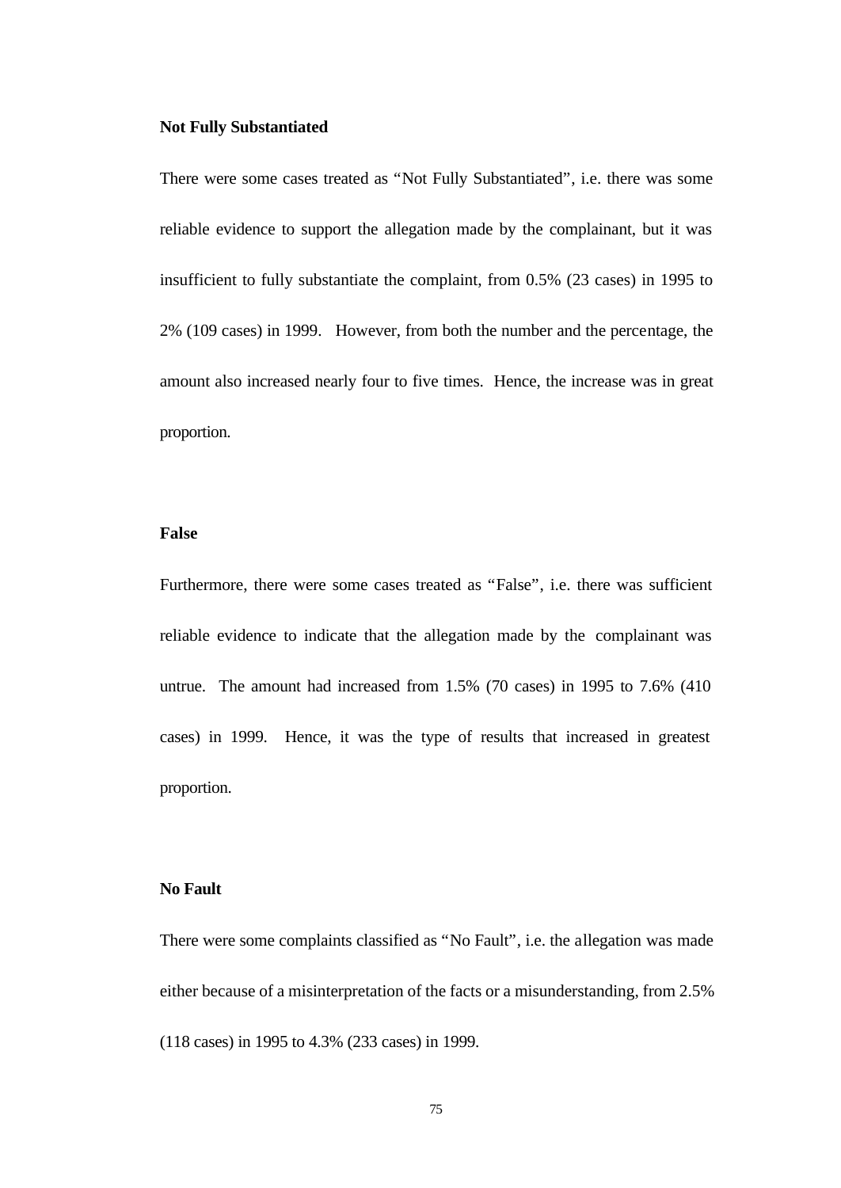**Not Fully Substantiated**

There were some cases treated as "Not Fully Substantiated", i.e. there was some reliable evidence to support the allegation made by the complainant, but it was insufficient to fully substantiate the complaint, from 0.5% (23 cases) in 1995 to 2% (109 cases) in 1999. However, from both the number and the percentage, the amount also increased nearly four to five times. Hence, the increase was in great proportion.

**False**

Furthermore, there were some cases treated as "False", i.e. there was sufficient reliable evidence to indicate that the allegation made by the complainant was untrue. The amount had increased from 1.5% (70 cases) in 1995 to 7.6% (410 cases) in 1999. Hence, it was the type of results that increased in greatest proportion.

**No Fault**

There were some complaints classified as "No Fault", i.e. the allegation was made either because of a misinterpretation of the facts or a misunderstanding, from 2.5% (118 cases) in 1995 to 4.3% (233 cases) in 1999.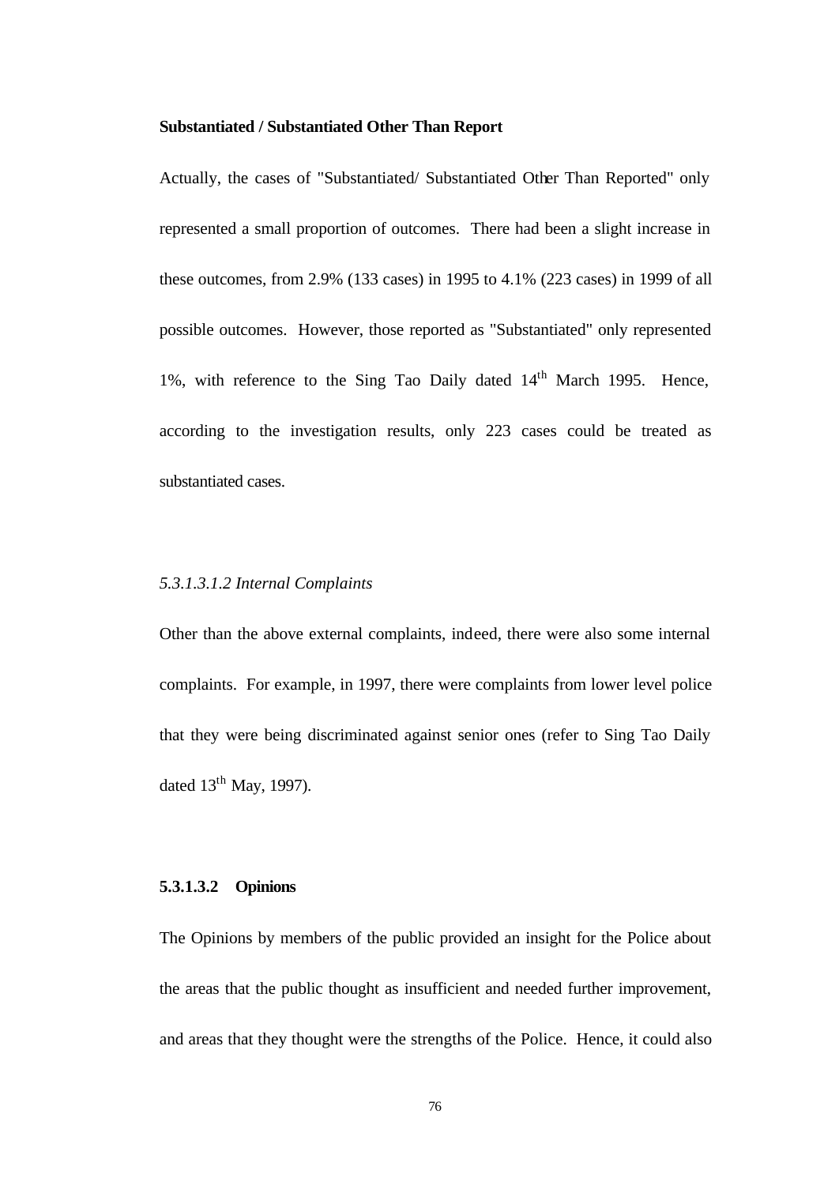**Substantiated / Substantiated Other Than Report**

Actually, the cases of "Substantiated/ Substantiated Other Than Reported" only represented a small proportion of outcomes. There had been a slight increase in these outcomes, from 2.9% (133 cases) in 1995 to 4.1% (223 cases) in 1999 of all possible outcomes. However, those reported as "Substantiated" only represented 1%, with reference to the Sing Tao Daily dated 14th March 1995. Hence, according to the investigation results, only 223 cases could be treated as substantiated cases.

*5.3.1.3.1.2 Internal Complaints*

Other than the above external complaints, indeed, there were also some internal complaints. For example, in 1997, there were complaints from lower level police that they were being discriminated against senior ones (refer to Sing Tao Daily dated 13th May, 1997).

**5.3.1.3.2 Opinions**

The Opinions by members of the public provided an insight for the Police about the areas that the public thought as insufficient and needed further improvement, and areas that they thought were the strengths of the Police. Hence, it could also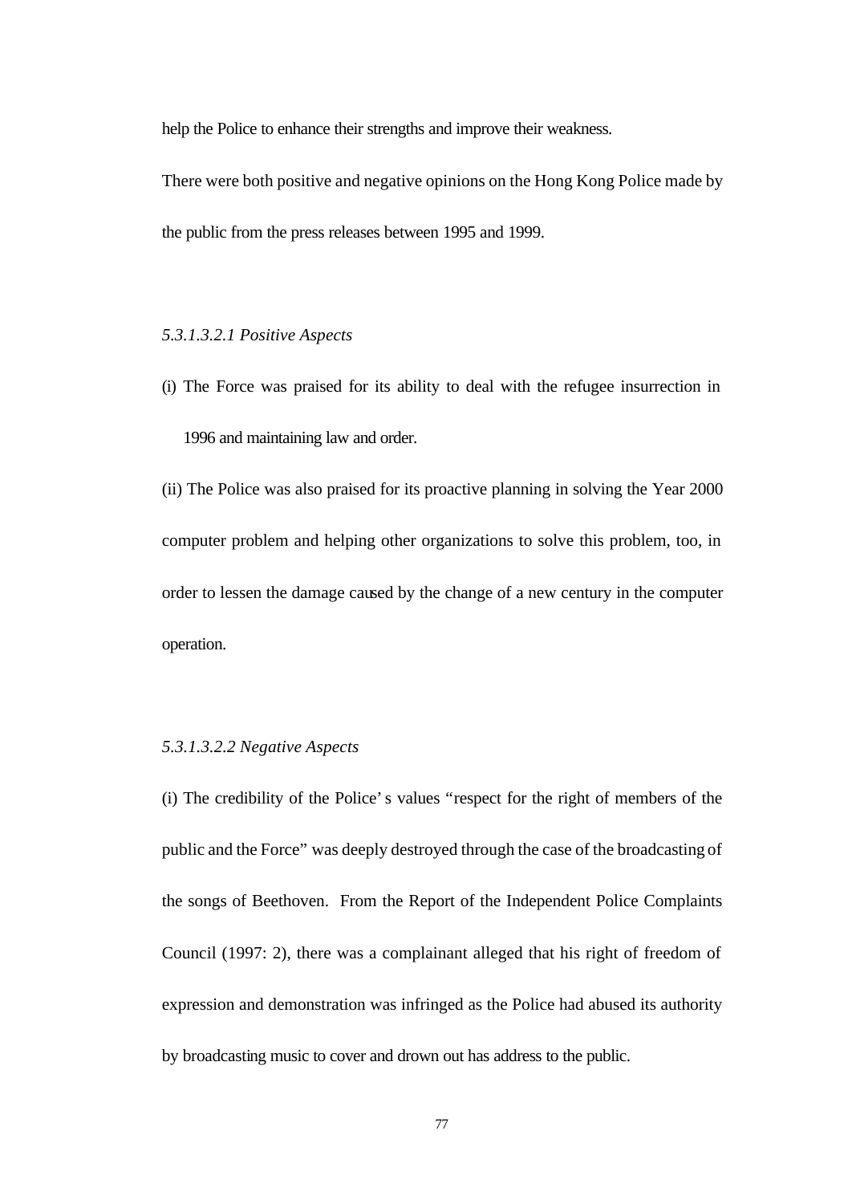help the Police to enhance their strengths and improve their weakness.

There were both positive and negative opinions on the Hong Kong Police made by the public from the press releases between 1995 and 1999.

*5.3.1.3.2.1 Positive Aspects*

(i) The Force was praised for its ability to deal with the refugee insurrection in 1996 and maintaining law and order.

(ii) The Police was also praised for its proactive planning in solving the Year 2000 computer problem and helping other organizations to solve this problem, too, in order to lessen the damage caused by the change of a new century in the computer operation.

*5.3.1.3.2.2 Negative Aspects*

(i) The credibility of the Police's values "respect for the right of members of the public and the Force" was deeply destroyed through the case of the broadcasting of the songs of Beethoven. From the Report of the Independent Police Complaints Council (1997: 2), there was a complainant alleged that his right of freedom of expression and demonstration was infringed as the Police had abused its authority by broadcasting music to cover and drown out has address to the public.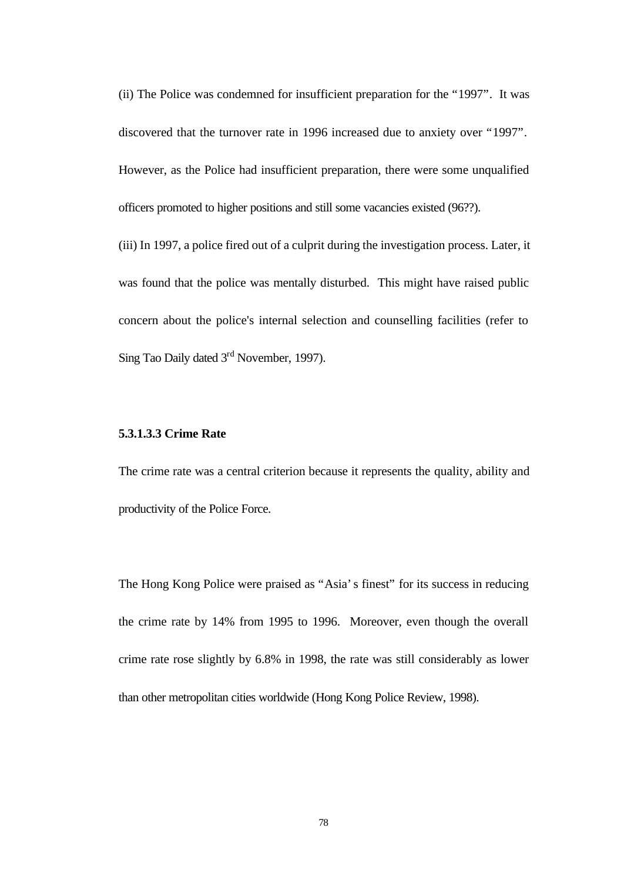(ii) The Police was condemned for insufficient preparation for the "1997". It was discovered that the turnover rate in 1996 increased due to anxiety over "1997". However, as the Police had insufficient preparation, there were some unqualified officers promoted to higher positions and still some vacancies existed (96??).

(iii) In 1997, a police fired out of a culprit during the investigation process. Later, it was found that the police was mentally disturbed. This might have raised public concern about the police's internal selection and counselling facilities (refer to Sing Tao Daily dated 3rd November, 1997).

#### 5.3.1.3.3 Crime Rate

The crime rate was a central criterion because it represents the quality, ability and productivity of the Police Force.

The Hong Kong Police were praised as "Asia's finest" for its success in reducing the crime rate by 14% from 1995 to 1996. Moreover, even though the overall crime rate rose slightly by 6.8% in 1998, the rate was still considerably as lower than other metropolitan cities worldwide (Hong Kong Police Review, 1998).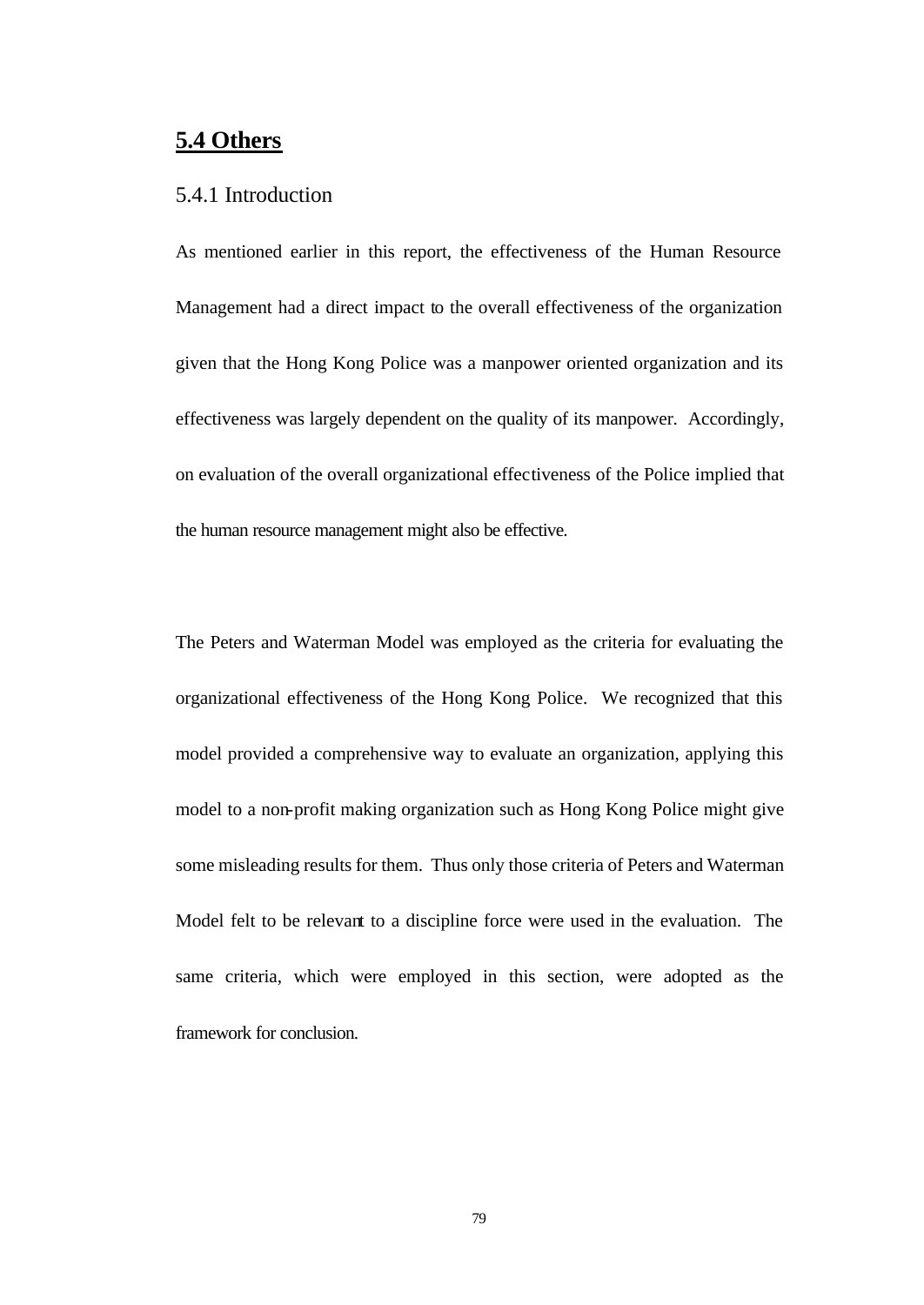## 5.4 Others

### 5.4.1 Introduction

As mentioned earlier in this report, the effectiveness of the Human Resource Management had a direct impact to the overall effectiveness of the organization given that the Hong Kong Police was a manpower oriented organization and its effectiveness was largely dependent on the quality of its manpower. Accordingly, on evaluation of the overall organizational effectiveness of the Police implied that the human resource management might also be effective.

The Peters and Waterman Model was employed as the criteria for evaluating the organizational effectiveness of the Hong Kong Police. We recognized that this model provided a comprehensive way to evaluate an organization, applying this model to a non-profit making organization such as Hong Kong Police might give some misleading results for them. Thus only those criteria of Peters and Waterman Model felt to be relevant to a discipline force were used in the evaluation. The same criteria, which were employed in this section, were adopted as the framework for conclusion.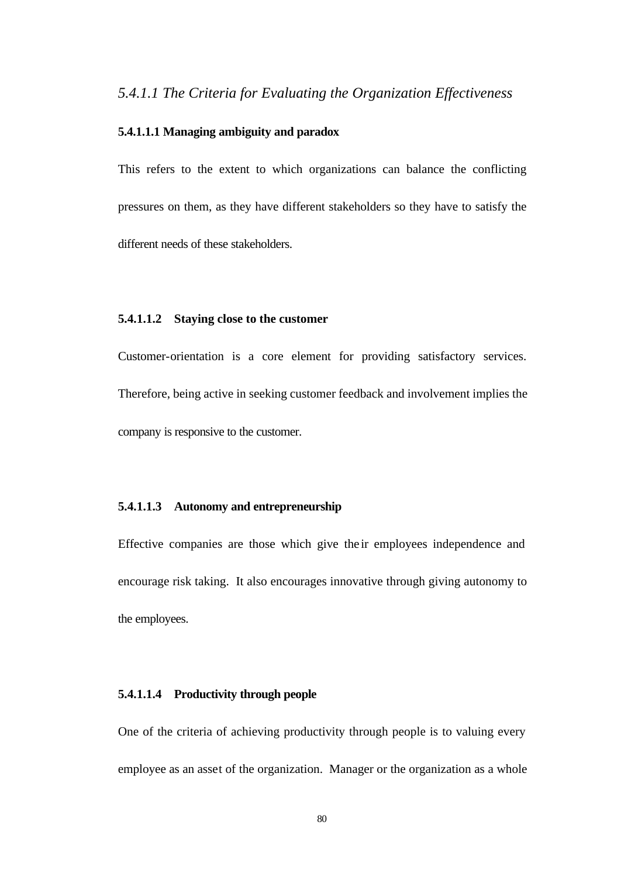### *5.4.1.1 The Criteria for Evaluating the Organization Effectiveness*

#### 5.4.1.1.1 Managing ambiguity and paradox

This refers to the extent to which organizations can balance the conflicting pressures on them, as they have different stakeholders so they have to satisfy the different needs of these stakeholders.

#### 5.4.1.1.2 Staying close to the customer

Customer-orientation is a core element for providing satisfactory services. Therefore, being active in seeking customer feedback and involvement implies the company is responsive to the customer.

#### 5.4.1.1.3 Autonomy and entrepreneurship

Effective companies are those which give their employees independence and encourage risk taking. It also encourages innovative through giving autonomy to the employees.

#### 5.4.1.1.4 Productivity through people

One of the criteria of achieving productivity through people is to valuing every employee as an asset of the organization. Manager or the organization as a whole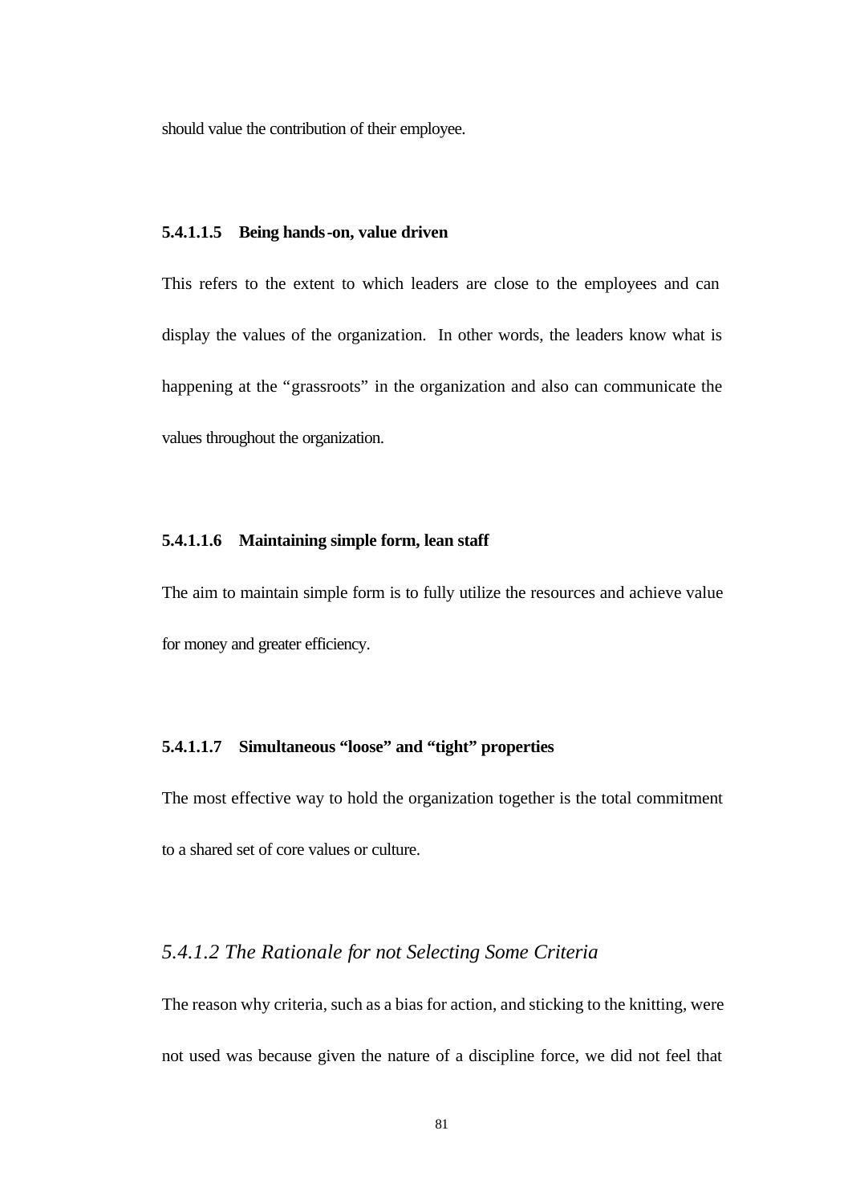should value the contribution of their employee.

#### 5.4.1.1.5 Being hands-on, value driven

This refers to the extent to which leaders are close to the employees and can display the values of the organization. In other words, the leaders know what is happening at the "grassroots" in the organization and also can communicate the values throughout the organization.

#### 5.4.1.1.6 Maintaining simple form, lean staff

The aim to maintain simple form is to fully utilize the resources and achieve value for money and greater efficiency.

#### 5.4.1.1.7 Simultaneous "loose" and "tight" properties

The most effective way to hold the organization together is the total commitment to a shared set of core values or culture.

### *5.4.1.2 The Rationale for not Selecting Some Criteria*

The reason why criteria, such as a bias for action, and sticking to the knitting, were not used was because given the nature of a discipline force, we did not feel that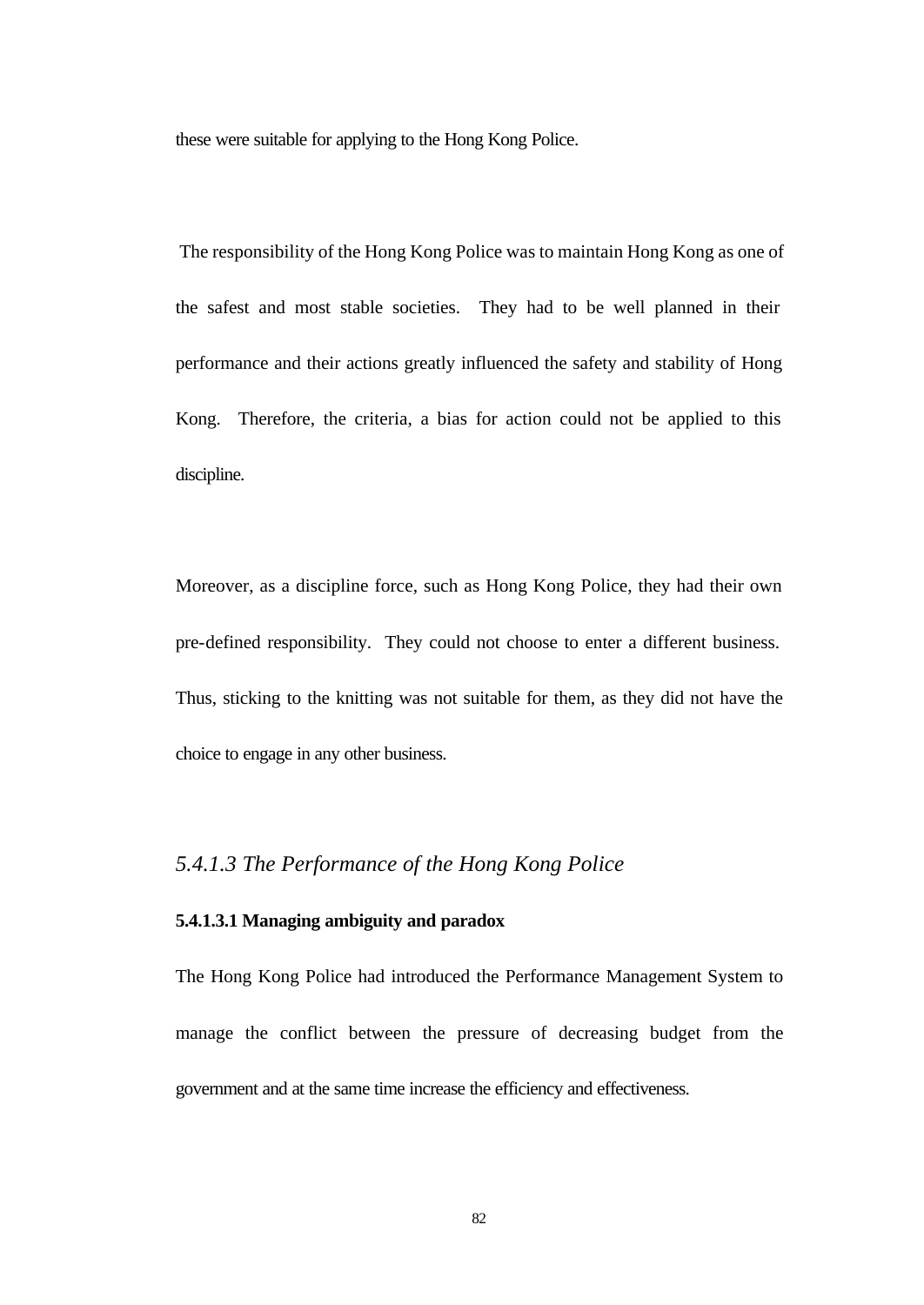these were suitable for applying to the Hong Kong Police.

The responsibility of the Hong Kong Police was to maintain Hong Kong as one of the safest and most stable societies. They had to be well planned in their performance and their actions greatly influenced the safety and stability of Hong Kong. Therefore, the criteria, a bias for action could not be applied to this discipline.

Moreover, as a discipline force, such as Hong Kong Police, they had their own pre-defined responsibility. They could not choose to enter a different business. Thus, sticking to the knitting was not suitable for them, as they did not have the choice to engage in any other business.

### *5.4.1.3 The Performance of the Hong Kong Police*

#### **5.4.1.3.1 Managing ambiguity and paradox**

The Hong Kong Police had introduced the Performance Management System to manage the conflict between the pressure of decreasing budget from the government and at the same time increase the efficiency and effectiveness.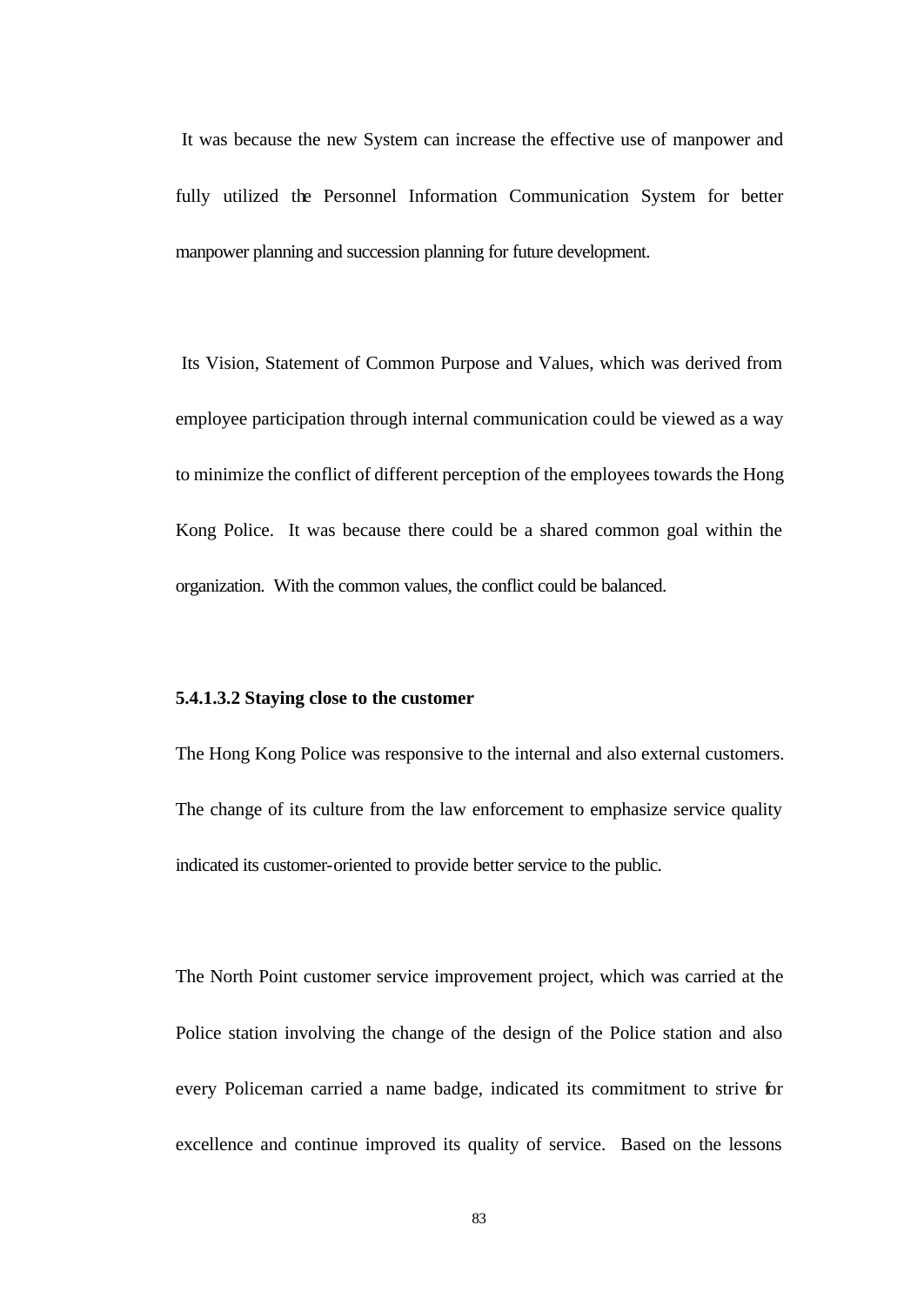It was because the new System can increase the effective use of manpower and fully utilized the Personnel Information Communication System for better manpower planning and succession planning for future development.

Its Vision, Statement of Common Purpose and Values, which was derived from employee participation through internal communication could be viewed as a way to minimize the conflict of different perception of the employees towards the Hong Kong Police. It was because there could be a shared common goal within the organization. With the common values, the conflict could be balanced.

**5.4.1.3.2 Staying close to the customer**

The Hong Kong Police was responsive to the internal and also external customers. The change of its culture from the law enforcement to emphasize service quality indicated its customer-oriented to provide better service to the public.

The North Point customer service improvement project, which was carried at the Police station involving the change of the design of the Police station and also every Policeman carried a name badge, indicated its commitment to strive for excellence and continue improved its quality of service. Based on the lessons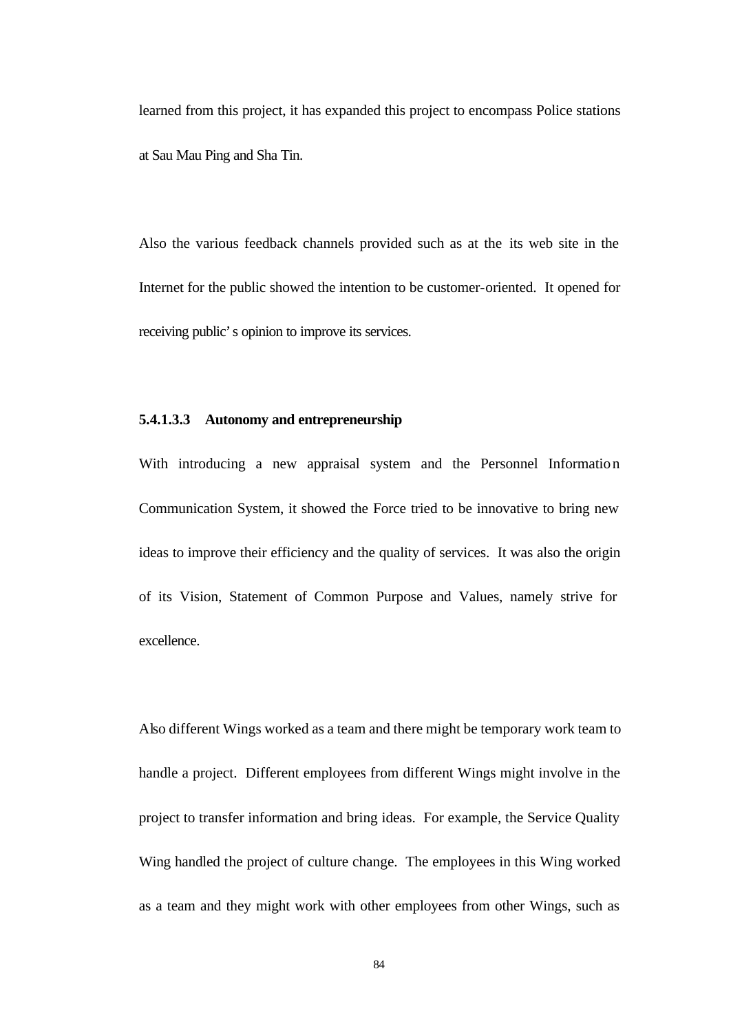learned from this project, it has expanded this project to encompass Police stations at Sau Mau Ping and Sha Tin.

Also the various feedback channels provided such as at the its web site in the Internet for the public showed the intention to be customer-oriented. It opened for receiving public's opinion to improve its services.

#### 5.4.1.3.3 Autonomy and entrepreneurship

With introducing a new appraisal system and the Personnel Information Communication System, it showed the Force tried to be innovative to bring new ideas to improve their efficiency and the quality of services. It was also the origin of its Vision, Statement of Common Purpose and Values, namely strive for excellence.

Also different Wings worked as a team and there might be temporary work team to handle a project. Different employees from different Wings might involve in the project to transfer information and bring ideas. For example, the Service Quality Wing handled the project of culture change. The employees in this Wing worked as a team and they might work with other employees from other Wings, such as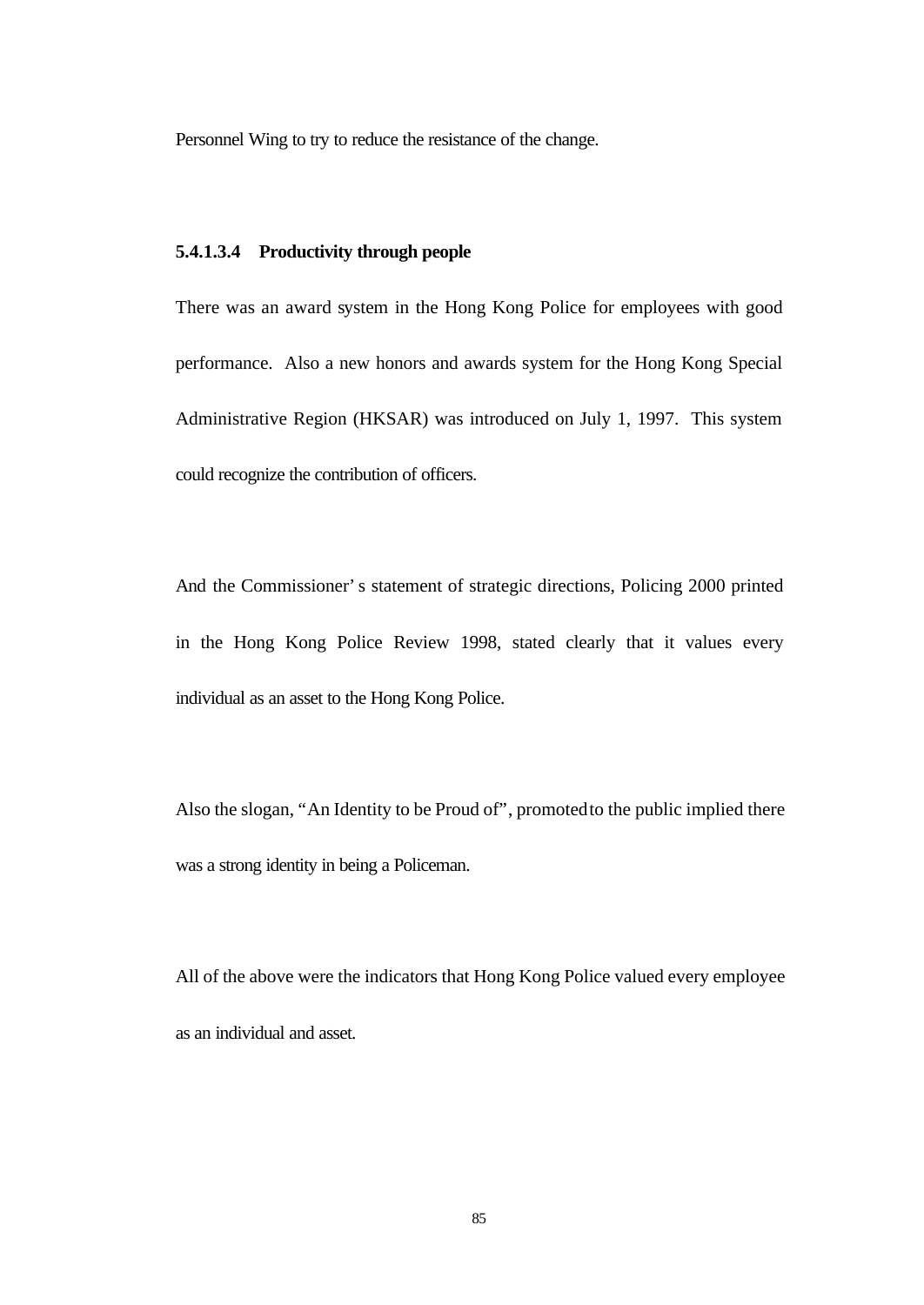Personnel Wing to try to reduce the resistance of the change.

#### 5.4.1.3.4 Productivity through people

There was an award system in the Hong Kong Police for employees with good performance. Also a new honors and awards system for the Hong Kong Special Administrative Region (HKSAR) was introduced on July 1, 1997. This system could recognize the contribution of officers.

And the Commissioner's statement of strategic directions, Policing 2000 printed in the Hong Kong Police Review 1998, stated clearly that it values every individual as an asset to the Hong Kong Police.

Also the slogan, "An Identity to be Proud of", promoted to the public implied there was a strong identity in being a Policeman.

All of the above were the indicators that Hong Kong Police valued every employee as an individual and asset.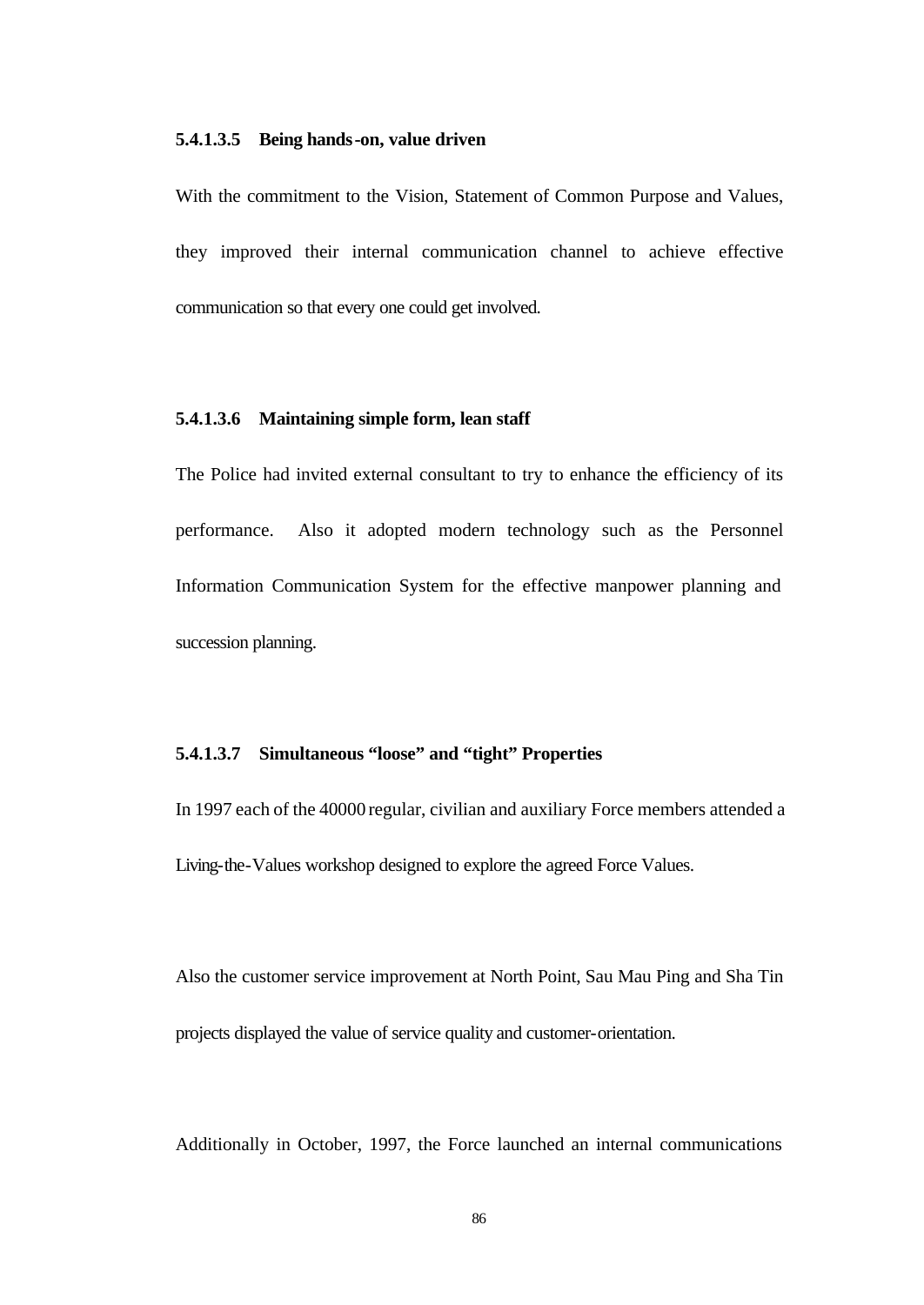#### 5.4.1.3.5 Being hands-on, value driven

With the commitment to the Vision, Statement of Common Purpose and Values, they improved their internal communication channel to achieve effective communication so that every one could get involved.

#### 5.4.1.3.6 Maintaining simple form, lean staff

The Police had invited external consultant to try to enhance the efficiency of its performance. Also it adopted modern technology such as the Personnel Information Communication System for the effective manpower planning and succession planning.

#### 5.4.1.3.7 Simultaneous "loose" and "tight" Properties

In 1997 each of the 40000 regular, civilian and auxiliary Force members attended a Living-the-Values workshop designed to explore the agreed Force Values.

Also the customer service improvement at North Point, Sau Mau Ping and Sha Tin projects displayed the value of service quality and customer-orientation.

Additionally in October, 1997, the Force launched an internal communications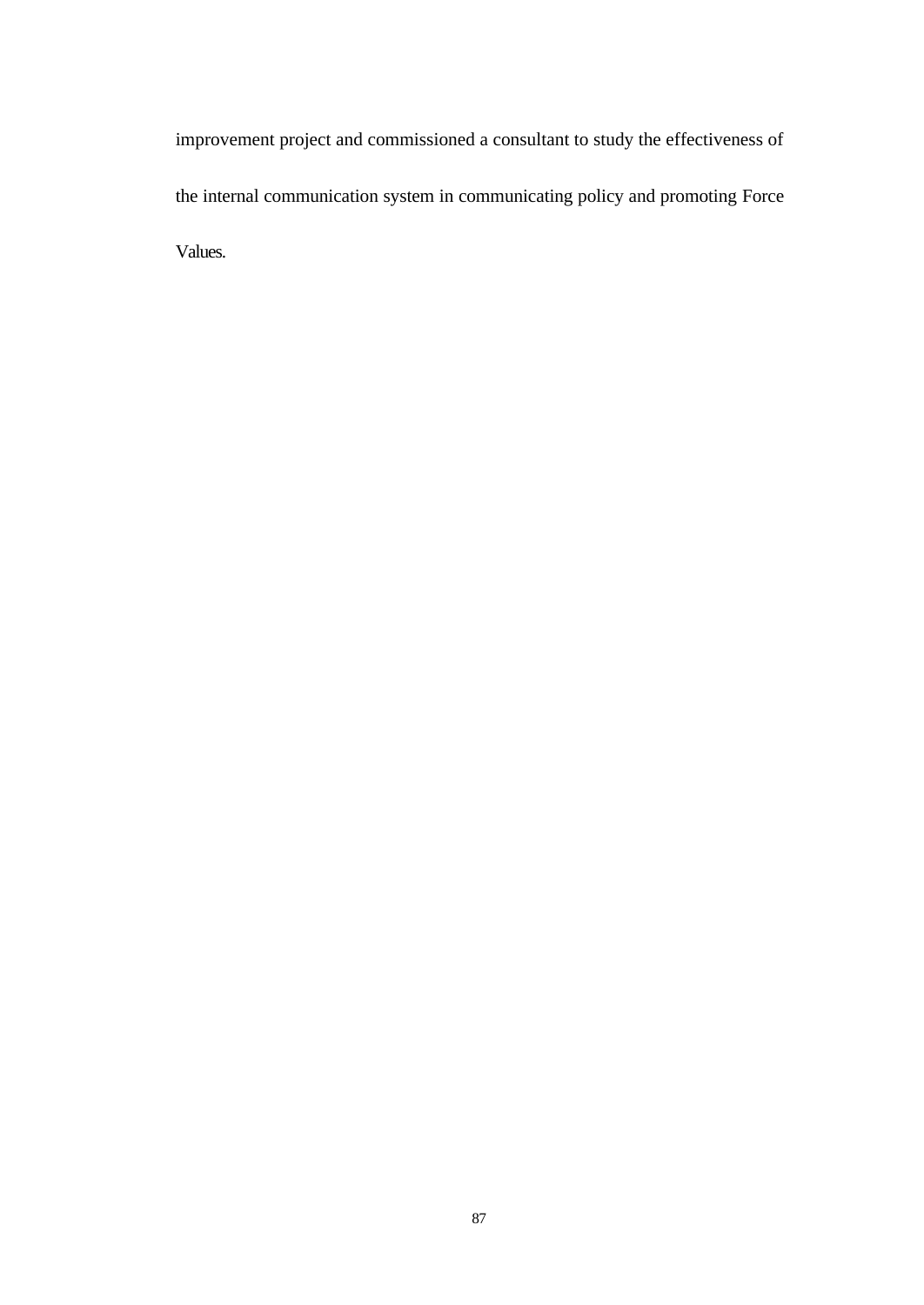improvement project and commissioned a consultant to study the effectiveness of the internal communication system in communicating policy and promoting Force Values.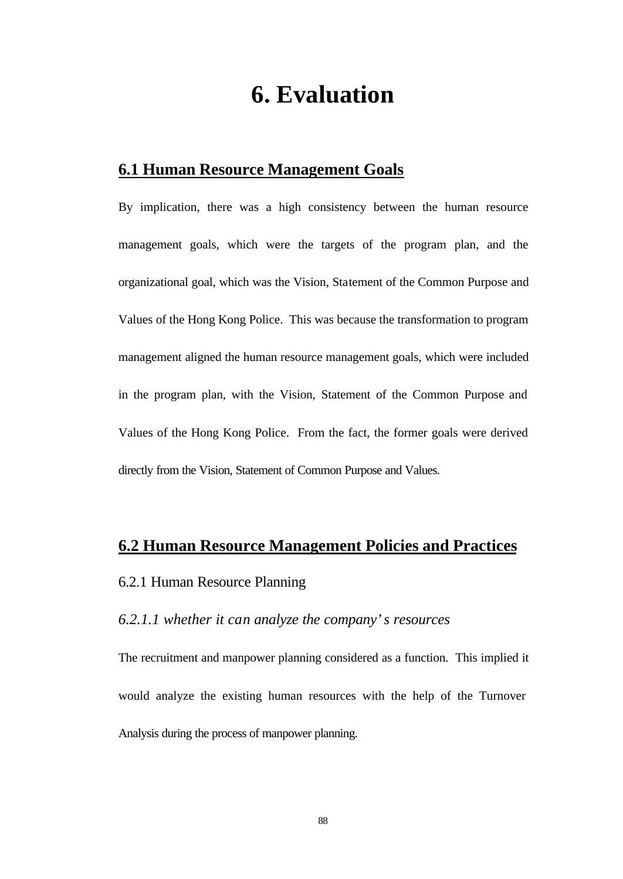# 6. Evaluation

## 6.1 Human Resource Management Goals

By implication, there was a high consistency between the human resource management goals, which were the targets of the program plan, and the organizational goal, which was the Vision, Statement of the Common Purpose and Values of the Hong Kong Police. This was because the transformation to program management aligned the human resource management goals, which were included in the program plan, with the Vision, Statement of the Common Purpose and Values of the Hong Kong Police. From the fact, the former goals were derived directly from the Vision, Statement of Common Purpose and Values.

## 6.2 Human Resource Management Policies and Practices

### 6.2.1 Human Resource Planning

#### *6.2.1.1 whether it can analyze the company's resources*

The recruitment and manpower planning considered as a function. This implied it would analyze the existing human resources with the help of the Turnover Analysis during the process of manpower planning.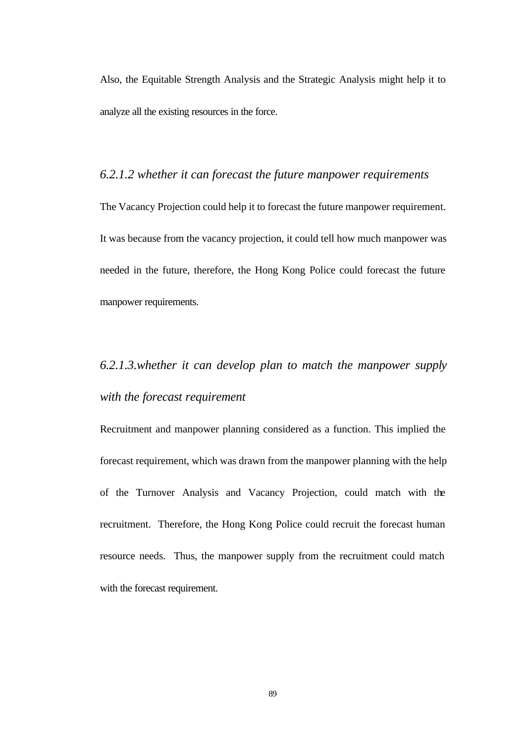Also, the Equitable Strength Analysis and the Strategic Analysis might help it to analyze all the existing resources in the force.

#### *6.2.1.2 whether it can forecast the future manpower requirements*

The Vacancy Projection could help it to forecast the future manpower requirement. It was because from the vacancy projection, it could tell how much manpower was needed in the future, therefore, the Hong Kong Police could forecast the future manpower requirements.

#### *6.2.1.3.whether it can develop plan to match the manpower supply with the forecast requirement*

Recruitment and manpower planning considered as a function. This implied the forecast requirement, which was drawn from the manpower planning with the help of the Turnover Analysis and Vacancy Projection, could match with the recruitment. Therefore, the Hong Kong Police could recruit the forecast human resource needs. Thus, the manpower supply from the recruitment could match with the forecast requirement.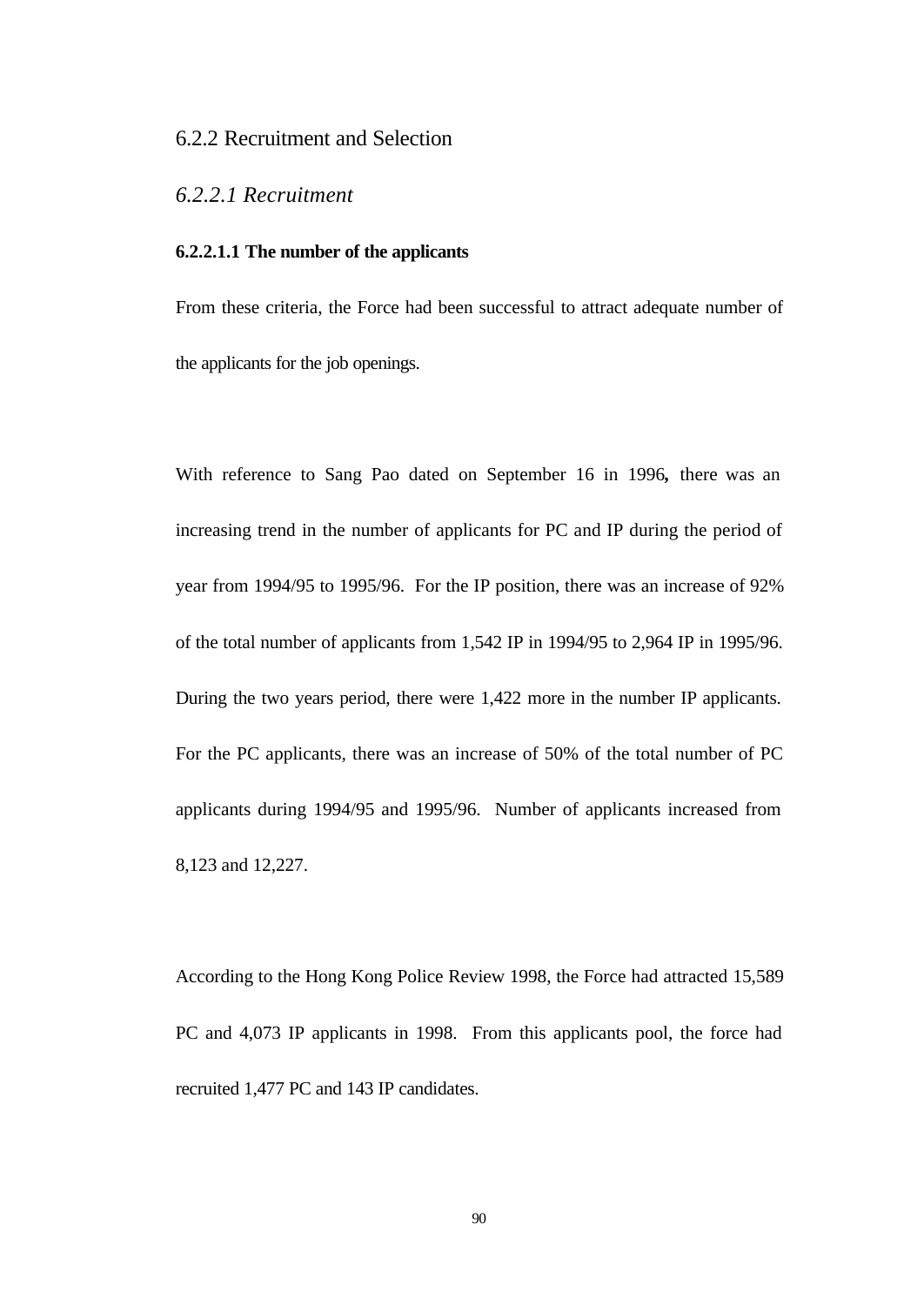## 6.2.2 Recruitment and Selection

### *6.2.2.1 Recruitment*

#### **6.2.2.1.1 The number of the applicants**

From these criteria, the Force had been successful to attract adequate number of the applicants for the job openings.

With reference to Sang Pao dated on September 16 in 1996**,** there was an increasing trend in the number of applicants for PC and IP during the period of year from 1994/95 to 1995/96. For the IP position, there was an increase of 92% of the total number of applicants from 1,542 IP in 1994/95 to 2,964 IP in 1995/96. During the two years period, there were 1,422 more in the number IP applicants. For the PC applicants, there was an increase of 50% of the total number of PC applicants during 1994/95 and 1995/96. Number of applicants increased from 8,123 and 12,227.

According to the Hong Kong Police Review 1998, the Force had attracted 15,589 PC and 4,073 IP applicants in 1998. From this applicants pool, the force had recruited 1,477 PC and 143 IP candidates.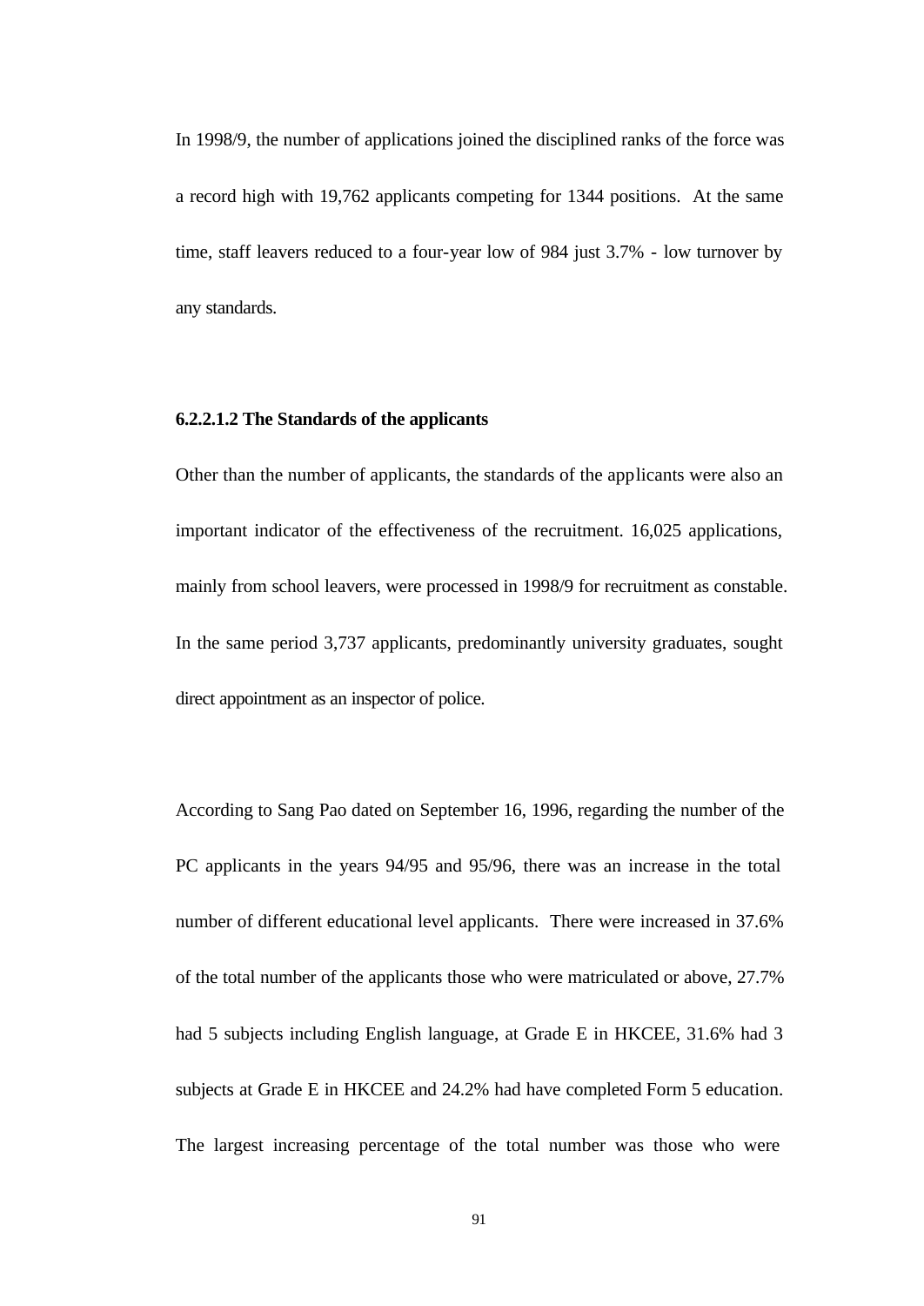In 1998/9, the number of applications joined the disciplined ranks of the force was a record high with 19,762 applicants competing for 1344 positions. At the same time, staff leavers reduced to a four-year low of 984 just 3.7% - low turnover by any standards.

#### 6.2.2.1.2 The Standards of the applicants

Other than the number of applicants, the standards of the applicants were also an important indicator of the effectiveness of the recruitment. 16,025 applications, mainly from school leavers, were processed in 1998/9 for recruitment as constable. In the same period 3,737 applicants, predominantly university graduates, sought direct appointment as an inspector of police.

According to Sang Pao dated on September 16, 1996, regarding the number of the PC applicants in the years 94/95 and 95/96, there was an increase in the total number of different educational level applicants. There were increased in 37.6% of the total number of the applicants those who were matriculated or above, 27.7% had 5 subjects including English language, at Grade E in HKCEE, 31.6% had 3 subjects at Grade E in HKCEE and 24.2% had have completed Form 5 education. The largest increasing percentage of the total number was those who were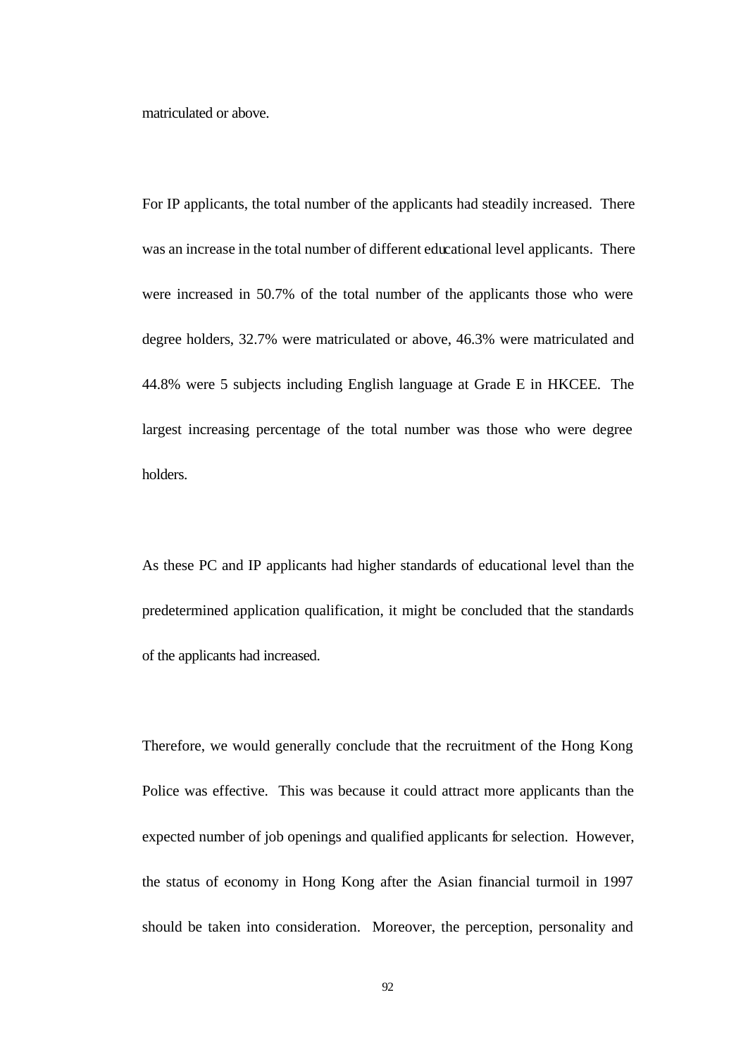matriculated or above.

For IP applicants, the total number of the applicants had steadily increased. There was an increase in the total number of different educational level applicants. There were increased in 50.7% of the total number of the applicants those who were degree holders, 32.7% were matriculated or above, 46.3% were matriculated and 44.8% were 5 subjects including English language at Grade E in HKCEE. The largest increasing percentage of the total number was those who were degree holders.

As these PC and IP applicants had higher standards of educational level than the predetermined application qualification, it might be concluded that the standards of the applicants had increased.

Therefore, we would generally conclude that the recruitment of the Hong Kong Police was effective. This was because it could attract more applicants than the expected number of job openings and qualified applicants for selection. However, the status of economy in Hong Kong after the Asian financial turmoil in 1997 should be taken into consideration. Moreover, the perception, personality and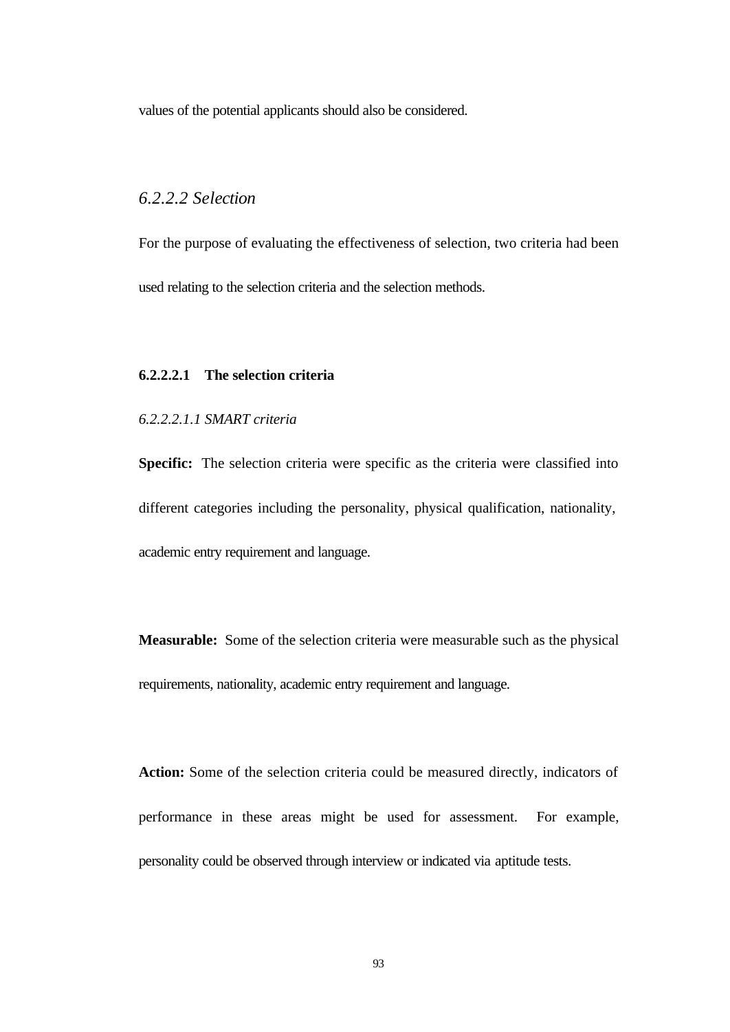values of the potential applicants should also be considered.

### *6.2.2.2 Selection*

For the purpose of evaluating the effectiveness of selection, two criteria had been used relating to the selection criteria and the selection methods.

#### **6.2.2.2.1 The selection criteria**

*6.2.2.2.1.1 SMART criteria*

**Specific:** The selection criteria were specific as the criteria were classified into different categories including the personality, physical qualification, nationality, academic entry requirement and language.

**Measurable:** Some of the selection criteria were measurable such as the physical requirements, nationality, academic entry requirement and language.

**Action:** Some of the selection criteria could be measured directly, indicators of performance in these areas might be used for assessment. For example, personality could be observed through interview or indicated via aptitude tests.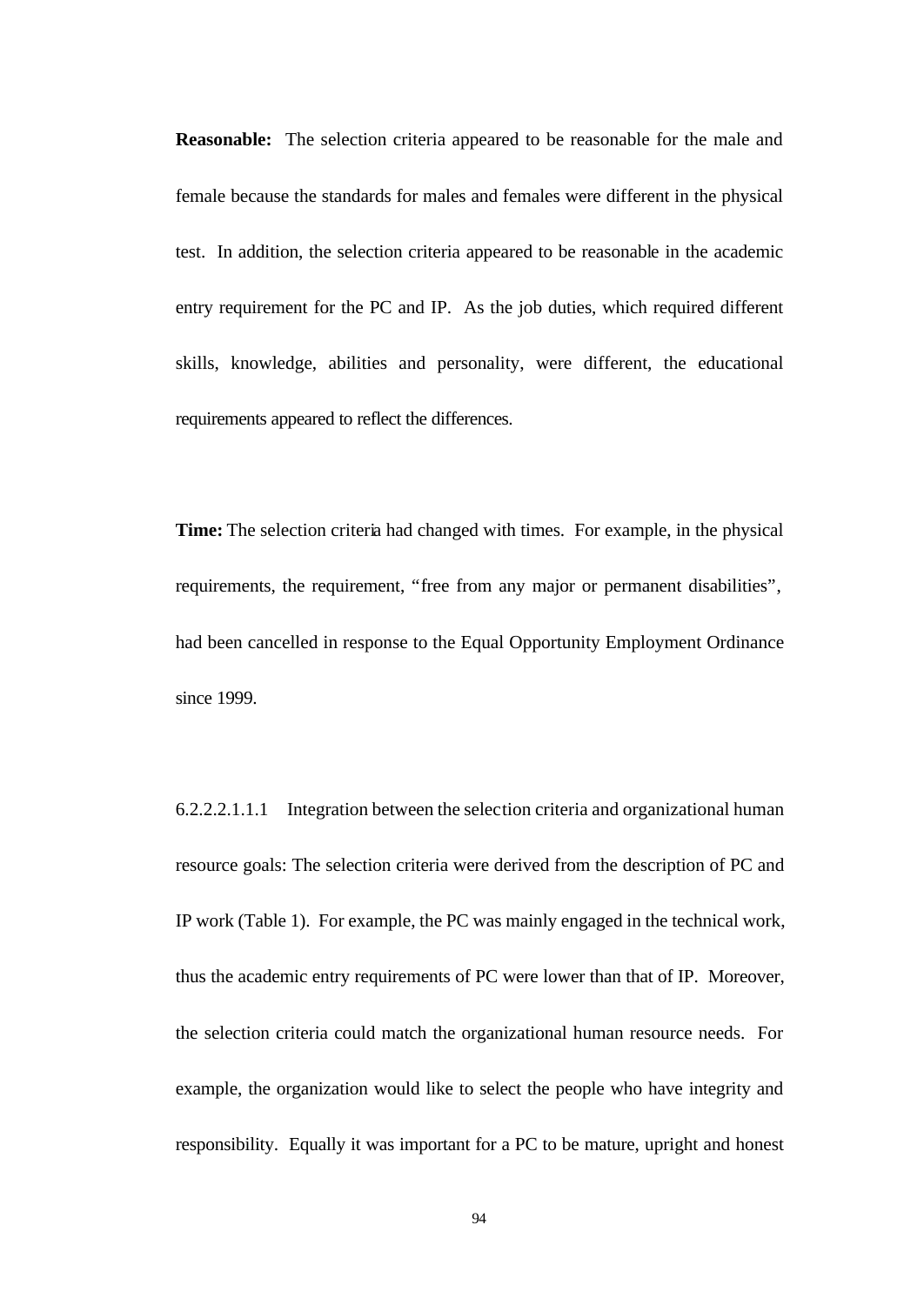**Reasonable:** The selection criteria appeared to be reasonable for the male and female because the standards for males and females were different in the physical test. In addition, the selection criteria appeared to be reasonable in the academic entry requirement for the PC and IP. As the job duties, which required different skills, knowledge, abilities and personality, were different, the educational requirements appeared to reflect the differences.

**Time:** The selection criteria had changed with times. For example, in the physical requirements, the requirement, "free from any major or permanent disabilities", had been cancelled in response to the Equal Opportunity Employment Ordinance since 1999.

6.2.2.2.1.1.1 Integration between the selection criteria and organizational human resource goals: The selection criteria were derived from the description of PC and IP work (Table 1). For example, the PC was mainly engaged in the technical work, thus the academic entry requirements of PC were lower than that of IP. Moreover, the selection criteria could match the organizational human resource needs. For example, the organization would like to select the people who have integrity and responsibility. Equally it was important for a PC to be mature, upright and honest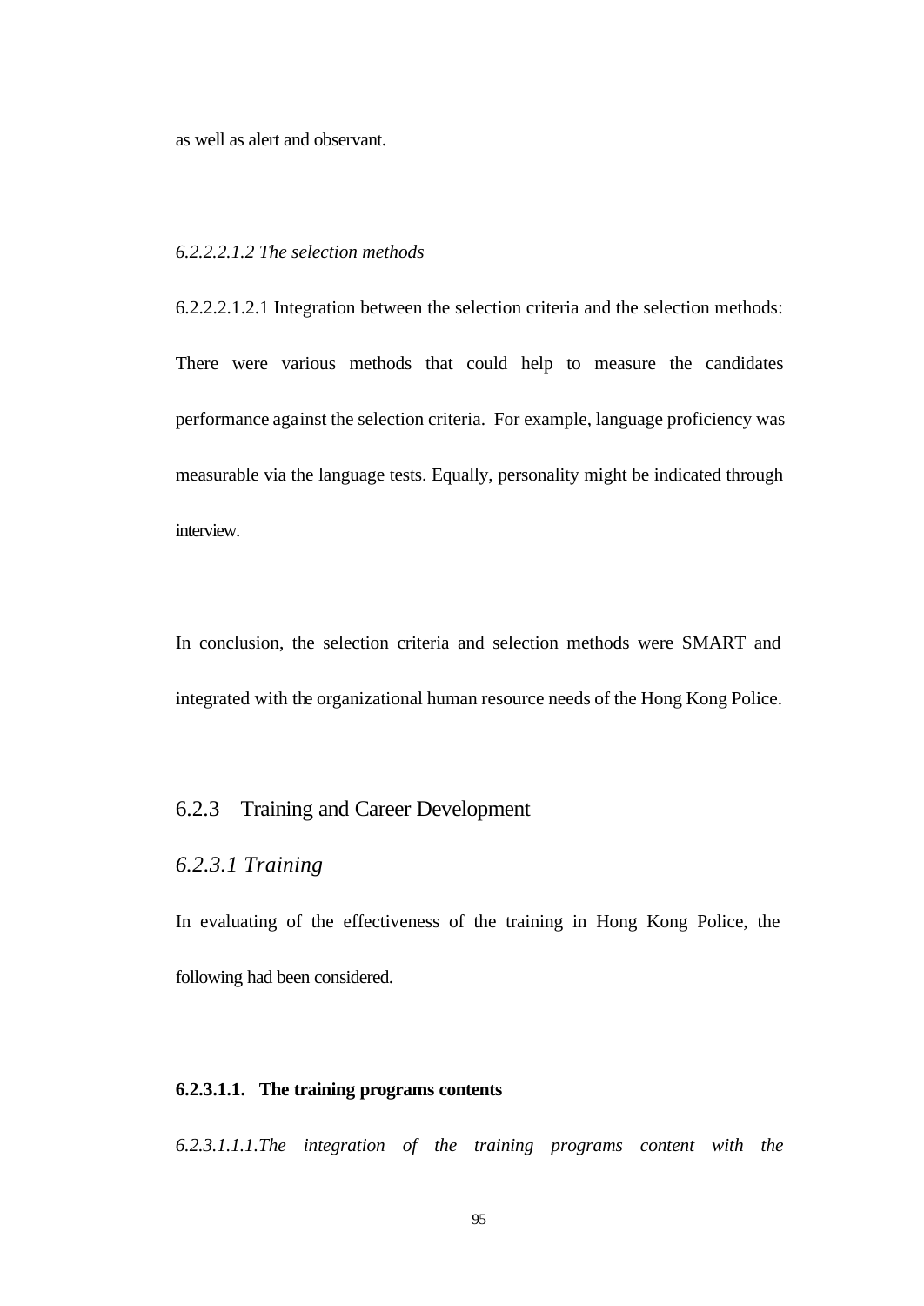as well as alert and observant.

*6.2.2.2.1.2 The selection methods*

6.2.2.2.1.2.1 Integration between the selection criteria and the selection methods: There were various methods that could help to measure the candidates performance against the selection criteria. For example, language proficiency was measurable via the language tests. Equally, personality might be indicated through interview.

In conclusion, the selection criteria and selection methods were SMART and integrated with the organizational human resource needs of the Hong Kong Police.

## 6.2.3 Training and Career Development

### *6.2.3.1 Training*

In evaluating of the effectiveness of the training in Hong Kong Police, the following had been considered.

**6.2.3.1.1. The training programs contents**

*6.2.3.1.1.1.The integration of the training programs content with the*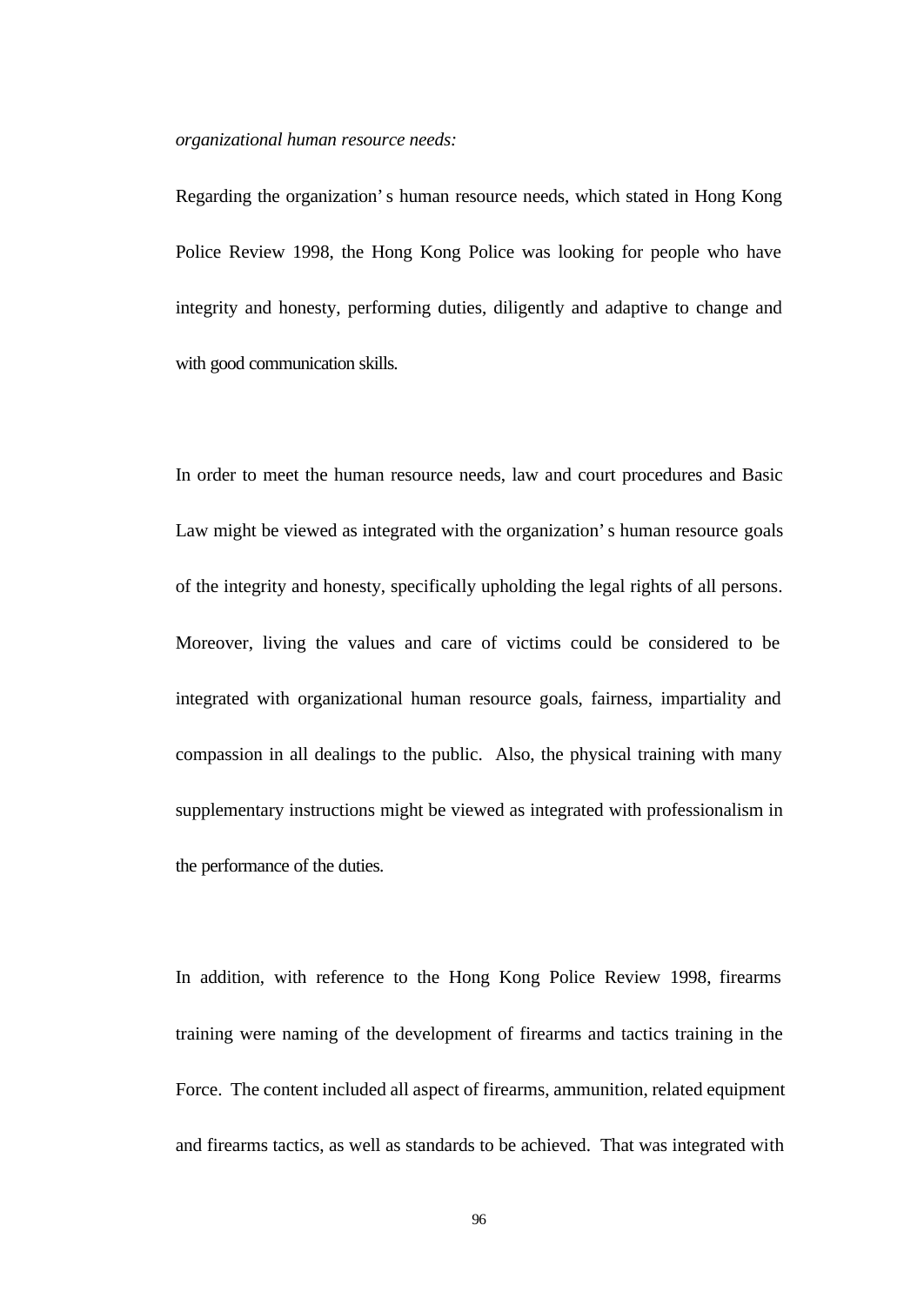*organizational human resource needs:*

Regarding the organization's human resource needs, which stated in Hong Kong Police Review 1998, the Hong Kong Police was looking for people who have integrity and honesty, performing duties, diligently and adaptive to change and with good communication skills.

In order to meet the human resource needs, law and court procedures and Basic Law might be viewed as integrated with the organization's human resource goals of the integrity and honesty, specifically upholding the legal rights of all persons. Moreover, living the values and care of victims could be considered to be integrated with organizational human resource goals, fairness, impartiality and compassion in all dealings to the public. Also, the physical training with many supplementary instructions might be viewed as integrated with professionalism in the performance of the duties.

In addition, with reference to the Hong Kong Police Review 1998, firearms training were naming of the development of firearms and tactics training in the Force. The content included all aspect of firearms, ammunition, related equipment and firearms tactics, as well as standards to be achieved. That was integrated with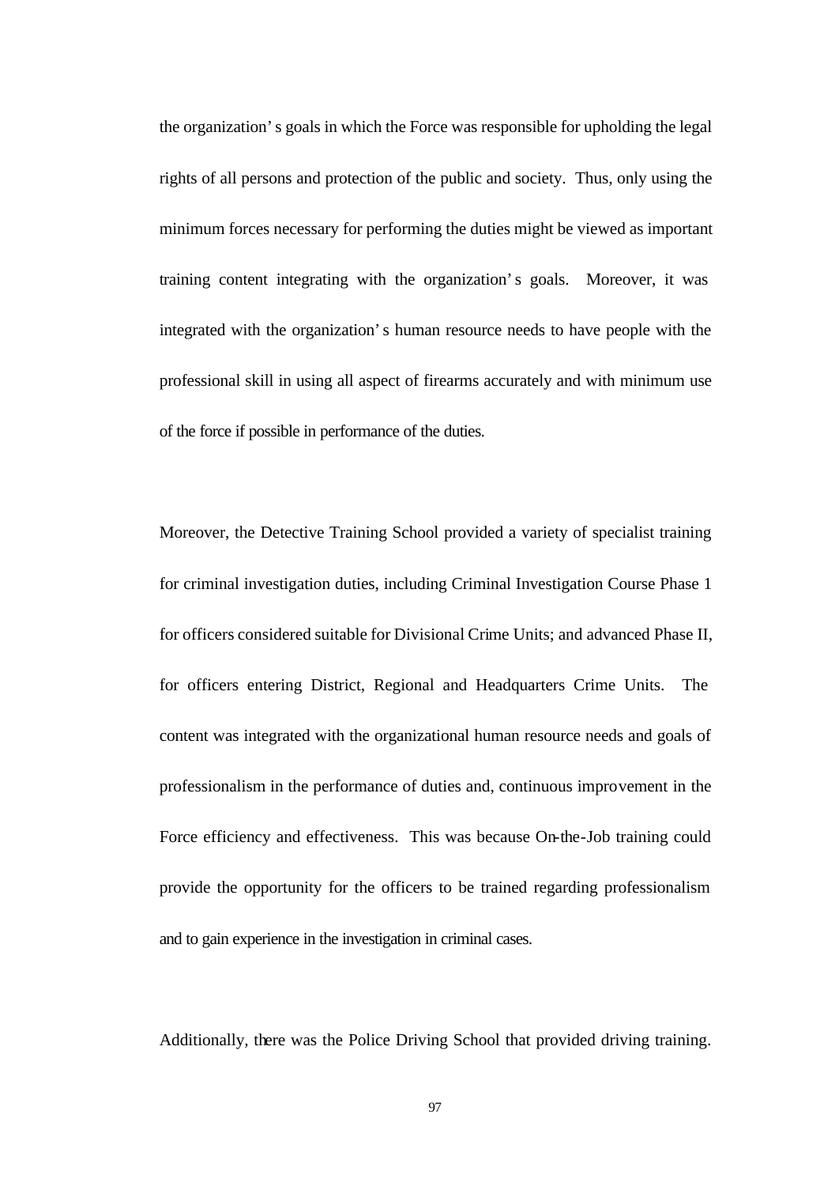the organization's goals in which the Force was responsible for upholding the legal rights of all persons and protection of the public and society. Thus, only using the minimum forces necessary for performing the duties might be viewed as important training content integrating with the organization's goals. Moreover, it was integrated with the organization's human resource needs to have people with the professional skill in using all aspect of firearms accurately and with minimum use of the force if possible in performance of the duties.

Moreover, the Detective Training School provided a variety of specialist training for criminal investigation duties, including Criminal Investigation Course Phase 1 for officers considered suitable for Divisional Crime Units; and advanced Phase II, for officers entering District, Regional and Headquarters Crime Units. The content was integrated with the organizational human resource needs and goals of professionalism in the performance of duties and, continuous improvement in the Force efficiency and effectiveness. This was because On-the-Job training could provide the opportunity for the officers to be trained regarding professionalism and to gain experience in the investigation in criminal cases.

Additionally, there was the Police Driving School that provided driving training.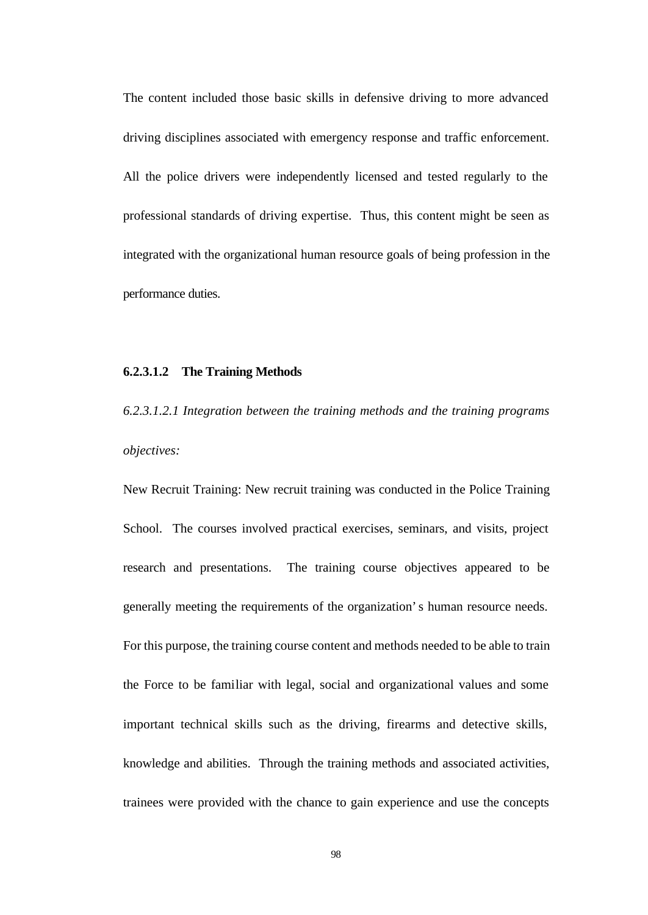The content included those basic skills in defensive driving to more advanced driving disciplines associated with emergency response and traffic enforcement. All the police drivers were independently licensed and tested regularly to the professional standards of driving expertise. Thus, this content might be seen as integrated with the organizational human resource goals of being profession in the performance duties.

#### 6.2.3.1.2 The Training Methods

*6.2.3.1.2.1 Integration between the training methods and the training programs objectives:*

New Recruit Training: New recruit training was conducted in the Police Training School. The courses involved practical exercises, seminars, and visits, project research and presentations. The training course objectives appeared to be generally meeting the requirements of the organization's human resource needs. For this purpose, the training course content and methods needed to be able to train the Force to be familiar with legal, social and organizational values and some important technical skills such as the driving, firearms and detective skills, knowledge and abilities. Through the training methods and associated activities, trainees were provided with the chance to gain experience and use the concepts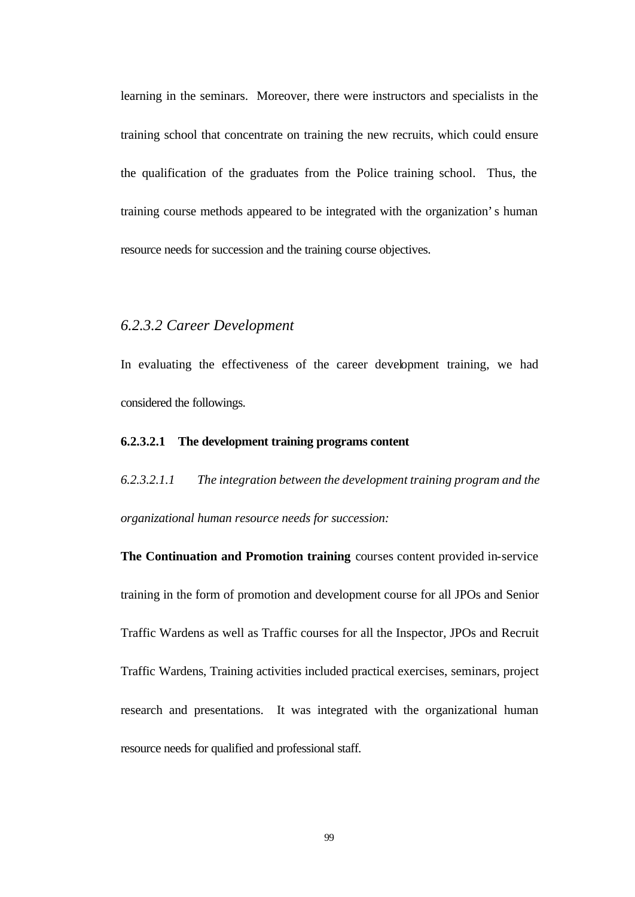learning in the seminars. Moreover, there were instructors and specialists in the training school that concentrate on training the new recruits, which could ensure the qualification of the graduates from the Police training school. Thus, the training course methods appeared to be integrated with the organization's human resource needs for succession and the training course objectives.

### *6.2.3.2 Career Development*

In evaluating the effectiveness of the career development training, we had considered the followings.

#### 6.2.3.2.1 The development training programs content

*6.2.3.2.1.1 The integration between the development training program and the organizational human resource needs for succession:*

**The Continuation and Promotion training** courses content provided in-service training in the form of promotion and development course for all JPOs and Senior Traffic Wardens as well as Traffic courses for all the Inspector, JPOs and Recruit Traffic Wardens, Training activities included practical exercises, seminars, project research and presentations. It was integrated with the organizational human resource needs for qualified and professional staff.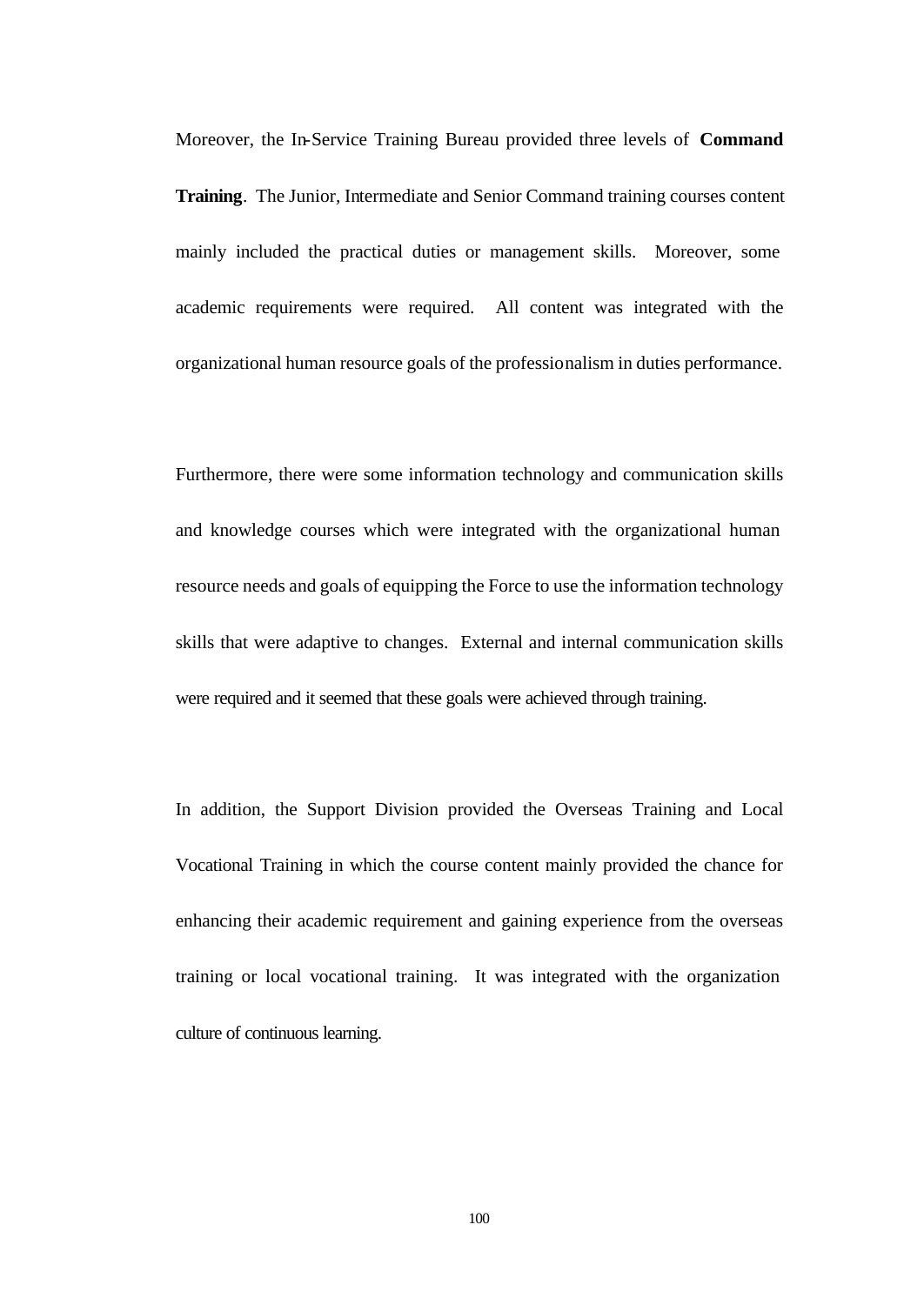Moreover, the In-Service Training Bureau provided three levels of **Command Training**. The Junior, Intermediate and Senior Command training courses content mainly included the practical duties or management skills. Moreover, some academic requirements were required. All content was integrated with the organizational human resource goals of the professionalism in duties performance.

Furthermore, there were some information technology and communication skills and knowledge courses which were integrated with the organizational human resource needs and goals of equipping the Force to use the information technology skills that were adaptive to changes. External and internal communication skills were required and it seemed that these goals were achieved through training.

In addition, the Support Division provided the Overseas Training and Local Vocational Training in which the course content mainly provided the chance for enhancing their academic requirement and gaining experience from the overseas training or local vocational training. It was integrated with the organization culture of continuous learning.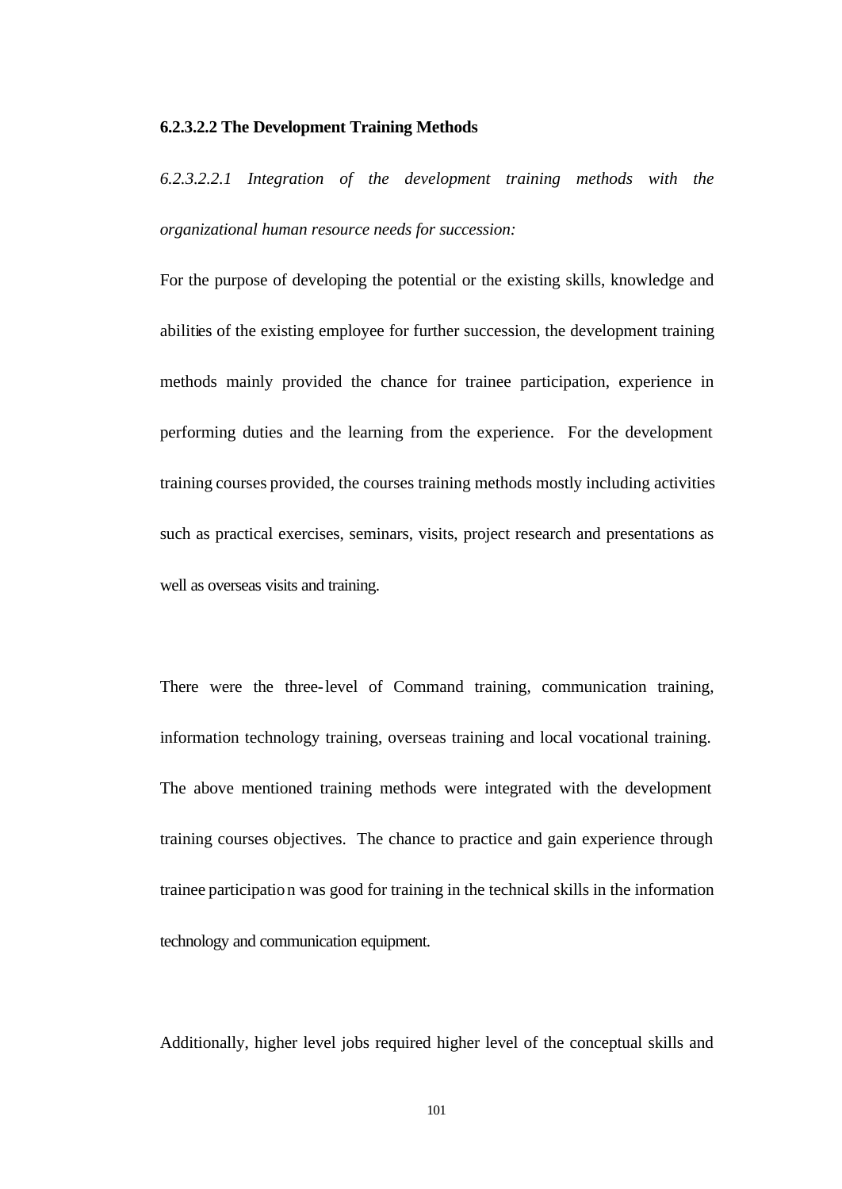**6.2.3.2.2 The Development Training Methods**

*6.2.3.2.2.1 Integration of the development training methods with the organizational human resource needs for succession:*

For the purpose of developing the potential or the existing skills, knowledge and abilities of the existing employee for further succession, the development training methods mainly provided the chance for trainee participation, experience in performing duties and the learning from the experience. For the development training courses provided, the courses training methods mostly including activities such as practical exercises, seminars, visits, project research and presentations as well as overseas visits and training.

There were the three-level of Command training, communication training, information technology training, overseas training and local vocational training. The above mentioned training methods were integrated with the development training courses objectives. The chance to practice and gain experience through trainee participation was good for training in the technical skills in the information technology and communication equipment.

Additionally, higher level jobs required higher level of the conceptual skills and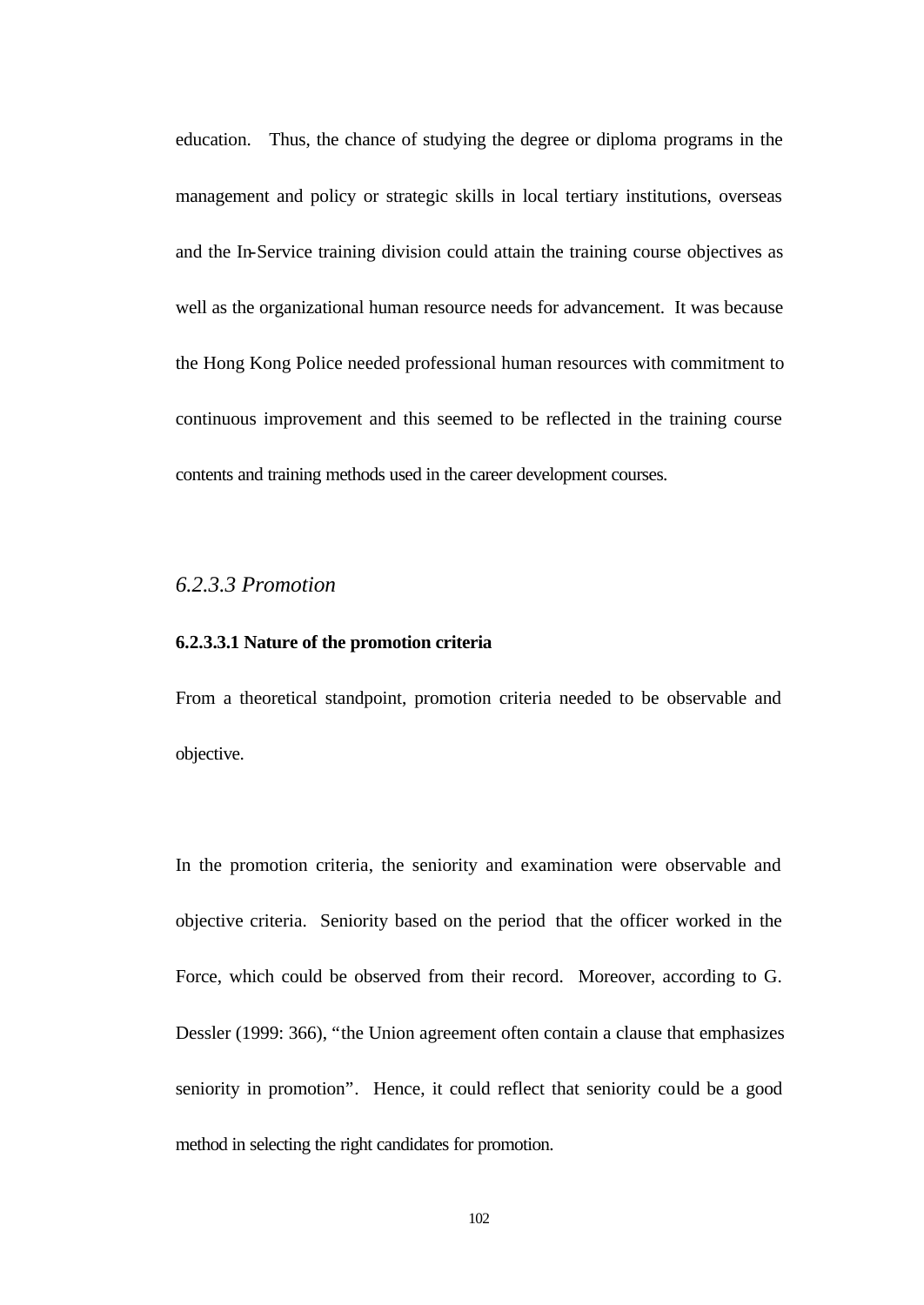education. Thus, the chance of studying the degree or diploma programs in the management and policy or strategic skills in local tertiary institutions, overseas and the In-Service training division could attain the training course objectives as well as the organizational human resource needs for advancement. It was because the Hong Kong Police needed professional human resources with commitment to continuous improvement and this seemed to be reflected in the training course contents and training methods used in the career development courses.

### *6.2.3.3 Promotion*

#### **6.2.3.3.1 Nature of the promotion criteria**

From a theoretical standpoint, promotion criteria needed to be observable and objective.

In the promotion criteria, the seniority and examination were observable and objective criteria. Seniority based on the period that the officer worked in the Force, which could be observed from their record. Moreover, according to G. Dessler (1999: 366), "the Union agreement often contain a clause that emphasizes seniority in promotion". Hence, it could reflect that seniority could be a good method in selecting the right candidates for promotion.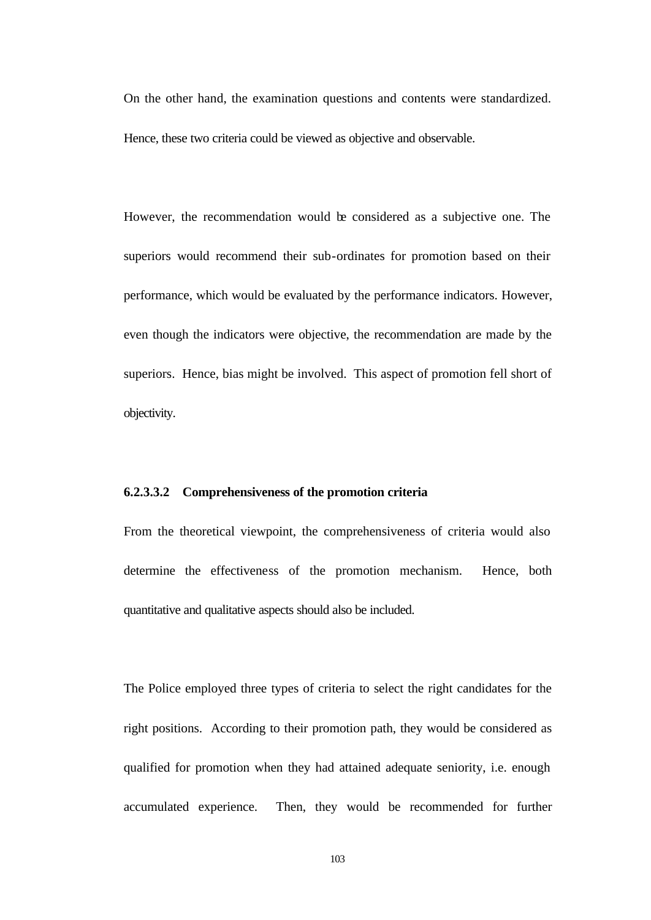On the other hand, the examination questions and contents were standardized. Hence, these two criteria could be viewed as objective and observable.

However, the recommendation would be considered as a subjective one. The superiors would recommend their sub-ordinates for promotion based on their performance, which would be evaluated by the performance indicators. However, even though the indicators were objective, the recommendation are made by the superiors. Hence, bias might be involved. This aspect of promotion fell short of objectivity.

#### 6.2.3.3.2 Comprehensiveness of the promotion criteria

From the theoretical viewpoint, the comprehensiveness of criteria would also determine the effectiveness of the promotion mechanism. Hence, both quantitative and qualitative aspects should also be included.

The Police employed three types of criteria to select the right candidates for the right positions. According to their promotion path, they would be considered as qualified for promotion when they had attained adequate seniority, i.e. enough accumulated experience. Then, they would be recommended for further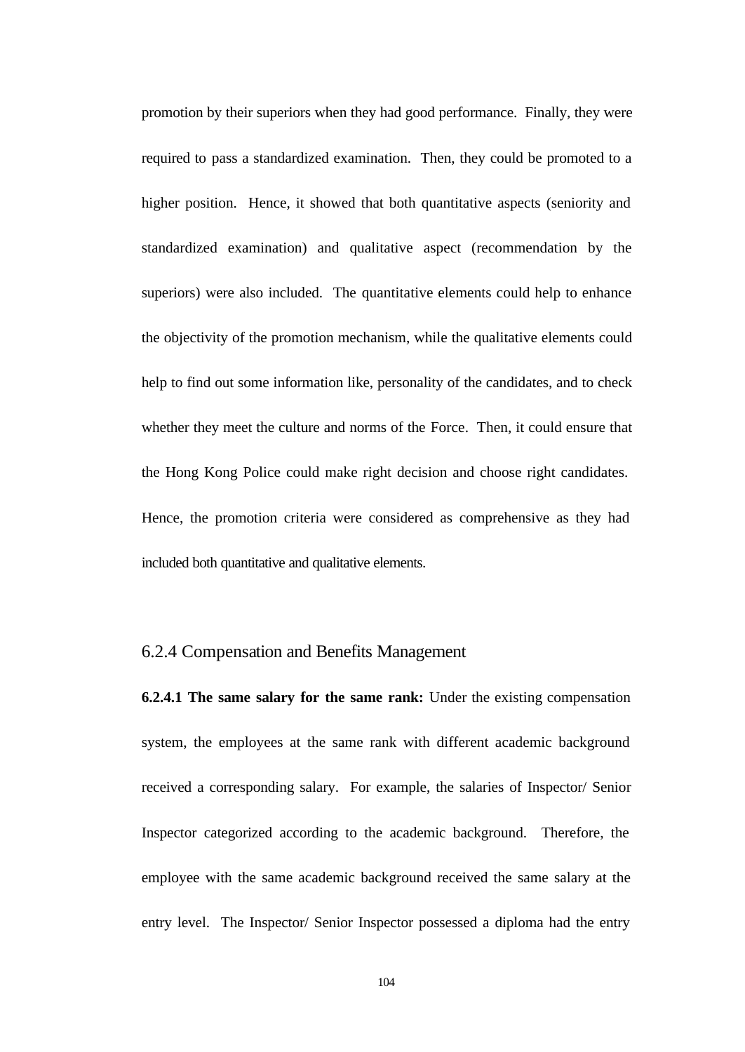promotion by their superiors when they had good performance. Finally, they were required to pass a standardized examination. Then, they could be promoted to a higher position. Hence, it showed that both quantitative aspects (seniority and standardized examination) and qualitative aspect (recommendation by the superiors) were also included. The quantitative elements could help to enhance the objectivity of the promotion mechanism, while the qualitative elements could help to find out some information like, personality of the candidates, and to check whether they meet the culture and norms of the Force. Then, it could ensure that the Hong Kong Police could make right decision and choose right candidates. Hence, the promotion criteria were considered as comprehensive as they had included both quantitative and qualitative elements.

### 6.2.4 Compensation and Benefits Management

**6.2.4.1 The same salary for the same rank:** Under the existing compensation system, the employees at the same rank with different academic background received a corresponding salary. For example, the salaries of Inspector/ Senior Inspector categorized according to the academic background. Therefore, the employee with the same academic background received the same salary at the entry level. The Inspector/ Senior Inspector possessed a diploma had the entry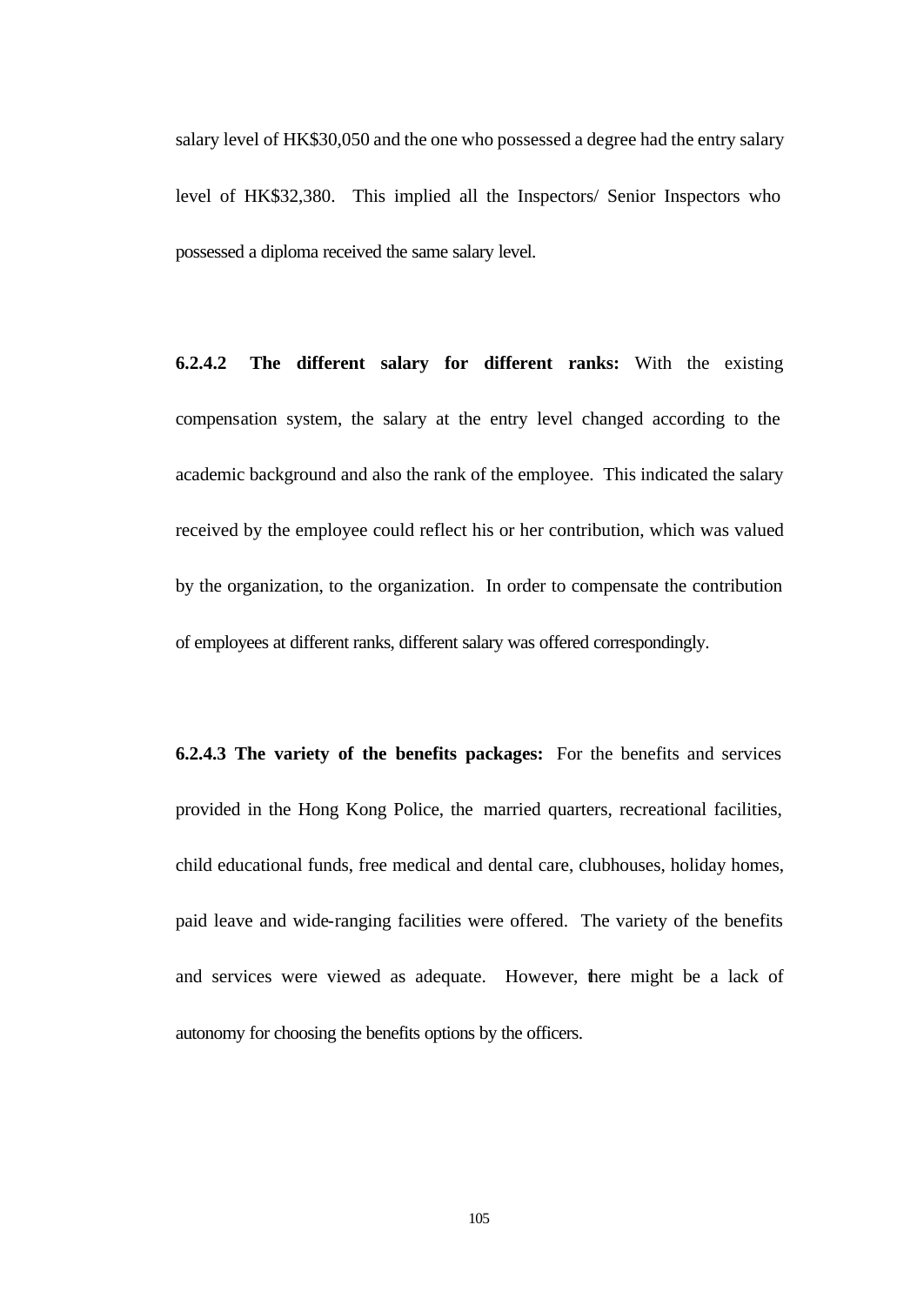salary level of HK$30,050 and the one who possessed a degree had the entry salary level of HK$32,380. This implied all the Inspectors/ Senior Inspectors who possessed a diploma received the same salary level.

**6.2.4.2 The different salary for different ranks:** With the existing compensation system, the salary at the entry level changed according to the academic background and also the rank of the employee. This indicated the salary received by the employee could reflect his or her contribution, which was valued by the organization, to the organization. In order to compensate the contribution of employees at different ranks, different salary was offered correspondingly.

**6.2.4.3 The variety of the benefits packages:** For the benefits and services provided in the Hong Kong Police, the married quarters, recreational facilities, child educational funds, free medical and dental care, clubhouses, holiday homes, paid leave and wide-ranging facilities were offered. The variety of the benefits and services were viewed as adequate. However, there might be a lack of autonomy for choosing the benefits options by the officers.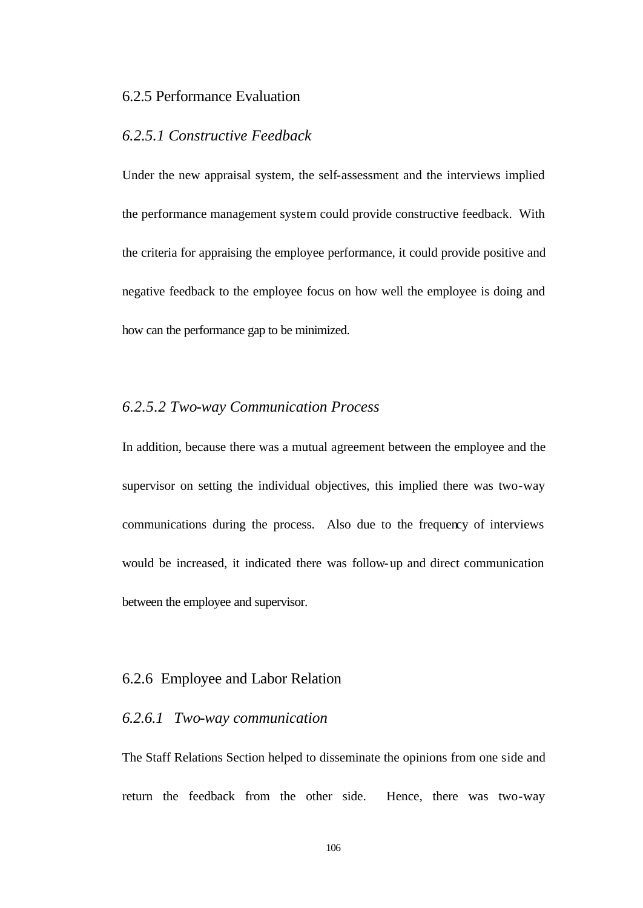### 6.2.5 Performance Evaluation

#### *6.2.5.1 Constructive Feedback*

Under the new appraisal system, the self-assessment and the interviews implied the performance management system could provide constructive feedback. With the criteria for appraising the employee performance, it could provide positive and negative feedback to the employee focus on how well the employee is doing and how can the performance gap to be minimized.

#### *6.2.5.2 Two-way Communication Process*

In addition, because there was a mutual agreement between the employee and the supervisor on setting the individual objectives, this implied there was two-way communications during the process. Also due to the frequency of interviews would be increased, it indicated there was follow-up and direct communication between the employee and supervisor.

### 6.2.6 Employee and Labor Relation

#### *6.2.6.1 Two-way communication*

The Staff Relations Section helped to disseminate the opinions from one side and return the feedback from the other side. Hence, there was two-way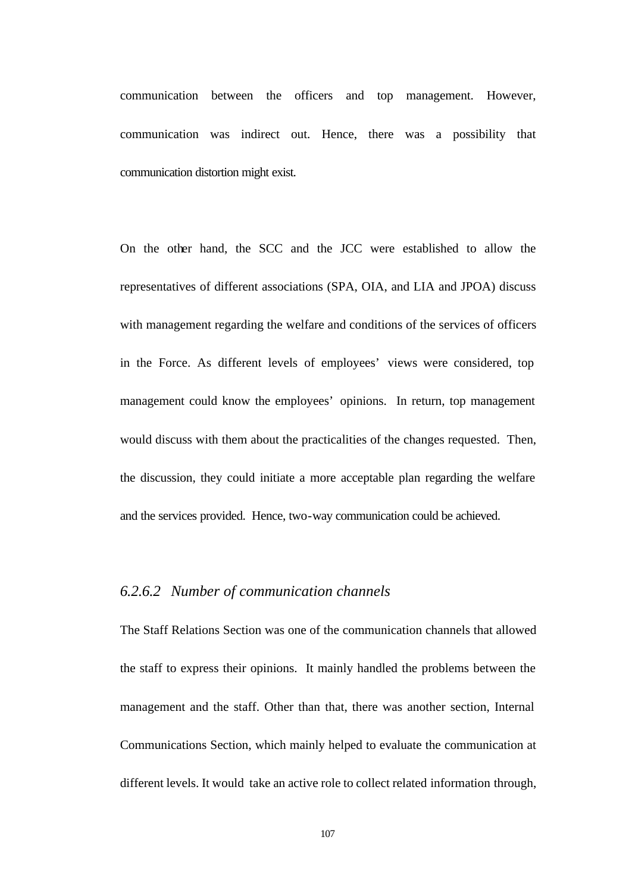communication between the officers and top management. However, communication was indirect out. Hence, there was a possibility that communication distortion might exist.

On the other hand, the SCC and the JCC were established to allow the representatives of different associations (SPA, OIA, and LIA and JPOA) discuss with management regarding the welfare and conditions of the services of officers in the Force. As different levels of employees' views were considered, top management could know the employees' opinions. In return, top management would discuss with them about the practicalities of the changes requested. Then, the discussion, they could initiate a more acceptable plan regarding the welfare and the services provided. Hence, two-way communication could be achieved.

#### *6.2.6.2 Number of communication channels*

The Staff Relations Section was one of the communication channels that allowed the staff to express their opinions. It mainly handled the problems between the management and the staff. Other than that, there was another section, Internal Communications Section, which mainly helped to evaluate the communication at different levels. It would take an active role to collect related information through,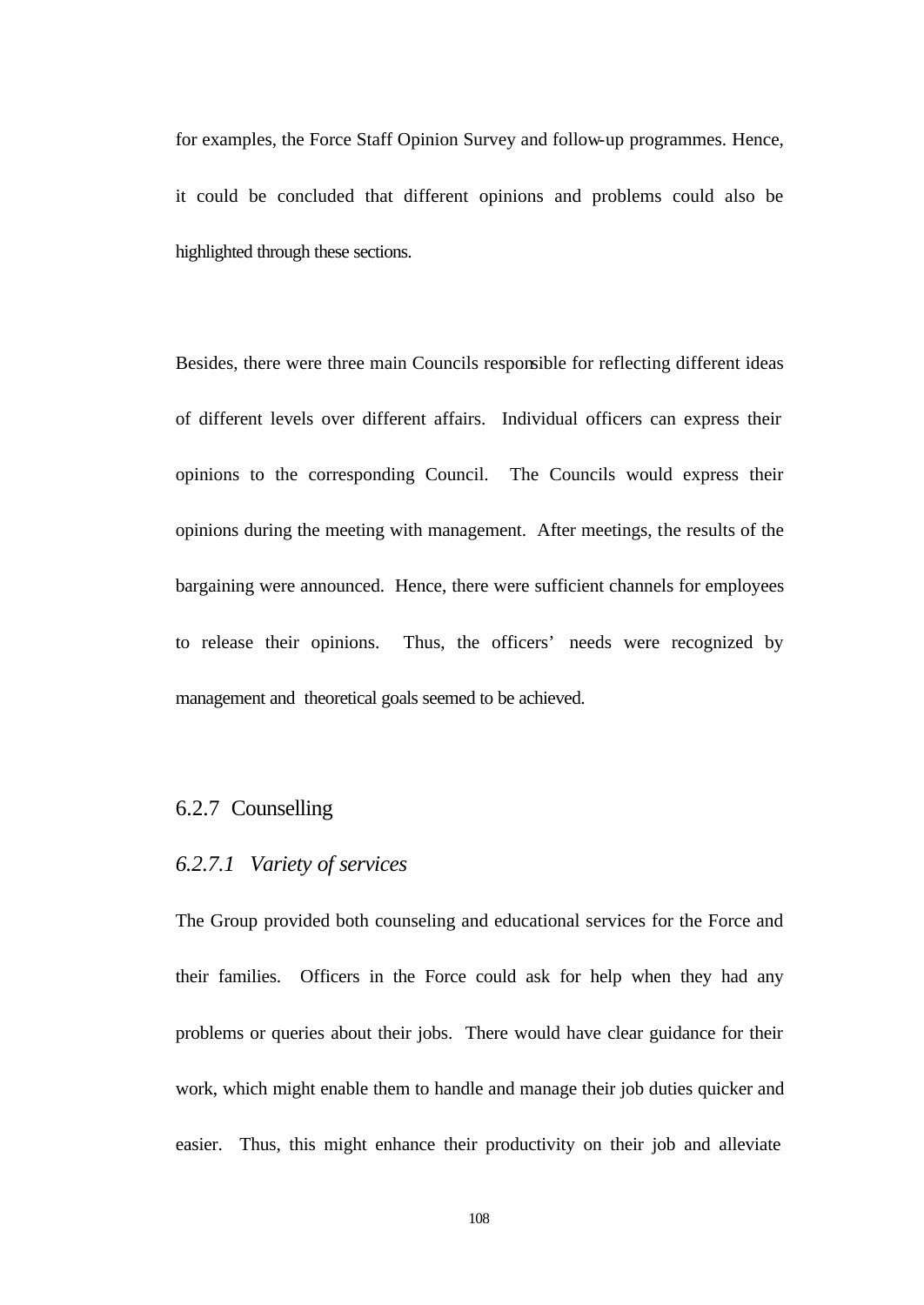for examples, the Force Staff Opinion Survey and follow-up programmes. Hence, it could be concluded that different opinions and problems could also be highlighted through these sections.

Besides, there were three main Councils responsible for reflecting different ideas of different levels over different affairs. Individual officers can express their opinions to the corresponding Council. The Councils would express their opinions during the meeting with management. After meetings, the results of the bargaining were announced. Hence, there were sufficient channels for employees to release their opinions. Thus, the officers' needs were recognized by management and theoretical goals seemed to be achieved.

## 6.2.7 Counselling

### *6.2.7.1 Variety of services*

The Group provided both counseling and educational services for the Force and their families. Officers in the Force could ask for help when they had any problems or queries about their jobs. There would have clear guidance for their work, which might enable them to handle and manage their job duties quicker and easier. Thus, this might enhance their productivity on their job and alleviate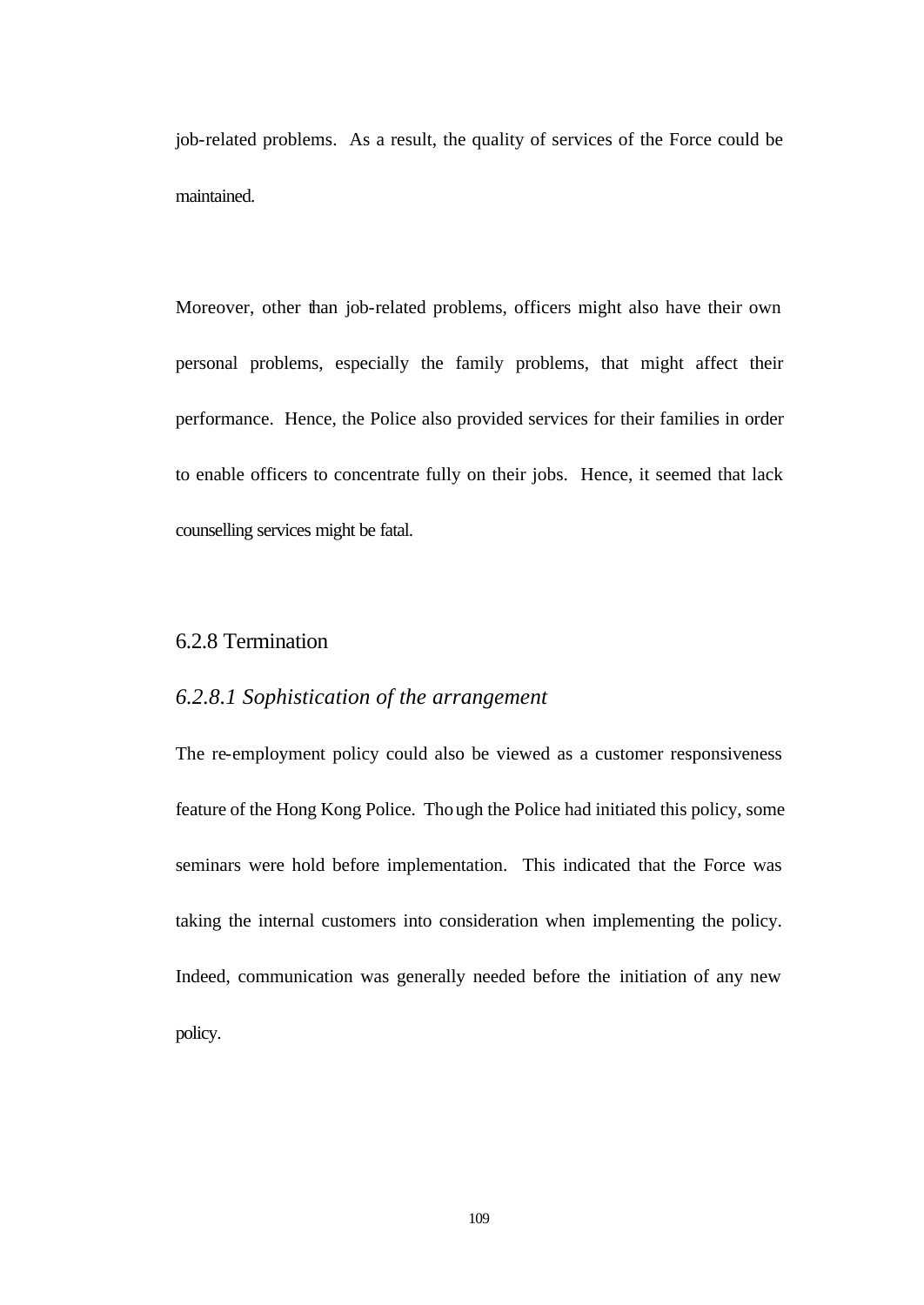job-related problems. As a result, the quality of services of the Force could be maintained.

Moreover, other than job-related problems, officers might also have their own personal problems, especially the family problems, that might affect their performance. Hence, the Police also provided services for their families in order to enable officers to concentrate fully on their jobs. Hence, it seemed that lack counselling services might be fatal.

### 6.2.8 Termination

#### *6.2.8.1 Sophistication of the arrangement*

The re-employment policy could also be viewed as a customer responsiveness feature of the Hong Kong Police. Though the Police had initiated this policy, some seminars were hold before implementation. This indicated that the Force was taking the internal customers into consideration when implementing the policy. Indeed, communication was generally needed before the initiation of any new policy.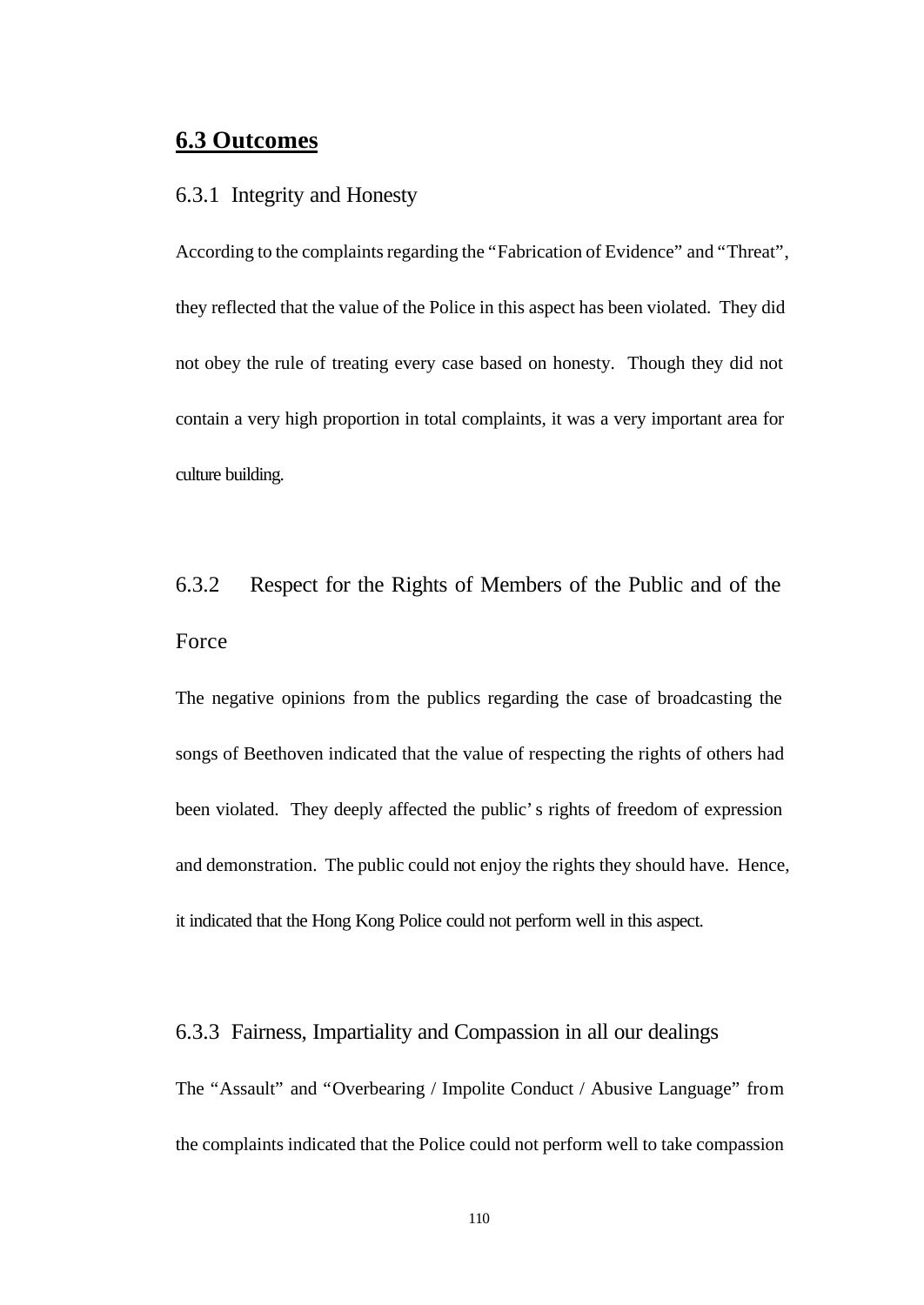## 6.3 Outcomes

### 6.3.1 Integrity and Honesty

According to the complaints regarding the "Fabrication of Evidence" and "Threat", they reflected that the value of the Police in this aspect has been violated. They did not obey the rule of treating every case based on honesty. Though they did not contain a very high proportion in total complaints, it was a very important area for culture building.

### 6.3.2 Respect for the Rights of Members of the Public and of the Force

The negative opinions from the publics regarding the case of broadcasting the songs of Beethoven indicated that the value of respecting the rights of others had been violated. They deeply affected the public's rights of freedom of expression and demonstration. The public could not enjoy the rights they should have. Hence, it indicated that the Hong Kong Police could not perform well in this aspect.

### 6.3.3 Fairness, Impartiality and Compassion in all our dealings

The "Assault" and "Overbearing / Impolite Conduct / Abusive Language" from the complaints indicated that the Police could not perform well to take compassion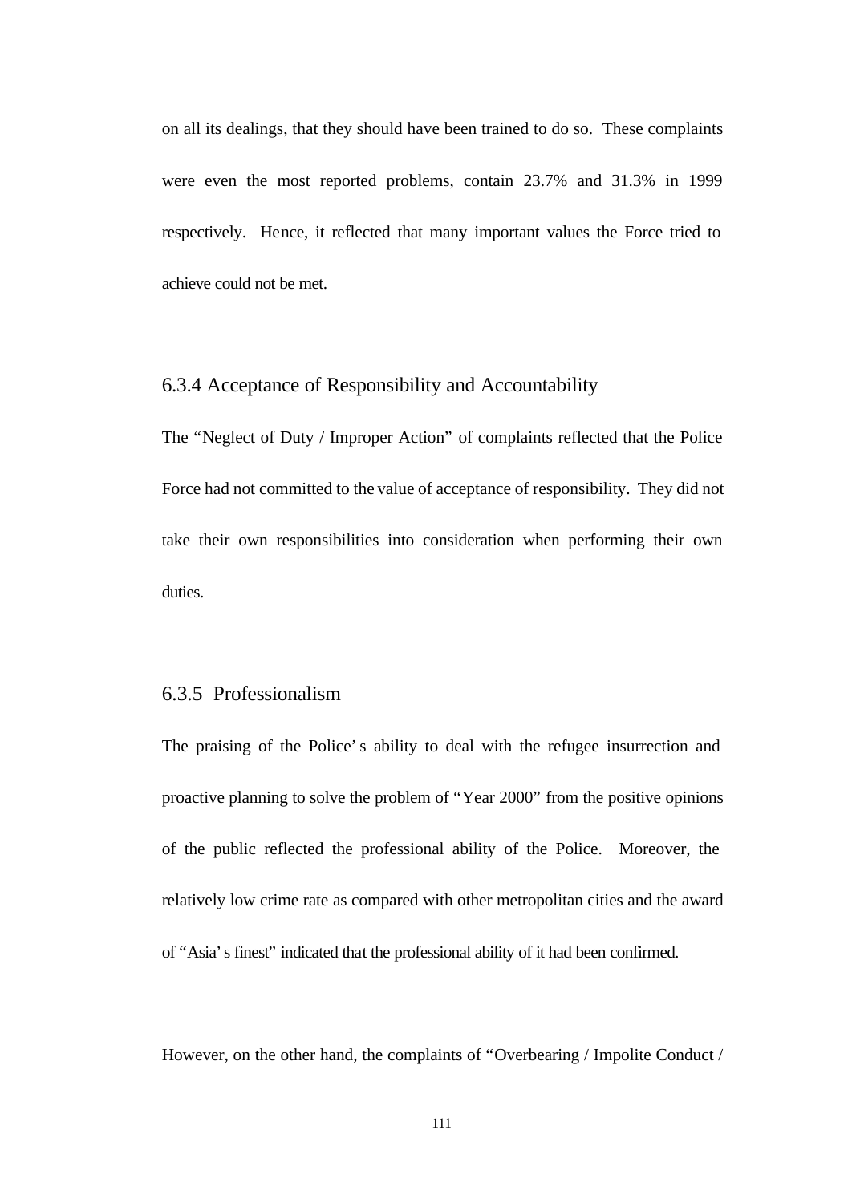on all its dealings, that they should have been trained to do so. These complaints were even the most reported problems, contain 23.7% and 31.3% in 1999 respectively. Hence, it reflected that many important values the Force tried to achieve could not be met.

### 6.3.4 Acceptance of Responsibility and Accountability

The "Neglect of Duty / Improper Action" of complaints reflected that the Police Force had not committed to the value of acceptance of responsibility. They did not take their own responsibilities into consideration when performing their own duties.

### 6.3.5 Professionalism

The praising of the Police's ability to deal with the refugee insurrection and proactive planning to solve the problem of "Year 2000" from the positive opinions of the public reflected the professional ability of the Police. Moreover, the relatively low crime rate as compared with other metropolitan cities and the award of "Asia's finest" indicated that the professional ability of it had been confirmed.

However, on the other hand, the complaints of "Overbearing / Impolite Conduct /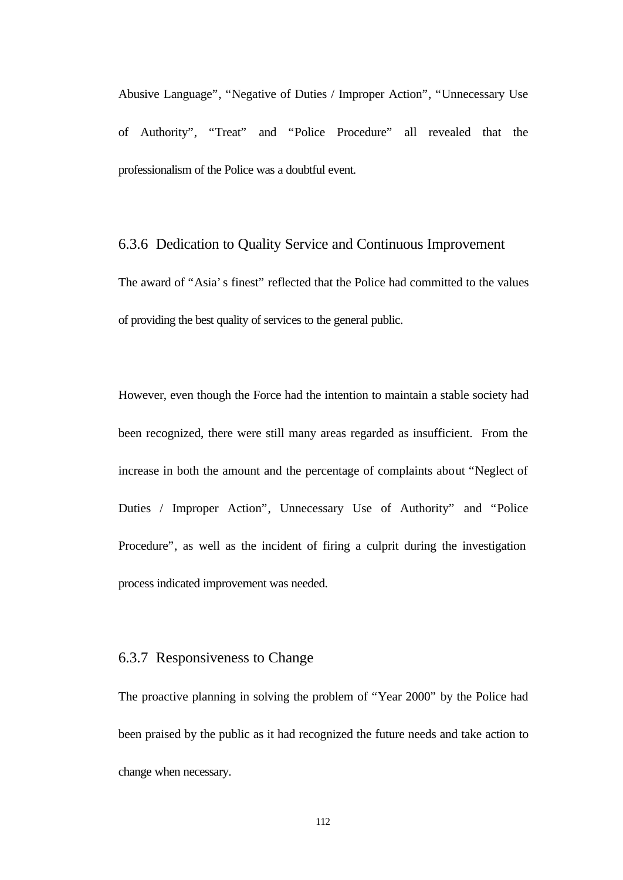Abusive Language", "Negative of Duties / Improper Action", "Unnecessary Use of Authority", "Treat" and "Police Procedure" all revealed that the professionalism of the Police was a doubtful event.

### 6.3.6 Dedication to Quality Service and Continuous Improvement

The award of "Asia' s finest" reflected that the Police had committed to the values of providing the best quality of services to the general public.

However, even though the Force had the intention to maintain a stable society had been recognized, there were still many areas regarded as insufficient. From the increase in both the amount and the percentage of complaints about "Neglect of Duties / Improper Action", Unnecessary Use of Authority" and "Police Procedure", as well as the incident of firing a culprit during the investigation process indicated improvement was needed.

### 6.3.7 Responsiveness to Change

The proactive planning in solving the problem of "Year 2000" by the Police had been praised by the public as it had recognized the future needs and take action to change when necessary.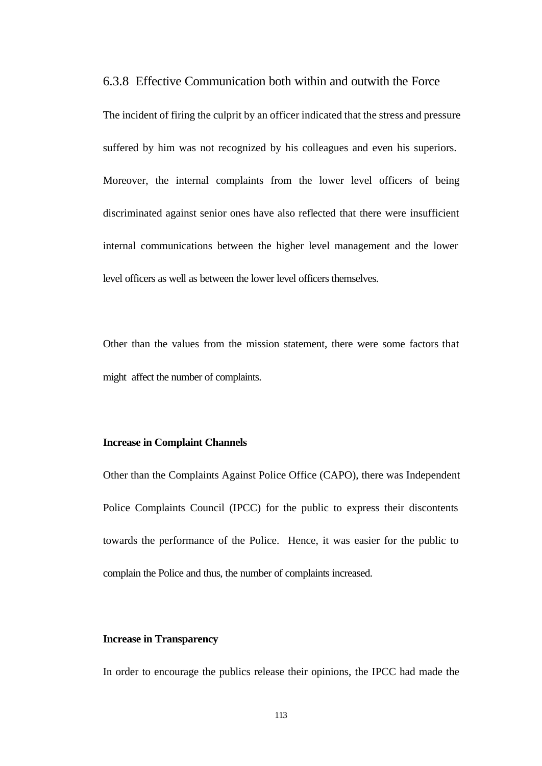### 6.3.8 Effective Communication both within and outwith the Force

The incident of firing the culprit by an officer indicated that the stress and pressure suffered by him was not recognized by his colleagues and even his superiors. Moreover, the internal complaints from the lower level officers of being discriminated against senior ones have also reflected that there were insufficient internal communications between the higher level management and the lower level officers as well as between the lower level officers themselves.

Other than the values from the mission statement, there were some factors that might affect the number of complaints.

**Increase in Complaint Channels**

Other than the Complaints Against Police Office (CAPO), there was Independent Police Complaints Council (IPCC) for the public to express their discontents towards the performance of the Police. Hence, it was easier for the public to complain the Police and thus, the number of complaints increased.

**Increase in Transparency**

In order to encourage the publics release their opinions, the IPCC had made the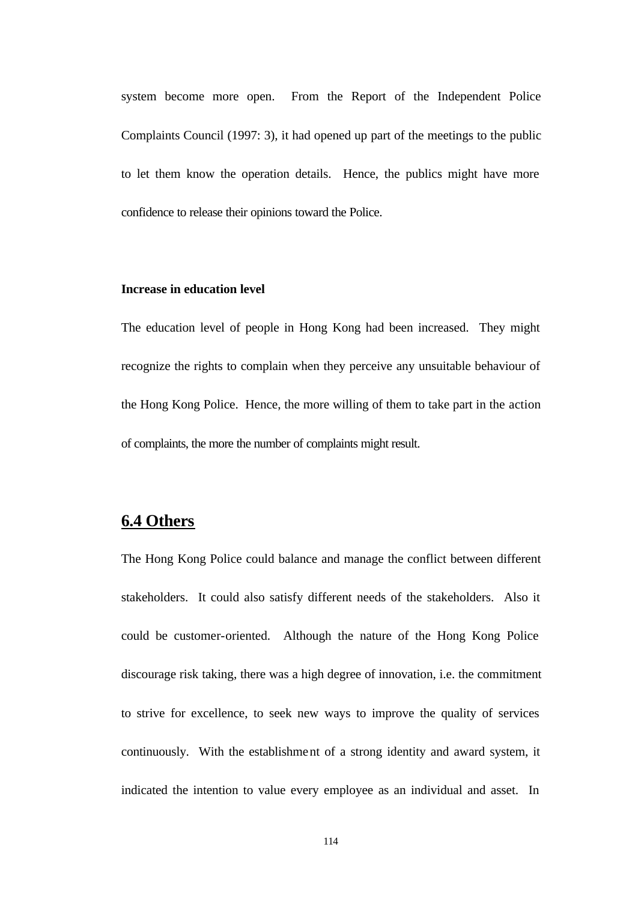system become more open. From the Report of the Independent Police Complaints Council (1997: 3), it had opened up part of the meetings to the public to let them know the operation details. Hence, the publics might have more confidence to release their opinions toward the Police.

**Increase in education level**

The education level of people in Hong Kong had been increased. They might recognize the rights to complain when they perceive any unsuitable behaviour of the Hong Kong Police. Hence, the more willing of them to take part in the action of complaints, the more the number of complaints might result.

## 6.4 Others

The Hong Kong Police could balance and manage the conflict between different stakeholders. It could also satisfy different needs of the stakeholders. Also it could be customer-oriented. Although the nature of the Hong Kong Police discourage risk taking, there was a high degree of innovation, i.e. the commitment to strive for excellence, to seek new ways to improve the quality of services continuously. With the establishment of a strong identity and award system, it indicated the intention to value every employee as an individual and asset. In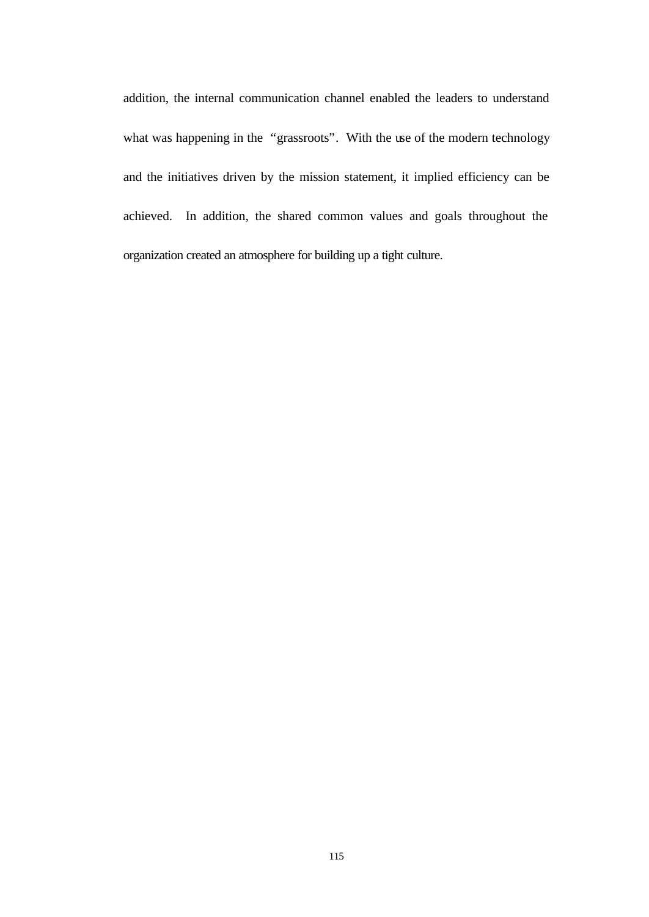addition, the internal communication channel enabled the leaders to understand what was happening in the "grassroots". With the use of the modern technology and the initiatives driven by the mission statement, it implied efficiency can be achieved. In addition, the shared common values and goals throughout the organization created an atmosphere for building up a tight culture.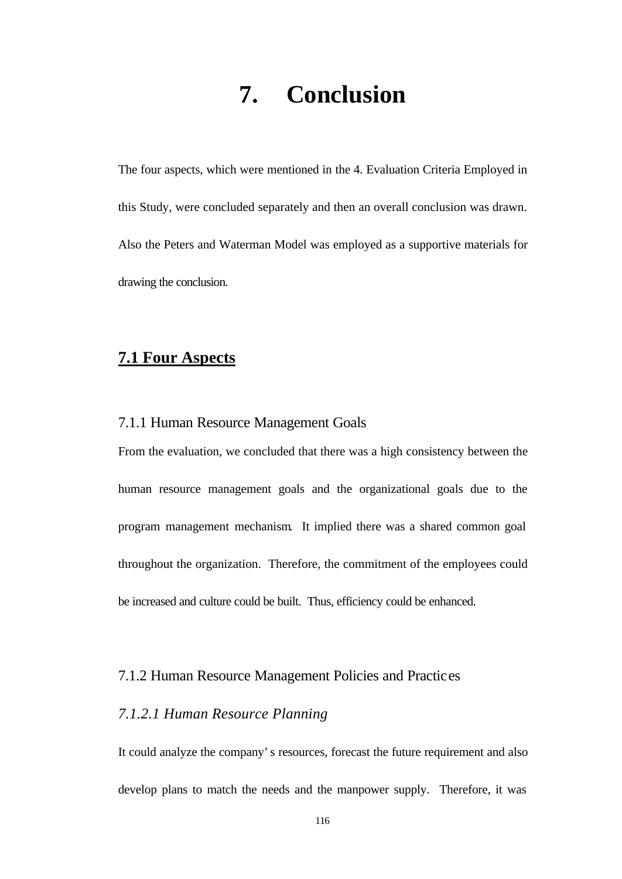# 7. Conclusion

The four aspects, which were mentioned in the 4. Evaluation Criteria Employed in this Study, were concluded separately and then an overall conclusion was drawn. Also the Peters and Waterman Model was employed as a supportive materials for drawing the conclusion.

## 7.1 Four Aspects

### 7.1.1 Human Resource Management Goals

From the evaluation, we concluded that there was a high consistency between the human resource management goals and the organizational goals due to the program management mechanism. It implied there was a shared common goal throughout the organization. Therefore, the commitment of the employees could be increased and culture could be built. Thus, efficiency could be enhanced.

### 7.1.2 Human Resource Management Policies and Practices

#### *7.1.2.1 Human Resource Planning*

It could analyze the company's resources, forecast the future requirement and also develop plans to match the needs and the manpower supply. Therefore, it was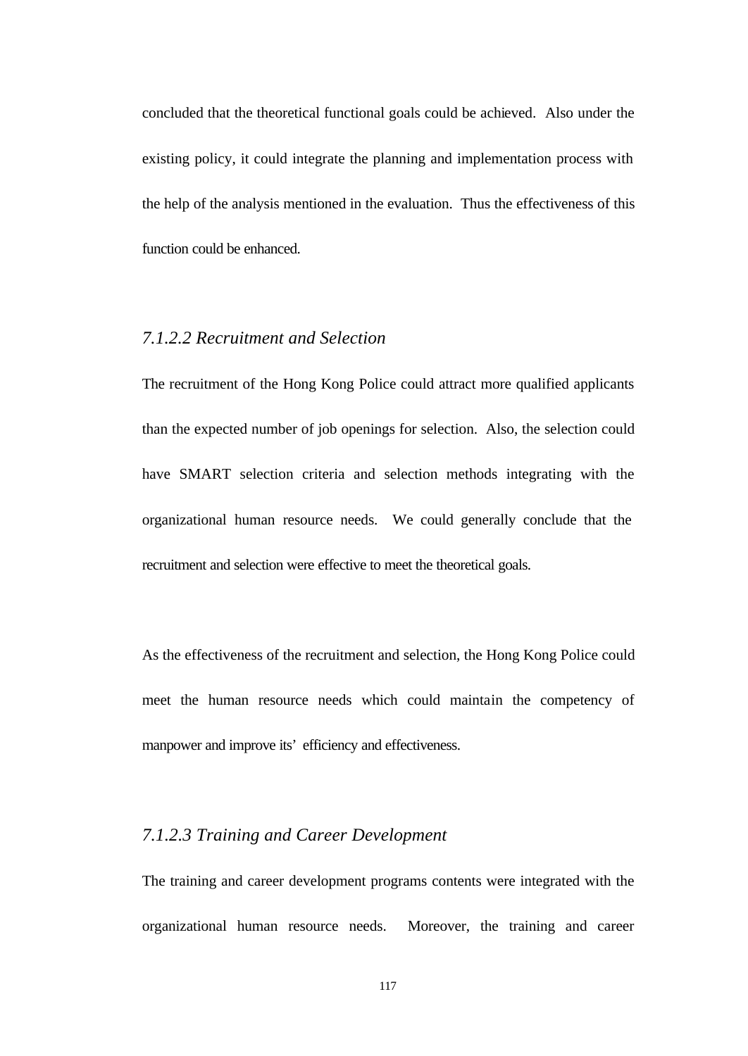concluded that the theoretical functional goals could be achieved. Also under the existing policy, it could integrate the planning and implementation process with the help of the analysis mentioned in the evaluation. Thus the effectiveness of this function could be enhanced.

### *7.1.2.2 Recruitment and Selection*

The recruitment of the Hong Kong Police could attract more qualified applicants than the expected number of job openings for selection. Also, the selection could have SMART selection criteria and selection methods integrating with the organizational human resource needs. We could generally conclude that the recruitment and selection were effective to meet the theoretical goals.

As the effectiveness of the recruitment and selection, the Hong Kong Police could meet the human resource needs which could maintain the competency of manpower and improve its' efficiency and effectiveness.

### *7.1.2.3 Training and Career Development*

The training and career development programs contents were integrated with the organizational human resource needs. Moreover, the training and career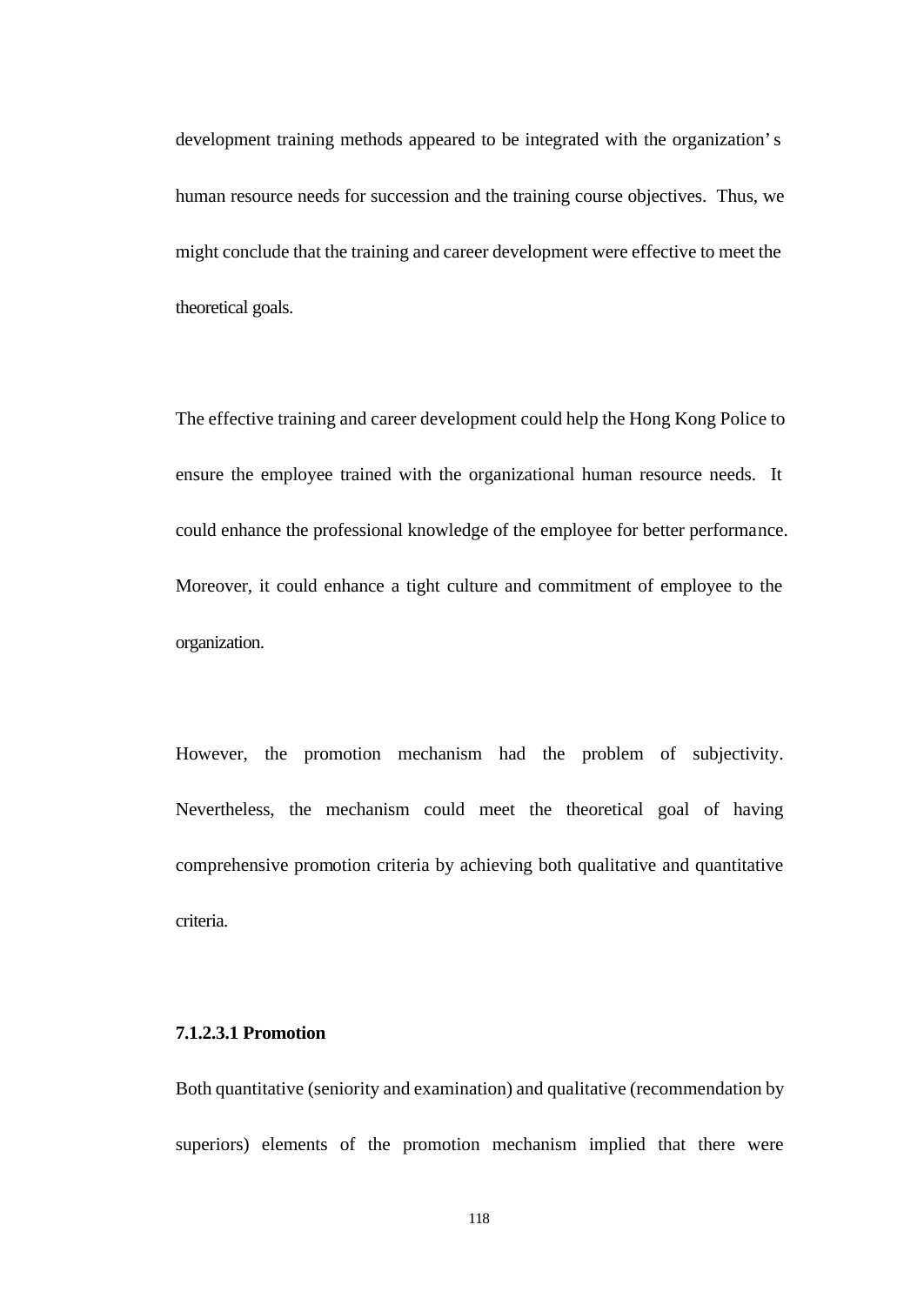development training methods appeared to be integrated with the organization's human resource needs for succession and the training course objectives. Thus, we might conclude that the training and career development were effective to meet the theoretical goals.

The effective training and career development could help the Hong Kong Police to ensure the employee trained with the organizational human resource needs. It could enhance the professional knowledge of the employee for better performance. Moreover, it could enhance a tight culture and commitment of employee to the organization.

However, the promotion mechanism had the problem of subjectivity. Nevertheless, the mechanism could meet the theoretical goal of having comprehensive promotion criteria by achieving both qualitative and quantitative criteria.

**7.1.2.3.1 Promotion**

Both quantitative (seniority and examination) and qualitative (recommendation by superiors) elements of the promotion mechanism implied that there were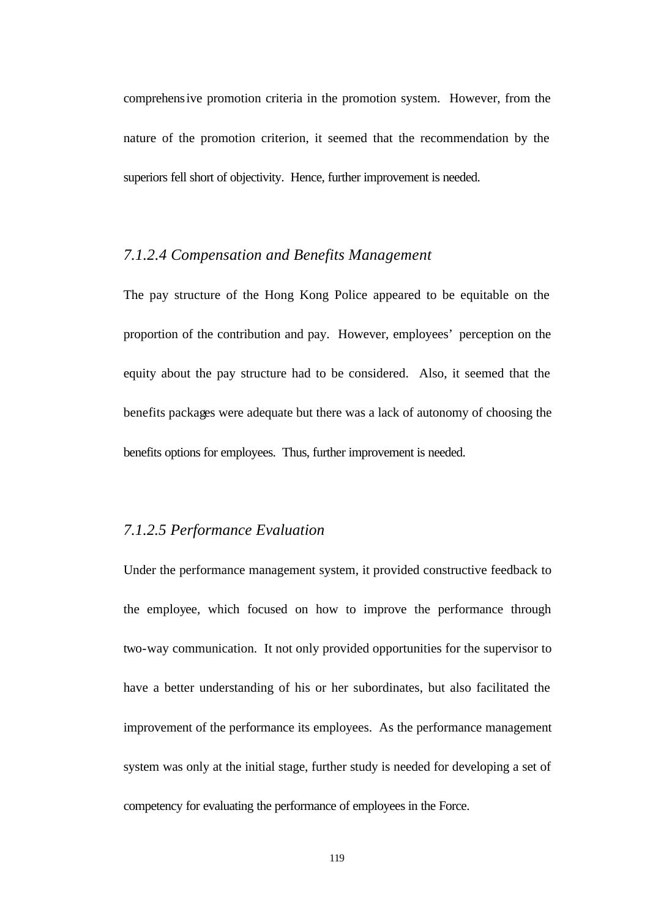comprehensive promotion criteria in the promotion system. However, from the nature of the promotion criterion, it seemed that the recommendation by the superiors fell short of objectivity. Hence, further improvement is needed.

#### *7.1.2.4 Compensation and Benefits Management*

The pay structure of the Hong Kong Police appeared to be equitable on the proportion of the contribution and pay. However, employees' perception on the equity about the pay structure had to be considered. Also, it seemed that the benefits packages were adequate but there was a lack of autonomy of choosing the benefits options for employees. Thus, further improvement is needed.

#### *7.1.2.5 Performance Evaluation*

Under the performance management system, it provided constructive feedback to the employee, which focused on how to improve the performance through two-way communication. It not only provided opportunities for the supervisor to have a better understanding of his or her subordinates, but also facilitated the improvement of the performance its employees. As the performance management system was only at the initial stage, further study is needed for developing a set of competency for evaluating the performance of employees in the Force.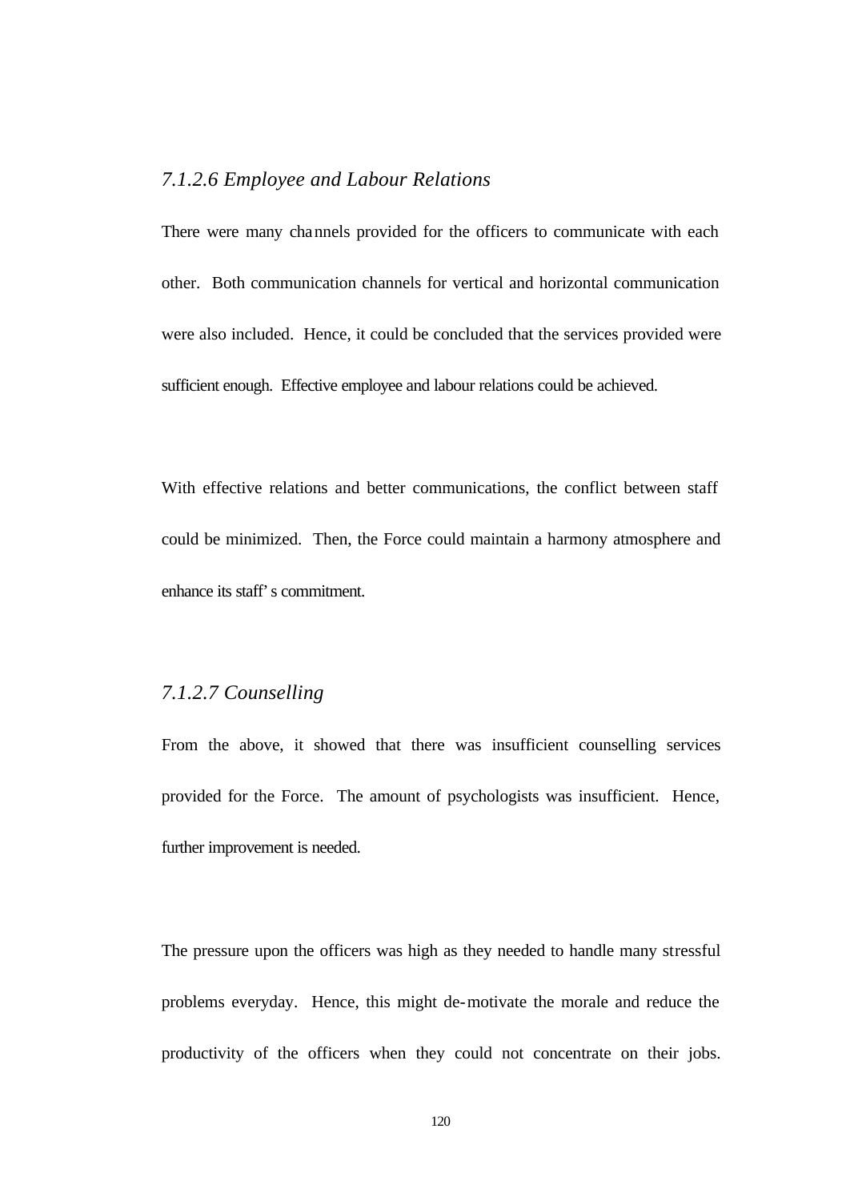*7.1.2.6 Employee and Labour Relations*

There were many channels provided for the officers to communicate with each other. Both communication channels for vertical and horizontal communication were also included. Hence, it could be concluded that the services provided were sufficient enough. Effective employee and labour relations could be achieved.

With effective relations and better communications, the conflict between staff could be minimized. Then, the Force could maintain a harmony atmosphere and enhance its staff's commitment.

*7.1.2.7 Counselling*

From the above, it showed that there was insufficient counselling services provided for the Force. The amount of psychologists was insufficient. Hence, further improvement is needed.

The pressure upon the officers was high as they needed to handle many stressful problems everyday. Hence, this might de-motivate the morale and reduce the productivity of the officers when they could not concentrate on their jobs.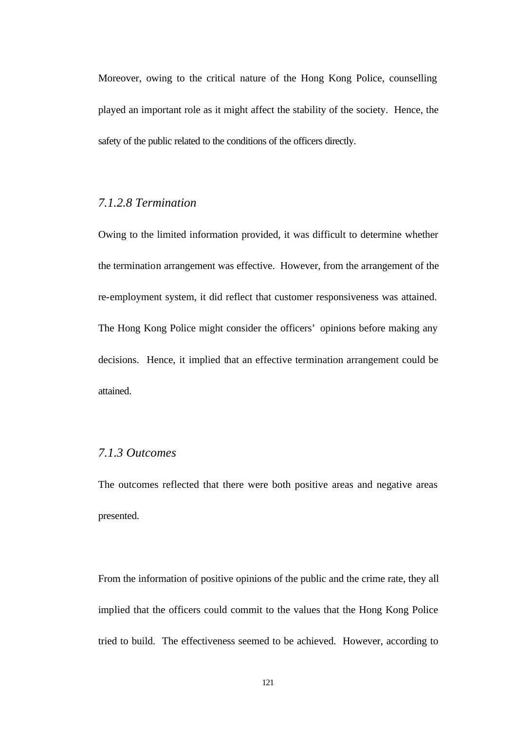Moreover, owing to the critical nature of the Hong Kong Police, counselling played an important role as it might affect the stability of the society. Hence, the safety of the public related to the conditions of the officers directly.

#### *7.1.2.8 Termination*

Owing to the limited information provided, it was difficult to determine whether the termination arrangement was effective. However, from the arrangement of the re-employment system, it did reflect that customer responsiveness was attained. The Hong Kong Police might consider the officers' opinions before making any decisions. Hence, it implied that an effective termination arrangement could be attained.

### *7.1.3 Outcomes*

The outcomes reflected that there were both positive areas and negative areas presented.

From the information of positive opinions of the public and the crime rate, they all implied that the officers could commit to the values that the Hong Kong Police tried to build. The effectiveness seemed to be achieved. However, according to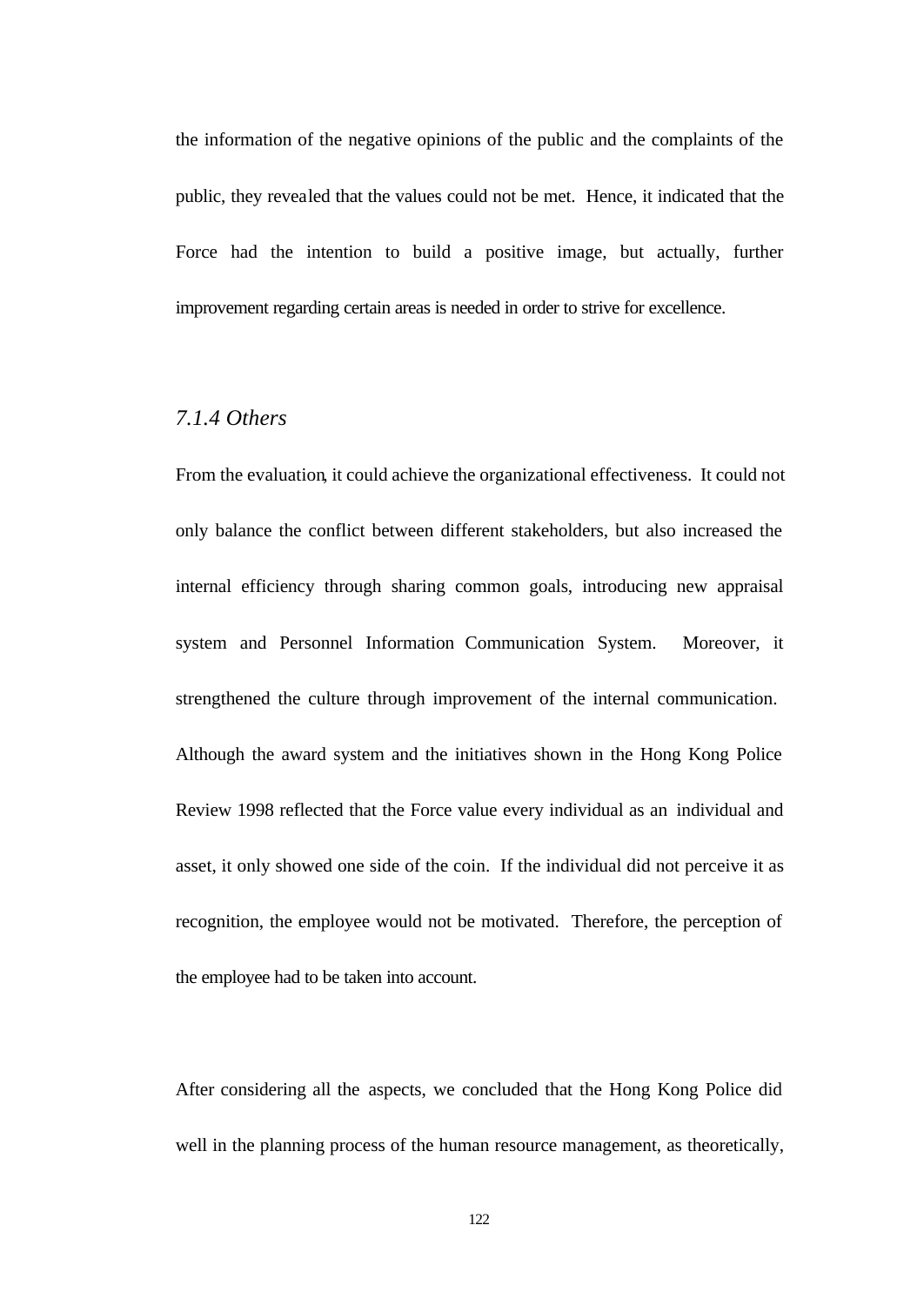the information of the negative opinions of the public and the complaints of the public, they revealed that the values could not be met. Hence, it indicated that the Force had the intention to build a positive image, but actually, further improvement regarding certain areas is needed in order to strive for excellence.

### *7.1.4 Others*

From the evaluation, it could achieve the organizational effectiveness. It could not only balance the conflict between different stakeholders, but also increased the internal efficiency through sharing common goals, introducing new appraisal system and Personnel Information Communication System. Moreover, it strengthened the culture through improvement of the internal communication. Although the award system and the initiatives shown in the Hong Kong Police Review 1998 reflected that the Force value every individual as an individual and asset, it only showed one side of the coin. If the individual did not perceive it as recognition, the employee would not be motivated. Therefore, the perception of the employee had to be taken into account.

After considering all the aspects, we concluded that the Hong Kong Police did well in the planning process of the human resource management, as theoretically,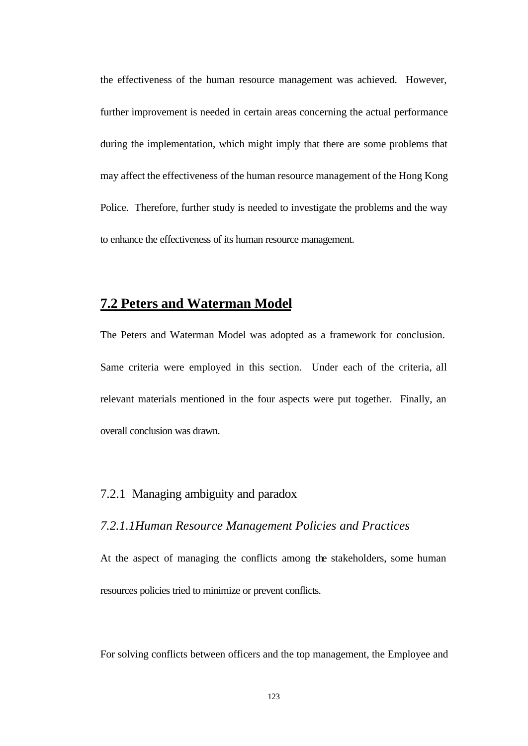the effectiveness of the human resource management was achieved. However, further improvement is needed in certain areas concerning the actual performance during the implementation, which might imply that there are some problems that may affect the effectiveness of the human resource management of the Hong Kong Police. Therefore, further study is needed to investigate the problems and the way to enhance the effectiveness of its human resource management.

## 7.2 Peters and Waterman Model

The Peters and Waterman Model was adopted as a framework for conclusion. Same criteria were employed in this section. Under each of the criteria, all relevant materials mentioned in the four aspects were put together. Finally, an overall conclusion was drawn.

### 7.2.1 Managing ambiguity and paradox

#### *7.2.1.1Human Resource Management Policies and Practices*

At the aspect of managing the conflicts among the stakeholders, some human resources policies tried to minimize or prevent conflicts.

For solving conflicts between officers and the top management, the Employee and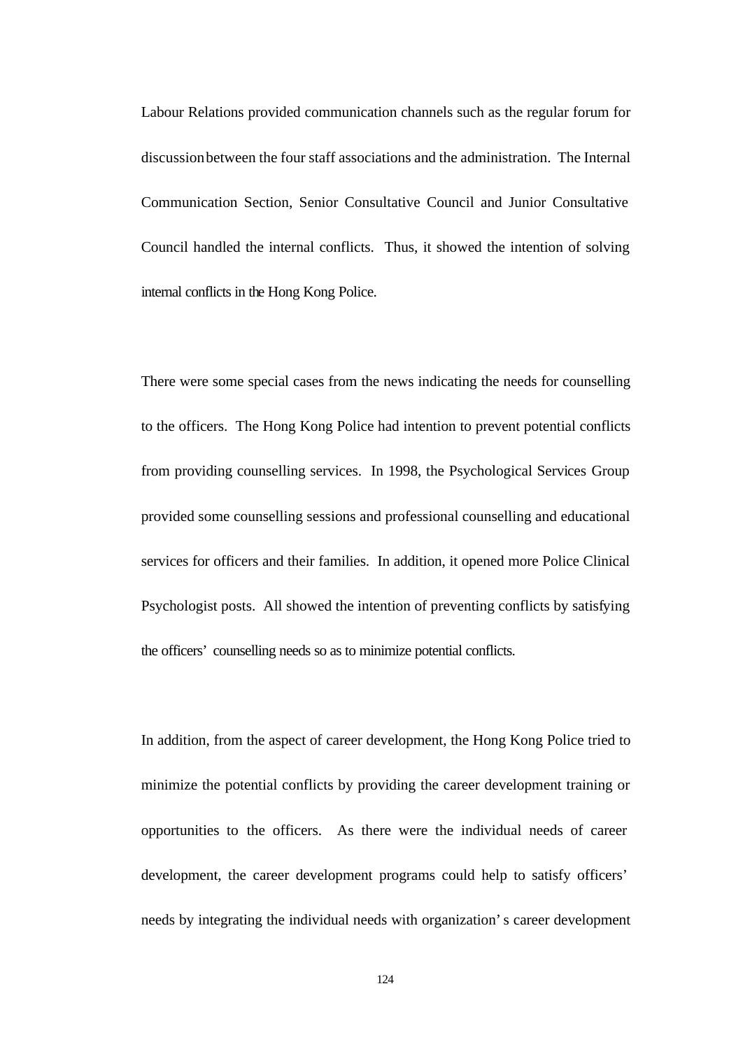Labour Relations provided communication channels such as the regular forum for discussion between the four staff associations and the administration. The Internal Communication Section, Senior Consultative Council and Junior Consultative Council handled the internal conflicts. Thus, it showed the intention of solving internal conflicts in the Hong Kong Police.

There were some special cases from the news indicating the needs for counselling to the officers. The Hong Kong Police had intention to prevent potential conflicts from providing counselling services. In 1998, the Psychological Services Group provided some counselling sessions and professional counselling and educational services for officers and their families. In addition, it opened more Police Clinical Psychologist posts. All showed the intention of preventing conflicts by satisfying the officers' counselling needs so as to minimize potential conflicts.

In addition, from the aspect of career development, the Hong Kong Police tried to minimize the potential conflicts by providing the career development training or opportunities to the officers. As there were the individual needs of career development, the career development programs could help to satisfy officers' needs by integrating the individual needs with organization's career development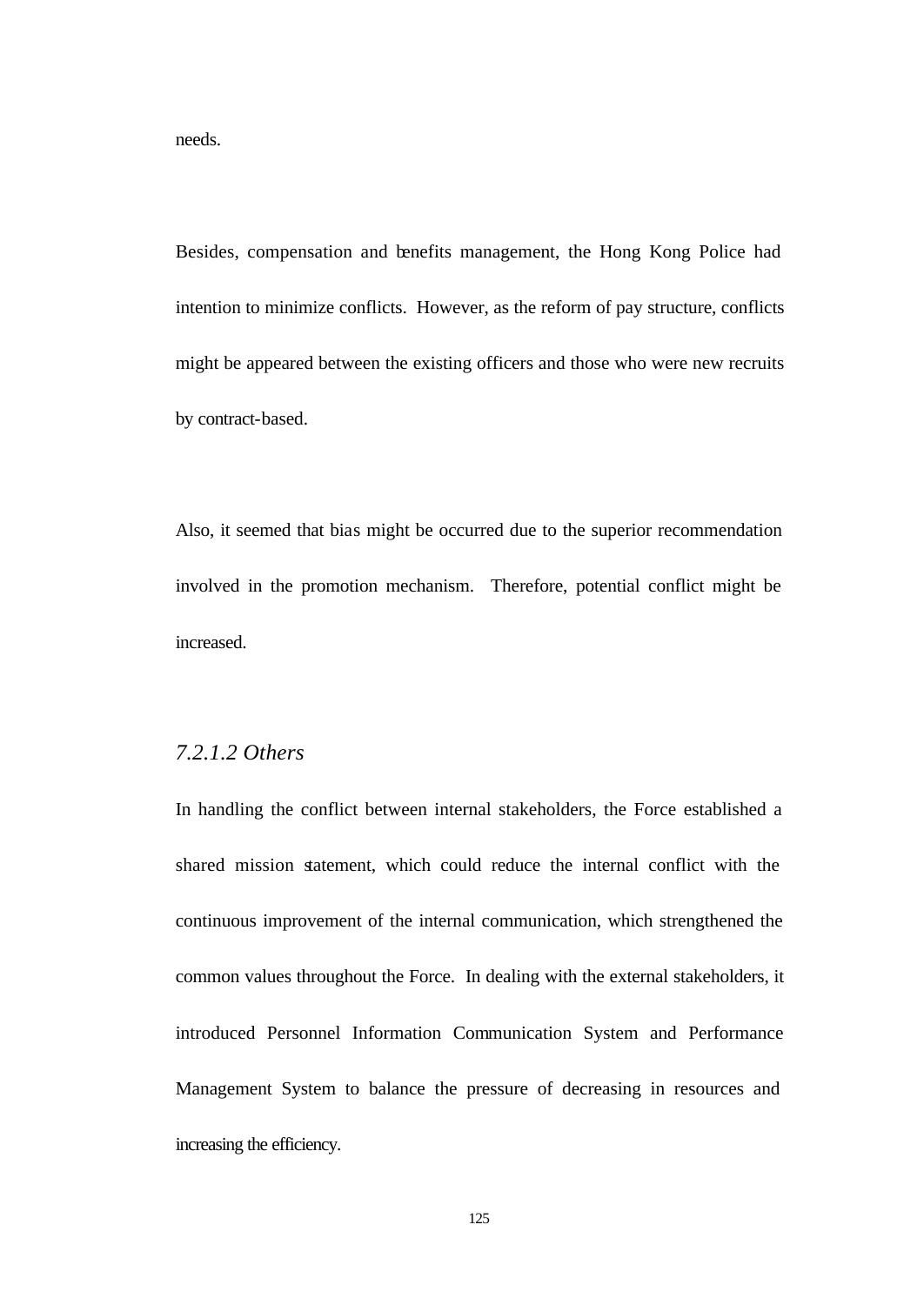needs.

Besides, compensation and benefits management, the Hong Kong Police had intention to minimize conflicts. However, as the reform of pay structure, conflicts might be appeared between the existing officers and those who were new recruits by contract-based.

Also, it seemed that bias might be occurred due to the superior recommendation involved in the promotion mechanism. Therefore, potential conflict might be increased.

#### *7.2.1.2 Others*

In handling the conflict between internal stakeholders, the Force established a shared mission statement, which could reduce the internal conflict with the continuous improvement of the internal communication, which strengthened the common values throughout the Force. In dealing with the external stakeholders, it introduced Personnel Information Communication System and Performance Management System to balance the pressure of decreasing in resources and increasing the efficiency.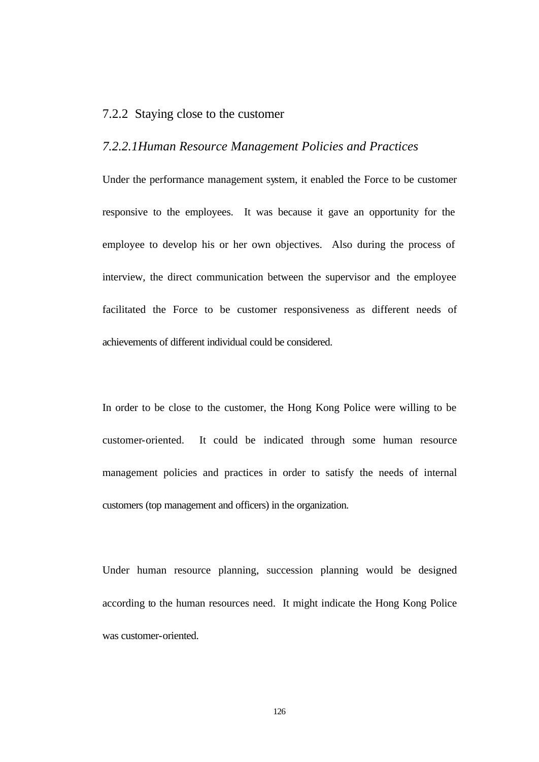### 7.2.2 Staying close to the customer

#### *7.2.2.1Human Resource Management Policies and Practices*

Under the performance management system, it enabled the Force to be customer responsive to the employees. It was because it gave an opportunity for the employee to develop his or her own objectives. Also during the process of interview, the direct communication between the supervisor and the employee facilitated the Force to be customer responsiveness as different needs of achievements of different individual could be considered.

In order to be close to the customer, the Hong Kong Police were willing to be customer-oriented. It could be indicated through some human resource management policies and practices in order to satisfy the needs of internal customers (top management and officers) in the organization.

Under human resource planning, succession planning would be designed according to the human resources need. It might indicate the Hong Kong Police was customer-oriented.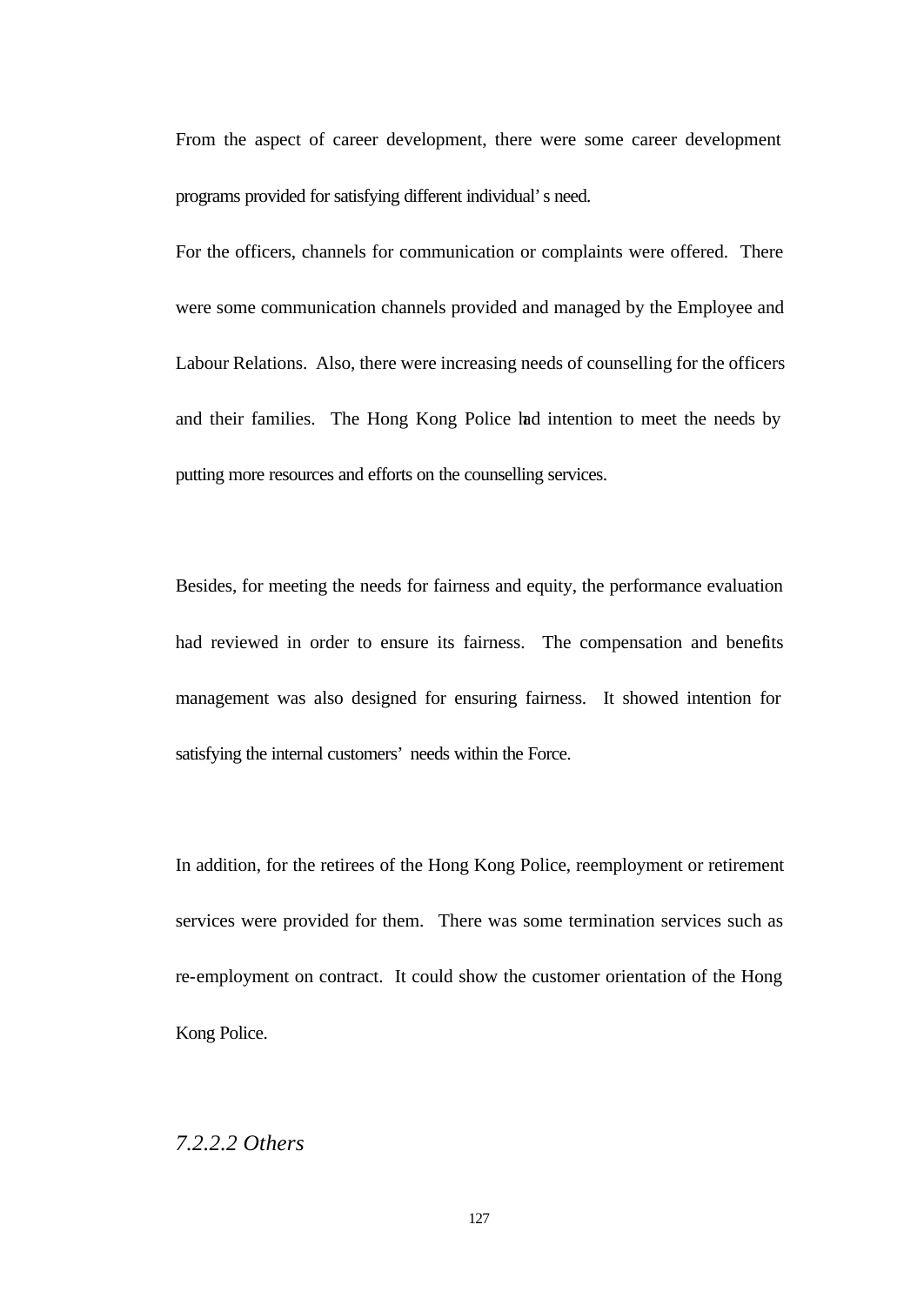From the aspect of career development, there were some career development programs provided for satisfying different individual's need.

For the officers, channels for communication or complaints were offered. There were some communication channels provided and managed by the Employee and Labour Relations. Also, there were increasing needs of counselling for the officers and their families. The Hong Kong Police had intention to meet the needs by putting more resources and efforts on the counselling services.

Besides, for meeting the needs for fairness and equity, the performance evaluation had reviewed in order to ensure its fairness. The compensation and benefits management was also designed for ensuring fairness. It showed intention for satisfying the internal customers' needs within the Force.

In addition, for the retirees of the Hong Kong Police, reemployment or retirement services were provided for them. There was some termination services such as re-employment on contract. It could show the customer orientation of the Hong Kong Police.

#### *7.2.2.2 Others*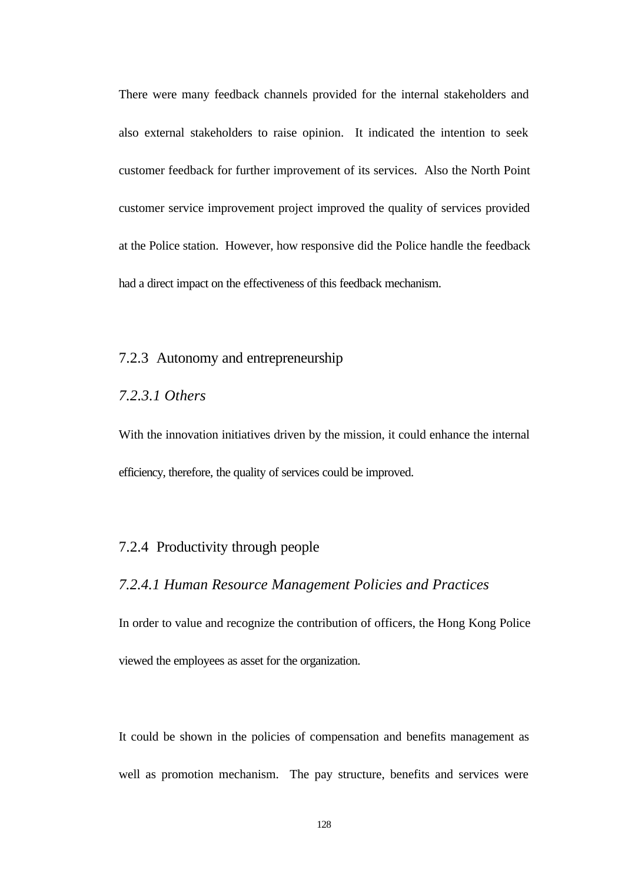There were many feedback channels provided for the internal stakeholders and also external stakeholders to raise opinion. It indicated the intention to seek customer feedback for further improvement of its services. Also the North Point customer service improvement project improved the quality of services provided at the Police station. However, how responsive did the Police handle the feedback had a direct impact on the effectiveness of this feedback mechanism.

### 7.2.3 Autonomy and entrepreneurship

#### *7.2.3.1 Others*

With the innovation initiatives driven by the mission, it could enhance the internal efficiency, therefore, the quality of services could be improved.

### 7.2.4 Productivity through people

#### *7.2.4.1 Human Resource Management Policies and Practices*

In order to value and recognize the contribution of officers, the Hong Kong Police viewed the employees as asset for the organization.

It could be shown in the policies of compensation and benefits management as well as promotion mechanism. The pay structure, benefits and services were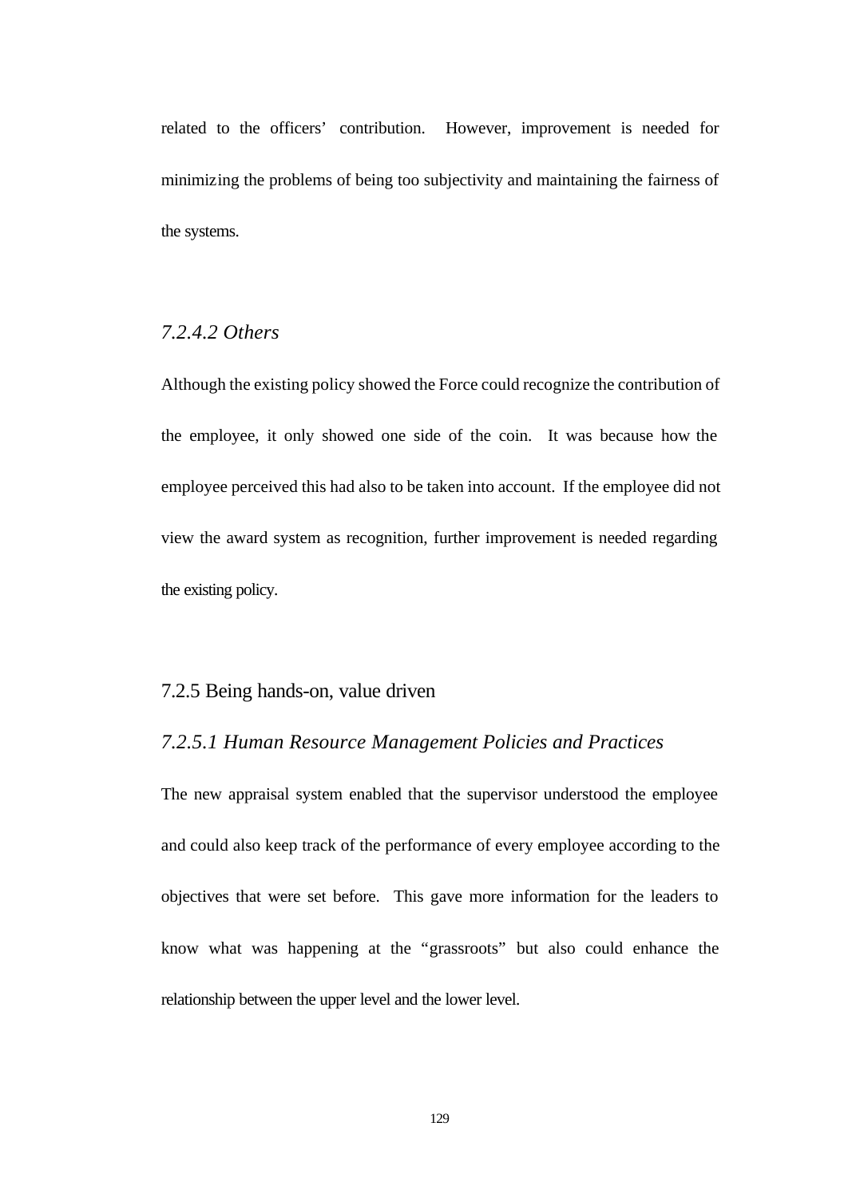related to the officers' contribution. However, improvement is needed for minimizing the problems of being too subjectivity and maintaining the fairness of the systems.

#### *7.2.4.2 Others*

Although the existing policy showed the Force could recognize the contribution of the employee, it only showed one side of the coin. It was because how the employee perceived this had also to be taken into account. If the employee did not view the award system as recognition, further improvement is needed regarding the existing policy.

### 7.2.5 Being hands-on, value driven

#### *7.2.5.1 Human Resource Management Policies and Practices*

The new appraisal system enabled that the supervisor understood the employee and could also keep track of the performance of every employee according to the objectives that were set before. This gave more information for the leaders to know what was happening at the "grassroots" but also could enhance the relationship between the upper level and the lower level.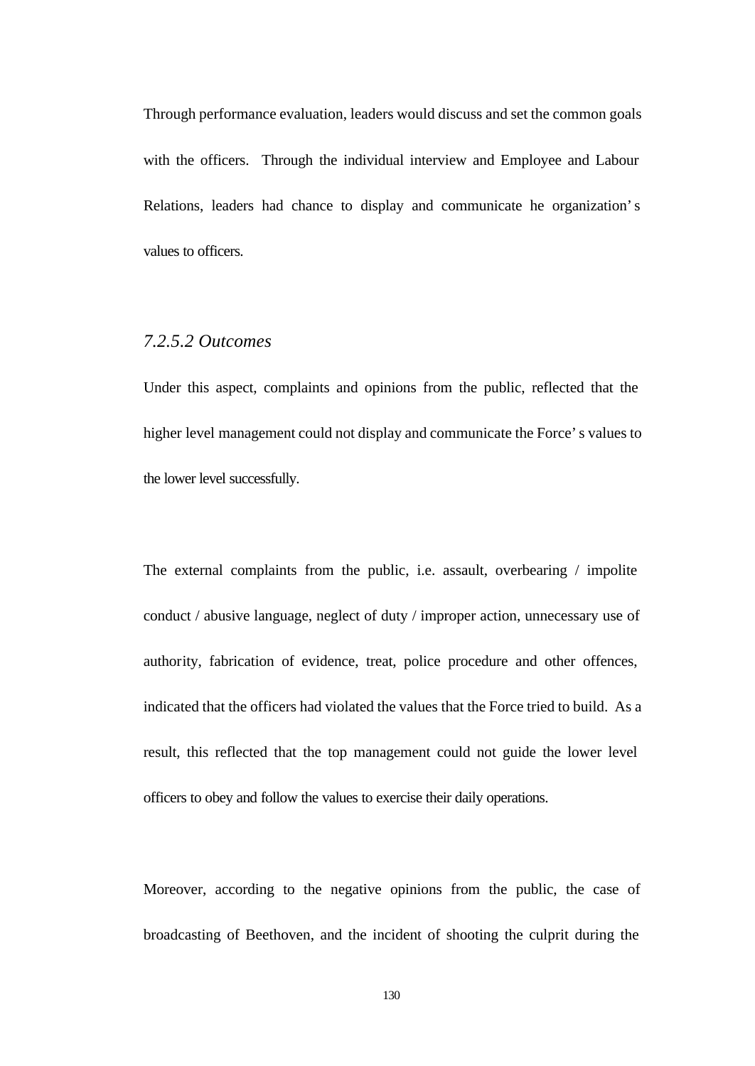Through performance evaluation, leaders would discuss and set the common goals with the officers. Through the individual interview and Employee and Labour Relations, leaders had chance to display and communicate he organization's values to officers.

#### *7.2.5.2 Outcomes*

Under this aspect, complaints and opinions from the public, reflected that the higher level management could not display and communicate the Force's values to the lower level successfully.

The external complaints from the public, i.e. assault, overbearing / impolite conduct / abusive language, neglect of duty / improper action, unnecessary use of authority, fabrication of evidence, treat, police procedure and other offences, indicated that the officers had violated the values that the Force tried to build. As a result, this reflected that the top management could not guide the lower level officers to obey and follow the values to exercise their daily operations.

Moreover, according to the negative opinions from the public, the case of broadcasting of Beethoven, and the incident of shooting the culprit during the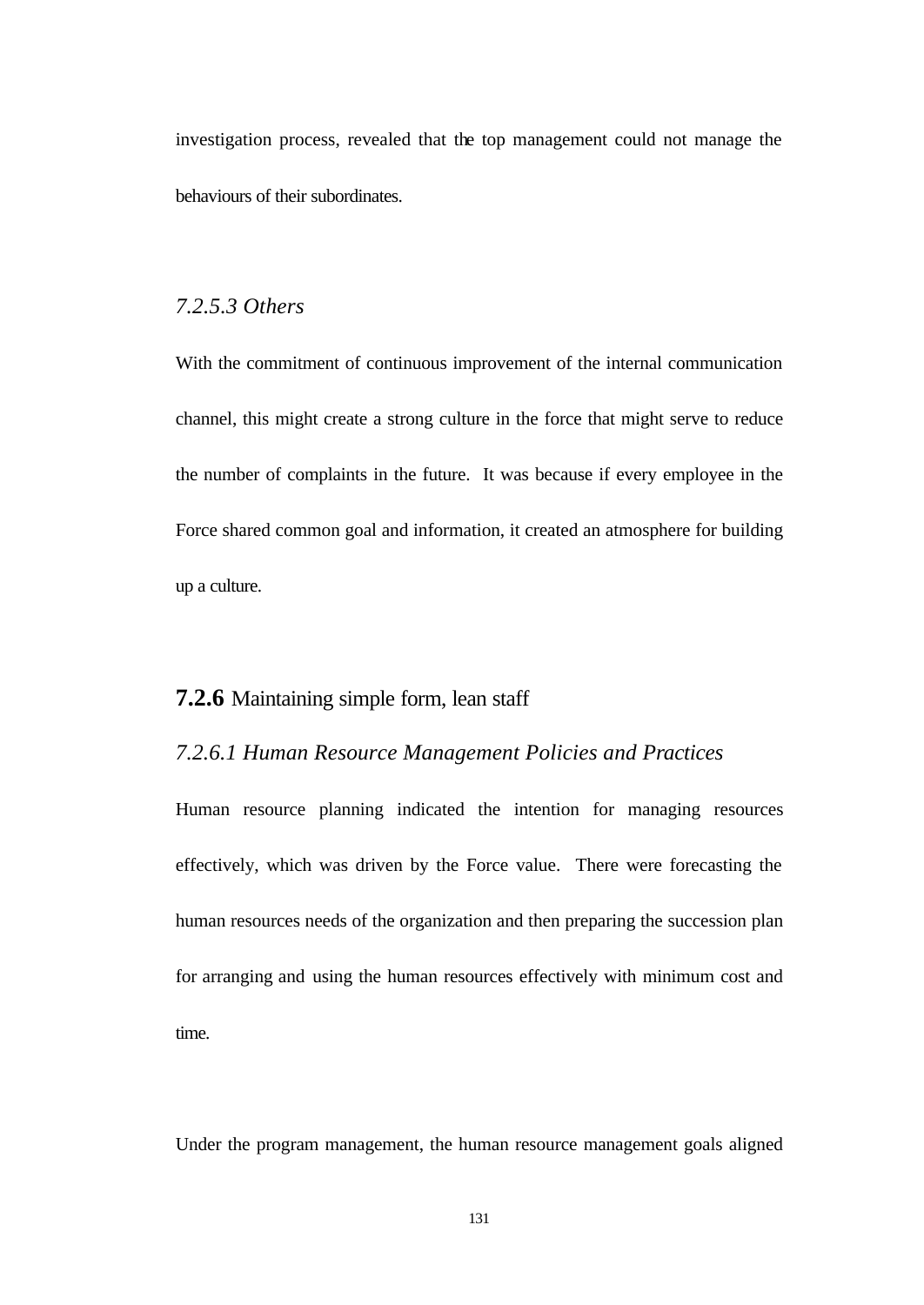investigation process, revealed that the top management could not manage the behaviours of their subordinates.

#### *7.2.5.3 Others*

With the commitment of continuous improvement of the internal communication channel, this might create a strong culture in the force that might serve to reduce the number of complaints in the future. It was because if every employee in the Force shared common goal and information, it created an atmosphere for building up a culture.

### **7.2.6** Maintaining simple form, lean staff

#### *7.2.6.1 Human Resource Management Policies and Practices*

Human resource planning indicated the intention for managing resources effectively, which was driven by the Force value. There were forecasting the human resources needs of the organization and then preparing the succession plan for arranging and using the human resources effectively with minimum cost and time.

Under the program management, the human resource management goals aligned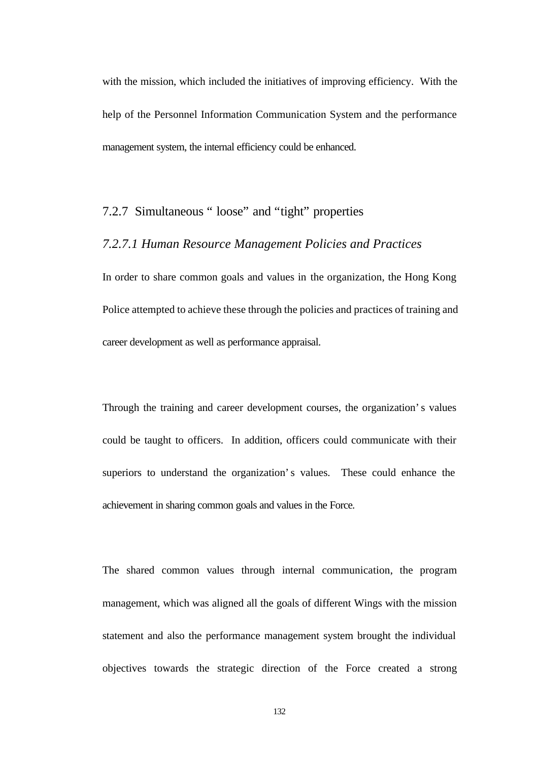with the mission, which included the initiatives of improving efficiency. With the help of the Personnel Information Communication System and the performance management system, the internal efficiency could be enhanced.

### 7.2.7 Simultaneous " loose" and "tight" properties

#### *7.2.7.1 Human Resource Management Policies and Practices*

In order to share common goals and values in the organization, the Hong Kong Police attempted to achieve these through the policies and practices of training and career development as well as performance appraisal.

Through the training and career development courses, the organization's values could be taught to officers. In addition, officers could communicate with their superiors to understand the organization's values. These could enhance the achievement in sharing common goals and values in the Force.

The shared common values through internal communication, the program management, which was aligned all the goals of different Wings with the mission statement and also the performance management system brought the individual objectives towards the strategic direction of the Force created a strong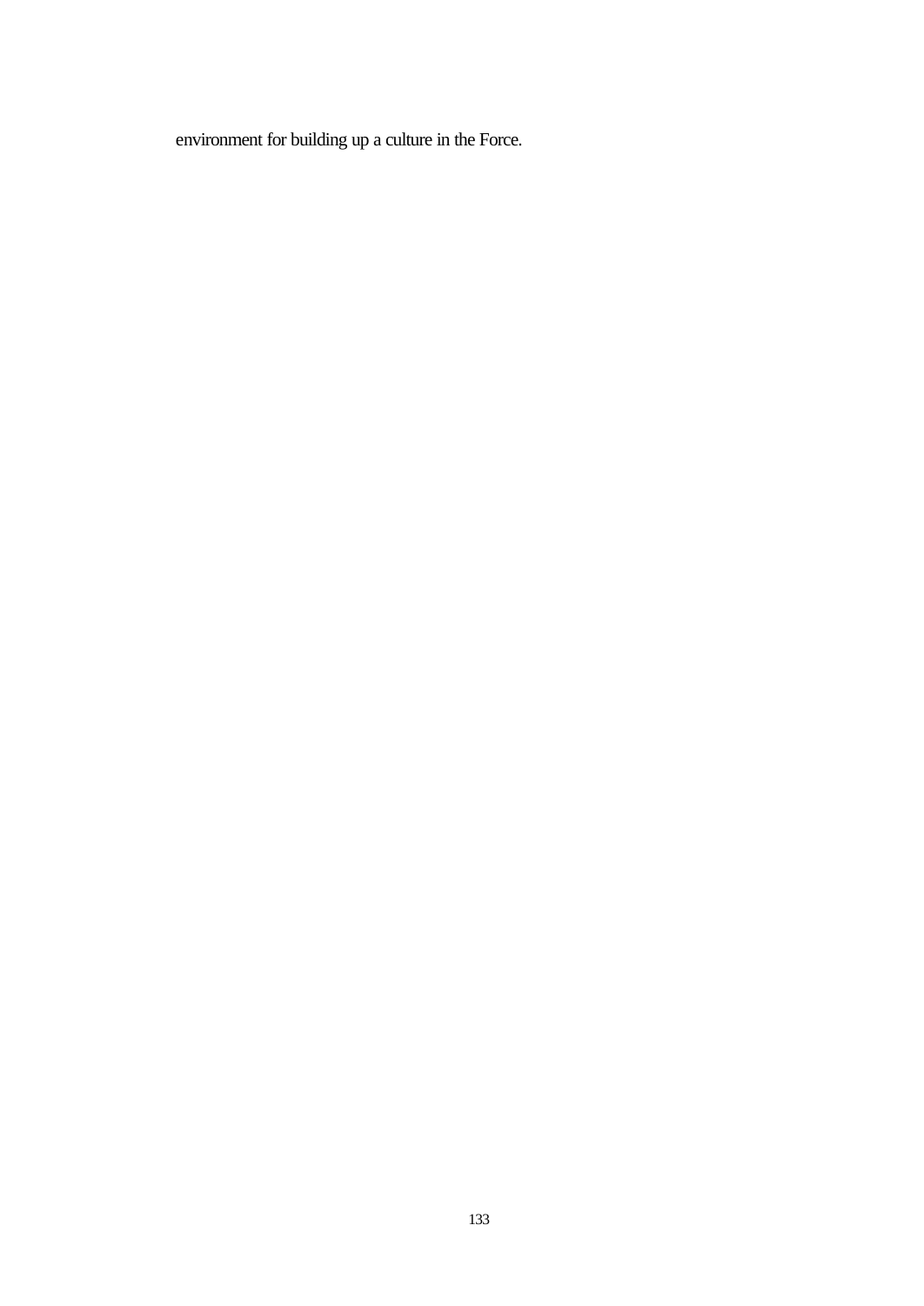environment for building up a culture in the Force.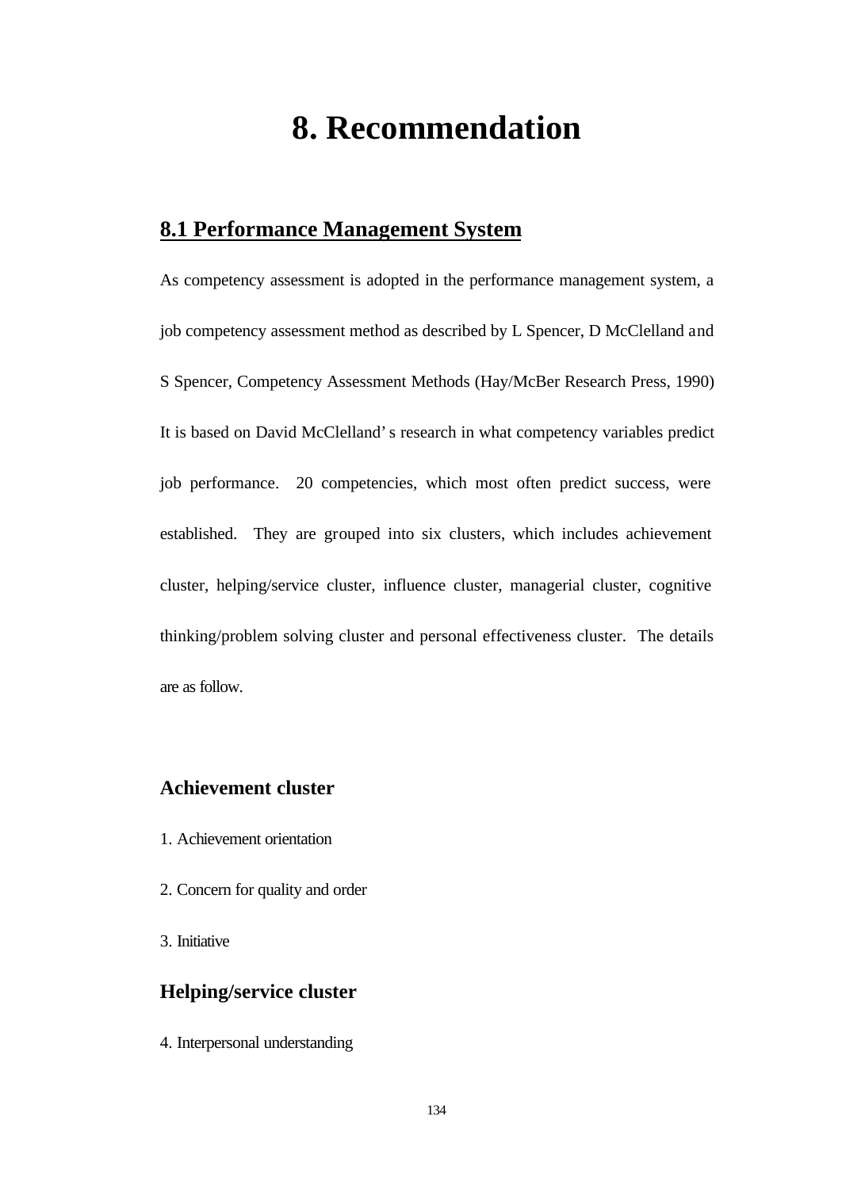# 8. Recommendation

## 8.1 Performance Management System

As competency assessment is adopted in the performance management system, a job competency assessment method as described by L Spencer, D McClelland and S Spencer, Competency Assessment Methods (Hay/McBer Research Press, 1990) It is based on David McClelland's research in what competency variables predict job performance. 20 competencies, which most often predict success, were established. They are grouped into six clusters, which includes achievement cluster, helping/service cluster, influence cluster, managerial cluster, cognitive thinking/problem solving cluster and personal effectiveness cluster. The details are as follow.

### Achievement cluster

1. Achievement orientation

2. Concern for quality and order

3. Initiative

### Helping/service cluster

4. Interpersonal understanding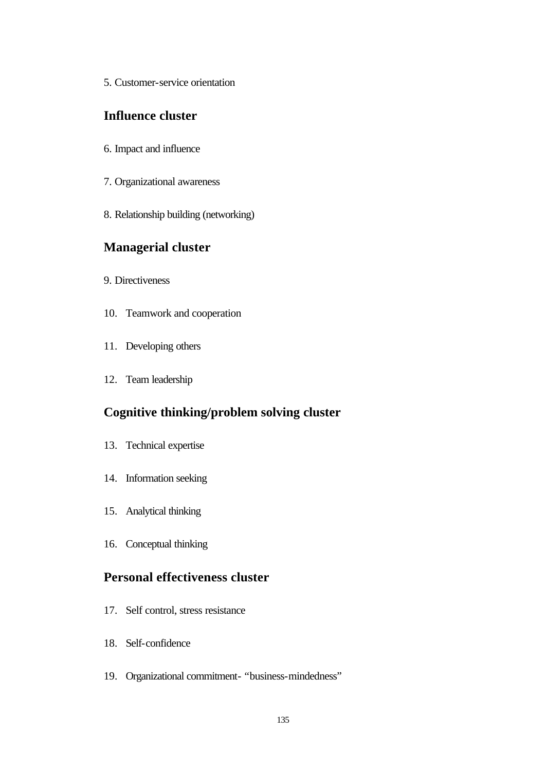5. Customer-service orientation

## Influence cluster

6. Impact and influence

7. Organizational awareness

8. Relationship building (networking)

## Managerial cluster

9. Directiveness

10. Teamwork and cooperation

11. Developing others

12. Team leadership

## Cognitive thinking/problem solving cluster

13. Technical expertise

14. Information seeking

15. Analytical thinking

16. Conceptual thinking

## Personal effectiveness cluster

17. Self control, stress resistance

18. Self-confidence

19. Organizational commitment- “business-mindedness”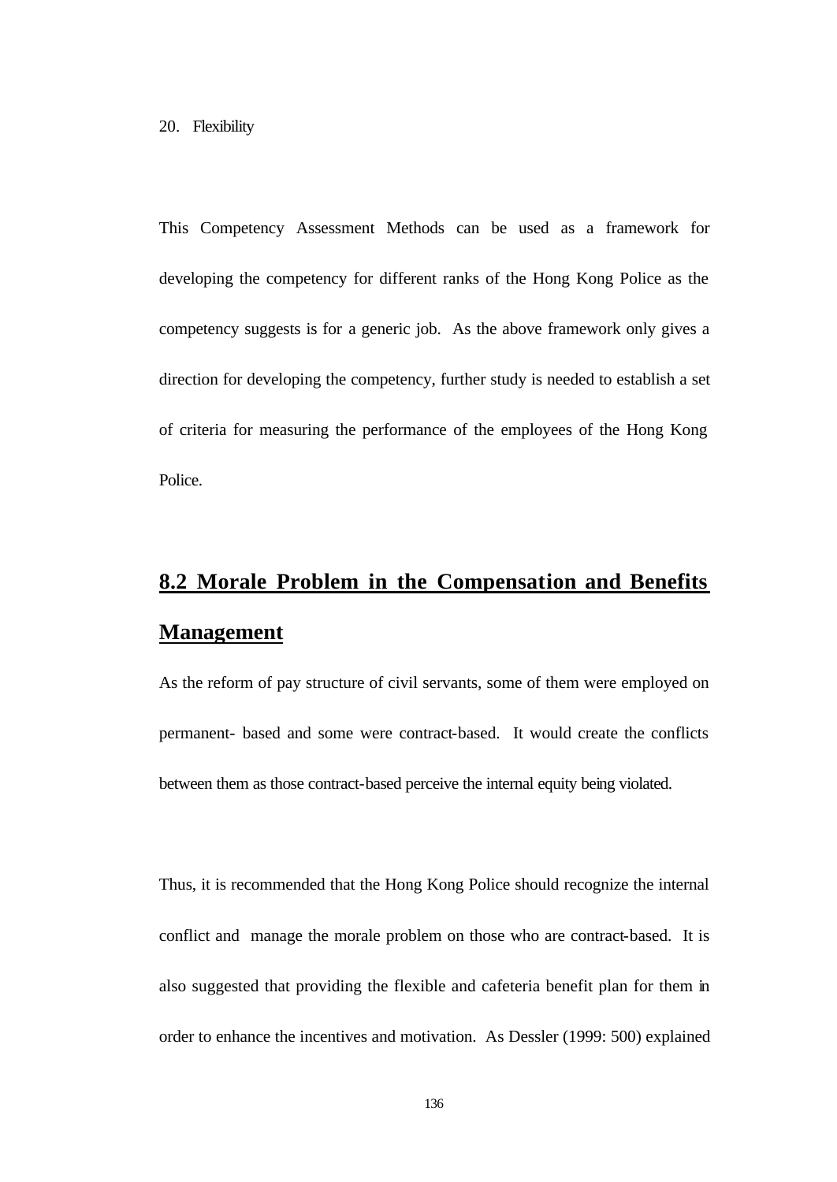20. Flexibility

This Competency Assessment Methods can be used as a framework for developing the competency for different ranks of the Hong Kong Police as the competency suggests is for a generic job. As the above framework only gives a direction for developing the competency, further study is needed to establish a set of criteria for measuring the performance of the employees of the Hong Kong Police.

## 8.2 Morale Problem in the Compensation and Benefits Management

As the reform of pay structure of civil servants, some of them were employed on permanent- based and some were contract-based. It would create the conflicts between them as those contract-based perceive the internal equity being violated.

Thus, it is recommended that the Hong Kong Police should recognize the internal conflict and manage the morale problem on those who are contract-based. It is also suggested that providing the flexible and cafeteria benefit plan for them in order to enhance the incentives and motivation. As Dessler (1999: 500) explained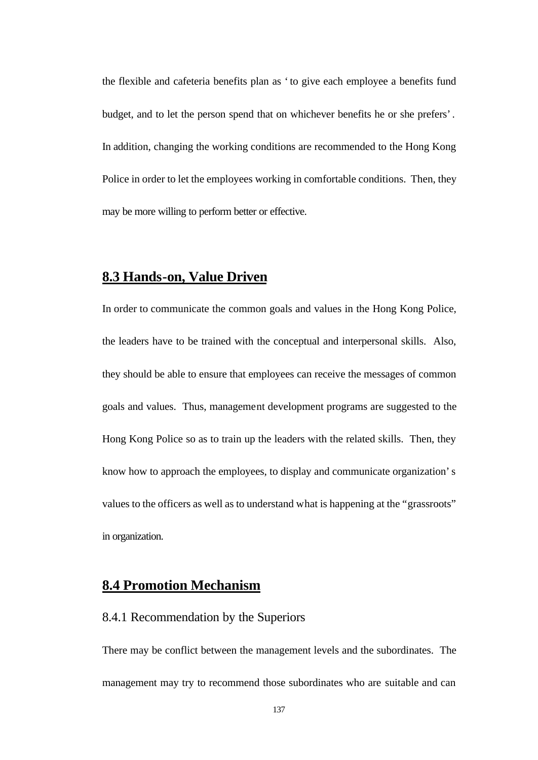the flexible and cafeteria benefits plan as 'to give each employee a benefits fund budget, and to let the person spend that on whichever benefits he or she prefers'. In addition, changing the working conditions are recommended to the Hong Kong Police in order to let the employees working in comfortable conditions. Then, they may be more willing to perform better or effective.

## 8.3 Hands-on, Value Driven

In order to communicate the common goals and values in the Hong Kong Police, the leaders have to be trained with the conceptual and interpersonal skills. Also, they should be able to ensure that employees can receive the messages of common goals and values. Thus, management development programs are suggested to the Hong Kong Police so as to train up the leaders with the related skills. Then, they know how to approach the employees, to display and communicate organization's values to the officers as well as to understand what is happening at the "grassroots" in organization.

## 8.4 Promotion Mechanism

### 8.4.1 Recommendation by the Superiors

There may be conflict between the management levels and the subordinates. The management may try to recommend those subordinates who are suitable and can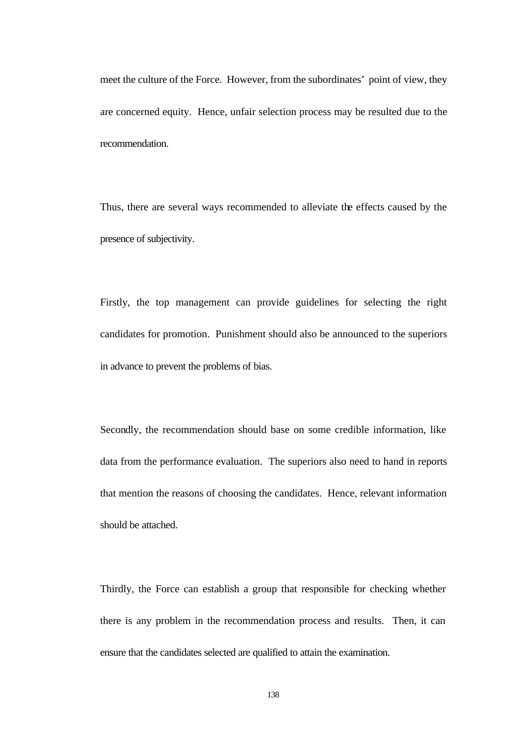meet the culture of the Force. However, from the subordinates' point of view, they are concerned equity. Hence, unfair selection process may be resulted due to the recommendation.

Thus, there are several ways recommended to alleviate the effects caused by the presence of subjectivity.

Firstly, the top management can provide guidelines for selecting the right candidates for promotion. Punishment should also be announced to the superiors in advance to prevent the problems of bias.

Secondly, the recommendation should base on some credible information, like data from the performance evaluation. The superiors also need to hand in reports that mention the reasons of choosing the candidates. Hence, relevant information should be attached.

Thirdly, the Force can establish a group that responsible for checking whether there is any problem in the recommendation process and results. Then, it can ensure that the candidates selected are qualified to attain the examination.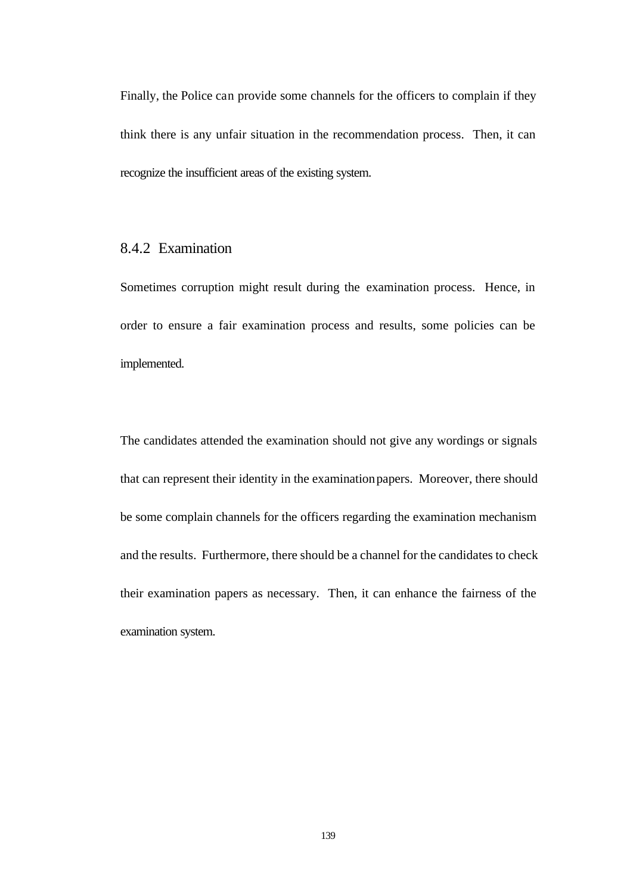Finally, the Police can provide some channels for the officers to complain if they think there is any unfair situation in the recommendation process. Then, it can recognize the insufficient areas of the existing system.

### 8.4.2 Examination

Sometimes corruption might result during the examination process. Hence, in order to ensure a fair examination process and results, some policies can be implemented.

The candidates attended the examination should not give any wordings or signals that can represent their identity in the examination papers. Moreover, there should be some complain channels for the officers regarding the examination mechanism and the results. Furthermore, there should be a channel for the candidates to check their examination papers as necessary. Then, it can enhance the fairness of the examination system.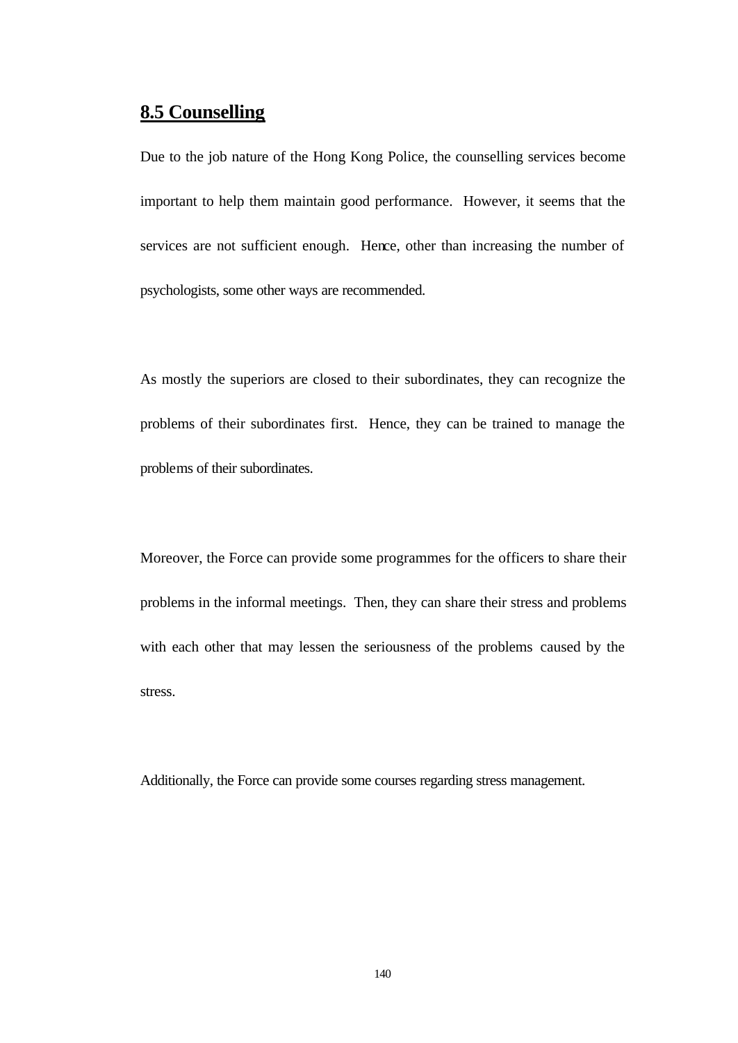## 8.5 Counselling

Due to the job nature of the Hong Kong Police, the counselling services become important to help them maintain good performance. However, it seems that the services are not sufficient enough. Hence, other than increasing the number of psychologists, some other ways are recommended.

As mostly the superiors are closed to their subordinates, they can recognize the problems of their subordinates first. Hence, they can be trained to manage the problems of their subordinates.

Moreover, the Force can provide some programmes for the officers to share their problems in the informal meetings. Then, they can share their stress and problems with each other that may lessen the seriousness of the problems caused by the stress.

Additionally, the Force can provide some courses regarding stress management.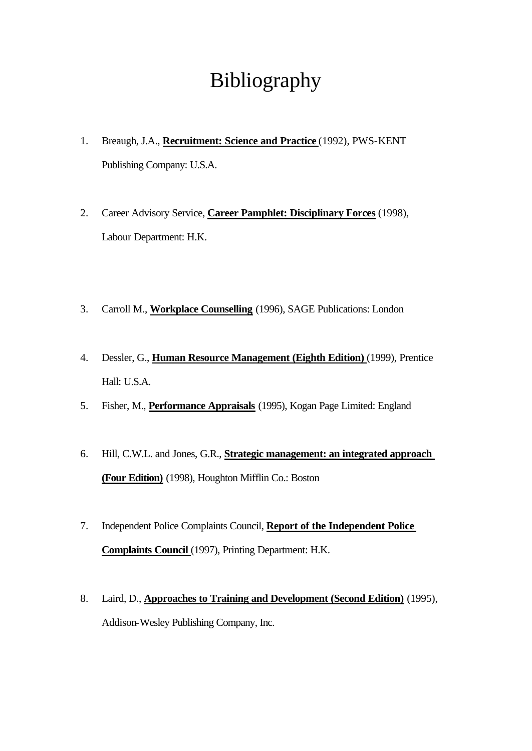# Bibliography

1. Breaugh, J.A., **Recruitment: Science and Practice** (1992), PWS-KENT Publishing Company: U.S.A.

2. Career Advisory Service, **Career Pamphlet: Disciplinary Forces** (1998), Labour Department: H.K.

3. Carroll M., **Workplace Counselling** (1996), SAGE Publications: London

4. Dessler, G., **Human Resource Management (Eighth Edition)** (1999), Prentice Hall: U.S.A.

5. Fisher, M., **Performance Appraisals** (1995), Kogan Page Limited: England

6. Hill, C.W.L. and Jones, G.R., **Strategic management: an integrated approach (Four Edition)** (1998), Houghton Mifflin Co.: Boston

7. Independent Police Complaints Council, **Report of the Independent Police Complaints Council** (1997), Printing Department: H.K.

8. Laird, D., **Approaches to Training and Development (Second Edition)** (1995), Addison-Wesley Publishing Company, Inc.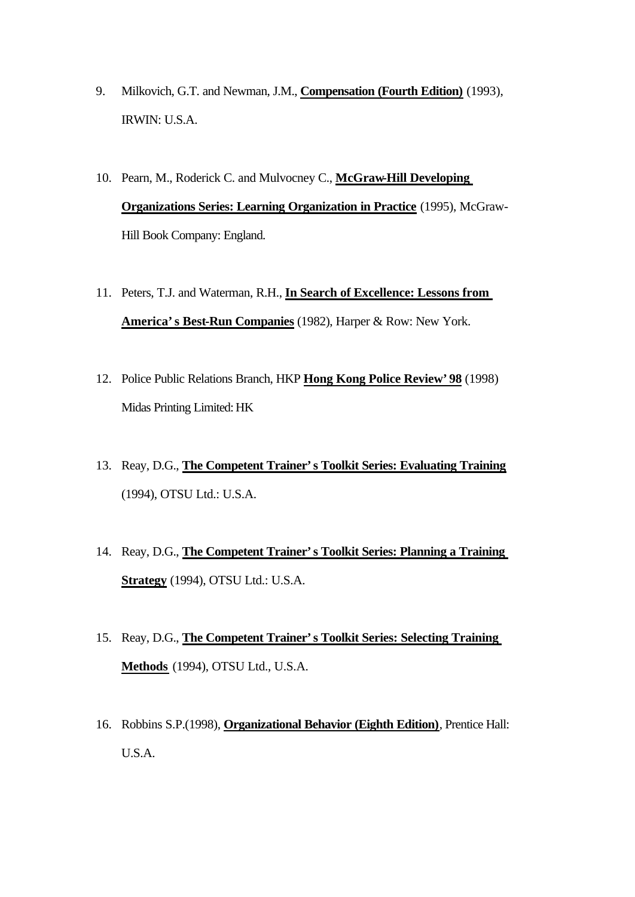9. Milkovich, G.T. and Newman, J.M., **Compensation (Fourth Edition)** (1993), IRWIN: U.S.A.

10. Pearn, M., Roderick C. and Mulvocney C., **McGraw-Hill Developing Organizations Series: Learning Organization in Practice** (1995), McGraw-Hill Book Company: England.

11. Peters, T.J. and Waterman, R.H., **In Search of Excellence: Lessons from America's Best-Run Companies** (1982), Harper & Row: New York.

12. Police Public Relations Branch, HKP **Hong Kong Police Review' 98** (1998) Midas Printing Limited: HK

13. Reay, D.G., **The Competent Trainer's Toolkit Series: Evaluating Training** (1994), OTSU Ltd.: U.S.A.

14. Reay, D.G., **The Competent Trainer's Toolkit Series: Planning a Training Strategy** (1994), OTSU Ltd.: U.S.A.

15. Reay, D.G., **The Competent Trainer's Toolkit Series: Selecting Training Methods** (1994), OTSU Ltd., U.S.A.

16. Robbins S.P.(1998), **Organizational Behavior (Eighth Edition)**, Prentice Hall: U.S.A.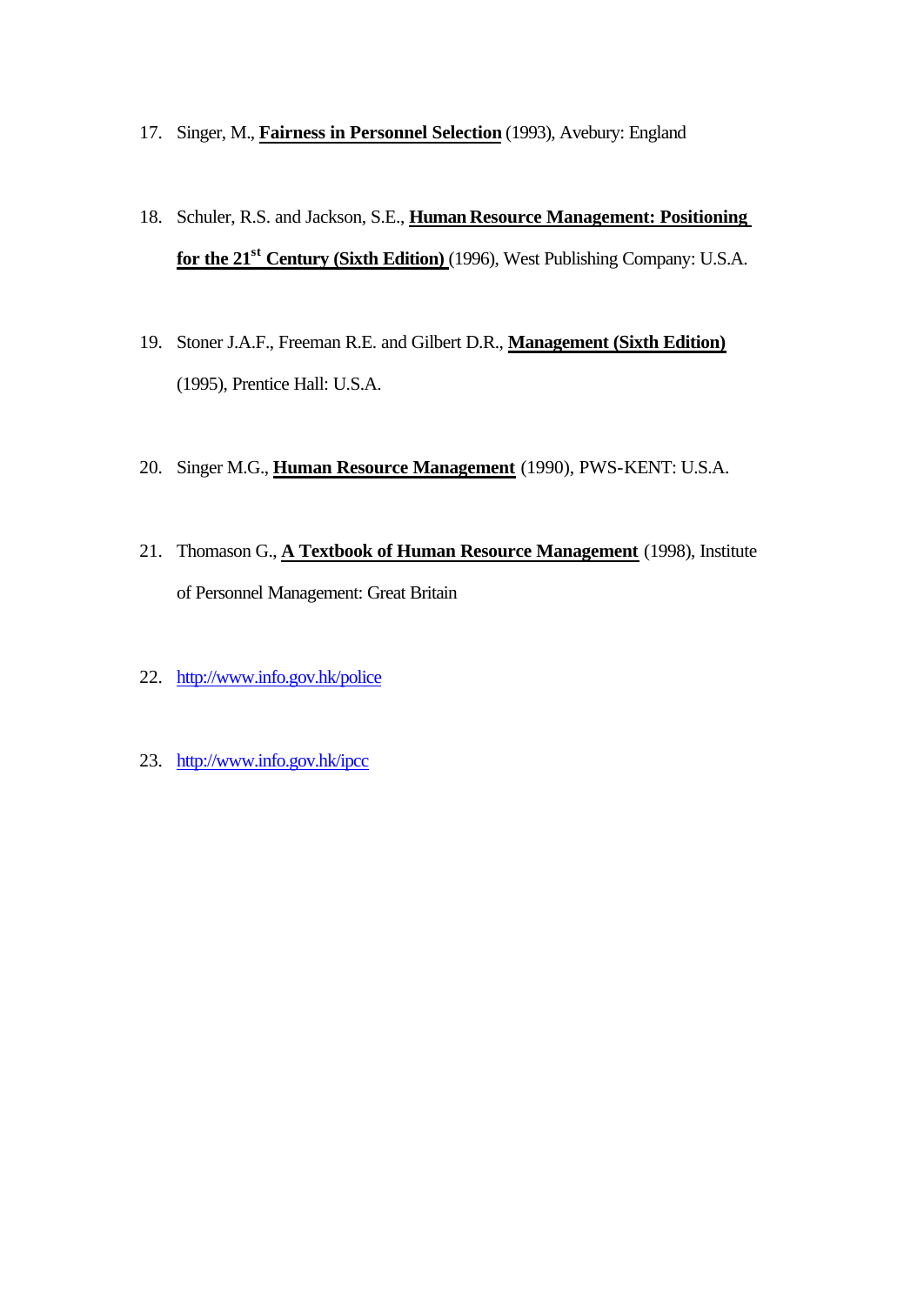17. Singer, M., **Fairness in Personnel Selection** (1993), Avebury: England

18. Schuler, R.S. and Jackson, S.E., **Human Resource Management: Positioning for the 21st Century (Sixth Edition)** (1996), West Publishing Company: U.S.A.

19. Stoner J.A.F., Freeman R.E. and Gilbert D.R., **Management (Sixth Edition)** (1995), Prentice Hall: U.S.A.

20. Singer M.G., **Human Resource Management** (1990), PWS-KENT: U.S.A.

21. Thomason G., **A Textbook of Human Resource Management** (1998), Institute of Personnel Management: Great Britain

22. http://www.info.gov.hk/police

23. http://www.info.gov.hk/ipcc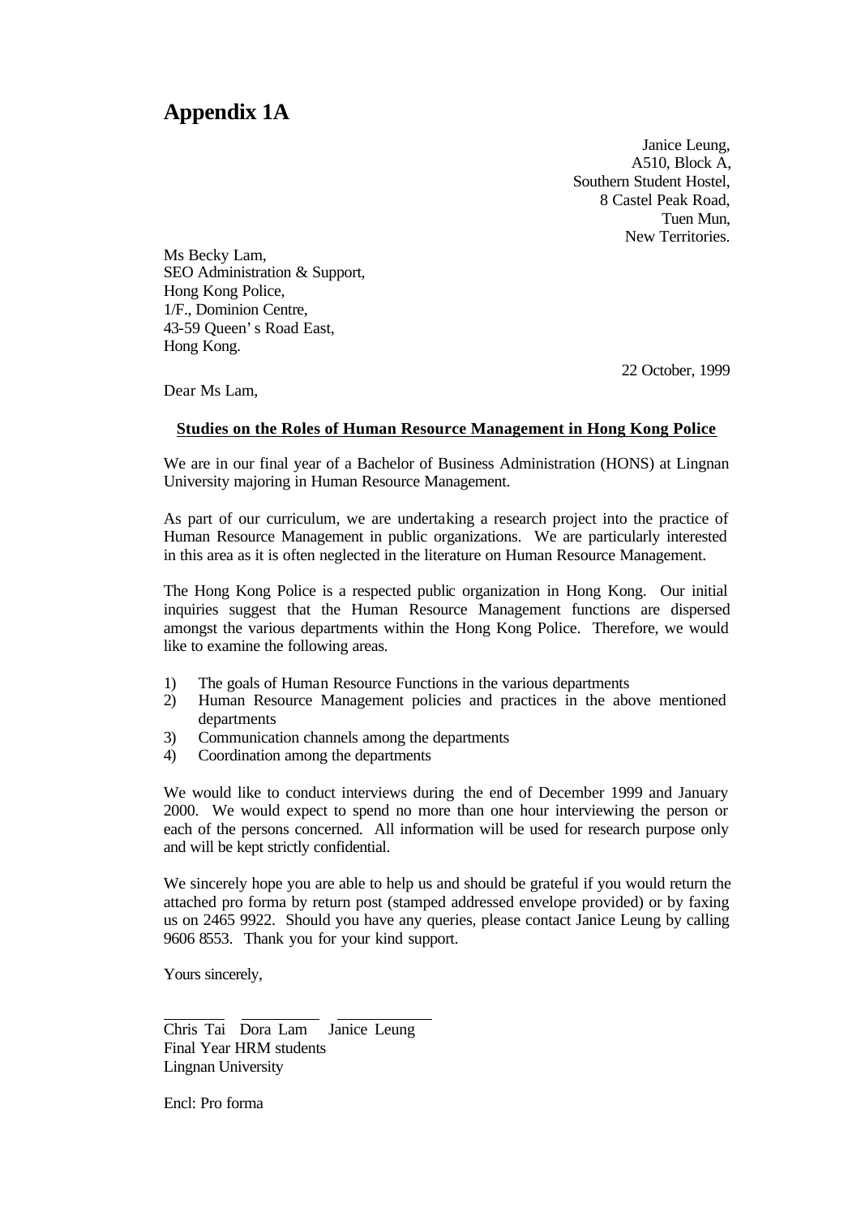# Appendix 1A

Janice Leung,
A510, Block A,
Southern Student Hostel,
8 Castel Peak Road,
Tuen Mun,
New Territories.

Ms Becky Lam,
SEO Administration & Support,
Hong Kong Police,
1/F., Dominion Centre,
43-59 Queen's Road East,
Hong Kong.

22 October, 1999

Dear Ms Lam,

**Studies on the Roles of Human Resource Management in Hong Kong Police**

We are in our final year of a Bachelor of Business Administration (HONS) at Lingnan University majoring in Human Resource Management.

As part of our curriculum, we are undertaking a research project into the practice of Human Resource Management in public organizations. We are particularly interested in this area as it is often neglected in the literature on Human Resource Management.

The Hong Kong Police is a respected public organization in Hong Kong. Our initial inquiries suggest that the Human Resource Management functions are dispersed amongst the various departments within the Hong Kong Police. Therefore, we would like to examine the following areas.

1) The goals of Human Resource Functions in the various departments
2) Human Resource Management policies and practices in the above mentioned departments
3) Communication channels among the departments
4) Coordination among the departments

We would like to conduct interviews during the end of December 1999 and January 2000. We would expect to spend no more than one hour interviewing the person or each of the persons concerned. All information will be used for research purpose only and will be kept strictly confidential.

We sincerely hope you are able to help us and should be grateful if you would return the attached pro forma by return post (stamped addressed envelope provided) or by faxing us on 2465 9922. Should you have any queries, please contact Janice Leung by calling 9606 8553. Thank you for your kind support.

Yours sincerely,

Chris Tai Dora Lam Janice Leung
Final Year HRM students
Lingnan University

Encl: Pro forma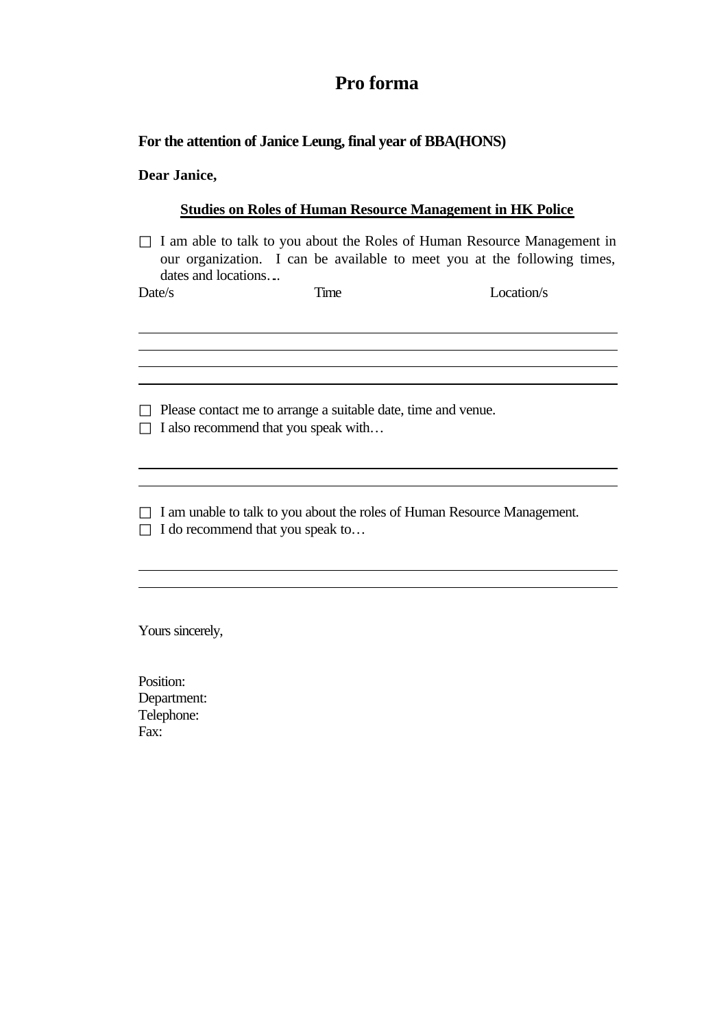# Pro forma

**For the attention of Janice Leung, final year of BBA(HONS)**

**Dear Janice,**

**<u>Studies on Roles of Human Resource Management in HK Police</u>**

□ I am able to talk to you about the Roles of Human Resource Management in our organization. I can be available to meet you at the following times, dates and locations…

| Date/s | Time | Location/s |
| --- | --- | --- |
| | | |
| | | |
| | | |
| | | |

□ Please contact me to arrange a suitable date, time and venue.

□ I also recommend that you speak with…

---

---

□ I am unable to talk to you about the roles of Human Resource Management.

□ I do recommend that you speak to…

---

---

Yours sincerely,

Position:
Department:
Telephone:
Fax: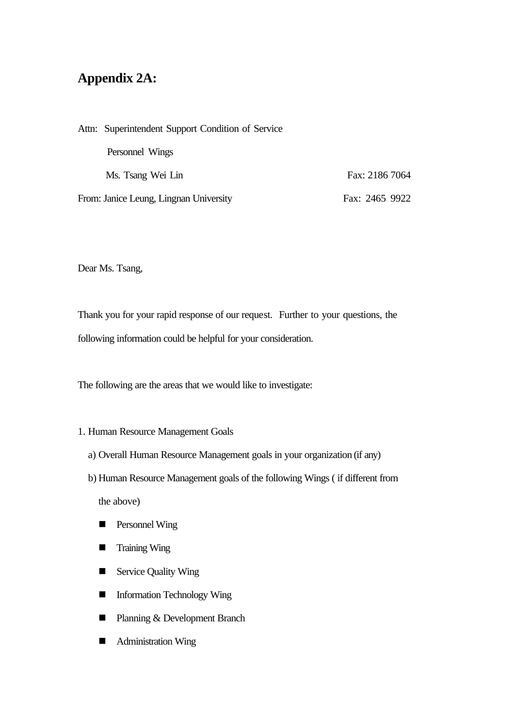# Appendix 2A:

Attn: Superintendent Support Condition of Service

Personnel Wings

Ms. Tsang Wei Lin — Fax: 2186 7064

From: Janice Leung, Lingnan University — Fax: 2465 9922

Dear Ms. Tsang,

Thank you for your rapid response of our request. Further to your questions, the following information could be helpful for your consideration.

The following are the areas that we would like to investigate:

1. Human Resource Management Goals
   a) Overall Human Resource Management goals in your organization (if any)
   b) Human Resource Management goals of the following Wings ( if different from the above)
      - Personnel Wing
      - Training Wing
      - Service Quality Wing
      - Information Technology Wing
      - Planning & Development Branch
      - Administration Wing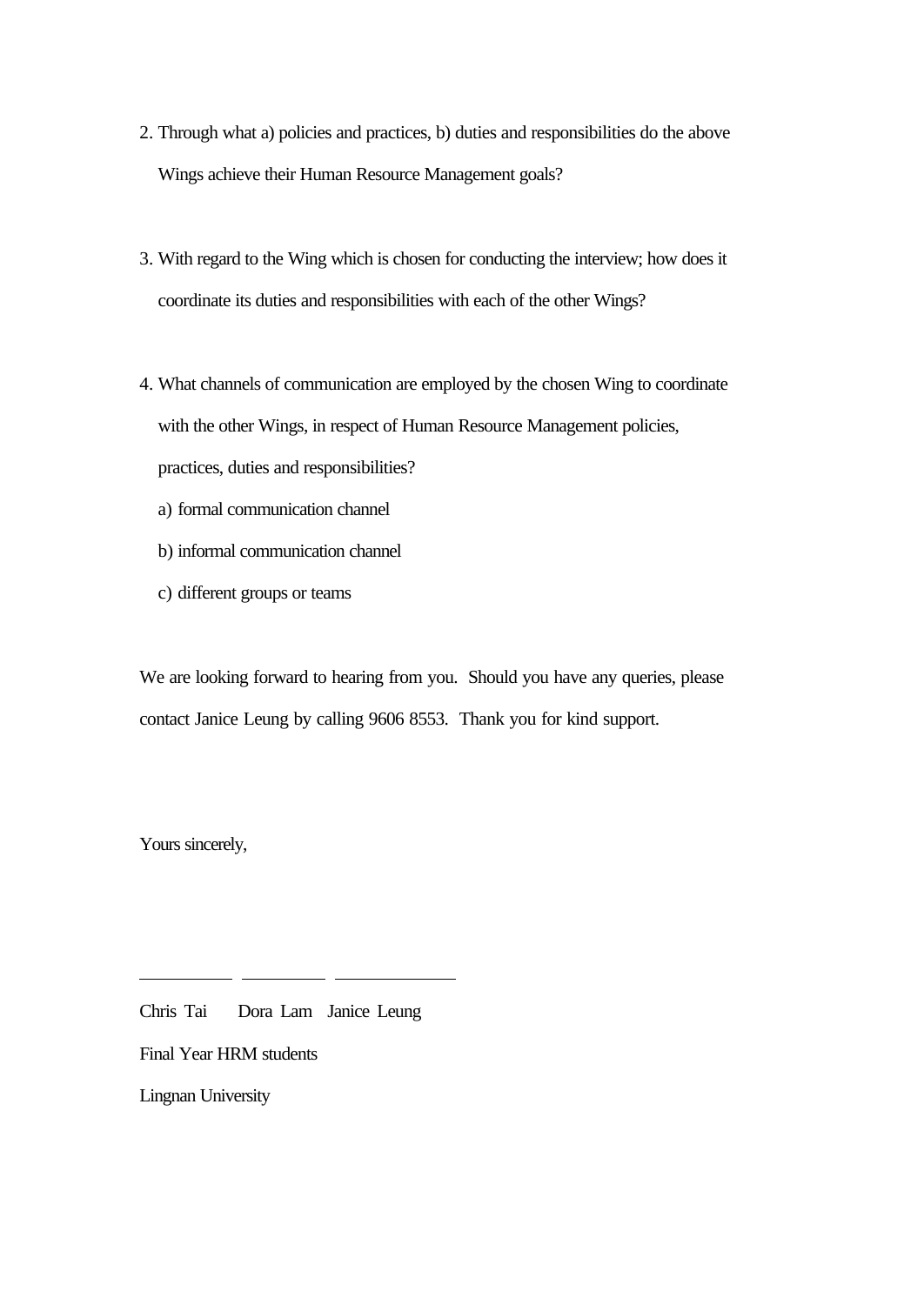2. Through what a) policies and practices, b) duties and responsibilities do the above Wings achieve their Human Resource Management goals?

3. With regard to the Wing which is chosen for conducting the interview; how does it coordinate its duties and responsibilities with each of the other Wings?

4. What channels of communication are employed by the chosen Wing to coordinate with the other Wings, in respect of Human Resource Management policies, practices, duties and responsibilities?
   a) formal communication channel
   b) informal communication channel
   c) different groups or teams

We are looking forward to hearing from you. Should you have any queries, please contact Janice Leung by calling 9606 8553. Thank you for kind support.

Yours sincerely,

\_\_\_\_\_\_\_\_\_\_ \_\_\_\_\_\_\_\_\_\_ \_\_\_\_\_\_\_\_\_\_\_\_\_

Chris Tai Dora Lam Janice Leung

Final Year HRM students

Lingnan University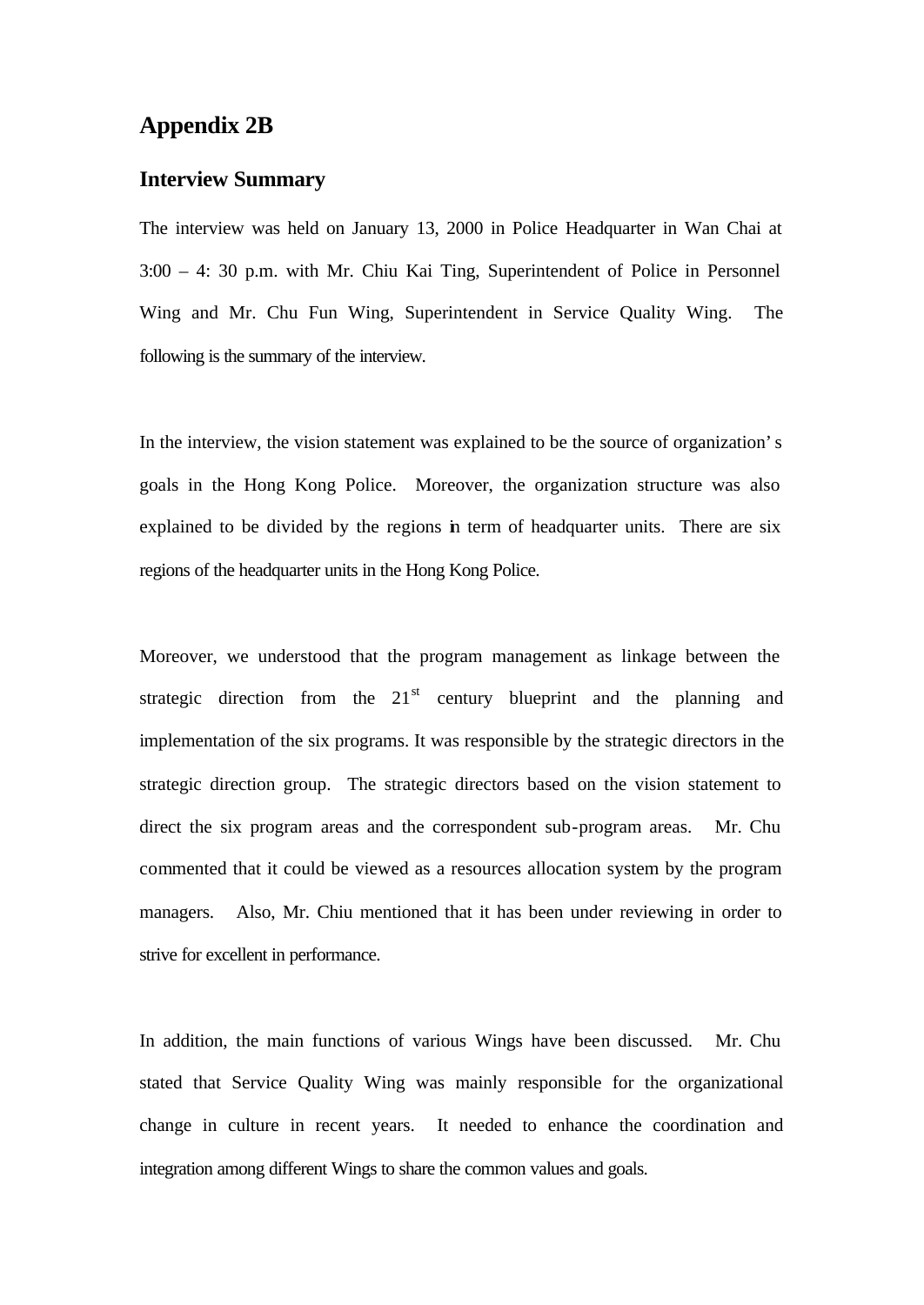## Appendix 2B

### Interview Summary

The interview was held on January 13, 2000 in Police Headquarter in Wan Chai at 3:00 – 4: 30 p.m. with Mr. Chiu Kai Ting, Superintendent of Police in Personnel Wing and Mr. Chu Fun Wing, Superintendent in Service Quality Wing. The following is the summary of the interview.

In the interview, the vision statement was explained to be the source of organization's goals in the Hong Kong Police. Moreover, the organization structure was also explained to be divided by the regions in term of headquarter units. There are six regions of the headquarter units in the Hong Kong Police.

Moreover, we understood that the program management as linkage between the strategic direction from the 21st century blueprint and the planning and implementation of the six programs. It was responsible by the strategic directors in the strategic direction group. The strategic directors based on the vision statement to direct the six program areas and the correspondent sub-program areas. Mr. Chu commented that it could be viewed as a resources allocation system by the program managers. Also, Mr. Chiu mentioned that it has been under reviewing in order to strive for excellent in performance.

In addition, the main functions of various Wings have been discussed. Mr. Chu stated that Service Quality Wing was mainly responsible for the organizational change in culture in recent years. It needed to enhance the coordination and integration among different Wings to share the common values and goals.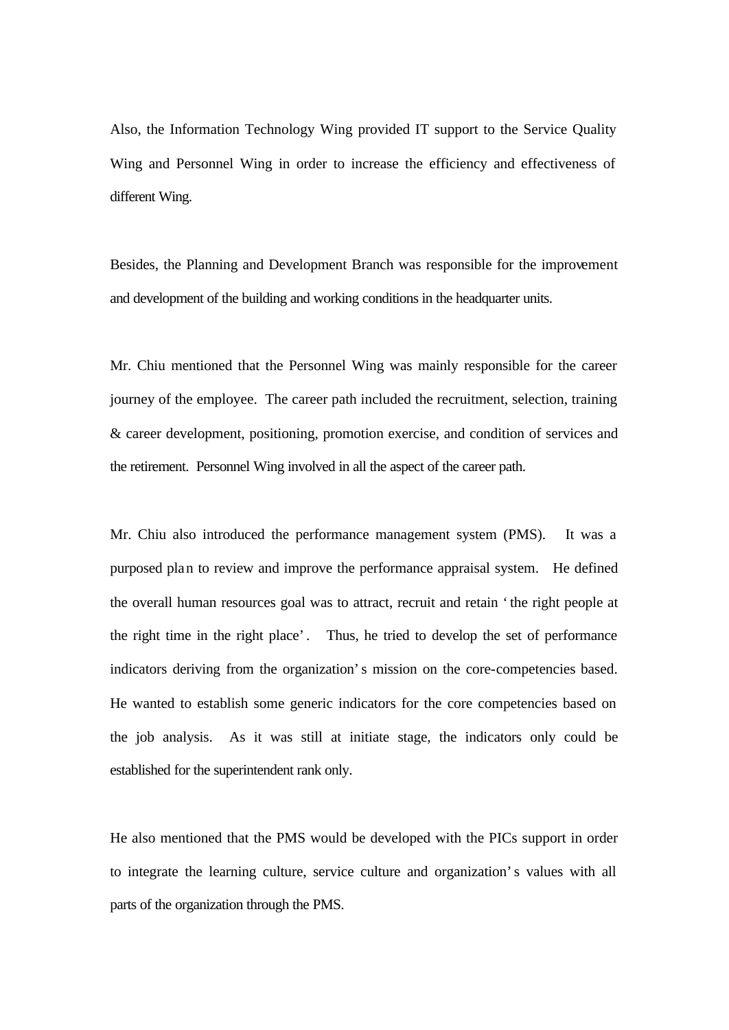Also, the Information Technology Wing provided IT support to the Service Quality Wing and Personnel Wing in order to increase the efficiency and effectiveness of different Wing.

Besides, the Planning and Development Branch was responsible for the improvement and development of the building and working conditions in the headquarter units.

Mr. Chiu mentioned that the Personnel Wing was mainly responsible for the career journey of the employee. The career path included the recruitment, selection, training & career development, positioning, promotion exercise, and condition of services and the retirement. Personnel Wing involved in all the aspect of the career path.

Mr. Chiu also introduced the performance management system (PMS). It was a purposed plan to review and improve the performance appraisal system. He defined the overall human resources goal was to attract, recruit and retain 'the right people at the right time in the right place'. Thus, he tried to develop the set of performance indicators deriving from the organization's mission on the core-competencies based. He wanted to establish some generic indicators for the core competencies based on the job analysis. As it was still at initiate stage, the indicators only could be established for the superintendent rank only.

He also mentioned that the PMS would be developed with the PICs support in order to integrate the learning culture, service culture and organization's values with all parts of the organization through the PMS.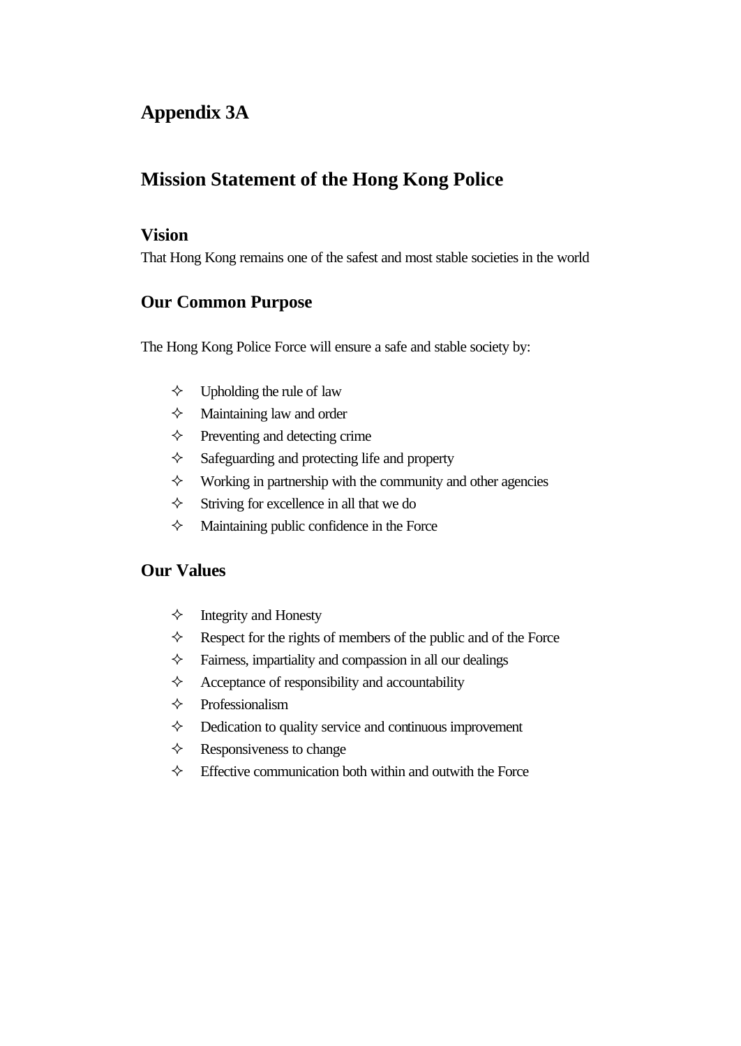# Appendix 3A

# Mission Statement of the Hong Kong Police

## Vision

That Hong Kong remains one of the safest and most stable societies in the world

## Our Common Purpose

The Hong Kong Police Force will ensure a safe and stable society by:

- ✧ Upholding the rule of law
- ✧ Maintaining law and order
- ✧ Preventing and detecting crime
- ✧ Safeguarding and protecting life and property
- ✧ Working in partnership with the community and other agencies
- ✧ Striving for excellence in all that we do
- ✧ Maintaining public confidence in the Force

## Our Values

- ✧ Integrity and Honesty
- ✧ Respect for the rights of members of the public and of the Force
- ✧ Fairness, impartiality and compassion in all our dealings
- ✧ Acceptance of responsibility and accountability
- ✧ Professionalism
- ✧ Dedication to quality service and continuous improvement
- ✧ Responsiveness to change
- ✧ Effective communication both within and outwith the Force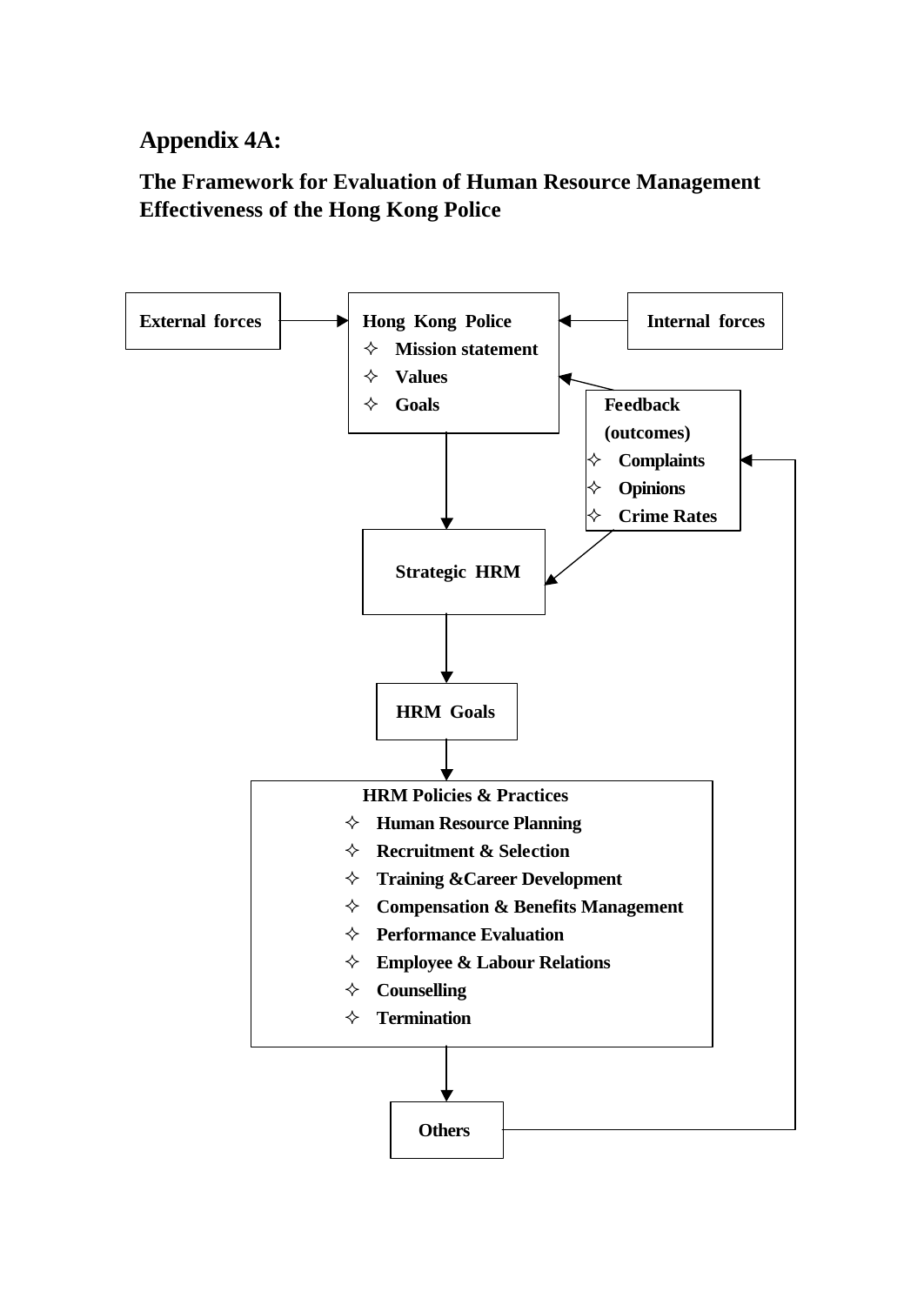## Appendix 4A:

### The Framework for Evaluation of Human Resource Management Effectiveness of the Hong Kong Police

External forces

Hong Kong Police
- Mission statement
- Values
- Goals

Internal forces

Feedback (outcomes)
- Complaints
- Opinions
- Crime Rates

Strategic HRM

HRM Goals

HRM Policies & Practices
- Human Resource Planning
- Recruitment & Selection
- Training &Career Development
- Compensation & Benefits Management
- Performance Evaluation
- Employee & Labour Relations
- Counselling
- Termination

Others